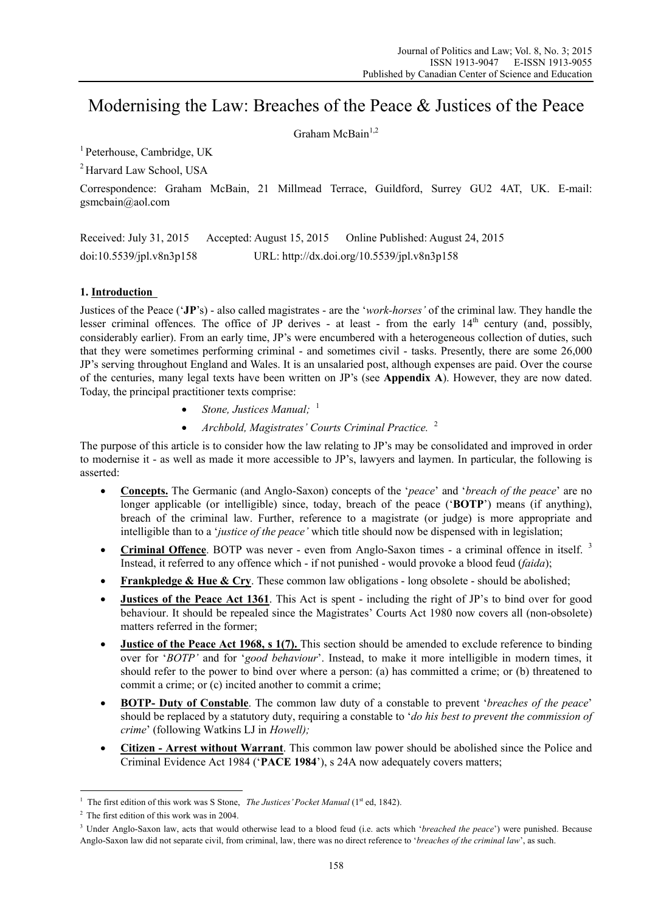# Modernising the Law: Breaches of the Peace & Justices of the Peace

Graham McBain[1,2]

[1] Peterhouse, Cambridge, UK

[2] Harvard Law School, USA

Correspondence: Graham McBain, 21 Millmead Terrace, Guildford, Surrey GU2 4AT, UK. E-mail: gsmcbain@aol.com

Received: July 31, 2015 Accepted: August 15, 2015 Online Published: August 24, 2015

doi:10.5539/jpl.v8n3p158 URL: http://dx.doi.org/10.5539/jpl.v8n3p158

## 1. Introduction

Justices of the Peace ('**JP**'s) - also called magistrates - are the '*work-horses'* of the criminal law. They handle the lesser criminal offences. The office of JP derives - at least - from the early 14th century (and, possibly, considerably earlier). From an early time, JP's were encumbered with a heterogeneous collection of duties, such that they were sometimes performing criminal - and sometimes civil - tasks. Presently, there are some 26,000 JP's serving throughout England and Wales. It is an unsalaried post, although expenses are paid. Over the course of the centuries, many legal texts have been written on JP's (see **Appendix A**). However, they are now dated. Today, the principal practitioner texts comprise:

- *Stone, Justices Manual;* [1]
- *Archbold, Magistrates' Courts Criminal Practice.* [2]

The purpose of this article is to consider how the law relating to JP's may be consolidated and improved in order to modernise it - as well as made it more accessible to JP's, lawyers and laymen. In particular, the following is asserted:

- **Concepts.** The Germanic (and Anglo-Saxon) concepts of the '*peace*' and '*breach of the peace*' are no longer applicable (or intelligible) since, today, breach of the peace ('**BOTP**') means (if anything), breach of the criminal law. Further, reference to a magistrate (or judge) is more appropriate and intelligible than to a '*justice of the peace'* which title should now be dispensed with in legislation;
- **Criminal Offence**. BOTP was never - even from Anglo-Saxon times - a criminal offence in itself. [3] Instead, it referred to any offence which - if not punished - would provoke a blood feud (*faida*);
- **Frankpledge & Hue & Cry**. These common law obligations - long obsolete - should be abolished;
- **Justices of the Peace Act 1361**. This Act is spent - including the right of JP's to bind over for good behaviour. It should be repealed since the Magistrates' Courts Act 1980 now covers all (non-obsolete) matters referred in the former;
- **Justice of the Peace Act 1968, s 1(7).** This section should be amended to exclude reference to binding over for '*BOTP'* and for '*good behaviour*'. Instead, to make it more intelligible in modern times, it should refer to the power to bind over where a person: (a) has committed a crime; or (b) threatened to commit a crime; or (c) incited another to commit a crime;
- **BOTP- Duty of Constable**. The common law duty of a constable to prevent '*breaches of the peace*' should be replaced by a statutory duty, requiring a constable to '*do his best to prevent the commission of crime*' (following Watkins LJ in *Howell);*
- **Citizen - Arrest without Warrant**. This common law power should be abolished since the Police and Criminal Evidence Act 1984 ('**PACE 1984**'), s 24A now adequately covers matters;

---

[1] The first edition of this work was S Stone, *The Justices' Pocket Manual* (1st ed, 1842).

[2] The first edition of this work was in 2004.

[3] Under Anglo-Saxon law, acts that would otherwise lead to a blood feud (i.e. acts which '*breached the peace*') were punished. Because Anglo-Saxon law did not separate civil, from criminal, law, there was no direct reference to '*breaches of the criminal law*', as such.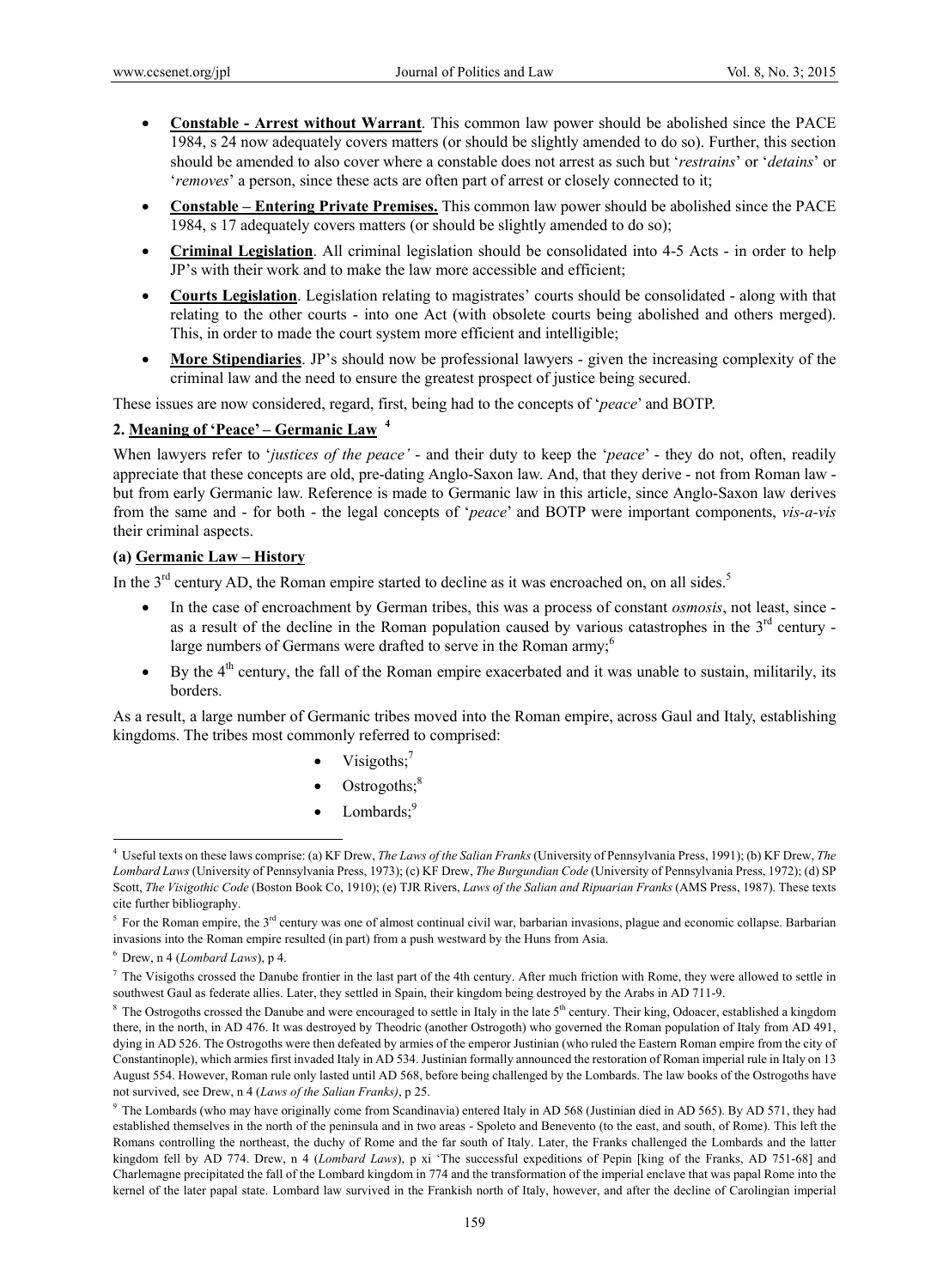- **Constable - Arrest without Warrant**. This common law power should be abolished since the PACE 1984, s 24 now adequately covers matters (or should be slightly amended to do so). Further, this section should be amended to also cover where a constable does not arrest as such but '*restrains*' or '*detains*' or '*removes*' a person, since these acts are often part of arrest or closely connected to it;
- **Constable – Entering Private Premises.** This common law power should be abolished since the PACE 1984, s 17 adequately covers matters (or should be slightly amended to do so);
- **Criminal Legislation**. All criminal legislation should be consolidated into 4-5 Acts - in order to help JP's with their work and to make the law more accessible and efficient;
- **Courts Legislation**. Legislation relating to magistrates' courts should be consolidated - along with that relating to the other courts - into one Act (with obsolete courts being abolished and others merged). This, in order to made the court system more efficient and intelligible;
- **More Stipendiaries**. JP's should now be professional lawyers - given the increasing complexity of the criminal law and the need to ensure the greatest prospect of justice being secured.

These issues are now considered, regard, first, being had to the concepts of '*peace*' and BOTP.

## 2. Meaning of 'Peace' – Germanic Law [4]

When lawyers refer to '*justices of the peace'* - and their duty to keep the '*peace*' - they do not, often, readily appreciate that these concepts are old, pre-dating Anglo-Saxon law. And, that they derive - not from Roman law - but from early Germanic law. Reference is made to Germanic law in this article, since Anglo-Saxon law derives from the same and - for both - the legal concepts of '*peace*' and BOTP were important components, *vis-a-vis* their criminal aspects.

### (a) Germanic Law – History

In the 3rd century AD, the Roman empire started to decline as it was encroached on, on all sides.[5]

- In the case of encroachment by German tribes, this was a process of constant *osmosis*, not least, since - as a result of the decline in the Roman population caused by various catastrophes in the 3rd century - large numbers of Germans were drafted to serve in the Roman army;[6]
- By the 4th century, the fall of the Roman empire exacerbated and it was unable to sustain, militarily, its borders.

As a result, a large number of Germanic tribes moved into the Roman empire, across Gaul and Italy, establishing kingdoms. The tribes most commonly referred to comprised:

- Visigoths;[7]
- Ostrogoths;[8]
- Lombards;[9]

---

[4] Useful texts on these laws comprise: (a) KF Drew, *The Laws of the Salian Franks* (University of Pennsylvania Press, 1991); (b) KF Drew, *The Lombard Laws* (University of Pennsylvania Press, 1973); (c) KF Drew, *The Burgundian Code* (University of Pennsylvania Press, 1972); (d) SP Scott, *The Visigothic Code* (Boston Book Co, 1910); (e) TJR Rivers, *Laws of the Salian and Ripuarian Franks* (AMS Press, 1987). These texts cite further bibliography.

[5] For the Roman empire, the 3rd century was one of almost continual civil war, barbarian invasions, plague and economic collapse. Barbarian invasions into the Roman empire resulted (in part) from a push westward by the Huns from Asia.

[6] Drew, n 4 (*Lombard Laws*), p 4.

[7] The Visigoths crossed the Danube frontier in the last part of the 4th century. After much friction with Rome, they were allowed to settle in southwest Gaul as federate allies. Later, they settled in Spain, their kingdom being destroyed by the Arabs in AD 711-9.

[8] The Ostrogoths crossed the Danube and were encouraged to settle in Italy in the late 5th century. Their king, Odoacer, established a kingdom there, in the north, in AD 476. It was destroyed by Theodric (another Ostrogoth) who governed the Roman population of Italy from AD 491, dying in AD 526. The Ostrogoths were then defeated by armies of the emperor Justinian (who ruled the Eastern Roman empire from the city of Constantinople), which armies first invaded Italy in AD 534. Justinian formally announced the restoration of Roman imperial rule in Italy on 13 August 554. However, Roman rule only lasted until AD 568, before being challenged by the Lombards. The law books of the Ostrogoths have not survived, see Drew, n 4 (*Laws of the Salian Franks)*, p 25.

[9] The Lombards (who may have originally come from Scandinavia) entered Italy in AD 568 (Justinian died in AD 565). By AD 571, they had established themselves in the north of the peninsula and in two areas - Spoleto and Benevento (to the east, and south, of Rome). This left the Romans controlling the northeast, the duchy of Rome and the far south of Italy. Later, the Franks challenged the Lombards and the latter kingdom fell by AD 774. Drew, n 4 (*Lombard Laws*), p xi 'The successful expeditions of Pepin [king of the Franks, AD 751-68] and Charlemagne precipitated the fall of the Lombard kingdom in 774 and the transformation of the imperial enclave that was papal Rome into the kernel of the later papal state. Lombard law survived in the Frankish north of Italy, however, and after the decline of Carolingian imperial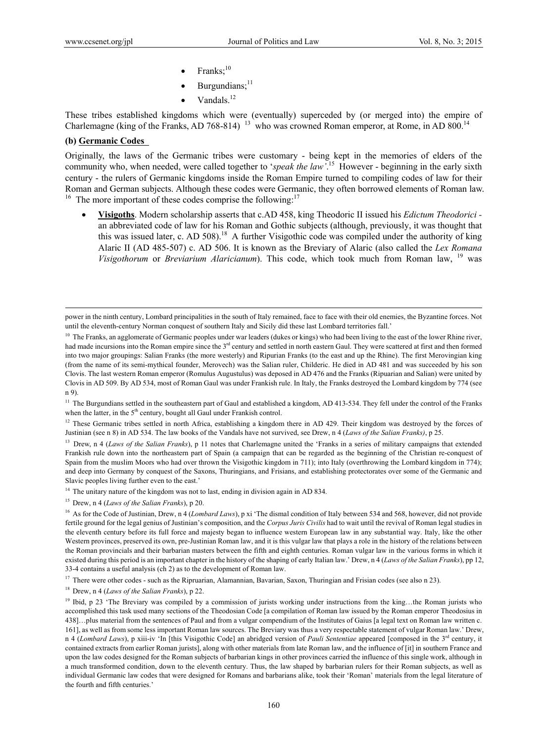- Franks;[10]
- Burgundians;[11]
- Vandals.[12]

These tribes established kingdoms which were (eventually) superceded by (or merged into) the empire of Charlemagne (king of the Franks, AD 768-814) [13] who was crowned Roman emperor, at Rome, in AD 800.[14]

**(b) Germanic Codes**

Originally, the laws of the Germanic tribes were customary - being kept in the memories of elders of the community who, when needed, were called together to '*speak the law*'.[15] However - beginning in the early sixth century - the rulers of Germanic kingdoms inside the Roman Empire turned to compiling codes of law for their Roman and German subjects. Although these codes were Germanic, they often borrowed elements of Roman law.[16] The more important of these codes comprise the following:[17]

- **Visigoths**. Modern scholarship asserts that c.AD 458, king Theodoric II issued his *Edictum Theodorici* - an abbreviated code of law for his Roman and Gothic subjects (although, previously, it was thought that this was issued later, c. AD 508).[18] A further Visigothic code was compiled under the authority of king Alaric II (AD 485-507) c. AD 506. It is known as the Breviary of Alaric (also called the *Lex Romana Visigothorum* or *Breviarium Alaricianum*). This code, which took much from Roman law, [19] was

---

power in the ninth century, Lombard principalities in the south of Italy remained, face to face with their old enemies, the Byzantine forces. Not until the eleventh-century Norman conquest of southern Italy and Sicily did these last Lombard territories fall.'

[10] The Franks, an agglomerate of Germanic peoples under war leaders (dukes or kings) who had been living to the east of the lower Rhine river, had made incursions into the Roman empire since the 3rd century and settled in north eastern Gaul. They were scattered at first and then formed into two major groupings: Salian Franks (the more westerly) and Ripurian Franks (to the east and up the Rhine). The first Merovingian king (from the name of its semi-mythical founder, Merovech) was the Salian ruler, Childeric. He died in AD 481 and was succeeded by his son Clovis. The last western Roman emperor (Romulus Augustulus) was deposed in AD 476 and the Franks (Ripuarian and Salian) were united by Clovis in AD 509. By AD 534, most of Roman Gaul was under Frankish rule. In Italy, the Franks destroyed the Lombard kingdom by 774 (see n 9).

[11] The Burgundians settled in the southeastern part of Gaul and established a kingdom, AD 413-534. They fell under the control of the Franks when the latter, in the 5th century, bought all Gaul under Frankish control.

[12] These Germanic tribes settled in north Africa, establishing a kingdom there in AD 429. Their kingdom was destroyed by the forces of Justinian (see n 8) in AD 534. The law books of the Vandals have not survived, see Drew, n 4 (*Laws of the Salian Franks)*, p 25.

[13] Drew, n 4 (*Laws of the Salian Franks*), p 11 notes that Charlemagne united the 'Franks in a series of military campaigns that extended Frankish rule down into the northeastern part of Spain (a campaign that can be regarded as the beginning of the Christian re-conquest of Spain from the muslim Moors who had over thrown the Visigothic kingdom in 711); into Italy (overthrowing the Lombard kingdom in 774); and deep into Germany by conquest of the Saxons, Thuringians, and Frisians, and establishing protectorates over some of the Germanic and Slavic peoples living further even to the east.'

[14] The unitary nature of the kingdom was not to last, ending in division again in AD 834.

[15] Drew, n 4 (*Laws of the Salian Franks*), p 20.

[16] As for the Code of Justinian, Drew, n 4 (*Lombard Laws*), p xi 'The dismal condition of Italy between 534 and 568, however, did not provide fertile ground for the legal genius of Justinian's composition, and the *Corpus Juris Civilis* had to wait until the revival of Roman legal studies in the eleventh century before its full force and majesty began to influence western European law in any substantial way. Italy, like the other Western provinces, preserved its own, pre-Justinian Roman law, and it is this vulgar law that plays a role in the history of the relations between the Roman provincials and their barbarian masters between the fifth and eighth centuries. Roman vulgar law in the various forms in which it existed during this period is an important chapter in the history of the shaping of early Italian law.' Drew, n 4 (*Laws of the Salian Franks*), pp 12, 33-4 contains a useful analysis (ch 2) as to the development of Roman law.

[17] There were other codes - such as the Ripruarian, Alamannian, Bavarian, Saxon, Thuringian and Frisian codes (see also n 23).

[18] Drew, n 4 (*Laws of the Salian Franks*), p 22.

[19] Ibid, p 23 'The Breviary was compiled by a commission of jurists working under instructions from the king…the Roman jurists who accomplished this task used many sections of the Theodosian Code [a compilation of Roman law issued by the Roman emperor Theodosius in 438]…plus material from the sentences of Paul and from a vulgar compendium of the Institutes of Gaius [a legal text on Roman law written c. 161], as well as from some less important Roman law sources. The Breviary was thus a very respectable statement of vulgar Roman law.' Drew, n 4 (*Lombard Laws*), p xiii-iv 'In [this Visigothic Code] an abridged version of *Pauli Sententiae* appeared [composed in the 3rd century, it contained extracts from earlier Roman jurists], along with other materials from late Roman law, and the influence of [it] in southern France and upon the law codes designed for the Roman subjects of barbarian kings in other provinces carried the influence of this single work, although in a much transformed condition, down to the eleventh century. Thus, the law shaped by barbarian rulers for their Roman subjects, as well as individual Germanic law codes that were designed for Romans and barbarians alike, took their 'Roman' materials from the legal literature of the fourth and fifth centuries.'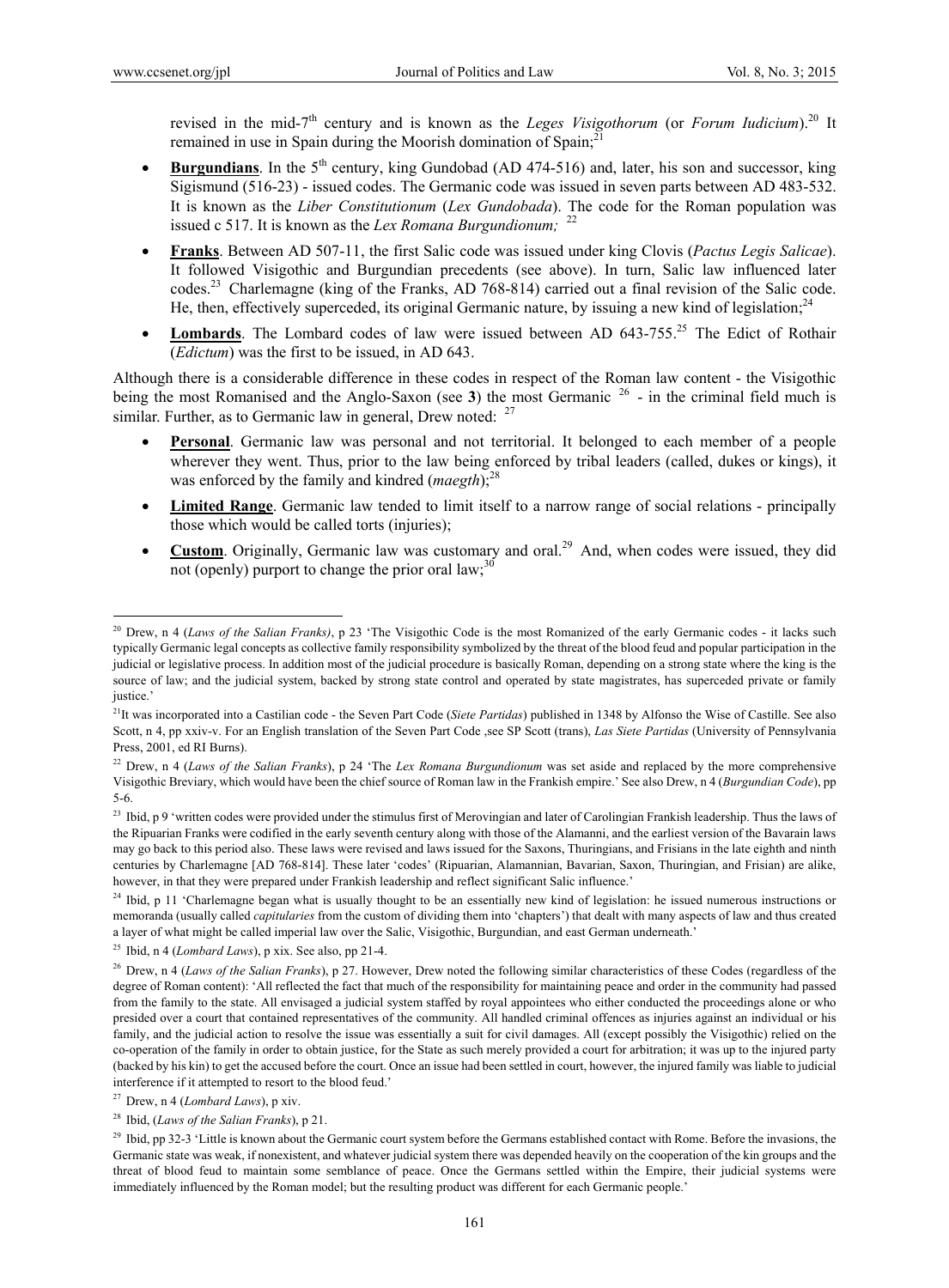revised in the mid-7th century and is known as the *Leges Visigothorum* (or *Forum Iudicium*).[20] It remained in use in Spain during the Moorish domination of Spain;[21]

- **Burgundians**. In the 5th century, king Gundobad (AD 474-516) and, later, his son and successor, king Sigismund (516-23) - issued codes. The Germanic code was issued in seven parts between AD 483-532. It is known as the *Liber Constitutionum* (*Lex Gundobada*). The code for the Roman population was issued c 517. It is known as the *Lex Romana Burgundionum;* [22]
- **Franks**. Between AD 507-11, the first Salic code was issued under king Clovis (*Pactus Legis Salicae*). It followed Visigothic and Burgundian precedents (see above). In turn, Salic law influenced later codes.[23] Charlemagne (king of the Franks, AD 768-814) carried out a final revision of the Salic code. He, then, effectively superceded, its original Germanic nature, by issuing a new kind of legislation;[24]
- **Lombards**. The Lombard codes of law were issued between AD 643-755.[25] The Edict of Rothair (*Edictum*) was the first to be issued, in AD 643.

Although there is a considerable difference in these codes in respect of the Roman law content - the Visigothic being the most Romanised and the Anglo-Saxon (see **3**) the most Germanic [26] - in the criminal field much is similar. Further, as to Germanic law in general, Drew noted: [27]

- **Personal**. Germanic law was personal and not territorial. It belonged to each member of a people wherever they went. Thus, prior to the law being enforced by tribal leaders (called, dukes or kings), it was enforced by the family and kindred (*maegth*);[28]
- **Limited Range**. Germanic law tended to limit itself to a narrow range of social relations - principally those which would be called torts (injuries);
- **Custom**. Originally, Germanic law was customary and oral.[29] And, when codes were issued, they did not (openly) purport to change the prior oral law;[30]

---

[20] Drew, n 4 (*Laws of the Salian Franks)*, p 23 'The Visigothic Code is the most Romanized of the early Germanic codes - it lacks such typically Germanic legal concepts as collective family responsibility symbolized by the threat of the blood feud and popular participation in the judicial or legislative process. In addition most of the judicial procedure is basically Roman, depending on a strong state where the king is the source of law; and the judicial system, backed by strong state control and operated by state magistrates, has superceded private or family justice.'

[21] It was incorporated into a Castilian code - the Seven Part Code (*Siete Partidas*) published in 1348 by Alfonso the Wise of Castille. See also Scott, n 4, pp xxiv-v. For an English translation of the Seven Part Code ,see SP Scott (trans), *Las Siete Partidas* (University of Pennsylvania Press, 2001, ed RI Burns).

[22] Drew, n 4 (*Laws of the Salian Franks*), p 24 'The *Lex Romana Burgundionum* was set aside and replaced by the more comprehensive Visigothic Breviary, which would have been the chief source of Roman law in the Frankish empire.' See also Drew, n 4 (*Burgundian Code*), pp 5-6.

[23] Ibid, p 9 'written codes were provided under the stimulus first of Merovingian and later of Carolingian Frankish leadership. Thus the laws of the Ripuarian Franks were codified in the early seventh century along with those of the Alamanni, and the earliest version of the Bavarain laws may go back to this period also. These laws were revised and laws issued for the Saxons, Thuringians, and Frisians in the late eighth and ninth centuries by Charlemagne [AD 768-814]. These later 'codes' (Ripuarian, Alamannian, Bavarian, Saxon, Thuringian, and Frisian) are alike, however, in that they were prepared under Frankish leadership and reflect significant Salic influence.'

[24] Ibid, p 11 'Charlemagne began what is usually thought to be an essentially new kind of legislation: he issued numerous instructions or memoranda (usually called *capitularies* from the custom of dividing them into 'chapters') that dealt with many aspects of law and thus created a layer of what might be called imperial law over the Salic, Visigothic, Burgundian, and east German underneath.'

[25] Ibid, n 4 (*Lombard Laws*), p xix. See also, pp 21-4.

[26] Drew, n 4 (*Laws of the Salian Franks*), p 27. However, Drew noted the following similar characteristics of these Codes (regardless of the degree of Roman content): 'All reflected the fact that much of the responsibility for maintaining peace and order in the community had passed from the family to the state. All envisaged a judicial system staffed by royal appointees who either conducted the proceedings alone or who presided over a court that contained representatives of the community. All handled criminal offences as injuries against an individual or his family, and the judicial action to resolve the issue was essentially a suit for civil damages. All (except possibly the Visigothic) relied on the co-operation of the family in order to obtain justice, for the State as such merely provided a court for arbitration; it was up to the injured party (backed by his kin) to get the accused before the court. Once an issue had been settled in court, however, the injured family was liable to judicial interference if it attempted to resort to the blood feud.'

[27] Drew, n 4 (*Lombard Laws*), p xiv.

[28] Ibid, (*Laws of the Salian Franks*), p 21.

[29] Ibid, pp 32-3 'Little is known about the Germanic court system before the Germans established contact with Rome. Before the invasions, the Germanic state was weak, if nonexistent, and whatever judicial system there was depended heavily on the cooperation of the kin groups and the threat of blood feud to maintain some semblance of peace. Once the Germans settled within the Empire, their judicial systems were immediately influenced by the Roman model; but the resulting product was different for each Germanic people.'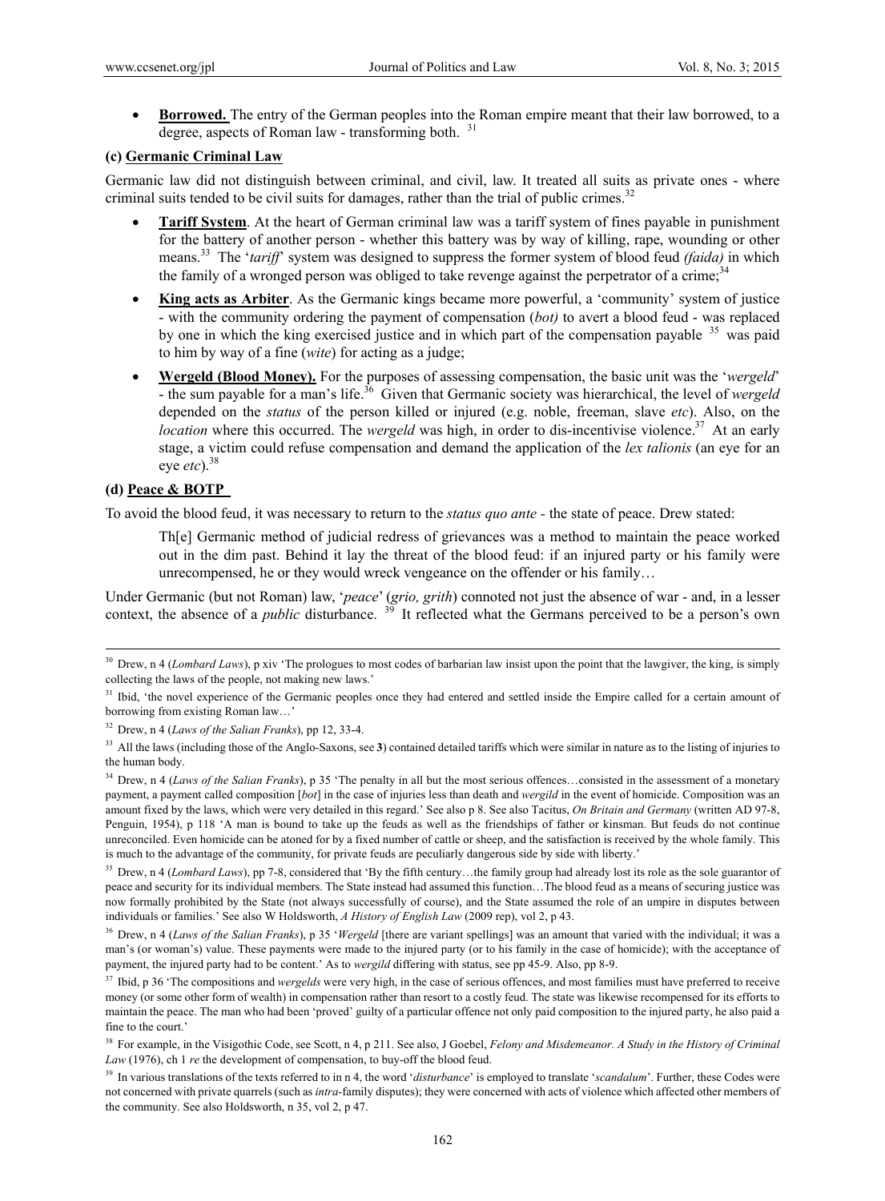- **Borrowed.** The entry of the German peoples into the Roman empire meant that their law borrowed, to a degree, aspects of Roman law - transforming both. [31]

**(c) Germanic Criminal Law**

Germanic law did not distinguish between criminal, and civil, law. It treated all suits as private ones - where criminal suits tended to be civil suits for damages, rather than the trial of public crimes.[32]

- **Tariff System**. At the heart of German criminal law was a tariff system of fines payable in punishment for the battery of another person - whether this battery was by way of killing, rape, wounding or other means.[33] The '*tariff*' system was designed to suppress the former system of blood feud *(faida)* in which the family of a wronged person was obliged to take revenge against the perpetrator of a crime;[34]
- **King acts as Arbiter**. As the Germanic kings became more powerful, a 'community' system of justice - with the community ordering the payment of compensation (*bot)* to avert a blood feud - was replaced by one in which the king exercised justice and in which part of the compensation payable [35] was paid to him by way of a fine (*wite*) for acting as a judge;
- **Wergeld (Blood Money).** For the purposes of assessing compensation, the basic unit was the '*wergeld*' - the sum payable for a man's life.[36] Given that Germanic society was hierarchical, the level of *wergeld* depended on the *status* of the person killed or injured (e.g. noble, freeman, slave *etc*). Also, on the *location* where this occurred. The *wergeld* was high, in order to dis-incentivise violence.[37] At an early stage, a victim could refuse compensation and demand the application of the *lex talionis* (an eye for an eye *etc*).[38]

**(d) Peace & BOTP**

To avoid the blood feud, it was necessary to return to the *status quo ante* - the state of peace. Drew stated:

> Th[e] Germanic method of judicial redress of grievances was a method to maintain the peace worked out in the dim past. Behind it lay the threat of the blood feud: if an injured party or his family were unrecompensed, he or they would wreck vengeance on the offender or his family…

Under Germanic (but not Roman) law, '*peace*' (*grio, grith*) connoted not just the absence of war - and, in a lesser context, the absence of a *public* disturbance. [39] It reflected what the Germans perceived to be a person's own

---

[30] Drew, n 4 (*Lombard Laws*), p xiv 'The prologues to most codes of barbarian law insist upon the point that the lawgiver, the king, is simply collecting the laws of the people, not making new laws.'

[31] Ibid, 'the novel experience of the Germanic peoples once they had entered and settled inside the Empire called for a certain amount of borrowing from existing Roman law…'

[32] Drew, n 4 (*Laws of the Salian Franks*), pp 12, 33-4.

[33] All the laws (including those of the Anglo-Saxons, see **3**) contained detailed tariffs which were similar in nature as to the listing of injuries to the human body.

[34] Drew, n 4 (*Laws of the Salian Franks*), p 35 'The penalty in all but the most serious offences…consisted in the assessment of a monetary payment, a payment called composition [*bot*] in the case of injuries less than death and *wergild* in the event of homicide. Composition was an amount fixed by the laws, which were very detailed in this regard.' See also p 8. See also Tacitus, *On Britain and Germany* (written AD 97-8, Penguin, 1954), p 118 'A man is bound to take up the feuds as well as the friendships of father or kinsman. But feuds do not continue unreconciled. Even homicide can be atoned for by a fixed number of cattle or sheep, and the satisfaction is received by the whole family. This is much to the advantage of the community, for private feuds are peculiarly dangerous side by side with liberty.'

[35] Drew, n 4 (*Lombard Laws*), pp 7-8, considered that 'By the fifth century…the family group had already lost its role as the sole guarantor of peace and security for its individual members. The State instead had assumed this function…The blood feud as a means of securing justice was now formally prohibited by the State (not always successfully of course), and the State assumed the role of an umpire in disputes between individuals or families.' See also W Holdsworth, *A History of English Law* (2009 rep), vol 2, p 43.

[36] Drew, n 4 (*Laws of the Salian Franks*), p 35 '*Wergeld* [there are variant spellings] was an amount that varied with the individual; it was a man's (or woman's) value. These payments were made to the injured party (or to his family in the case of homicide); with the acceptance of payment, the injured party had to be content.' As to *wergild* differing with status, see pp 45-9. Also, pp 8-9.

[37] Ibid, p 36 'The compositions and *wergelds* were very high, in the case of serious offences, and most families must have preferred to receive money (or some other form of wealth) in compensation rather than resort to a costly feud. The state was likewise recompensed for its efforts to maintain the peace. The man who had been 'proved' guilty of a particular offence not only paid composition to the injured party, he also paid a fine to the court.'

[38] For example, in the Visigothic Code, see Scott, n 4, p 211. See also, J Goebel, *Felony and Misdemeanor. A Study in the History of Criminal Law* (1976), ch 1 *re* the development of compensation, to buy-off the blood feud.

[39] In various translations of the texts referred to in n 4, the word '*disturbance*' is employed to translate '*scandalum*'. Further, these Codes were not concerned with private quarrels (such as *intra*-family disputes); they were concerned with acts of violence which affected other members of the community. See also Holdsworth, n 35, vol 2, p 47.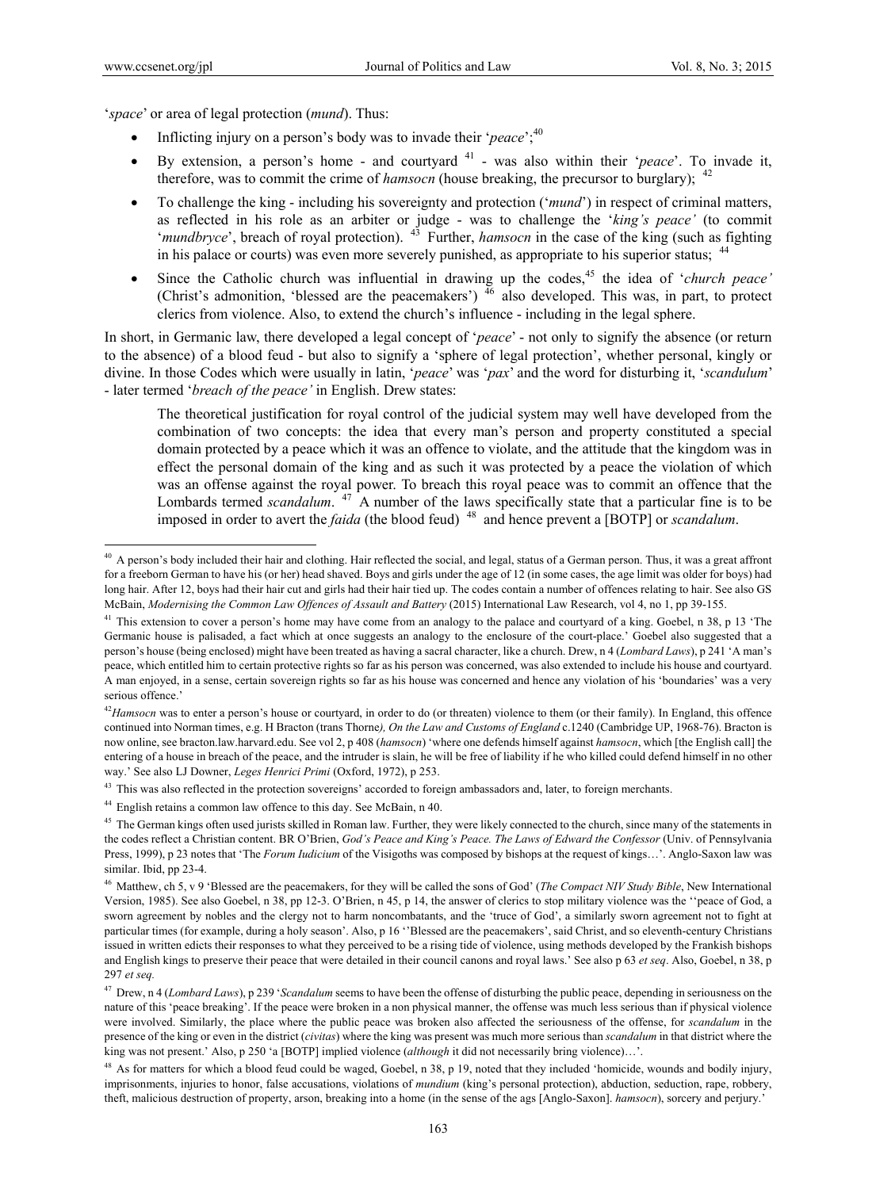'*space*' or area of legal protection (*mund*). Thus:

- Inflicting injury on a person's body was to invade their '*peace*';[40]
- By extension, a person's home - and courtyard [41] - was also within their '*peace*'. To invade it, therefore, was to commit the crime of *hamsocn* (house breaking, the precursor to burglary); [42]
- To challenge the king - including his sovereignty and protection ('*mund*') in respect of criminal matters, as reflected in his role as an arbiter or judge - was to challenge the '*king's peace'* (to commit '*mundbryce*', breach of royal protection). [43] Further, *hamsocn* in the case of the king (such as fighting in his palace or courts) was even more severely punished, as appropriate to his superior status; [44]
- Since the Catholic church was influential in drawing up the codes,[45] the idea of '*church peace'* (Christ's admonition, 'blessed are the peacemakers') [46] also developed. This was, in part, to protect clerics from violence. Also, to extend the church's influence - including in the legal sphere.

In short, in Germanic law, there developed a legal concept of '*peace*' - not only to signify the absence (or return to the absence) of a blood feud - but also to signify a 'sphere of legal protection', whether personal, kingly or divine. In those Codes which were usually in latin, '*peace*' was '*pax*' and the word for disturbing it, '*scandulum*' - later termed '*breach of the peace'* in English. Drew states:

> The theoretical justification for royal control of the judicial system may well have developed from the combination of two concepts: the idea that every man's person and property constituted a special domain protected by a peace which it was an offence to violate, and the attitude that the kingdom was in effect the personal domain of the king and as such it was protected by a peace the violation of which was an offense against the royal power. To breach this royal peace was to commit an offence that the Lombards termed *scandalum*. [47] A number of the laws specifically state that a particular fine is to be imposed in order to avert the *faida* (the blood feud) [48] and hence prevent a [BOTP] or *scandalum*.

---

[40] A person's body included their hair and clothing. Hair reflected the social, and legal, status of a German person. Thus, it was a great affront for a freeborn German to have his (or her) head shaved. Boys and girls under the age of 12 (in some cases, the age limit was older for boys) had long hair. After 12, boys had their hair cut and girls had their hair tied up. The codes contain a number of offences relating to hair. See also GS McBain, *Modernising the Common Law Offences of Assault and Battery* (2015) International Law Research, vol 4, no 1, pp 39-155.

[41] This extension to cover a person's home may have come from an analogy to the palace and courtyard of a king. Goebel, n 38, p 13 'The Germanic house is palisaded, a fact which at once suggests an analogy to the enclosure of the court-place.' Goebel also suggested that a person's house (being enclosed) might have been treated as having a sacral character, like a church. Drew, n 4 (*Lombard Laws*), p 241 'A man's peace, which entitled him to certain protective rights so far as his person was concerned, was also extended to include his house and courtyard. A man enjoyed, in a sense, certain sovereign rights so far as his house was concerned and hence any violation of his 'boundaries' was a very serious offence.'

[42] *Hamsocn* was to enter a person's house or courtyard, in order to do (or threaten) violence to them (or their family). In England, this offence continued into Norman times, e.g. H Bracton (trans Thorne*), On the Law and Customs of England* c.1240 (Cambridge UP, 1968-76). Bracton is now online, see bracton.law.harvard.edu. See vol 2, p 408 (*hamsocn*) 'where one defends himself against *hamsocn*, which [the English call] the entering of a house in breach of the peace, and the intruder is slain, he will be free of liability if he who killed could defend himself in no other way.' See also LJ Downer, *Leges Henrici Primi* (Oxford, 1972), p 253.

[43] This was also reflected in the protection sovereigns' accorded to foreign ambassadors and, later, to foreign merchants.

[44] English retains a common law offence to this day. See McBain, n 40.

[45] The German kings often used jurists skilled in Roman law. Further, they were likely connected to the church, since many of the statements in the codes reflect a Christian content. BR O'Brien, *God's Peace and King's Peace. The Laws of Edward the Confessor* (Univ. of Pennsylvania Press, 1999), p 23 notes that 'The *Forum Iudicium* of the Visigoths was composed by bishops at the request of kings…'. Anglo-Saxon law was similar. Ibid, pp 23-4.

[46] Matthew, ch 5, v 9 'Blessed are the peacemakers, for they will be called the sons of God' (*The Compact NIV Study Bible*, New International Version, 1985). See also Goebel, n 38, pp 12-3. O'Brien, n 45, p 14, the answer of clerics to stop military violence was the ''peace of God, a sworn agreement by nobles and the clergy not to harm noncombatants, and the 'truce of God', a similarly sworn agreement not to fight at particular times (for example, during a holy season'. Also, p 16 ''Blessed are the peacemakers', said Christ, and so eleventh-century Christians issued in written edicts their responses to what they perceived to be a rising tide of violence, using methods developed by the Frankish bishops and English kings to preserve their peace that were detailed in their council canons and royal laws.' See also p 63 *et seq*. Also, Goebel, n 38, p 297 *et seq.*

[47] Drew, n 4 (*Lombard Laws*), p 239 '*Scandalum* seems to have been the offense of disturbing the public peace, depending in seriousness on the nature of this 'peace breaking'. If the peace were broken in a non physical manner, the offense was much less serious than if physical violence were involved. Similarly, the place where the public peace was broken also affected the seriousness of the offense, for *scandalum* in the presence of the king or even in the district (*civitas*) where the king was present was much more serious than *scandalum* in that district where the king was not present.' Also, p 250 'a [BOTP] implied violence (*although* it did not necessarily bring violence)…'.

[48] As for matters for which a blood feud could be waged, Goebel, n 38, p 19, noted that they included 'homicide, wounds and bodily injury, imprisonments, injuries to honor, false accusations, violations of *mundium* (king's personal protection), abduction, seduction, rape, robbery, theft, malicious destruction of property, arson, breaking into a home (in the sense of the ags [Anglo-Saxon]. *hamsocn*), sorcery and perjury.'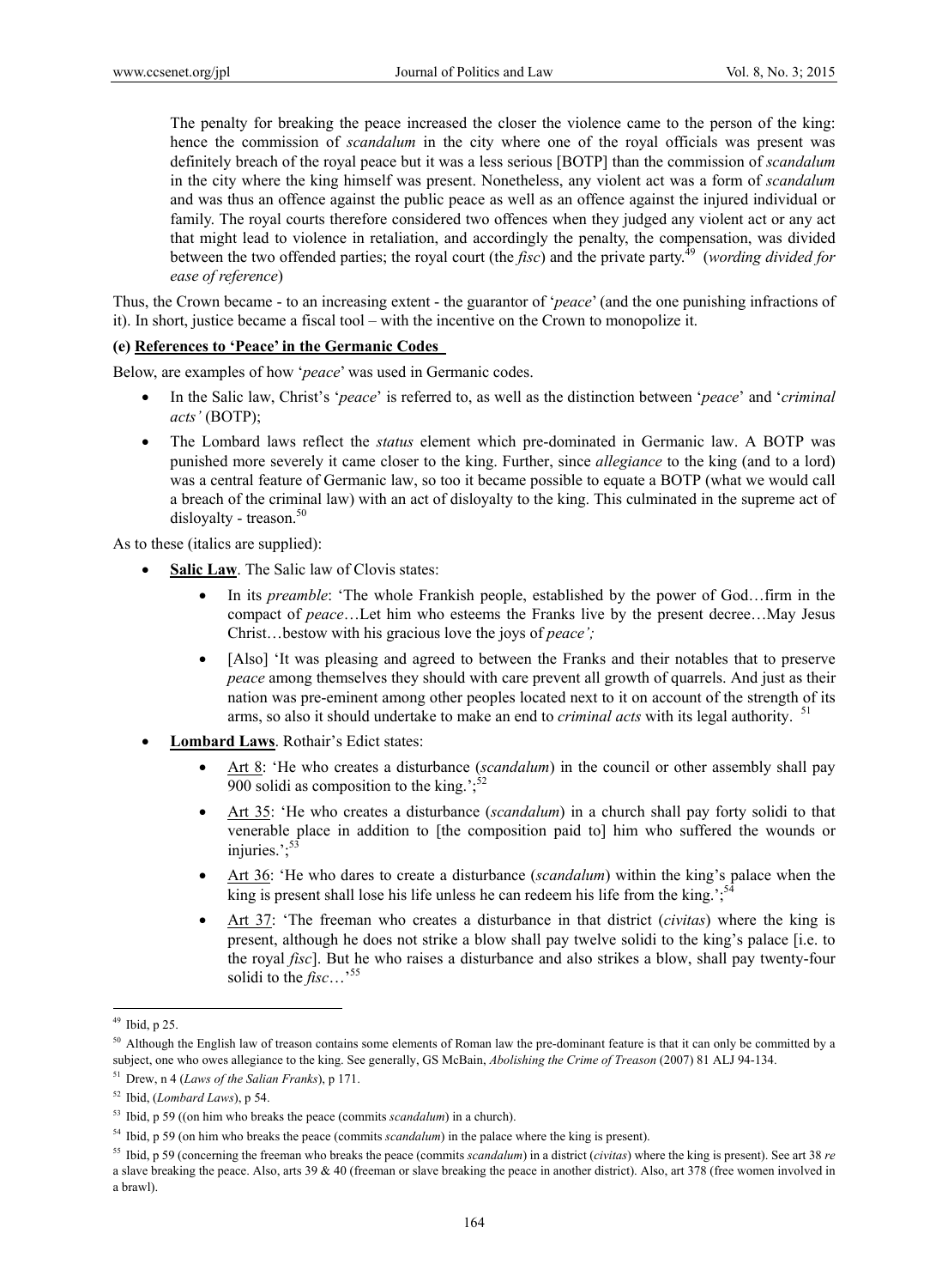> The penalty for breaking the peace increased the closer the violence came to the person of the king: hence the commission of *scandalum* in the city where one of the royal officials was present was definitely breach of the royal peace but it was a less serious [BOTP] than the commission of *scandalum* in the city where the king himself was present. Nonetheless, any violent act was a form of *scandalum* and was thus an offence against the public peace as well as an offence against the injured individual or family. The royal courts therefore considered two offences when they judged any violent act or any act that might lead to violence in retaliation, and accordingly the penalty, the compensation, was divided between the two offended parties; the royal court (the *fisc*) and the private party.[49] (*wording divided for ease of reference*)

Thus, the Crown became - to an increasing extent - the guarantor of '*peace*' (and the one punishing infractions of it). In short, justice became a fiscal tool – with the incentive on the Crown to monopolize it.

**(e) References to 'Peace' in the Germanic Codes**

Below, are examples of how '*peace*' was used in Germanic codes.

- In the Salic law, Christ's '*peace*' is referred to, as well as the distinction between '*peace*' and '*criminal acts'* (BOTP);
- The Lombard laws reflect the *status* element which pre-dominated in Germanic law. A BOTP was punished more severely it came closer to the king. Further, since *allegiance* to the king (and to a lord) was a central feature of Germanic law, so too it became possible to equate a BOTP (what we would call a breach of the criminal law) with an act of disloyalty to the king. This culminated in the supreme act of disloyalty - treason.[50]

As to these (italics are supplied):

- **Salic Law**. The Salic law of Clovis states:
    - In its *preamble*: 'The whole Frankish people, established by the power of God…firm in the compact of *peace*…Let him who esteems the Franks live by the present decree…May Jesus Christ…bestow with his gracious love the joys of *peace';*
    - [Also] 'It was pleasing and agreed to between the Franks and their notables that to preserve *peace* among themselves they should with care prevent all growth of quarrels. And just as their nation was pre-eminent among other peoples located next to it on account of the strength of its arms, so also it should undertake to make an end to *criminal acts* with its legal authority. [51]
- **Lombard Laws**. Rothair's Edict states:
    - Art 8: 'He who creates a disturbance (*scandalum*) in the council or other assembly shall pay 900 solidi as composition to the king.';[52]
    - Art 35: 'He who creates a disturbance (*scandalum*) in a church shall pay forty solidi to that venerable place in addition to [the composition paid to] him who suffered the wounds or injuries.';[53]
    - Art 36: 'He who dares to create a disturbance (*scandalum*) within the king's palace when the king is present shall lose his life unless he can redeem his life from the king.';[54]
    - Art 37: 'The freeman who creates a disturbance in that district (*civitas*) where the king is present, although he does not strike a blow shall pay twelve solidi to the king's palace [i.e. to the royal *fisc*]. But he who raises a disturbance and also strikes a blow, shall pay twenty-four solidi to the *fisc*…'[55]

---

[49] Ibid, p 25.

[50] Although the English law of treason contains some elements of Roman law the pre-dominant feature is that it can only be committed by a subject, one who owes allegiance to the king. See generally, GS McBain, *Abolishing the Crime of Treason* (2007) 81 ALJ 94-134.

[51] Drew, n 4 (*Laws of the Salian Franks*), p 171.

[52] Ibid, (*Lombard Laws*), p 54.

[53] Ibid, p 59 ((on him who breaks the peace (commits *scandalum*) in a church).

[54] Ibid, p 59 (on him who breaks the peace (commits *scandalum*) in the palace where the king is present).

[55] Ibid, p 59 (concerning the freeman who breaks the peace (commits *scandalum*) in a district (*civitas*) where the king is present). See art 38 *re* a slave breaking the peace. Also, arts 39 & 40 (freeman or slave breaking the peace in another district). Also, art 378 (free women involved in a brawl).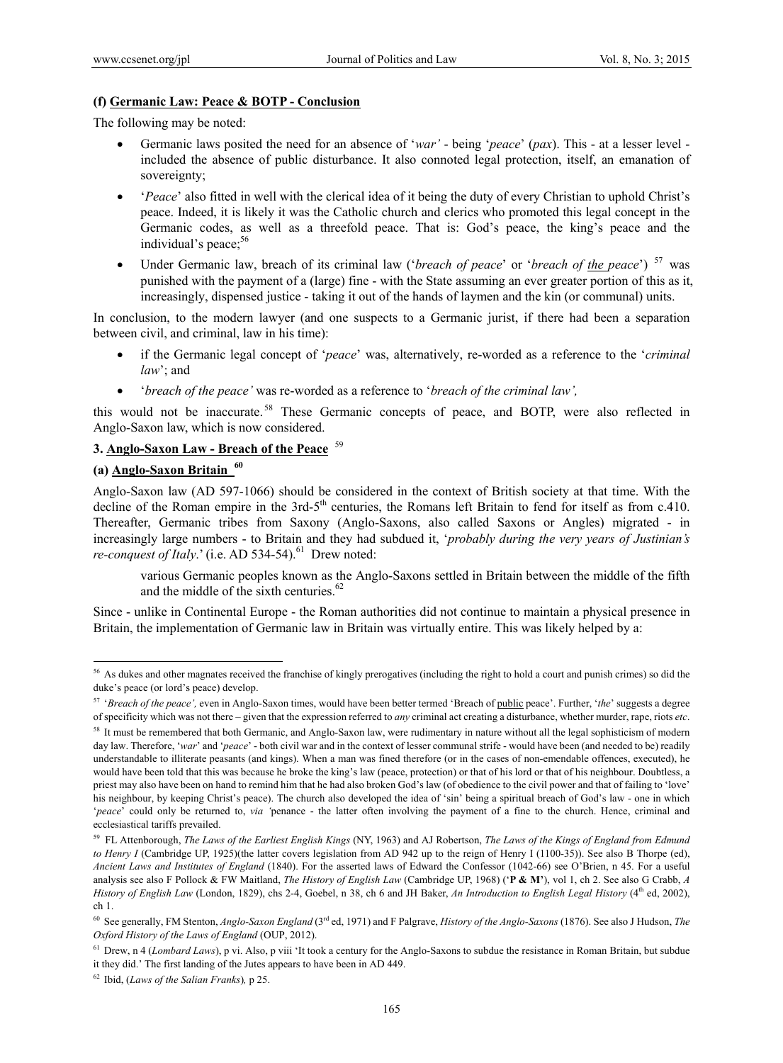### (f) **Germanic Law: Peace & BOTP - Conclusion**

The following may be noted:

- Germanic laws posited the need for an absence of '*war'* - being '*peace*' (*pax*). This - at a lesser level - included the absence of public disturbance. It also connoted legal protection, itself, an emanation of sovereignty;
- '*Peace*' also fitted in well with the clerical idea of it being the duty of every Christian to uphold Christ's peace. Indeed, it is likely it was the Catholic church and clerics who promoted this legal concept in the Germanic codes, as well as a threefold peace. That is: God's peace, the king's peace and the individual's peace;[56]
- Under Germanic law, breach of its criminal law ('*breach of peace*' or '*breach of the peace*') [57] was punished with the payment of a (large) fine - with the State assuming an ever greater portion of this as it, increasingly, dispensed justice - taking it out of the hands of laymen and the kin (or communal) units.

In conclusion, to the modern lawyer (and one suspects to a Germanic jurist, if there had been a separation between civil, and criminal, law in his time):

- if the Germanic legal concept of '*peace*' was, alternatively, re-worded as a reference to the '*criminal law*'; and
- '*breach of the peace'* was re-worded as a reference to '*breach of the criminal law',*

this would not be inaccurate.[58] These Germanic concepts of peace, and BOTP, were also reflected in Anglo-Saxon law, which is now considered.

## 3. **Anglo-Saxon Law - Breach of the Peace** [59]

### (a) **Anglo-Saxon Britain** [60]

Anglo-Saxon law (AD 597-1066) should be considered in the context of British society at that time. With the decline of the Roman empire in the 3rd-5th centuries, the Romans left Britain to fend for itself as from c.410. Thereafter, Germanic tribes from Saxony (Anglo-Saxons, also called Saxons or Angles) migrated - in increasingly large numbers - to Britain and they had subdued it, '*probably during the very years of Justinian's re-conquest of Italy*.' (i.e. AD 534-54).[61] Drew noted:

> various Germanic peoples known as the Anglo-Saxons settled in Britain between the middle of the fifth and the middle of the sixth centuries.[62]

Since - unlike in Continental Europe - the Roman authorities did not continue to maintain a physical presence in Britain, the implementation of Germanic law in Britain was virtually entire. This was likely helped by a:

---

[56] As dukes and other magnates received the franchise of kingly prerogatives (including the right to hold a court and punish crimes) so did the duke's peace (or lord's peace) develop.

[57] '*Breach of the peace',* even in Anglo-Saxon times, would have been better termed 'Breach of public peace'. Further, '*the*' suggests a degree of specificity which was not there – given that the expression referred to *any* criminal act creating a disturbance, whether murder, rape, riots *etc*.

[58] It must be remembered that both Germanic, and Anglo-Saxon law, were rudimentary in nature without all the legal sophisticism of modern day law. Therefore, '*war*' and '*peace*' - both civil war and in the context of lesser communal strife - would have been (and needed to be) readily understandable to illiterate peasants (and kings). When a man was fined therefore (or in the cases of non-emendable offences, executed), he would have been told that this was because he broke the king's law (peace, protection) or that of his lord or that of his neighbour. Doubtless, a priest may also have been on hand to remind him that he had also broken God's law (of obedience to the civil power and that of failing to 'love' his neighbour, by keeping Christ's peace). The church also developed the idea of 'sin' being a spiritual breach of God's law - one in which '*peace*' could only be returned to, *via '*penance - the latter often involving the payment of a fine to the church. Hence, criminal and ecclesiastical tariffs prevailed.

[59] FL Attenborough, *The Laws of the Earliest English Kings* (NY, 1963) and AJ Robertson, *The Laws of the Kings of England from Edmund to Henry I* (Cambridge UP, 1925)(the latter covers legislation from AD 942 up to the reign of Henry I (1100-35)). See also B Thorpe (ed), *Ancient Laws and Institutes of England* (1840). For the asserted laws of Edward the Confessor (1042-66) see O'Brien, n 45. For a useful analysis see also F Pollock & FW Maitland, *The History of English Law* (Cambridge UP, 1968) ('**P & M'**), vol 1, ch 2. See also G Crabb, *A History of English Law* (London, 1829), chs 2-4, Goebel, n 38, ch 6 and JH Baker, *An Introduction to English Legal History* (4th ed, 2002), ch 1.

[60] See generally, FM Stenton, *Anglo-Saxon England* (3rd ed, 1971) and F Palgrave, *History of the Anglo-Saxons* (1876). See also J Hudson, *The Oxford History of the Laws of England* (OUP, 2012).

[61] Drew, n 4 (*Lombard Laws*), p vi. Also, p viii 'It took a century for the Anglo-Saxons to subdue the resistance in Roman Britain, but subdue it they did.' The first landing of the Jutes appears to have been in AD 449.

[62] Ibid, (*Laws of the Salian Franks*)*,* p 25.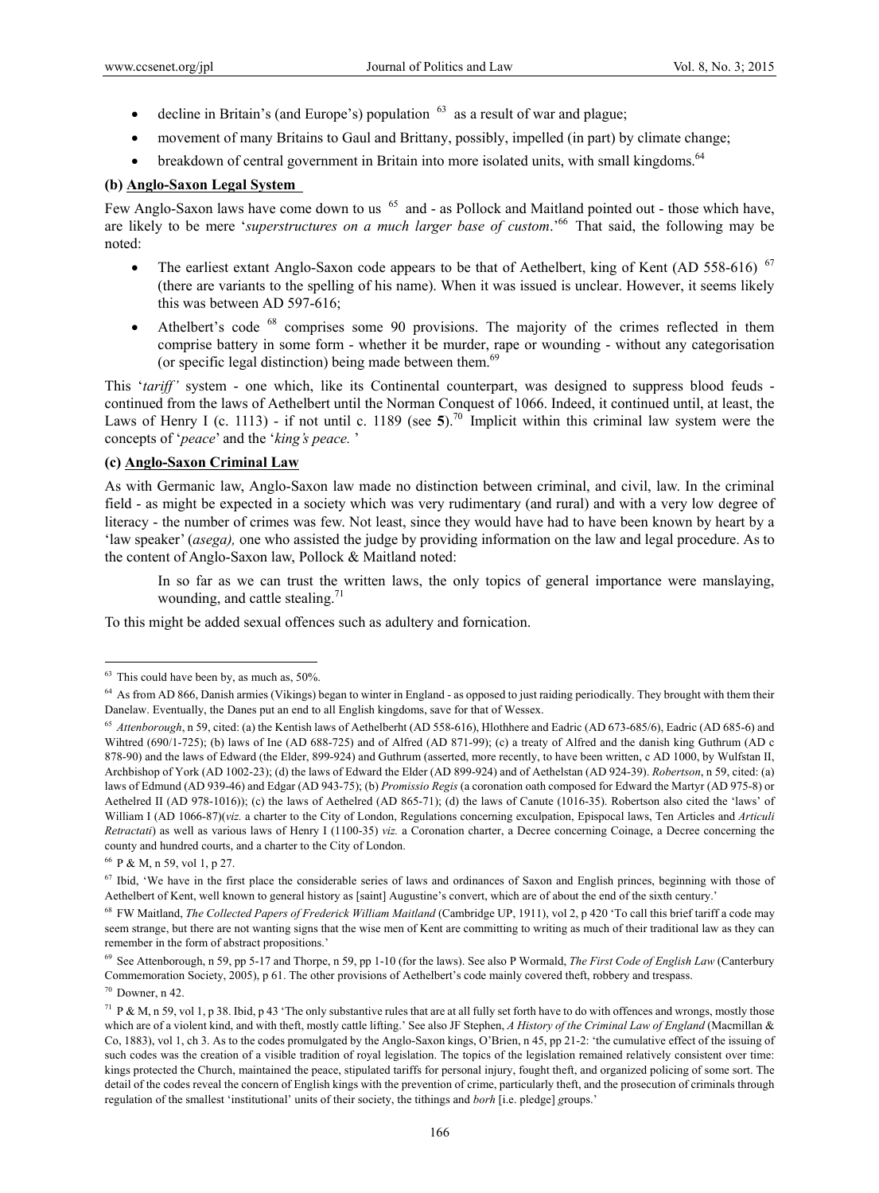- decline in Britain's (and Europe's) population [63] as a result of war and plague;
- movement of many Britains to Gaul and Brittany, possibly, impelled (in part) by climate change;
- breakdown of central government in Britain into more isolated units, with small kingdoms.[64]

### (b) Anglo-Saxon Legal System

Few Anglo-Saxon laws have come down to us [65] and - as Pollock and Maitland pointed out - those which have, are likely to be mere '*superstructures on a much larger base of custom*.'[66] That said, the following may be noted:

- The earliest extant Anglo-Saxon code appears to be that of Aethelbert, king of Kent (AD 558-616) [67] (there are variants to the spelling of his name). When it was issued is unclear. However, it seems likely this was between AD 597-616;
- Athelbert's code [68] comprises some 90 provisions. The majority of the crimes reflected in them comprise battery in some form - whether it be murder, rape or wounding - without any categorisation (or specific legal distinction) being made between them.[69]

This '*tariff'* system - one which, like its Continental counterpart, was designed to suppress blood feuds - continued from the laws of Aethelbert until the Norman Conquest of 1066. Indeed, it continued until, at least, the Laws of Henry I (c. 1113) - if not until c. 1189 (see **5**).[70] Implicit within this criminal law system were the concepts of '*peace*' and the '*king's peace.* '

### (c) Anglo-Saxon Criminal Law

As with Germanic law, Anglo-Saxon law made no distinction between criminal, and civil, law. In the criminal field - as might be expected in a society which was very rudimentary (and rural) and with a very low degree of literacy - the number of crimes was few. Not least, since they would have had to have been known by heart by a 'law speaker' (*asega),* one who assisted the judge by providing information on the law and legal procedure. As to the content of Anglo-Saxon law, Pollock & Maitland noted:

> In so far as we can trust the written laws, the only topics of general importance were manslaying, wounding, and cattle stealing.[71]

To this might be added sexual offences such as adultery and fornication.

---

[63] This could have been by, as much as, 50%.

[64] As from AD 866, Danish armies (Vikings) began to winter in England - as opposed to just raiding periodically. They brought with them their Danelaw. Eventually, the Danes put an end to all English kingdoms, save for that of Wessex.

[65] *Attenborough*, n 59, cited: (a) the Kentish laws of Aethelberht (AD 558-616), Hlothhere and Eadric (AD 673-685/6), Eadric (AD 685-6) and Wihtred (690/1-725); (b) laws of Ine (AD 688-725) and of Alfred (AD 871-99); (c) a treaty of Alfred and the danish king Guthrum (AD c 878-90) and the laws of Edward (the Elder, 899-924) and Guthrum (asserted, more recently, to have been written, c AD 1000, by Wulfstan II, Archbishop of York (AD 1002-23); (d) the laws of Edward the Elder (AD 899-924) and of Aethelstan (AD 924-39). *Robertson*, n 59, cited: (a) laws of Edmund (AD 939-46) and Edgar (AD 943-75); (b) *Promissio Regis* (a coronation oath composed for Edward the Martyr (AD 975-8) or Aethelred II (AD 978-1016)); (c) the laws of Aethelred (AD 865-71); (d) the laws of Canute (1016-35). Robertson also cited the 'laws' of William I (AD 1066-87)(*viz.* a charter to the City of London, Regulations concerning exculpation, Epispocal laws, Ten Articles and *Articuli Retractati*) as well as various laws of Henry I (1100-35) *viz.* a Coronation charter, a Decree concerning Coinage, a Decree concerning the county and hundred courts, and a charter to the City of London.

[66] P & M, n 59, vol 1, p 27.

[67] Ibid, 'We have in the first place the considerable series of laws and ordinances of Saxon and English princes, beginning with those of Aethelbert of Kent, well known to general history as [saint] Augustine's convert, which are of about the end of the sixth century.'

[68] FW Maitland, *The Collected Papers of Frederick William Maitland* (Cambridge UP, 1911), vol 2, p 420 'To call this brief tariff a code may seem strange, but there are not wanting signs that the wise men of Kent are committing to writing as much of their traditional law as they can remember in the form of abstract propositions.'

[69] See Attenborough, n 59, pp 5-17 and Thorpe, n 59, pp 1-10 (for the laws). See also P Wormald, *The First Code of English Law* (Canterbury Commemoration Society, 2005), p 61. The other provisions of Aethelbert's code mainly covered theft, robbery and trespass.

[70] Downer, n 42.

[71] P & M, n 59, vol 1, p 38. Ibid, p 43 'The only substantive rules that are at all fully set forth have to do with offences and wrongs, mostly those which are of a violent kind, and with theft, mostly cattle lifting.' See also JF Stephen, *A History of the Criminal Law of England* (Macmillan & Co, 1883), vol 1, ch 3. As to the codes promulgated by the Anglo-Saxon kings, O'Brien, n 45, pp 21-2: 'the cumulative effect of the issuing of such codes was the creation of a visible tradition of royal legislation. The topics of the legislation remained relatively consistent over time: kings protected the Church, maintained the peace, stipulated tariffs for personal injury, fought theft, and organized policing of some sort. The detail of the codes reveal the concern of English kings with the prevention of crime, particularly theft, and the prosecution of criminals through regulation of the smallest 'institutional' units of their society, the tithings and *borh* [i.e. pledge] groups.'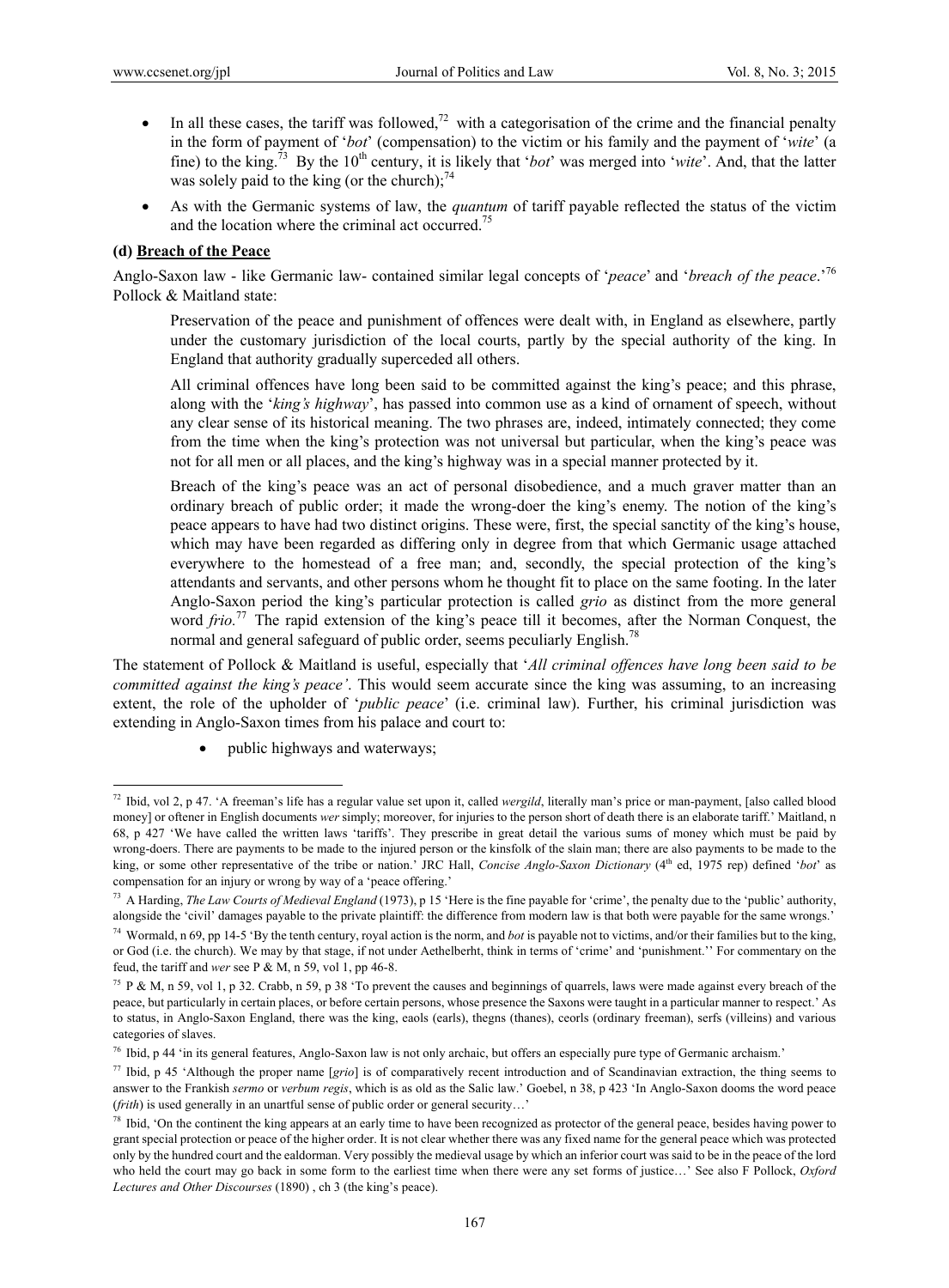- In all these cases, the tariff was followed,[72] with a categorisation of the crime and the financial penalty in the form of payment of '*bot*' (compensation) to the victim or his family and the payment of '*wite*' (a fine) to the king.[73] By the 10th century, it is likely that '*bot*' was merged into '*wite*'. And, that the latter was solely paid to the king (or the church);[74]
- As with the Germanic systems of law, the *quantum* of tariff payable reflected the status of the victim and the location where the criminal act occurred.[75]

**(d) Breach of the Peace**

Anglo-Saxon law - like Germanic law- contained similar legal concepts of '*peace*' and '*breach of the peace*.'[76] Pollock & Maitland state:

> Preservation of the peace and punishment of offences were dealt with, in England as elsewhere, partly under the customary jurisdiction of the local courts, partly by the special authority of the king. In England that authority gradually superceded all others.
>
> All criminal offences have long been said to be committed against the king's peace; and this phrase, along with the '*king's highway*', has passed into common use as a kind of ornament of speech, without any clear sense of its historical meaning. The two phrases are, indeed, intimately connected; they come from the time when the king's protection was not universal but particular, when the king's peace was not for all men or all places, and the king's highway was in a special manner protected by it.
>
> Breach of the king's peace was an act of personal disobedience, and a much graver matter than an ordinary breach of public order; it made the wrong-doer the king's enemy. The notion of the king's peace appears to have had two distinct origins. These were, first, the special sanctity of the king's house, which may have been regarded as differing only in degree from that which Germanic usage attached everywhere to the homestead of a free man; and, secondly, the special protection of the king's attendants and servants, and other persons whom he thought fit to place on the same footing. In the later Anglo-Saxon period the king's particular protection is called *grio* as distinct from the more general word *frio*.[77] The rapid extension of the king's peace till it becomes, after the Norman Conquest, the normal and general safeguard of public order, seems peculiarly English.[78]

The statement of Pollock & Maitland is useful, especially that '*All criminal offences have long been said to be committed against the king's peace'*. This would seem accurate since the king was assuming, to an increasing extent, the role of the upholder of '*public peace*' (i.e. criminal law). Further, his criminal jurisdiction was extending in Anglo-Saxon times from his palace and court to:

- public highways and waterways;

---

[72] Ibid, vol 2, p 47. 'A freeman's life has a regular value set upon it, called *wergild*, literally man's price or man-payment, [also called blood money] or oftener in English documents *wer* simply; moreover, for injuries to the person short of death there is an elaborate tariff.' Maitland, n 68, p 427 'We have called the written laws 'tariffs'. They prescribe in great detail the various sums of money which must be paid by wrong-doers. There are payments to be made to the injured person or the kinsfolk of the slain man; there are also payments to be made to the king, or some other representative of the tribe or nation.' JRC Hall, *Concise Anglo-Saxon Dictionary* (4th ed, 1975 rep) defined '*bot*' as compensation for an injury or wrong by way of a 'peace offering.'

[73] A Harding, *The Law Courts of Medieval England* (1973), p 15 'Here is the fine payable for 'crime', the penalty due to the 'public' authority, alongside the 'civil' damages payable to the private plaintiff: the difference from modern law is that both were payable for the same wrongs.'

[74] Wormald, n 69, pp 14-5 'By the tenth century, royal action is the norm, and *bot* is payable not to victims, and/or their families but to the king, or God (i.e. the church). We may by that stage, if not under Aethelberht, think in terms of 'crime' and 'punishment.'' For commentary on the feud, the tariff and *wer* see P & M, n 59, vol 1, pp 46-8.

[75] P & M, n 59, vol 1, p 32. Crabb, n 59, p 38 'To prevent the causes and beginnings of quarrels, laws were made against every breach of the peace, but particularly in certain places, or before certain persons, whose presence the Saxons were taught in a particular manner to respect.' As to status, in Anglo-Saxon England, there was the king, eaols (earls), thegns (thanes), ceorls (ordinary freeman), serfs (villeins) and various categories of slaves.

[76] Ibid, p 44 'in its general features, Anglo-Saxon law is not only archaic, but offers an especially pure type of Germanic archaism.'

[77] Ibid, p 45 'Although the proper name [*grio*] is of comparatively recent introduction and of Scandinavian extraction, the thing seems to answer to the Frankish *sermo* or *verbum regis*, which is as old as the Salic law.' Goebel, n 38, p 423 'In Anglo-Saxon dooms the word peace (*frith*) is used generally in an unartful sense of public order or general security…'

[78] Ibid, 'On the continent the king appears at an early time to have been recognized as protector of the general peace, besides having power to grant special protection or peace of the higher order. It is not clear whether there was any fixed name for the general peace which was protected only by the hundred court and the eakdorman. Very possibly the medieval usage by which an inferior court was said to be in the peace of the lord who held the court may go back in some form to the earliest time when there were any set forms of justice…' See also F Pollock, *Oxford Lectures and Other Discourses* (1890) , ch 3 (the king's peace).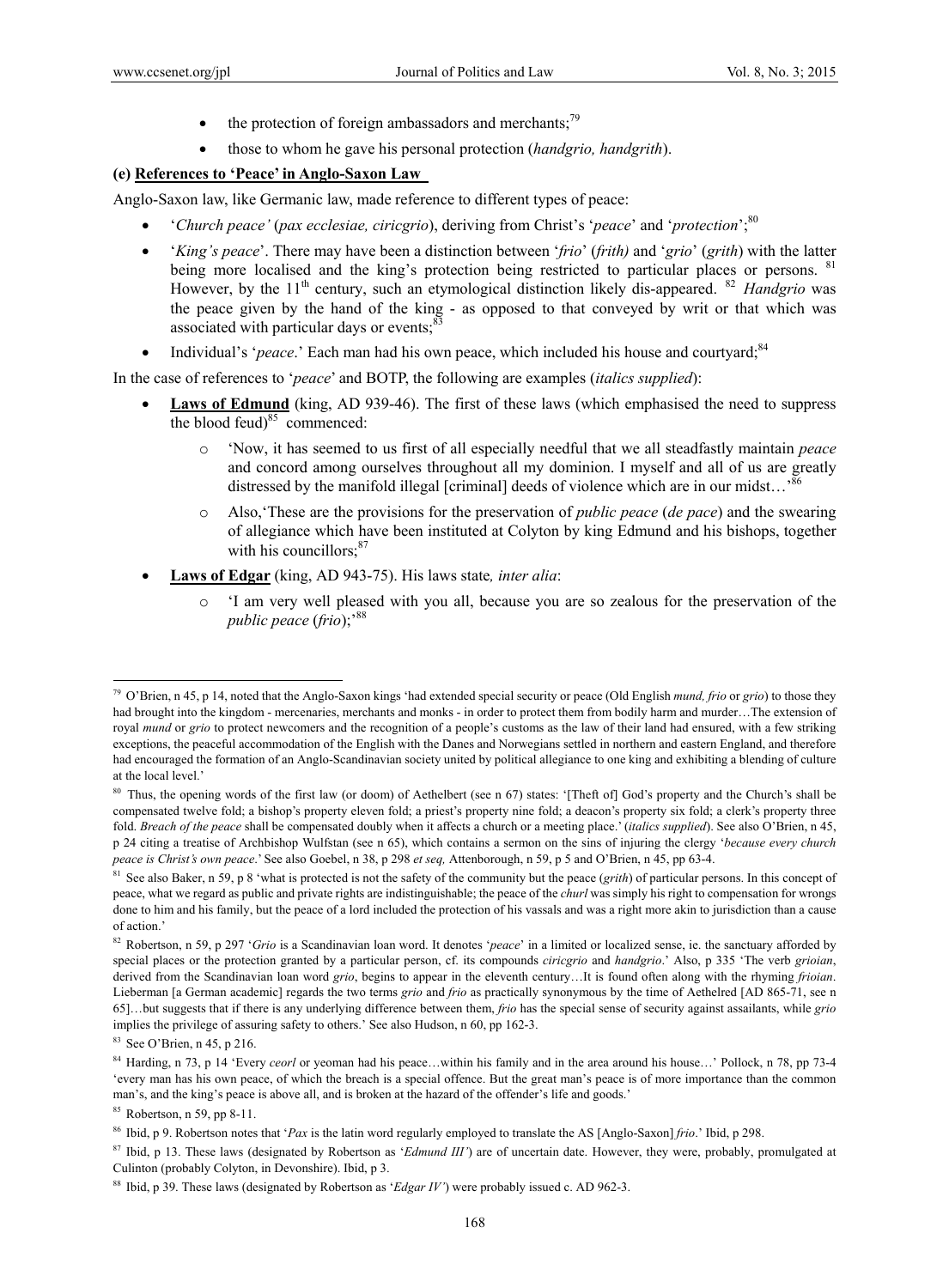- the protection of foreign ambassadors and merchants;[79]
- those to whom he gave his personal protection (*handgrio, handgrith*).

**(e) References to 'Peace' in Anglo-Saxon Law**

Anglo-Saxon law, like Germanic law, made reference to different types of peace:

- '*Church peace'* (*pax ecclesiae, ciricgrio*), deriving from Christ's '*peace*' and '*protection*';[80]
- '*King's peace*'. There may have been a distinction between '*frio*' (*frith)* and '*grio*' (*grith*) with the latter being more localised and the king's protection being restricted to particular places or persons. [81] However, by the 11th century, such an etymological distinction likely dis-appeared. [82] *Handgrio* was the peace given by the hand of the king - as opposed to that conveyed by writ or that which was associated with particular days or events;[83]
- Individual's '*peace*.' Each man had his own peace, which included his house and courtyard;[84]

In the case of references to '*peace*' and BOTP, the following are examples (*italics supplied*):

- **Laws of Edmund** (king, AD 939-46). The first of these laws (which emphasised the need to suppress the blood feud)[85] commenced:
  - 'Now, it has seemed to us first of all especially needful that we all steadfastly maintain *peace* and concord among ourselves throughout all my dominion. I myself and all of us are greatly distressed by the manifold illegal [criminal] deeds of violence which are in our midst…'[86]
  - Also,'These are the provisions for the preservation of *public peace* (*de pace*) and the swearing of allegiance which have been instituted at Colyton by king Edmund and his bishops, together with his councillors;[87]
- **Laws of Edgar** (king, AD 943-75). His laws state*, inter alia*:
  - 'I am very well pleased with you all, because you are so zealous for the preservation of the *public peace* (*frio*);'[88]

---

[79] O'Brien, n 45, p 14, noted that the Anglo-Saxon kings 'had extended special security or peace (Old English *mund, frio* or *grio*) to those they had brought into the kingdom - mercenaries, merchants and monks - in order to protect them from bodily harm and murder…The extension of royal *mund* or *grio* to protect newcomers and the recognition of a people's customs as the law of their land had ensured, with a few striking exceptions, the peaceful accommodation of the English with the Danes and Norwegians settled in northern and eastern England, and therefore had encouraged the formation of an Anglo-Scandinavian society united by political allegiance to one king and exhibiting a blending of culture at the local level.'

[80] Thus, the opening words of the first law (or doom) of Aethelbert (see n 67) states: '[Theft of] God's property and the Church's shall be compensated twelve fold; a bishop's property eleven fold; a priest's property nine fold; a deacon's property six fold; a clerk's property three fold. *Breach of the peace* shall be compensated doubly when it affects a church or a meeting place.' (*italics supplied*). See also O'Brien, n 45, p 24 citing a treatise of Archbishop Wulfstan (see n 65), which contains a sermon on the sins of injuring the clergy '*because every church peace is Christ's own peace*.' See also Goebel, n 38, p 298 *et seq,* Attenborough, n 59, p 5 and O'Brien, n 45, pp 63-4.

[81] See also Baker, n 59, p 8 'what is protected is not the safety of the community but the peace (*grith*) of particular persons. In this concept of peace, what we regard as public and private rights are indistinguishable; the peace of the *churl* was simply his right to compensation for wrongs done to him and his family, but the peace of a lord included the protection of his vassals and was a right more akin to jurisdiction than a cause of action.'

[82] Robertson, n 59, p 297 '*Grio* is a Scandinavian loan word. It denotes '*peace*' in a limited or localized sense, ie. the sanctuary afforded by special places or the protection granted by a particular person, cf. its compounds *ciricgrio* and *handgrio*.' Also, p 335 'The verb *grioian*, derived from the Scandinavian loan word *grio*, begins to appear in the eleventh century…It is found often along with the rhyming *frioian*. Lieberman [a German academic] regards the two terms *grio* and *frio* as practically synonymous by the time of Aethelred [AD 865-71, see n 65]…but suggests that if there is any underlying difference between them, *frio* has the special sense of security against assailants, while *grio* implies the privilege of assuring safety to others.' See also Hudson, n 60, pp 162-3.

[83] See O'Brien, n 45, p 216.

[84] Harding, n 73, p 14 'Every *ceorl* or yeoman had his peace…within his family and in the area around his house…' Pollock, n 78, pp 73-4 'every man has his own peace, of which the breach is a special offence. But the great man's peace is of more importance than the common man's, and the king's peace is above all, and is broken at the hazard of the offender's life and goods.'

[85] Robertson, n 59, pp 8-11.

[86] Ibid, p 9. Robertson notes that '*Pax* is the latin word regularly employed to translate the AS [Anglo-Saxon] *frio*.' Ibid, p 298.

[87] Ibid, p 13. These laws (designated by Robertson as '*Edmund III'*) are of uncertain date. However, they were, probably, promulgated at Culinton (probably Colyton, in Devonshire). Ibid, p 3.

[88] Ibid, p 39. These laws (designated by Robertson as '*Edgar IV'*) were probably issued c. AD 962-3.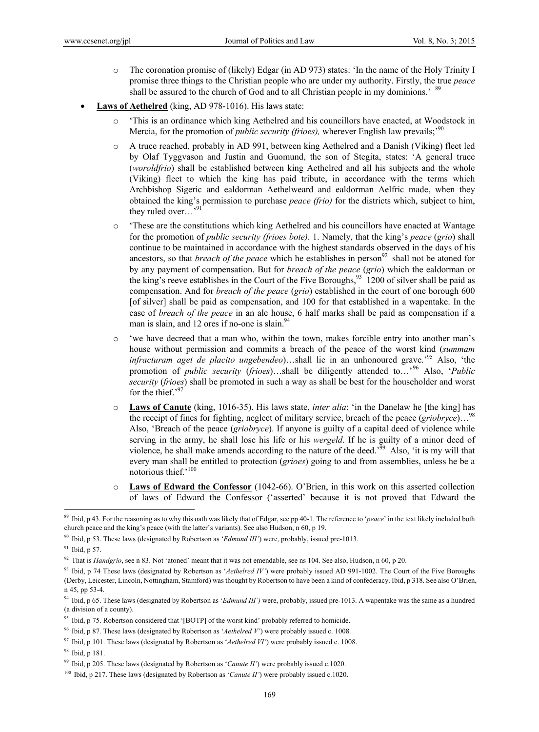- The coronation promise of (likely) Edgar (in AD 973) states: 'In the name of the Holy Trinity I promise three things to the Christian people who are under my authority. Firstly, the true *peace* shall be assured to the church of God and to all Christian people in my dominions.' [89]

- **Laws of Aethelred** (king, AD 978-1016). His laws state:
  - 'This is an ordinance which king Aethelred and his councillors have enacted, at Woodstock in Mercia, for the promotion of *public security (frioes),* wherever English law prevails;'[90]
  - A truce reached, probably in AD 991, between king Aethelred and a Danish (Viking) fleet led by Olaf Tyggvason and Justin and Guomund, the son of Stegita, states: 'A general truce (*woroldfrio*) shall be established between king Aethelred and all his subjects and the whole (Viking) fleet to which the king has paid tribute, in accordance with the terms which Archbishop Sigeric and ealdorman Aethelweard and ealdorman Aelfric made, when they obtained the king's permission to purchase *peace (frio)* for the districts which, subject to him, they ruled over…'[91]
  - 'These are the constitutions which king Aethelred and his councillors have enacted at Wantage for the promotion of *public security (frioes bote)*. 1. Namely, that the king's *peace* (*grio*) shall continue to be maintained in accordance with the highest standards observed in the days of his ancestors, so that *breach of the peace* which he establishes in person[92] shall not be atoned for by any payment of compensation. But for *breach of the peace* (*grio*) which the ealdorman or the king's reeve establishes in the Court of the Five Boroughs,[93] 1200 of silver shall be paid as compensation. And for *breach of the peace* (*grio*) established in the court of one borough 600 [of silver] shall be paid as compensation, and 100 for that established in a wapentake. In the case of *breach of the peace* in an ale house, 6 half marks shall be paid as compensation if a man is slain, and 12 ores if no-one is slain.[94]
  - 'we have decreed that a man who, within the town, makes forcible entry into another man's house without permission and commits a breach of the peace of the worst kind (*summam infracturam aget de placito ungebendeo*)…shall lie in an unhonoured grave.'[95] Also, 'the promotion of *public security* (*frioes*)…shall be diligently attended to…'[96] Also, '*Public security* (*frioes*) shall be promoted in such a way as shall be best for the householder and worst for the thief.'[97]
  - **Laws of Canute** (king, 1016-35). His laws state, *inter alia*: 'in the Danelaw he [the king] has the receipt of fines for fighting, neglect of military service, breach of the peace (*griobryce*)…[98] Also, 'Breach of the peace (*griobryce*). If anyone is guilty of a capital deed of violence while serving in the army, he shall lose his life or his *wergeld*. If he is guilty of a minor deed of violence, he shall make amends according to the nature of the deed.'[99] Also, 'it is my will that every man shall be entitled to protection (*grioes*) going to and from assemblies, unless he be a notorious thief.'[100]
  - **Laws of Edward the Confessor** (1042-66). O'Brien, in this work on this asserted collection of laws of Edward the Confessor ('asserted' because it is not proved that Edward the

---

[89] Ibid, p 43. For the reasoning as to why this oath was likely that of Edgar, see pp 40-1. The reference to '*peace*' in the text likely included both church peace and the king's peace (with the latter's variants). See also Hudson, n 60, p 19.

[90] Ibid, p 53. These laws (designated by Robertson as '*Edmund III'*) were, probably, issued pre-1013.

[91] Ibid, p 57.

[92] That is *Handgrio*, see n 83. Not 'atoned' meant that it was not emendable, see ns 104. See also, Hudson, n 60, p 20.

[93] Ibid, p 74 These laws (designated by Robertson as '*Aethelred IV'*) were probably issued AD 991-1002. The Court of the Five Boroughs (Derby, Leicester, Lincoln, Nottingham, Stamford) was thought by Robertson to have been a kind of confederacy. Ibid, p 318. See also O'Brien, n 45, pp 53-4.

[94] Ibid, p 65. These laws (designated by Robertson as '*Edmund III')* were, probably, issued pre-1013. A wapentake was the same as a hundred (a division of a county).

[95] Ibid, p 75. Robertson considered that '[BOTP] of the worst kind' probably referred to homicide.

[96] Ibid, p 87. These laws (designated by Robertson as '*Aethelred V*') were probably issued c. 1008.

[97] Ibid, p 101. These laws (designated by Robertson as '*Aethelred VI'*) were probably issued c. 1008.

[98] Ibid, p 181.

[99] Ibid, p 205. These laws (designated by Robertson as '*Canute II'*) were probably issued c.1020.

[100] Ibid, p 217. These laws (designated by Robertson as '*Canute II'*) were probably issued c.1020.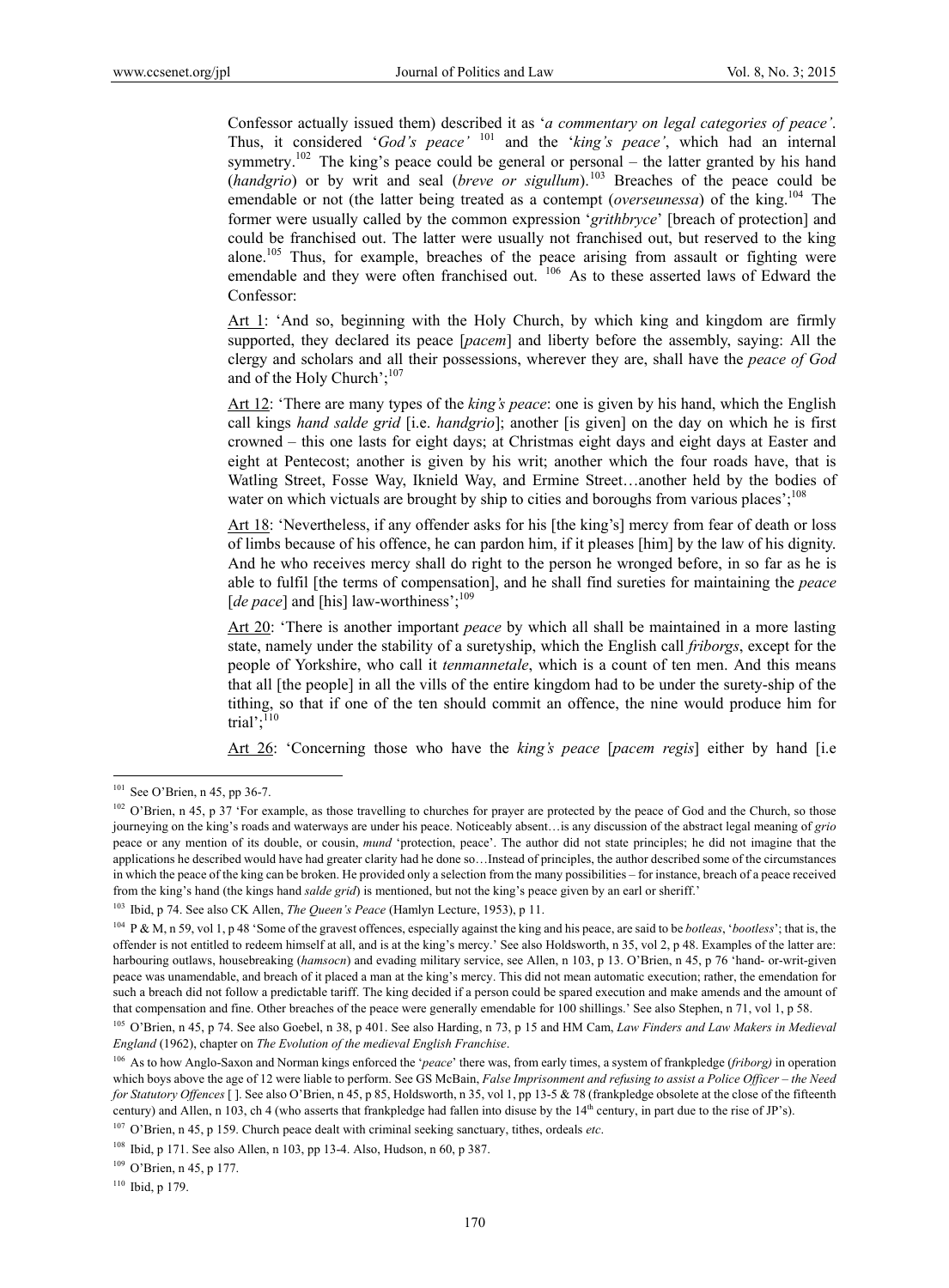Confessor actually issued them) described it as '*a commentary on legal categories of peace'*. Thus, it considered '*God's peace'* [101] and the '*king's peace'*, which had an internal symmetry.[102] The king's peace could be general or personal – the latter granted by his hand (*handgrio*) or by writ and seal (*breve or sigullum*).[103] Breaches of the peace could be emendable or not (the latter being treated as a contempt (*overseunessa*) of the king.[104] The former were usually called by the common expression '*grithbryce*' [breach of protection] and could be franchised out. The latter were usually not franchised out, but reserved to the king alone.[105] Thus, for example, breaches of the peace arising from assault or fighting were emendable and they were often franchised out. [106] As to these asserted laws of Edward the Confessor:

<u>Art 1</u>: 'And so, beginning with the Holy Church, by which king and kingdom are firmly supported, they declared its peace [*pacem*] and liberty before the assembly, saying: All the clergy and scholars and all their possessions, wherever they are, shall have the *peace of God* and of the Holy Church';[107]

<u>Art 12</u>: 'There are many types of the *king's peace*: one is given by his hand, which the English call kings *hand salde grid* [i.e. *handgrio*]; another [is given] on the day on which he is first crowned – this one lasts for eight days; at Christmas eight days and eight days at Easter and eight at Pentecost; another is given by his writ; another which the four roads have, that is Watling Street, Fosse Way, Iknield Way, and Ermine Street…another held by the bodies of water on which victuals are brought by ship to cities and boroughs from various places';[108]

<u>Art 18</u>: 'Nevertheless, if any offender asks for his [the king's] mercy from fear of death or loss of limbs because of his offence, he can pardon him, if it pleases [him] by the law of his dignity. And he who receives mercy shall do right to the person he wronged before, in so far as he is able to fulfil [the terms of compensation], and he shall find sureties for maintaining the *peace* [*de pace*] and [his] law-worthiness';[109]

<u>Art 20</u>: 'There is another important *peace* by which all shall be maintained in a more lasting state, namely under the stability of a suretyship, which the English call *friborgs*, except for the people of Yorkshire, who call it *tenmannetale*, which is a count of ten men. And this means that all [the people] in all the vills of the entire kingdom had to be under the surety-ship of the tithing, so that if one of the ten should commit an offence, the nine would produce him for trial';[110]

<u>Art 26</u>: 'Concerning those who have the *king's peace* [*pacem regis*] either by hand [i.e

---

[101] See O'Brien, n 45, pp 36-7.

[102] O'Brien, n 45, p 37 'For example, as those travelling to churches for prayer are protected by the peace of God and the Church, so those journeying on the king's roads and waterways are under his peace. Noticeably absent…is any discussion of the abstract legal meaning of *grio* peace or any mention of its double, or cousin, *mund* 'protection, peace'. The author did not state principles; he did not imagine that the applications he described would have had greater clarity had he done so…Instead of principles, the author described some of the circumstances in which the peace of the king can be broken. He provided only a selection from the many possibilities – for instance, breach of a peace received from the king's hand (the kings hand *salde grid*) is mentioned, but not the king's peace given by an earl or sheriff.'

[103] Ibid, p 74. See also CK Allen, *The Queen's Peace* (Hamlyn Lecture, 1953), p 11.

[104] P & M, n 59, vol 1, p 48 'Some of the gravest offences, especially against the king and his peace, are said to be *botleas*, '*bootless*'; that is, the offender is not entitled to redeem himself at all, and is at the king's mercy.' See also Holdsworth, n 35, vol 2, p 48. Examples of the latter are: harbouring outlaws, housebreaking (*hamsocn*) and evading military service, see Allen, n 103, p 13. O'Brien, n 45, p 76 'hand- or-writ-given peace was unamendable, and breach of it placed a man at the king's mercy. This did not mean automatic execution; rather, the emendation for such a breach did not follow a predictable tariff. The king decided if a person could be spared execution and make amends and the amount of that compensation and fine. Other breaches of the peace were generally emendable for 100 shillings.' See also Stephen, n 71, vol 1, p 58.

[105] O'Brien, n 45, p 74. See also Goebel, n 38, p 401. See also Harding, n 73, p 15 and HM Cam, *Law Finders and Law Makers in Medieval England* (1962), chapter on *The Evolution of the medieval English Franchise*.

[106] As to how Anglo-Saxon and Norman kings enforced the '*peace*' there was, from early times, a system of frankpledge (*friborg)* in operation which boys above the age of 12 were liable to perform. See GS McBain, *False Imprisonment and refusing to assist a Police Officer – the Need for Statutory Offences* [ ]. See also O'Brien, n 45, p 85, Holdsworth, n 35, vol 1, pp 13-5 & 78 (frankpledge obsolete at the close of the fifteenth century) and Allen, n 103, ch 4 (who asserts that frankpledge had fallen into disuse by the 14th century, in part due to the rise of JP's).

[107] O'Brien, n 45, p 159. Church peace dealt with criminal seeking sanctuary, tithes, ordeals *etc*.

[108] Ibid, p 171. See also Allen, n 103, pp 13-4. Also, Hudson, n 60, p 387.

[109] O'Brien, n 45, p 177.

[110] Ibid, p 179.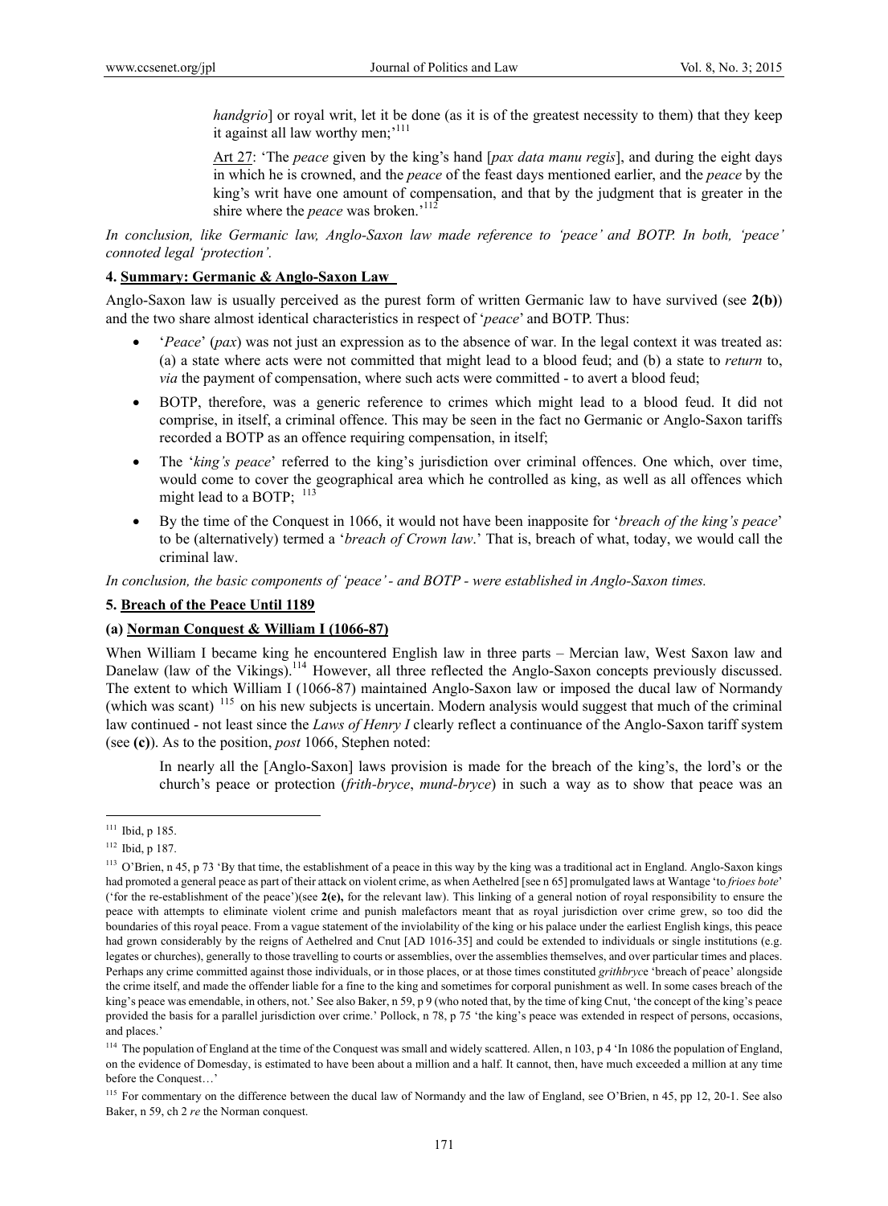*handgrio*] or royal writ, let it be done (as it is of the greatest necessity to them) that they keep it against all law worthy men;'[111]

Art 27: 'The *peace* given by the king's hand [*pax data manu regis*], and during the eight days in which he is crowned, and the *peace* of the feast days mentioned earlier, and the *peace* by the king's writ have one amount of compensation, and that by the judgment that is greater in the shire where the *peace* was broken.'[112]

*In conclusion, like Germanic law, Anglo-Saxon law made reference to 'peace' and BOTP. In both, 'peace' connoted legal 'protection'.*

### 4. Summary: Germanic & Anglo-Saxon Law

Anglo-Saxon law is usually perceived as the purest form of written Germanic law to have survived (see **2(b)**) and the two share almost identical characteristics in respect of '*peace*' and BOTP. Thus:

- '*Peace*' (*pax*) was not just an expression as to the absence of war. In the legal context it was treated as: (a) a state where acts were not committed that might lead to a blood feud; and (b) a state to *return* to, *via* the payment of compensation, where such acts were committed - to avert a blood feud;
- BOTP, therefore, was a generic reference to crimes which might lead to a blood feud. It did not comprise, in itself, a criminal offence. This may be seen in the fact no Germanic or Anglo-Saxon tariffs recorded a BOTP as an offence requiring compensation, in itself;
- The '*king's peace*' referred to the king's jurisdiction over criminal offences. One which, over time, would come to cover the geographical area which he controlled as king, as well as all offences which might lead to a BOTP; [113]
- By the time of the Conquest in 1066, it would not have been inapposite for '*breach of the king's peace*' to be (alternatively) termed a '*breach of Crown law*.' That is, breach of what, today, we would call the criminal law.

*In conclusion, the basic components of 'peace' - and BOTP - were established in Anglo-Saxon times.*

### 5. Breach of the Peace Until 1189

#### (a) Norman Conquest & William I (1066-87)

When William I became king he encountered English law in three parts – Mercian law, West Saxon law and Danelaw (law of the Vikings).[114] However, all three reflected the Anglo-Saxon concepts previously discussed. The extent to which William I (1066-87) maintained Anglo-Saxon law or imposed the ducal law of Normandy (which was scant) [115] on his new subjects is uncertain. Modern analysis would suggest that much of the criminal law continued - not least since the *Laws of Henry I* clearly reflect a continuance of the Anglo-Saxon tariff system (see **(c)**). As to the position, *post* 1066, Stephen noted:

> In nearly all the [Anglo-Saxon] laws provision is made for the breach of the king's, the lord's or the church's peace or protection (*frith-bryce*, *mund-bryce*) in such a way as to show that peace was an

---

[111] Ibid, p 185.

[112] Ibid, p 187.

[113] O'Brien, n 45, p 73 'By that time, the establishment of a peace in this way by the king was a traditional act in England. Anglo-Saxon kings had promoted a general peace as part of their attack on violent crime, as when Aethelred [see n 65] promulgated laws at Wantage 'to *frioes bote*' ('for the re-establishment of the peace')(see **2(e),** for the relevant law). This linking of a general notion of royal responsibility to ensure the peace with attempts to eliminate violent crime and punish malefactors meant that as royal jurisdiction over crime grew, so too did the boundaries of this royal peace. From a vague statement of the inviolability of the king or his palace under the earliest English kings, this peace had grown considerably by the reigns of Aethelred and Cnut [AD 1016-35] and could be extended to individuals or single institutions (e.g. legates or churches), generally to those travelling to courts or assemblies, over the assemblies themselves, and over particular times and places. Perhaps any crime committed against those individuals, or in those places, or at those times constituted *grithbryc*e 'breach of peace' alongside the crime itself, and made the offender liable for a fine to the king and sometimes for corporal punishment as well. In some cases breach of the king's peace was emendable, in others, not.' See also Baker, n 59, p 9 (who noted that, by the time of king Cnut, 'the concept of the king's peace provided the basis for a parallel jurisdiction over crime.' Pollock, n 78, p 75 'the king's peace was extended in respect of persons, occasions, and places.'

[114] The population of England at the time of the Conquest was small and widely scattered. Allen, n 103, p 4 'In 1086 the population of England, on the evidence of Domesday, is estimated to have been about a million and a half. It cannot, then, have much exceeded a million at any time before the Conquest…'

[115] For commentary on the difference between the ducal law of Normandy and the law of England, see O'Brien, n 45, pp 12, 20-1. See also Baker, n 59, ch 2 *re* the Norman conquest.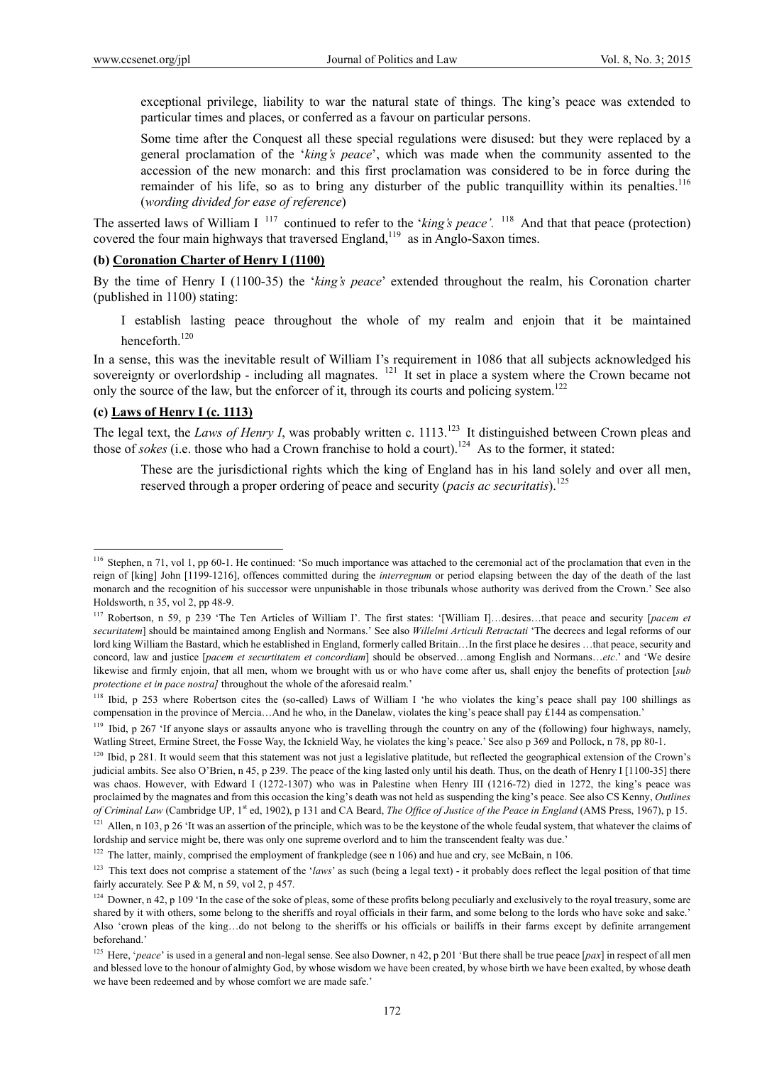> exceptional privilege, liability to war the natural state of things. The king's peace was extended to particular times and places, or conferred as a favour on particular persons.
>
> Some time after the Conquest all these special regulations were disused: but they were replaced by a general proclamation of the '*king's peace*', which was made when the community assented to the accession of the new monarch: and this first proclamation was considered to be in force during the remainder of his life, so as to bring any disturber of the public tranquillity within its penalties.[116] (*wording divided for ease of reference*)

The asserted laws of William I [117] continued to refer to the '*king's peace'*. [118] And that that peace (protection) covered the four main highways that traversed England,[119] as in Anglo-Saxon times.

**(b) Coronation Charter of Henry I (1100)**

By the time of Henry I (1100-35) the '*king's peace*' extended throughout the realm, his Coronation charter (published in 1100) stating:

> I establish lasting peace throughout the whole of my realm and enjoin that it be maintained henceforth.[120]

In a sense, this was the inevitable result of William I's requirement in 1086 that all subjects acknowledged his sovereignty or overlordship - including all magnates. [121] It set in place a system where the Crown became not only the source of the law, but the enforcer of it, through its courts and policing system.[122]

**(c) Laws of Henry I (c. 1113)**

The legal text, the *Laws of Henry I*, was probably written c. 1113.[123] It distinguished between Crown pleas and those of *sokes* (i.e. those who had a Crown franchise to hold a court).[124] As to the former, it stated:

> These are the jurisdictional rights which the king of England has in his land solely and over all men, reserved through a proper ordering of peace and security (*pacis ac securitatis*).[125]

---

[116] Stephen, n 71, vol 1, pp 60-1. He continued: 'So much importance was attached to the ceremonial act of the proclamation that even in the reign of [king] John [1199-1216], offences committed during the *interregnum* or period elapsing between the day of the death of the last monarch and the recognition of his successor were unpunishable in those tribunals whose authority was derived from the Crown.' See also Holdsworth, n 35, vol 2, pp 48-9.

[117] Robertson, n 59, p 239 'The Ten Articles of William I'. The first states: '[William I]…desires…that peace and security [*pacem et securitatem*] should be maintained among English and Normans.' See also *Willelmi Articuli Retractati* 'The decrees and legal reforms of our lord king William the Bastard, which he established in England, formerly called Britain…In the first place he desires …that peace, security and concord, law and justice [*pacem et securtitatem et concordiam*] should be observed…among English and Normans…*etc*.' and 'We desire likewise and firmly enjoin, that all men, whom we brought with us or who have come after us, shall enjoy the benefits of protection [*sub protectione et in pace nostra]* throughout the whole of the aforesaid realm.'

[118] Ibid, p 253 where Robertson cites the (so-called) Laws of William I 'he who violates the king's peace shall pay 100 shillings as compensation in the province of Mercia…And he who, in the Danelaw, violates the king's peace shall pay £144 as compensation.'

[119] Ibid, p 267 'If anyone slays or assaults anyone who is travelling through the country on any of the (following) four highways, namely, Watling Street, Ermine Street, the Fosse Way, the Icknield Way, he violates the king's peace.' See also p 369 and Pollock, n 78, pp 80-1.

[120] Ibid, p 281. It would seem that this statement was not just a legislative platitude, but reflected the geographical extension of the Crown's judicial ambits. See also O'Brien, n 45, p 239. The peace of the king lasted only until his death. Thus, on the death of Henry I [1100-35] there was chaos. However, with Edward I (1272-1307) who was in Palestine when Henry III (1216-72) died in 1272, the king's peace was proclaimed by the magnates and from this occasion the king's death was not held as suspending the king's peace. See also CS Kenny, *Outlines of Criminal Law* (Cambridge UP, 1st ed, 1902), p 131 and CA Beard, *The Office of Justice of the Peace in England* (AMS Press, 1967), p 15.

[121] Allen, n 103, p 26 'It was an assertion of the principle, which was to be the keystone of the whole feudal system, that whatever the claims of lordship and service might be, there was only one supreme overlord and to him the transcendent fealty was due.'

[122] The latter, mainly, comprised the employment of frankpledge (see n 106) and hue and cry, see McBain, n 106.

[123] This text does not comprise a statement of the '*laws*' as such (being a legal text) - it probably does reflect the legal position of that time fairly accurately. See P & M, n 59, vol 2, p 457.

[124] Downer, n 42, p 109 'In the case of the soke of pleas, some of these profits belong peculiarly and exclusively to the royal treasury, some are shared by it with others, some belong to the sheriffs and royal officials in their farm, and some belong to the lords who have soke and sake.' Also 'crown pleas of the king…do not belong to the sheriffs or his officials or bailiffs in their farms except by definite arrangement beforehand.'

[125] Here, '*peace*' is used in a general and non-legal sense. See also Downer, n 42, p 201 'But there shall be true peace [*pax*] in respect of all men and blessed love to the honour of almighty God, by whose wisdom we have been created, by whose birth we have been exalted, by whose death we have been redeemed and by whose comfort we are made safe.'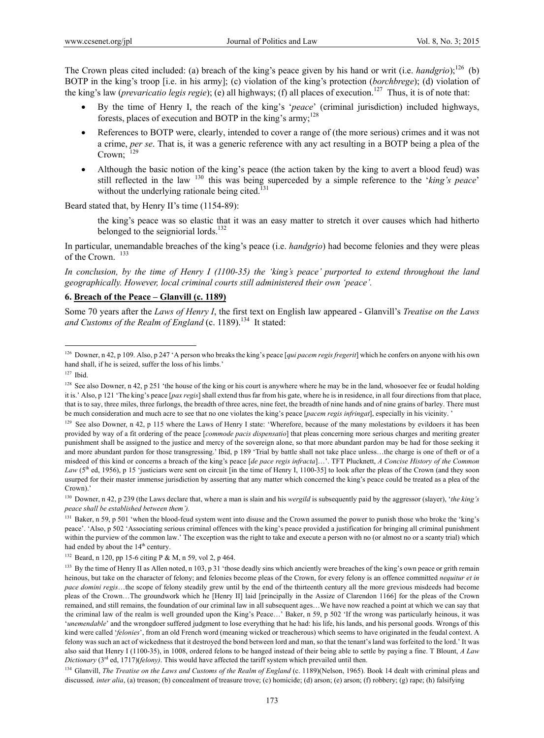The Crown pleas cited included: (a) breach of the king's peace given by his hand or writ (i.e. *handgrio*);[126] (b) BOTP in the king's troop [i.e. in his army]; (c) violation of the king's protection (*borchbrege*); (d) violation of the king's law (*prevaricatio legis regie*); (e) all highways; (f) all places of execution.[127] Thus, it is of note that:

- By the time of Henry I, the reach of the king's '*peace*' (criminal jurisdiction) included highways, forests, places of execution and BOTP in the king's army;[128]
- References to BOTP were, clearly, intended to cover a range of (the more serious) crimes and it was not a crime, *per se*. That is, it was a generic reference with any act resulting in a BOTP being a plea of the Crown; [129]
- Although the basic notion of the king's peace (the action taken by the king to avert a blood feud) was still reflected in the law [130] this was being superceded by a simple reference to the '*king's peace*' without the underlying rationale being cited.[131]

Beard stated that, by Henry II's time (1154-89):

> the king's peace was so elastic that it was an easy matter to stretch it over causes which had hitherto belonged to the seigniorial lords.[132]

In particular, unemandable breaches of the king's peace (i.e. *handgrio*) had become felonies and they were pleas of the Crown. [133]

*In conclusion, by the time of Henry I (1100-35) the 'king's peace' purported to extend throughout the land geographically. However, local criminal courts still administered their own 'peace'.*

## 6. Breach of the Peace – Glanvill (c. 1189)

Some 70 years after the *Laws of Henry I*, the first text on English law appeared - Glanvill's *Treatise on the Laws and Customs of the Realm of England* (c. 1189).[134] It stated:

---

[126] Downer, n 42, p 109. Also, p 247 'A person who breaks the king's peace [*qui pacem regis fregerit*] which he confers on anyone with his own hand shall, if he is seized, suffer the loss of his limbs.'

[127] Ibid.

[128] See also Downer, n 42, p 251 'the house of the king or his court is anywhere where he may be in the land, whosoever fee or feudal holding it is.' Also, p 121 'The king's peace [*pax regis*] shall extend thus far from his gate, where he is in residence, in all four directions from that place, that is to say, three miles, three furlongs, the breadth of three acres, nine feet, the breadth of nine hands and of nine grains of barley. There must be much consideration and much acre to see that no one violates the king's peace [*pacem regis infringat*], especially in his vicinity. '

[129] See also Downer, n 42, p 115 where the Laws of Henry I state: 'Wherefore, because of the many molestations by evildoers it has been provided by way of a fit ordering of the peace [*commode pacis dispensatio*] that pleas concerning more serious charges and meriting greater punishment shall be assigned to the justice and mercy of the sovereign alone, so that more abundant pardon may be had for those seeking it and more abundant pardon for those transgressing.' Ibid, p 189 'Trial by battle shall not take place unless…the charge is one of theft or of a misdeed of this kind or concerns a breach of the king's peace [*de pace regis infracta*]…'. TFT Plucknett, *A Concise History of the Common Law* (5th ed, 1956), p 15 'justiciars were sent on circuit [in the time of Henry I, 1100-35] to look after the pleas of the Crown (and they soon usurped for their master immense jurisdiction by asserting that any matter which concerned the king's peace could be treated as a plea of the Crown).'

[130] Downer, n 42, p 239 (the Laws declare that, where a man is slain and his *wergild* is subsequently paid by the aggressor (slayer), '*the king's peace shall be established between them').*

[131] Baker, n 59, p 501 'when the blood-feud system went into disuse and the Crown assumed the power to punish those who broke the 'king's peace'. 'Also, p 502 'Associating serious criminal offences with the king's peace provided a justification for bringing all criminal punishment within the purview of the common law.' The exception was the right to take and execute a person with no (or almost no or a scanty trial) which had ended by about the 14th century.

[132] Beard, n 120, pp 15-6 citing P & M, n 59, vol 2, p 464.

[133] By the time of Henry II as Allen noted, n 103, p 31 'those deadly sins which anciently were breaches of the king's own peace or grith remain heinous, but take on the character of felony; and felonies become pleas of the Crown, for every felony is an offence committed *nequitur et in pace domini regis*…the scope of felony steadily grew until by the end of the thirteenth century all the more grevious misdeeds had become pleas of the Crown…The groundwork which he [Henry II] laid [principally in the Assize of Clarendon 1166] for the pleas of the Crown remained, and still remains, the foundation of our criminal law in all subsequent ages…We have now reached a point at which we can say that the criminal law of the realm is well grounded upon the King's Peace…' Baker, n 59, p 502 'If the wrong was particularly heinous, it was '*unemendable*' and the wrongdoer suffered judgment to lose everything that he had: his life, his lands, and his personal goods. Wrongs of this kind were called '*felonies*', from an old French word (meaning wicked or treacherous) which seems to have originated in the feudal context. A felony was such an act of wickedness that it destroyed the bond between lord and man, so that the tenant's land was forfeited to the lord.' It was also said that Henry I (1100-35), in 1008, ordered felons to be hanged instead of their being able to settle by paying a fine. T Blount, *A Law Dictionary* (3rd ed, 1717)(*felony)*. This would have affected the tariff system which prevailed until then.

[134] Glanvill, *The Treatise on the Laws and Customs of the Realm of England* (c. 1189)(Nelson, 1965). Book 14 dealt with criminal pleas and discussed*, inter alia*, (a) treason; (b) concealment of treasure trove; (c) homicide; (d) arson; (e) arson; (f) robbery; (g) rape; (h) falsifying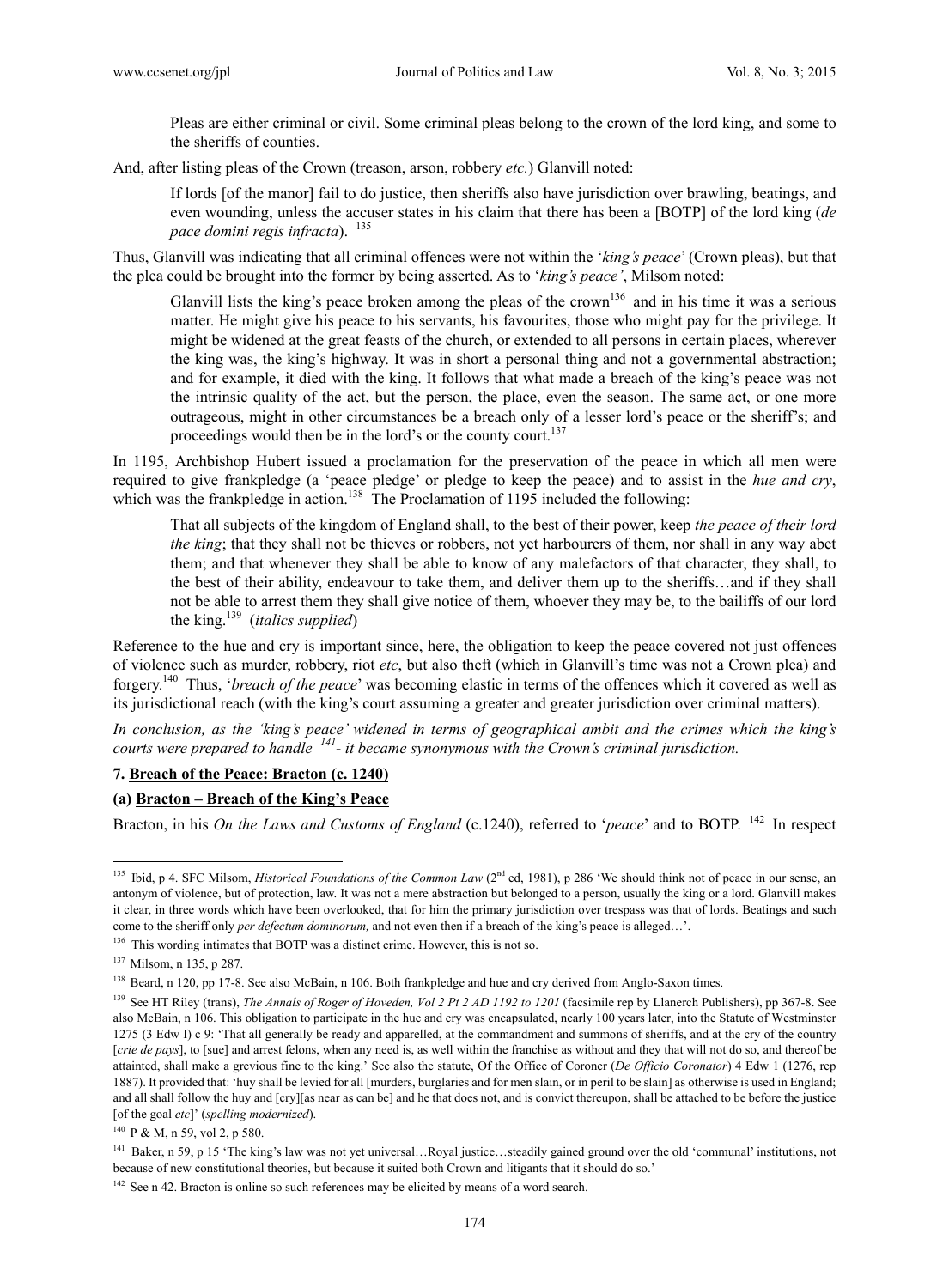> Pleas are either criminal or civil. Some criminal pleas belong to the crown of the lord king, and some to the sheriffs of counties.

And, after listing pleas of the Crown (treason, arson, robbery *etc.*) Glanvill noted:

> If lords [of the manor] fail to do justice, then sheriffs also have jurisdiction over brawling, beatings, and even wounding, unless the accuser states in his claim that there has been a [BOTP] of the lord king (*de pace domini regis infracta*). [135]

Thus, Glanvill was indicating that all criminal offences were not within the '*king's peace*' (Crown pleas), but that the plea could be brought into the former by being asserted. As to '*king's peace'*, Milsom noted:

> Glanvill lists the king's peace broken among the pleas of the crown[136] and in his time it was a serious matter. He might give his peace to his servants, his favourites, those who might pay for the privilege. It might be widened at the great feasts of the church, or extended to all persons in certain places, wherever the king was, the king's highway. It was in short a personal thing and not a governmental abstraction; and for example, it died with the king. It follows that what made a breach of the king's peace was not the intrinsic quality of the act, but the person, the place, even the season. The same act, or one more outrageous, might in other circumstances be a breach only of a lesser lord's peace or the sheriff's; and proceedings would then be in the lord's or the county court.[137]

In 1195, Archbishop Hubert issued a proclamation for the preservation of the peace in which all men were required to give frankpledge (a 'peace pledge' or pledge to keep the peace) and to assist in the *hue and cry*, which was the frankpledge in action.[138] The Proclamation of 1195 included the following:

> That all subjects of the kingdom of England shall, to the best of their power, keep *the peace of their lord the king*; that they shall not be thieves or robbers, not yet harbourers of them, nor shall in any way abet them; and that whenever they shall be able to know of any malefactors of that character, they shall, to the best of their ability, endeavour to take them, and deliver them up to the sheriffs…and if they shall not be able to arrest them they shall give notice of them, whoever they may be, to the bailiffs of our lord the king.[139] (*italics supplied*)

Reference to the hue and cry is important since, here, the obligation to keep the peace covered not just offences of violence such as murder, robbery, riot *etc*, but also theft (which in Glanvill's time was not a Crown plea) and forgery.[140] Thus, '*breach of the peace*' was becoming elastic in terms of the offences which it covered as well as its jurisdictional reach (with the king's court assuming a greater and greater jurisdiction over criminal matters).

*In conclusion, as the 'king's peace' widened in terms of geographical ambit and the crimes which the king's courts were prepared to handle [141]- it became synonymous with the Crown's criminal jurisdiction.*

### 7. Breach of the Peace: Bracton (c. 1240)

#### (a) Bracton – Breach of the King's Peace

Bracton, in his *On the Laws and Customs of England* (c.1240), referred to '*peace*' and to BOTP. [142] In respect

---

[135] Ibid, p 4. SFC Milsom, *Historical Foundations of the Common Law* (2nd ed, 1981), p 286 'We should think not of peace in our sense, an antonym of violence, but of protection, law. It was not a mere abstraction but belonged to a person, usually the king or a lord. Glanvill makes it clear, in three words which have been overlooked, that for him the primary jurisdiction over trespass was that of lords. Beatings and such come to the sheriff only *per defectum dominorum,* and not even then if a breach of the king's peace is alleged…'.

[136] This wording intimates that BOTP was a distinct crime. However, this is not so.

[137] Milsom, n 135, p 287.

[138] Beard, n 120, pp 17-8. See also McBain, n 106. Both frankpledge and hue and cry derived from Anglo-Saxon times.

[139] See HT Riley (trans), *The Annals of Roger of Hoveden, Vol 2 Pt 2 AD 1192 to 1201* (facsimile rep by Llanerch Publishers), pp 367-8. See also McBain, n 106. This obligation to participate in the hue and cry was encapsulated, nearly 100 years later, into the Statute of Westminster 1275 (3 Edw I) c 9: 'That all generally be ready and apparelled, at the commandment and summons of sheriffs, and at the cry of the country [*crie de pays*], to [sue] and arrest felons, when any need is, as well within the franchise as without and they that will not do so, and thereof be attainted, shall make a grevious fine to the king.' See also the statute, Of the Office of Coroner (*De Officio Coronator*) 4 Edw 1 (1276, rep 1887). It provided that: 'huy shall be levied for all [murders, burglaries and for men slain, or in peril to be slain] as otherwise is used in England; and all shall follow the huy and [cry][as near as can be] and he that does not, and is convict thereupon, shall be attached to be before the justice [of the goal *etc*]' (*spelling modernized*).

[140] P & M, n 59, vol 2, p 580.

[141] Baker, n 59, p 15 'The king's law was not yet universal…Royal justice…steadily gained ground over the old 'communal' institutions, not because of new constitutional theories, but because it suited both Crown and litigants that it should do so.'

[142] See n 42. Bracton is online so such references may be elicited by means of a word search.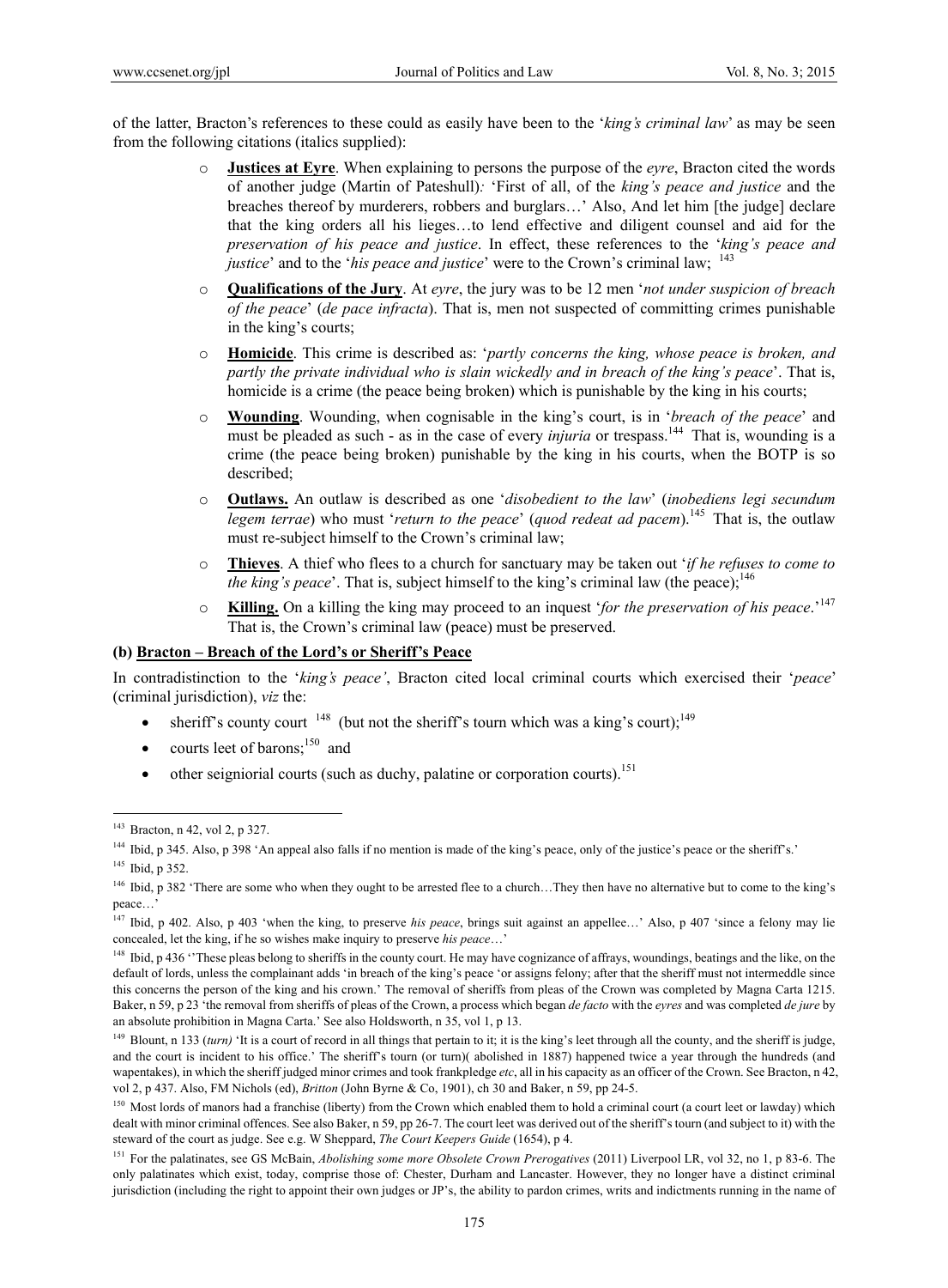of the latter, Bracton's references to these could as easily have been to the '*king's criminal law*' as may be seen from the following citations (italics supplied):

- **Justices at Eyre**. When explaining to persons the purpose of the *eyre*, Bracton cited the words of another judge (Martin of Pateshull): 'First of all, of the *king's peace and justice* and the breaches thereof by murderers, robbers and burglars…' Also, And let him [the judge] declare that the king orders all his lieges…to lend effective and diligent counsel and aid for the *preservation of his peace and justice*. In effect, these references to the '*king's peace and justice*' and to the '*his peace and justice*' were to the Crown's criminal law; [143]
- **Qualifications of the Jury**. At *eyre*, the jury was to be 12 men '*not under suspicion of breach of the peace*' (*de pace infracta*). That is, men not suspected of committing crimes punishable in the king's courts;
- **Homicide**. This crime is described as: '*partly concerns the king, whose peace is broken, and partly the private individual who is slain wickedly and in breach of the king's peace*'. That is, homicide is a crime (the peace being broken) which is punishable by the king in his courts;
- **Wounding**. Wounding, when cognisable in the king's court, is in '*breach of the peace*' and must be pleaded as such - as in the case of every *injuria* or trespass.[144] That is, wounding is a crime (the peace being broken) punishable by the king in his courts, when the BOTP is so described;
- **Outlaws.** An outlaw is described as one '*disobedient to the law*' (*inobediens legi secundum legem terrae*) who must '*return to the peace*' (*quod redeat ad pacem*).[145] That is, the outlaw must re-subject himself to the Crown's criminal law;
- **Thieves**. A thief who flees to a church for sanctuary may be taken out '*if he refuses to come to the king's peace*'. That is, subject himself to the king's criminal law (the peace);[146]
- **Killing.** On a killing the king may proceed to an inquest '*for the preservation of his peace*.'[147] That is, the Crown's criminal law (peace) must be preserved.

**(b) Bracton – Breach of the Lord's or Sheriff's Peace**

In contradistinction to the '*king's peace'*, Bracton cited local criminal courts which exercised their '*peace*' (criminal jurisdiction), *viz* the:

- sheriff's county court [148] (but not the sheriff's tourn which was a king's court);[149]
- courts leet of barons;[150] and
- other seigniorial courts (such as duchy, palatine or corporation courts).[151]

---

[143] Bracton, n 42, vol 2, p 327.

[144] Ibid, p 345. Also, p 398 'An appeal also falls if no mention is made of the king's peace, only of the justice's peace or the sheriff's.'

[145] Ibid, p 352.

[146] Ibid, p 382 'There are some who when they ought to be arrested flee to a church…They then have no alternative but to come to the king's peace…'

[147] Ibid, p 402. Also, p 403 'when the king, to preserve *his peace*, brings suit against an appellee…' Also, p 407 'since a felony may lie concealed, let the king, if he so wishes make inquiry to preserve *his peace*…'

[148] Ibid, p 436 ''These pleas belong to sheriffs in the county court. He may have cognizance of affrays, woundings, beatings and the like, on the default of lords, unless the complainant adds 'in breach of the king's peace 'or assigns felony; after that the sheriff must not intermeddle since this concerns the person of the king and his crown.' The removal of sheriffs from pleas of the Crown was completed by Magna Carta 1215. Baker, n 59, p 23 'the removal from sheriffs of pleas of the Crown, a process which began *de facto* with the *eyres* and was completed *de jure* by an absolute prohibition in Magna Carta.' See also Holdsworth, n 35, vol 1, p 13.

[149] Blount, n 133 (*turn)* 'It is a court of record in all things that pertain to it; it is the king's leet through all the county, and the sheriff is judge, and the court is incident to his office.' The sheriff's tourn (or turn)( abolished in 1887) happened twice a year through the hundreds (and wapentakes), in which the sheriff judged minor crimes and took frankpledge *etc*, all in his capacity as an officer of the Crown. See Bracton, n 42, vol 2, p 437. Also, FM Nichols (ed), *Britton* (John Byrne & Co, 1901), ch 30 and Baker, n 59, pp 24-5.

[150] Most lords of manors had a franchise (liberty) from the Crown which enabled them to hold a criminal court (a court leet or lawday) which dealt with minor criminal offences. See also Baker, n 59, pp 26-7. The court leet was derived out of the sheriff's tourn (and subject to it) with the steward of the court as judge. See e.g. W Sheppard, *The Court Keepers Guide* (1654), p 4.

[151] For the palatinates, see GS McBain, *Abolishing some more Obsolete Crown Prerogatives* (2011) Liverpool LR, vol 32, no 1, p 83-6. The only palatinates which exist, today, comprise those of: Chester, Durham and Lancaster. However, they no longer have a distinct criminal jurisdiction (including the right to appoint their own judges or JP's, the ability to pardon crimes, writs and indictments running in the name of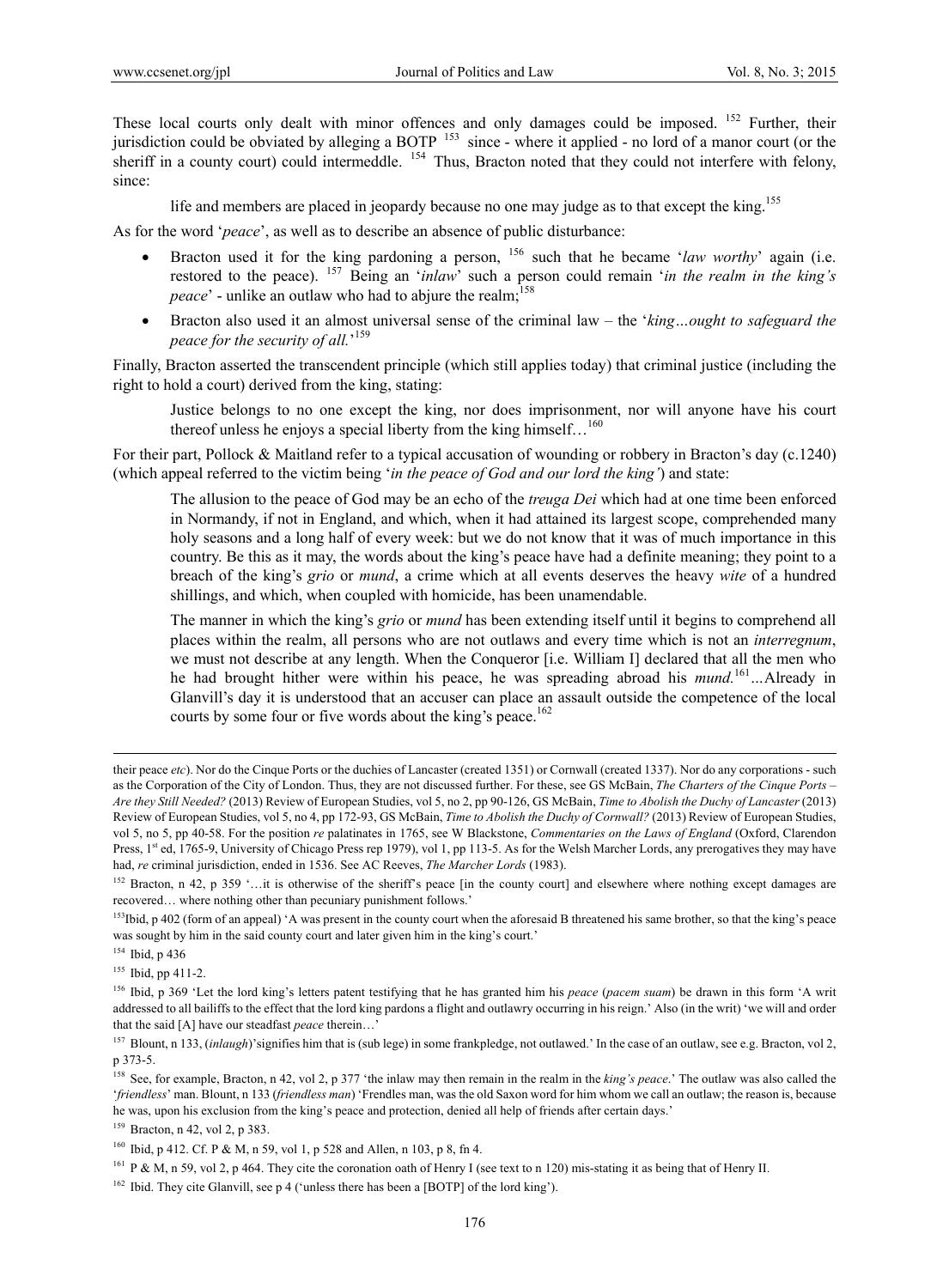These local courts only dealt with minor offences and only damages could be imposed. [152] Further, their jurisdiction could be obviated by alleging a BOTP [153] since - where it applied - no lord of a manor court (or the sheriff in a county court) could intermeddle. [154] Thus, Bracton noted that they could not interfere with felony, since:

> life and members are placed in jeopardy because no one may judge as to that except the king.[155]

As for the word '*peace*', as well as to describe an absence of public disturbance:

- Bracton used it for the king pardoning a person, [156] such that he became '*law worthy*' again (i.e. restored to the peace). [157] Being an '*inlaw*' such a person could remain '*in the realm in the king's peace*' - unlike an outlaw who had to abjure the realm;[158]
- Bracton also used it an almost universal sense of the criminal law – the '*king…ought to safeguard the peace for the security of all.*'[159]

Finally, Bracton asserted the transcendent principle (which still applies today) that criminal justice (including the right to hold a court) derived from the king, stating:

> Justice belongs to no one except the king, nor does imprisonment, nor will anyone have his court thereof unless he enjoys a special liberty from the king himself…[160]

For their part, Pollock & Maitland refer to a typical accusation of wounding or robbery in Bracton's day (c.1240) (which appeal referred to the victim being '*in the peace of God and our lord the king'*) and state:

> The allusion to the peace of God may be an echo of the *treuga Dei* which had at one time been enforced in Normandy, if not in England, and which, when it had attained its largest scope, comprehended many holy seasons and a long half of every week: but we do not know that it was of much importance in this country. Be this as it may, the words about the king's peace have had a definite meaning; they point to a breach of the king's *grio* or *mund*, a crime which at all events deserves the heavy *wite* of a hundred shillings, and which, when coupled with homicide, has been unamendable.
>
> The manner in which the king's *grio* or *mund* has been extending itself until it begins to comprehend all places within the realm, all persons who are not outlaws and every time which is not an *interregnum*, we must not describe at any length. When the Conqueror [i.e. William I] declared that all the men who he had brought hither were within his peace, he was spreading abroad his *mund.*[161]…Already in Glanvill's day it is understood that an accuser can place an assault outside the competence of the local courts by some four or five words about the king's peace.[162]

---

their peace *etc*). Nor do the Cinque Ports or the duchies of Lancaster (created 1351) or Cornwall (created 1337). Nor do any corporations - such as the Corporation of the City of London. Thus, they are not discussed further. For these, see GS McBain, *The Charters of the Cinque Ports – Are they Still Needed?* (2013) Review of European Studies, vol 5, no 2, pp 90-126, GS McBain, *Time to Abolish the Duchy of Lancaster* (2013) Review of European Studies, vol 5, no 4, pp 172-93, GS McBain, *Time to Abolish the Duchy of Cornwall?* (2013) Review of European Studies, vol 5, no 5, pp 40-58. For the position *re* palatinates in 1765, see W Blackstone, *Commentaries on the Laws of England* (Oxford, Clarendon Press, 1st ed, 1765-9, University of Chicago Press rep 1979), vol 1, pp 113-5. As for the Welsh Marcher Lords, any prerogatives they may have had, *re* criminal jurisdiction, ended in 1536. See AC Reeves, *The Marcher Lords* (1983).

[152] Bracton, n 42, p 359 '…it is otherwise of the sheriff's peace [in the county court] and elsewhere where nothing except damages are recovered… where nothing other than pecuniary punishment follows.'

[153] Ibid, p 402 (form of an appeal) 'A was present in the county court when the aforesaid B threatened his same brother, so that the king's peace was sought by him in the said county court and later given him in the king's court.'

[154] Ibid, p 436

[155] Ibid, pp 411-2.

[156] Ibid, p 369 'Let the lord king's letters patent testifying that he has granted him his *peace* (*pacem suam*) be drawn in this form 'A writ addressed to all bailiffs to the effect that the lord king pardons a flight and outlawry occurring in his reign.' Also (in the writ) 'we will and order that the said [A] have our steadfast *peace* therein…'

[157] Blount, n 133, (*inlaugh*)'signifies him that is (sub lege) in some frankpledge, not outlawed.' In the case of an outlaw, see e.g. Bracton, vol 2, p 373-5.

[158] See, for example, Bracton, n 42, vol 2, p 377 'the inlaw may then remain in the realm in the *king's peace*.' The outlaw was also called the '*friendless*' man. Blount, n 133 (*friendless man*) 'Frendles man, was the old Saxon word for him whom we call an outlaw; the reason is, because he was, upon his exclusion from the king's peace and protection, denied all help of friends after certain days.'

[159] Bracton, n 42, vol 2, p 383.

[160] Ibid, p 412. Cf. P & M, n 59, vol 1, p 528 and Allen, n 103, p 8, fn 4.

[161] P & M, n 59, vol 2, p 464. They cite the coronation oath of Henry I (see text to n 120) mis-stating it as being that of Henry II.

[162] Ibid. They cite Glanvill, see p 4 ('unless there has been a [BOTP] of the lord king').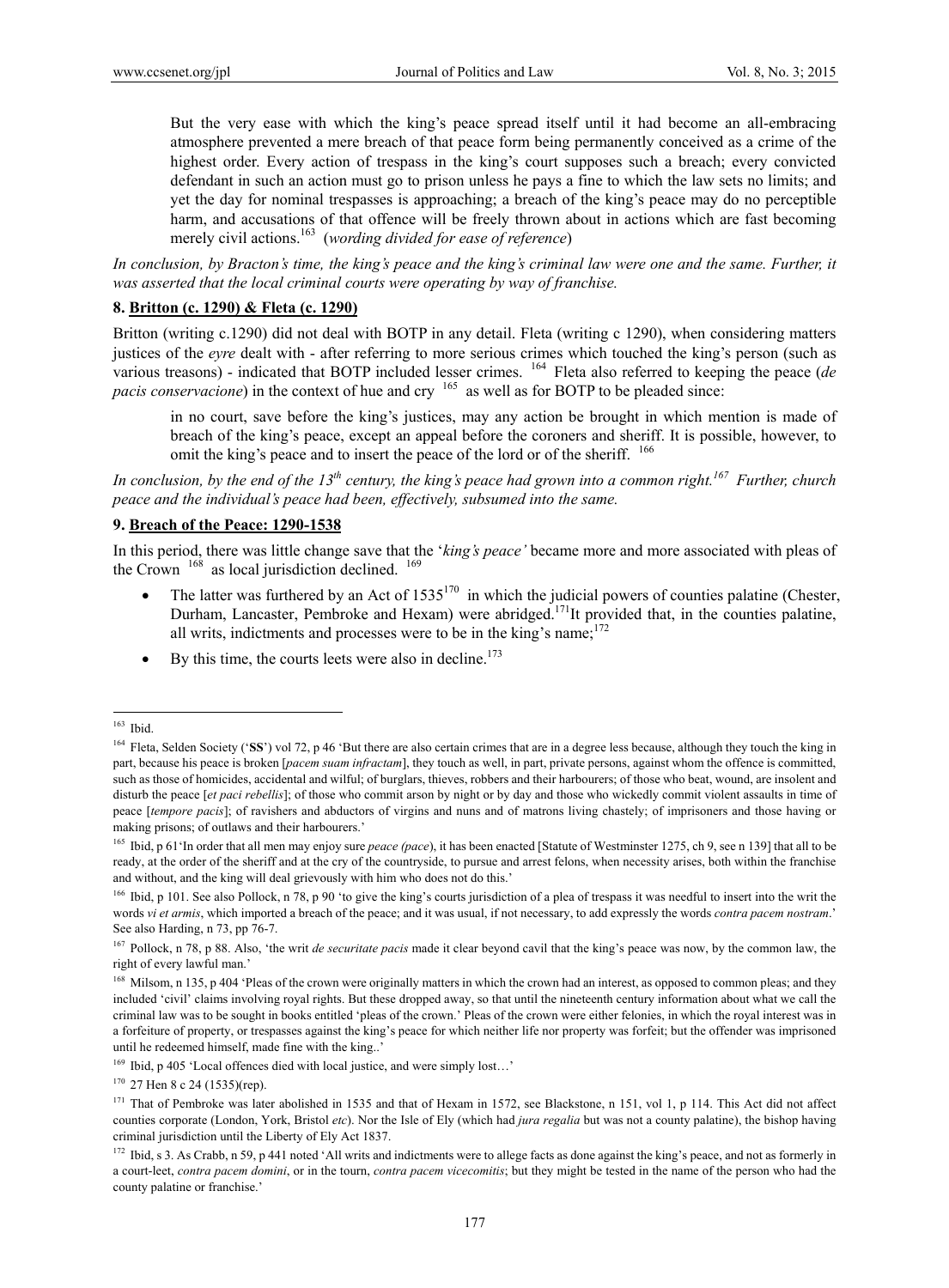> But the very ease with which the king's peace spread itself until it had become an all-embracing atmosphere prevented a mere breach of that peace form being permanently conceived as a crime of the highest order. Every action of trespass in the king's court supposes such a breach; every convicted defendant in such an action must go to prison unless he pays a fine to which the law sets no limits; and yet the day for nominal trespasses is approaching; a breach of the king's peace may do no perceptible harm, and accusations of that offence will be freely thrown about in actions which are fast becoming merely civil actions.[163] (*wording divided for ease of reference*)

*In conclusion, by Bracton's time, the king's peace and the king's criminal law were one and the same. Further, it was asserted that the local criminal courts were operating by way of franchise.*

**8. Britton (c. 1290) & Fleta (c. 1290)**

Britton (writing c.1290) did not deal with BOTP in any detail. Fleta (writing c 1290), when considering matters justices of the *eyre* dealt with - after referring to more serious crimes which touched the king's person (such as various treasons) - indicated that BOTP included lesser crimes. [164] Fleta also referred to keeping the peace (*de pacis conservacione*) in the context of hue and cry [165] as well as for BOTP to be pleaded since:

> in no court, save before the king's justices, may any action be brought in which mention is made of breach of the king's peace, except an appeal before the coroners and sheriff. It is possible, however, to omit the king's peace and to insert the peace of the lord or of the sheriff. [166]

*In conclusion, by the end of the 13th century, the king's peace had grown into a common right.[167] Further, church peace and the individual's peace had been, effectively, subsumed into the same.*

**9. Breach of the Peace: 1290-1538**

In this period, there was little change save that the '*king's peace'* became more and more associated with pleas of the Crown [168] as local jurisdiction declined. [169]

- The latter was furthered by an Act of 1535[170] in which the judicial powers of counties palatine (Chester, Durham, Lancaster, Pembroke and Hexam) were abridged.[171] It provided that, in the counties palatine, all writs, indictments and processes were to be in the king's name;[172]
- By this time, the courts leets were also in decline.[173]

---

[163] Ibid.

[164] Fleta, Selden Society ('**SS**') vol 72, p 46 'But there are also certain crimes that are in a degree less because, although they touch the king in part, because his peace is broken [*pacem suam infractam*], they touch as well, in part, private persons, against whom the offence is committed, such as those of homicides, accidental and wilful; of burglars, thieves, robbers and their harbourers; of those who beat, wound, are insolent and disturb the peace [*et paci rebellis*]; of those who commit arson by night or by day and those who wickedly commit violent assaults in time of peace [*tempore pacis*]; of ravishers and abductors of virgins and nuns and of matrons living chastely; of imprisoners and those having or making prisons; of outlaws and their harbourers.'

[165] Ibid, p 61'In order that all men may enjoy sure *peace (pace*), it has been enacted [Statute of Westminster 1275, ch 9, see n 139] that all to be ready, at the order of the sheriff and at the cry of the countryside, to pursue and arrest felons, when necessity arises, both within the franchise and without, and the king will deal grievously with him who does not do this.'

[166] Ibid, p 101. See also Pollock, n 78, p 90 'to give the king's courts jurisdiction of a plea of trespass it was needful to insert into the writ the words *vi et armis*, which imported a breach of the peace; and it was usual, if not necessary, to add expressly the words *contra pacem nostram*.' See also Harding, n 73, pp 76-7.

[167] Pollock, n 78, p 88. Also, 'the writ *de securitate pacis* made it clear beyond cavil that the king's peace was now, by the common law, the right of every lawful man.'

[168] Milsom, n 135, p 404 'Pleas of the crown were originally matters in which the crown had an interest, as opposed to common pleas; and they included 'civil' claims involving royal rights. But these dropped away, so that until the nineteenth century information about what we call the criminal law was to be sought in books entitled 'pleas of the crown.' Pleas of the crown were either felonies, in which the royal interest was in a forfeiture of property, or trespasses against the king's peace for which neither life nor property was forfeit; but the offender was imprisoned until he redeemed himself, made fine with the king..'

[169] Ibid, p 405 'Local offences died with local justice, and were simply lost…'

[170] 27 Hen 8 c 24 (1535)(rep).

[171] That of Pembroke was later abolished in 1535 and that of Hexam in 1572, see Blackstone, n 151, vol 1, p 114. This Act did not affect counties corporate (London, York, Bristol *etc*). Nor the Isle of Ely (which had *jura regalia* but was not a county palatine), the bishop having criminal jurisdiction until the Liberty of Ely Act 1837.

[172] Ibid, s 3. As Crabb, n 59, p 441 noted 'All writs and indictments were to allege facts as done against the king's peace, and not as formerly in a court-leet, *contra pacem domini*, or in the tourn, *contra pacem vicecomitis*; but they might be tested in the name of the person who had the county palatine or franchise.'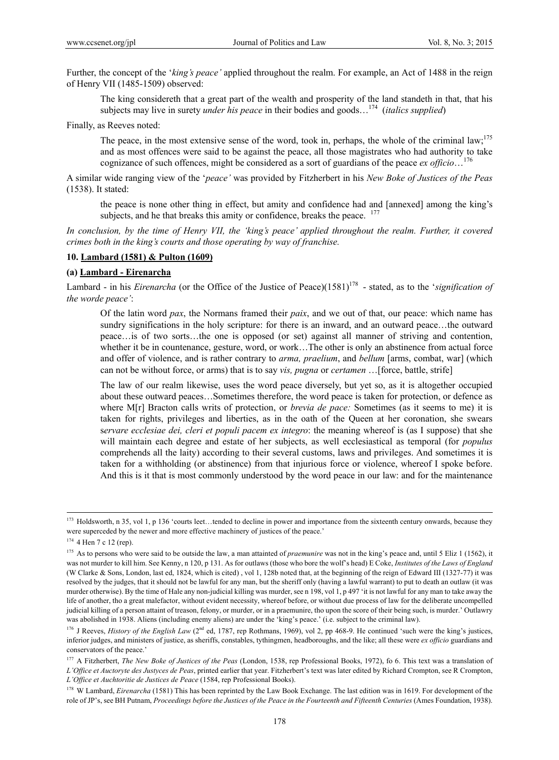Further, the concept of the '*king's peace'* applied throughout the realm. For example, an Act of 1488 in the reign of Henry VII (1485-1509) observed:

> The king considereth that a great part of the wealth and prosperity of the land standeth in that, that his subjects may live in surety *under his peace* in their bodies and goods…[174] (*italics supplied*)

Finally, as Reeves noted:

> The peace, in the most extensive sense of the word, took in, perhaps, the whole of the criminal law;[175] and as most offences were said to be against the peace, all those magistrates who had authority to take cognizance of such offences, might be considered as a sort of guardians of the peace *ex officio*…[176]

A similar wide ranging view of the '*peace'* was provided by Fitzherbert in his *New Boke of Justices of the Peas* (1538). It stated:

> the peace is none other thing in effect, but amity and confidence had and [annexed] among the king's subjects, and he that breaks this amity or confidence, breaks the peace. [177]

*In conclusion, by the time of Henry VII, the 'king's peace' applied throughout the realm. Further, it covered crimes both in the king's courts and those operating by way of franchise.*

**10. Lambard (1581) & Pulton (1609)**

**(a) Lambard - Eirenarcha**

Lambard - in his *Eirenarcha* (or the Office of the Justice of Peace)(1581)[178] - stated, as to the '*signification of the worde peace'*:

> Of the latin word *pax*, the Normans framed their *paix*, and we out of that, our peace: which name has sundry significations in the holy scripture: for there is an inward, and an outward peace…the outward peace…is of two sorts…the one is opposed (or set) against all manner of striving and contention, whether it be in countenance, gesture, word, or work…The other is only an abstinence from actual force and offer of violence, and is rather contrary to *arma, praelium*, and *bellum* [arms, combat, war] (which can not be without force, or arms) that is to say *vis, pugna* or *certamen* …[force, battle, strife]
>
> The law of our realm likewise, uses the word peace diversely, but yet so, as it is altogether occupied about these outward peaces…Sometimes therefore, the word peace is taken for protection, or defence as where M[r] Bracton calls writs of protection, or *brevia de pace:* Sometimes (as it seems to me) it is taken for rights, privileges and liberties, as in the oath of the Queen at her coronation, she swears s*ervare ecclesiae dei, cleri et populi pacem ex integro*: the meaning whereof is (as I suppose) that she will maintain each degree and estate of her subjects, as well ecclesiastical as temporal (for *populus* comprehends all the laity) according to their several customs, laws and privileges. And sometimes it is taken for a withholding (or abstinence) from that injurious force or violence, whereof I spoke before. And this is it that is most commonly understood by the word peace in our law: and for the maintenance

---

[173] Holdsworth, n 35, vol 1, p 136 'courts leet…tended to decline in power and importance from the sixteenth century onwards, because they were superceded by the newer and more effective machinery of justices of the peace.'

[174] 4 Hen 7 c 12 (rep).

[175] As to persons who were said to be outside the law, a man attainted of *praemunire* was not in the king's peace and, until 5 Eliz 1 (1562), it was not murder to kill him. See Kenny, n 120, p 131. As for outlaws (those who bore the wolf's head) E Coke, *Institutes of the Laws of England* (W Clarke & Sons, London, last ed, 1824, which is cited) , vol 1, 128b noted that, at the beginning of the reign of Edward III (1327-77) it was resolved by the judges, that it should not be lawful for any man, but the sheriff only (having a lawful warrant) to put to death an outlaw (it was murder otherwise). By the time of Hale any non-judicial killing was murder, see n 198, vol 1, p 497 'it is not lawful for any man to take away the life of another, tho a great malefactor, without evident necessity, whereof before, or without due process of law for the deliberate uncompelled judicial killing of a person attaint of treason, felony, or murder, or in a praemunire, tho upon the score of their being such, is murder.' Outlawry was abolished in 1938. Aliens (including enemy aliens) are under the 'king's peace.' (i.e. subject to the criminal law).

[176] J Reeves, *History of the English Law* (2nd ed, 1787, rep Rothmans, 1969), vol 2, pp 468-9. He continued 'such were the king's justices, inferior judges, and ministers of justice, as sheriffs, constables, tythingmen, headboroughs, and the like; all these were *ex officio* guardians and conservators of the peace.'

[177] A Fitzherbert, *The New Boke of Justices of the Peas* (London, 1538, rep Professional Books, 1972), fo 6. This text was a translation of *L'Office et Auctoryte des Justyces de Peas*, printed earlier that year. Fitzherbert's text was later edited by Richard Crompton, see R Crompton, *L'Office et Auchtoritie de Justices de Peace* (1584, rep Professional Books).

[178] W Lambard, *Eirenarcha* (1581) This has been reprinted by the Law Book Exchange. The last edition was in 1619. For development of the role of JP's, see BH Putnam, *Proceedings before the Justices of the Peace in the Fourteenth and Fifteenth Centuries* (Ames Foundation, 1938).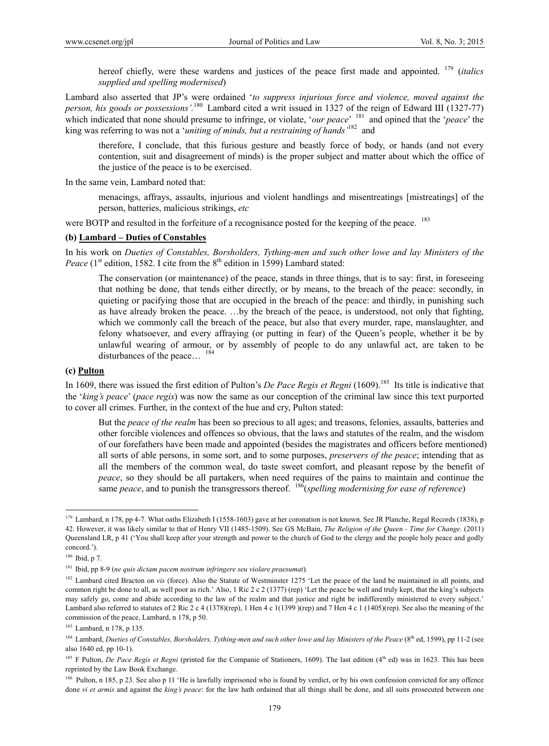> hereof chiefly, were these wardens and justices of the peace first made and appointed. [179] (*italics supplied and spelling modernised*)

Lambard also asserted that JP's were ordained '*to suppress injurious force and violence, moved against the person, his goods or possessions'*.[180] Lambard cited a writ issued in 1327 of the reign of Edward III (1327-77) which indicated that none should presume to infringe, or violate, '*our peace*' [181] and opined that the '*peace*' the king was referring to was not a '*uniting of minds, but a restraining of hands'*[182] and

> therefore, I conclude, that this furious gesture and beastly force of body, or hands (and not every contention, suit and disagreement of minds) is the proper subject and matter about which the office of the justice of the peace is to be exercised.

In the same vein, Lambard noted that:

> menacings, affrays, assaults, injurious and violent handlings and misentreatings [mistreatings] of the person, batteries, malicious strikings, *etc*

were BOTP and resulted in the forfeiture of a recognisance posted for the keeping of the peace. [183]

**(b) Lambard – Duties of Constables**

In his work on *Dueties of Constables, Borsholders, Tything-men and such other lowe and lay Ministers of the Peace* (1st edition, 1582. I cite from the 8th edition in 1599) Lambard stated:

> The conservation (or maintenance) of the peace, stands in three things, that is to say: first, in foreseeing that nothing be done, that tends either directly, or by means, to the breach of the peace: secondly, in quieting or pacifying those that are occupied in the breach of the peace: and thirdly, in punishing such as have already broken the peace. …by the breach of the peace, is understood, not only that fighting, which we commonly call the breach of the peace, but also that every murder, rape, manslaughter, and felony whatsoever, and every affraying (or putting in fear) of the Queen's people, whether it be by unlawful wearing of armour, or by assembly of people to do any unlawful act, are taken to be disturbances of the peace… [184]

**(c) Pulton**

In 1609, there was issued the first edition of Pulton's *De Pace Regis et Regni* (1609).[185] Its title is indicative that the '*king's peace*' (*pace regis*) was now the same as our conception of the criminal law since this text purported to cover all crimes. Further, in the context of the hue and cry, Pulton stated:

> But the *peace of the realm* has been so precious to all ages; and treasons, felonies, assaults, batteries and other forcible violences and offences so obvious, that the laws and statutes of the realm, and the wisdom of our forefathers have been made and appointed (besides the magistrates and officers before mentioned) all sorts of able persons, in some sort, and to some purposes, *preservers of the peace*; intending that as all the members of the common weal, do taste sweet comfort, and pleasant repose by the benefit of *peace*, so they should be all partakers, when need requires of the pains to maintain and continue the same *peace*, and to punish the transgressors thereof. [186](*spelling modernising for ease of reference*)

---

[179] Lambard, n 178, pp 4-7. What oaths Elizabeth I (1558-1603) gave at her coronation is not known. See JR Planche, Regal Records (1838), p 42. However, it was likely similar to that of Henry VII (1485-1509). See GS McBain, *The Religion of the Queen - Time for Change*. (2011) Queensland LR, p 41 ('You shall keep after your strength and power to the church of God to the clergy and the people holy peace and godly concord.').

[180] Ibid, p 7.

[181] Ibid, pp 8-9 (*ne quis dictam pacem nostrum infringere seu violare praesumat*).

[182] Lambard cited Bracton on *vis* (force). Also the Statute of Westminster 1275 'Let the peace of the land be maintained in all points, and common right be done to all, as well poor as rich.' Also, 1 Ric 2 c 2 (1377) (rep) 'Let the peace be well and truly kept, that the king's subjects may safely go, come and abide according to the law of the realm and that justice and right be indifferently ministered to every subject.' Lambard also referred to statutes of 2 Ric 2 c 4 (1378)(rep), 1 Hen 4 c 1(1399 )(rep) and 7 Hen 4 c 1 (1405)(rep). See also the meaning of the commission of the peace, Lambard, n 178, p 50.

[183] Lambard, n 178, p 135.

[184] Lambard, *Dueties of Constables, Borsholders, Tything-men and such other lowe and lay Ministers of the Peace* (8th ed, 1599), pp 11-2 (see also 1640 ed, pp 10-1).

[185] F Pulton, *De Pace Regis et Regni* (printed for the Companie of Stationers, 1609). The last edition (4th ed) was in 1623. This has been reprinted by the Law Book Exchange.

[186] Pulton, n 185, p 23. See also p 11 'He is lawfully imprisoned who is found by verdict, or by his own confession convicted for any offence done *vi et armis* and against the *king's peace*: for the law hath ordained that all things shall be done, and all suits prosecuted between one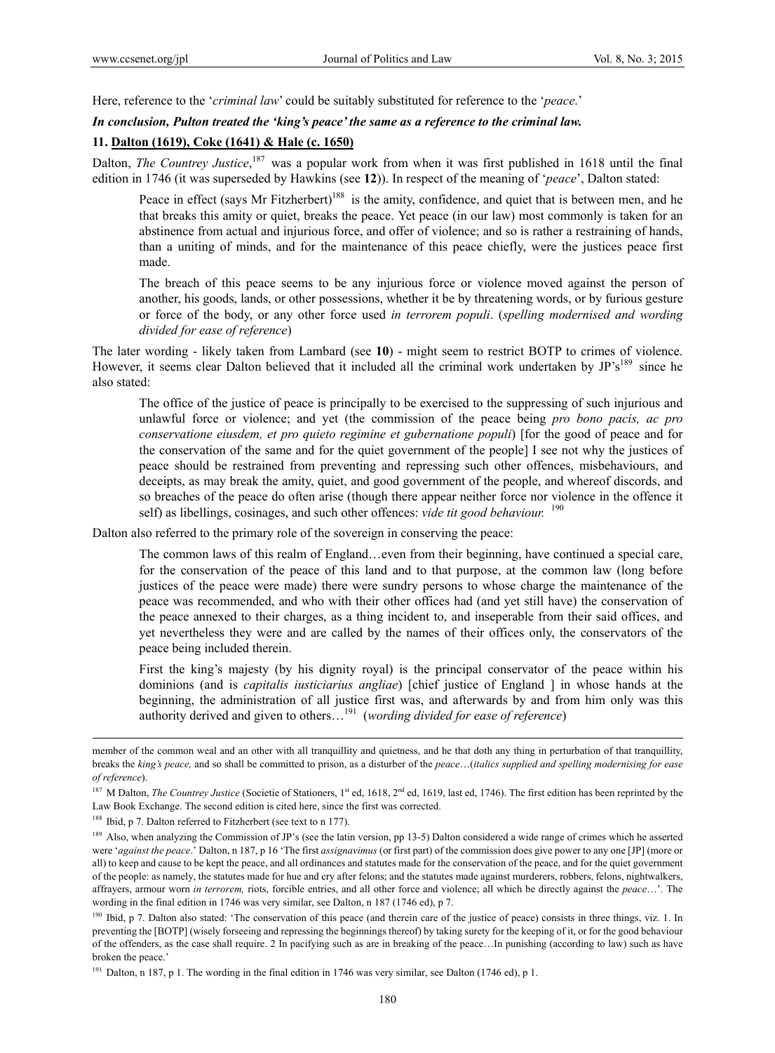Here, reference to the '*criminal law*' could be suitably substituted for reference to the '*peace*.'

***In conclusion, Pulton treated the 'king's peace' the same as a reference to the criminal law.***

### 11. Dalton (1619), Coke (1641) & Hale (c. 1650)

Dalton, *The Countrey Justice*,[187] was a popular work from when it was first published in 1618 until the final edition in 1746 (it was superseded by Hawkins (see **12**)). In respect of the meaning of '*peace*', Dalton stated:

> Peace in effect (says Mr Fitzherbert)[188] is the amity, confidence, and quiet that is between men, and he that breaks this amity or quiet, breaks the peace. Yet peace (in our law) most commonly is taken for an abstinence from actual and injurious force, and offer of violence; and so is rather a restraining of hands, than a uniting of minds, and for the maintenance of this peace chiefly, were the justices peace first made.
>
> The breach of this peace seems to be any injurious force or violence moved against the person of another, his goods, lands, or other possessions, whether it be by threatening words, or by furious gesture or force of the body, or any other force used *in terrorem populi*. (*spelling modernised and wording divided for ease of reference*)

The later wording - likely taken from Lambard (see **10**) - might seem to restrict BOTP to crimes of violence. However, it seems clear Dalton believed that it included all the criminal work undertaken by JP's[189] since he also stated:

> The office of the justice of peace is principally to be exercised to the suppressing of such injurious and unlawful force or violence; and yet (the commission of the peace being *pro bono pacis, ac pro conservatione eiusdem, et pro quieto regimine et gubernatione populi*) [for the good of peace and for the conservation of the same and for the quiet government of the people] I see not why the justices of peace should be restrained from preventing and repressing such other offences, misbehaviours, and deceipts, as may break the amity, quiet, and good government of the people, and whereof discords, and so breaches of the peace do often arise (though there appear neither force nor violence in the offence it self) as libellings, cosinages, and such other offences: *vide tit good behaviour.*[190]

Dalton also referred to the primary role of the sovereign in conserving the peace:

> The common laws of this realm of England…even from their beginning, have continued a special care, for the conservation of the peace of this land and to that purpose, at the common law (long before justices of the peace were made) there were sundry persons to whose charge the maintenance of the peace was recommended, and who with their other offices had (and yet still have) the conservation of the peace annexed to their charges, as a thing incident to, and inseperable from their said offices, and yet nevertheless they were and are called by the names of their offices only, the conservators of the peace being included therein.
>
> First the king's majesty (by his dignity royal) is the principal conservator of the peace within his dominions (and is *capitalis iusticiarius angliae*) [chief justice of England ] in whose hands at the beginning, the administration of all justice first was, and afterwards by and from him only was this authority derived and given to others…[191] (*wording divided for ease of reference*)

---

member of the common weal and an other with all tranquillity and quietness, and he that doth any thing in perturbation of that tranquillity, breaks the *king's peace,* and so shall be committed to prison, as a disturber of the *peace*…(*italics supplied and spelling modernising for ease of reference*).

[187] M Dalton, *The Countrey Justice* (Societie of Stationers, 1st ed, 1618, 2nd ed, 1619, last ed, 1746). The first edition has been reprinted by the Law Book Exchange. The second edition is cited here, since the first was corrected.

[188] Ibid, p 7. Dalton referred to Fitzherbert (see text to n 177).

[189] Also, when analyzing the Commission of JP's (see the latin version, pp 13-5) Dalton considered a wide range of crimes which he asserted were '*against the peace*.' Dalton, n 187, p 16 'The first *assignavimus* (or first part) of the commission does give power to any one [JP] (more or all) to keep and cause to be kept the peace, and all ordinances and statutes made for the conservation of the peace, and for the quiet government of the people: as namely, the statutes made for hue and cry after felons; and the statutes made against murderers, robbers, felons, nightwalkers, affrayers, armour worn *in terrorem,* riots, forcible entries, and all other force and violence; all which be directly against the *peace*…'. The wording in the final edition in 1746 was very similar, see Dalton, n 187 (1746 ed), p 7.

[190] Ibid, p 7. Dalton also stated: 'The conservation of this peace (and therein care of the justice of peace) consists in three things, viz. 1. In preventing the [BOTP] (wisely forseeing and repressing the beginnings thereof) by taking surety for the keeping of it, or for the good behaviour of the offenders, as the case shall require. 2 In pacifying such as are in breaking of the peace…In punishing (according to law) such as have broken the peace.'

[191] Dalton, n 187, p 1. The wording in the final edition in 1746 was very similar, see Dalton (1746 ed), p 1.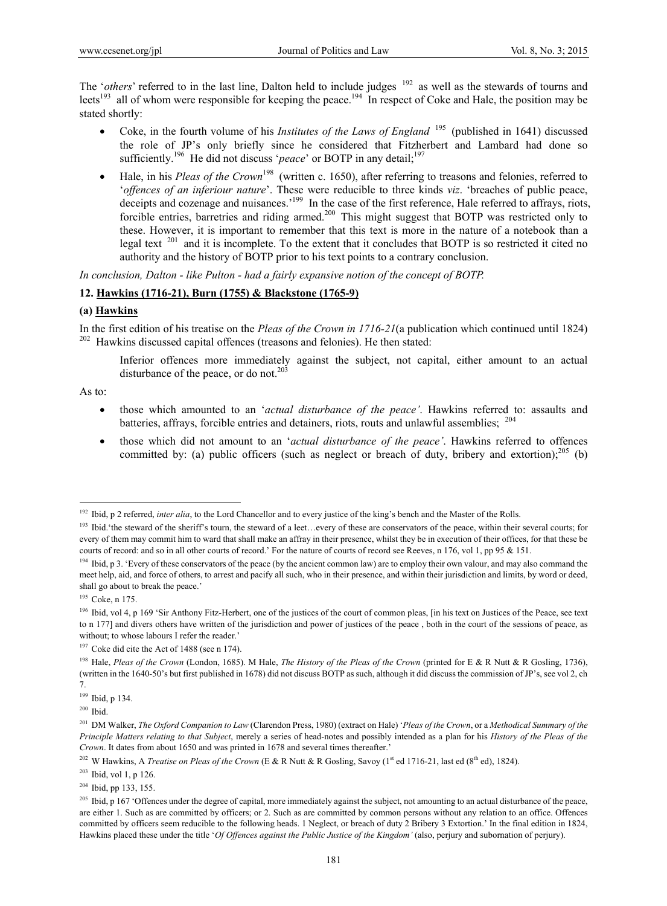The '*others*' referred to in the last line, Dalton held to include judges [192] as well as the stewards of tourns and leets[193] all of whom were responsible for keeping the peace.[194] In respect of Coke and Hale, the position may be stated shortly:

- Coke, in the fourth volume of his *Institutes of the Laws of England* [195] (published in 1641) discussed the role of JP's only briefly since he considered that Fitzherbert and Lambard had done so sufficiently.[196] He did not discuss '*peace*' or BOTP in any detail;[197]
- Hale, in his *Pleas of the Crown*[198] (written c. 1650), after referring to treasons and felonies, referred to '*offences of an inferiour nature*'. These were reducible to three kinds *viz*. 'breaches of public peace, deceipts and cozenage and nuisances.'[199] In the case of the first reference, Hale referred to affrays, riots, forcible entries, barretries and riding armed.[200] This might suggest that BOTP was restricted only to these. However, it is important to remember that this text is more in the nature of a notebook than a legal text [201] and it is incomplete. To the extent that it concludes that BOTP is so restricted it cited no authority and the history of BOTP prior to his text points to a contrary conclusion.

*In conclusion, Dalton - like Pulton - had a fairly expansive notion of the concept of BOTP.*

## 12. Hawkins (1716-21), Burn (1755) & Blackstone (1765-9)

### (a) Hawkins

In the first edition of his treatise on the *Pleas of the Crown in 1716-21*(a publication which continued until 1824) [202] Hawkins discussed capital offences (treasons and felonies). He then stated:

> Inferior offences more immediately against the subject, not capital, either amount to an actual disturbance of the peace, or do not.[203]

As to:

- those which amounted to an '*actual disturbance of the peace'*. Hawkins referred to: assaults and batteries, affrays, forcible entries and detainers, riots, routs and unlawful assemblies; [204]
- those which did not amount to an '*actual disturbance of the peace'*. Hawkins referred to offences committed by: (a) public officers (such as neglect or breach of duty, bribery and extortion);[205] (b)

---

[192] Ibid, p 2 referred, *inter alia*, to the Lord Chancellor and to every justice of the king's bench and the Master of the Rolls.

[193] Ibid.'the steward of the sheriff's tourn, the steward of a leet…every of these are conservators of the peace, within their several courts; for every of them may commit him to ward that shall make an affray in their presence, whilst they be in execution of their offices, for that these be courts of record: and so in all other courts of record.' For the nature of courts of record see Reeves, n 176, vol 1, pp 95 & 151.

[194] Ibid, p 3. 'Every of these conservators of the peace (by the ancient common law) are to employ their own valour, and may also command the meet help, aid, and force of others, to arrest and pacify all such, who in their presence, and within their jurisdiction and limits, by word or deed, shall go about to break the peace.'

[195] Coke, n 175.

[196] Ibid, vol 4, p 169 'Sir Anthony Fitz-Herbert, one of the justices of the court of common pleas, [in his text on Justices of the Peace, see text to n 177] and divers others have written of the jurisdiction and power of justices of the peace , both in the court of the sessions of peace, as without; to whose labours I refer the reader.'

[197] Coke did cite the Act of 1488 (see n 174).

[198] Hale, *Pleas of the Crown* (London, 1685). M Hale, *The History of the Pleas of the Crown* (printed for E & R Nutt & R Gosling, 1736), (written in the 1640-50's but first published in 1678) did not discuss BOTP as such, although it did discuss the commission of JP's, see vol 2, ch 7.

[199] Ibid, p 134.

[200] Ibid.

[201] DM Walker, *The Oxford Companion to Law* (Clarendon Press, 1980) (extract on Hale) '*Pleas of the Crown*, or a *Methodical Summary of the Principle Matters relating to that Subject*, merely a series of head-notes and possibly intended as a plan for his *History of the Pleas of the Crown*. It dates from about 1650 and was printed in 1678 and several times thereafter.'

[202] W Hawkins, A *Treatise on Pleas of the Crown* (E & R Nutt & R Gosling, Savoy (1st ed 1716-21, last ed (8th ed), 1824).

[203] Ibid, vol 1, p 126.

[204] Ibid, pp 133, 155.

[205] Ibid, p 167 'Offences under the degree of capital, more immediately against the subject, not amounting to an actual disturbance of the peace, are either 1. Such as are committed by officers; or 2. Such as are committed by common persons without any relation to an office. Offences committed by officers seem reducible to the following heads. 1 Neglect, or breach of duty 2 Bribery 3 Extortion.' In the final edition in 1824, Hawkins placed these under the title '*Of Offences against the Public Justice of the Kingdom'* (also, perjury and subornation of perjury).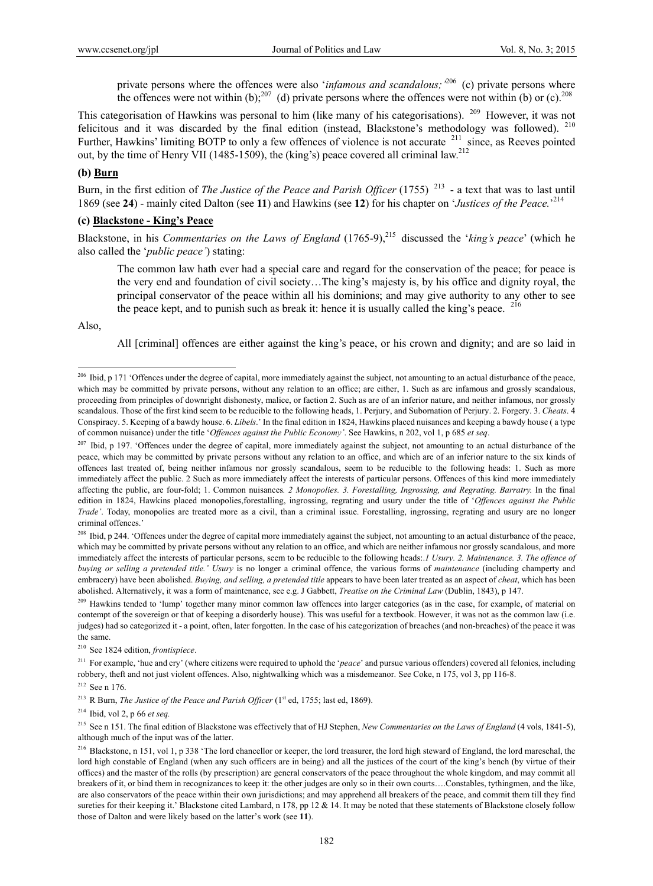private persons where the offences were also '*infamous and scandalous;*'[206] (c) private persons where the offences were not within (b);[207] (d) private persons where the offences were not within (b) or (c).[208]

This categorisation of Hawkins was personal to him (like many of his categorisations). [209] However, it was not felicitous and it was discarded by the final edition (instead, Blackstone's methodology was followed). [210] Further, Hawkins' limiting BOTP to only a few offences of violence is not accurate [211] since, as Reeves pointed out, by the time of Henry VII (1485-1509), the (king's) peace covered all criminal law.[212]

**(b) Burn**

Burn, in the first edition of *The Justice of the Peace and Parish Officer* (1755) [213] - a text that was to last until 1869 (see **24**) - mainly cited Dalton (see **11**) and Hawkins (see **12**) for his chapter on '*Justices of the Peace.*'[214]

**(c) Blackstone - King's Peace**

Blackstone, in his *Commentaries on the Laws of England* (1765-9),[215] discussed the '*king's peace*' (which he also called the '*public peace'*) stating:

> The common law hath ever had a special care and regard for the conservation of the peace; for peace is the very end and foundation of civil society…The king's majesty is, by his office and dignity royal, the principal conservator of the peace within all his dominions; and may give authority to any other to see the peace kept, and to punish such as break it: hence it is usually called the king's peace. [216]

Also,

> All [criminal] offences are either against the king's peace, or his crown and dignity; and are so laid in

---

[206] Ibid, p 171 'Offences under the degree of capital, more immediately against the subject, not amounting to an actual disturbance of the peace, which may be committed by private persons, without any relation to an office; are either, 1. Such as are infamous and grossly scandalous, proceeding from principles of downright dishonesty, malice, or faction 2. Such as are of an inferior nature, and neither infamous, nor grossly scandalous. Those of the first kind seem to be reducible to the following heads, 1. Perjury, and Subornation of Perjury. 2. Forgery. 3. *Cheats*. 4 Conspiracy. 5. Keeping of a bawdy house. 6. *Libels*.' In the final edition in 1824, Hawkins placed nuisances and keeping a bawdy house ( a type of common nuisance) under the title '*Offences against the Public Economy'*. See Hawkins, n 202, vol 1, p 685 *et seq*.

[207] Ibid, p 197. 'Offences under the degree of capital, more immediately against the subject, not amounting to an actual disturbance of the peace, which may be committed by private persons without any relation to an office, and which are of an inferior nature to the six kinds of offences last treated of, being neither infamous nor grossly scandalous, seem to be reducible to the following heads: 1. Such as more immediately affect the public. 2 Such as more immediately affect the interests of particular persons. Offences of this kind more immediately affecting the public, are four-fold; 1. Common nuisances*. 2 Monopolies. 3. Forestalling, Ingrossing, and Regrating. Barratry.* In the final edition in 1824, Hawkins placed monopolies,forestalling, ingrossing, regrating and usury under the title of '*Offences against the Public Trade'*. Today, monopolies are treated more as a civil, than a criminal issue. Forestalling, ingrossing, regrating and usury are no longer criminal offences.'

[208] Ibid, p 244. 'Offences under the degree of capital more immediately against the subject, not amounting to an actual disturbance of the peace, which may be committed by private persons without any relation to an office, and which are neither infamous nor grossly scandalous, and more immediately affect the interests of particular persons, seem to be reducible to the following heads:*.1 Usury. 2. Maintenance. 3. The offence of buying or selling a pretended title.' Usury* is no longer a criminal offence, the various forms of *maintenance* (including champerty and embracery) have been abolished. *Buying, and selling, a pretended title* appears to have been later treated as an aspect of *cheat*, which has been abolished. Alternatively, it was a form of maintenance, see e.g. J Gabbett, *Treatise on the Criminal Law* (Dublin, 1843), p 147.

[209] Hawkins tended to 'lump' together many minor common law offences into larger categories (as in the case, for example, of material on contempt of the sovereign or that of keeping a disorderly house). This was useful for a textbook. However, it was not as the common law (i.e. judges) had so categorized it - a point, often, later forgotten. In the case of his categorization of breaches (and non-breaches) of the peace it was the same.

[210] See 1824 edition, *frontispiece*.

[211] For example, 'hue and cry' (where citizens were required to uphold the '*peace*' and pursue various offenders) covered all felonies, including robbery, theft and not just violent offences. Also, nightwalking which was a misdemeanor. See Coke, n 175, vol 3, pp 116-8.

[212] See n 176.

[213] R Burn, *The Justice of the Peace and Parish Officer* (1st ed, 1755; last ed, 1869).

[214] Ibid, vol 2, p 66 *et seq.*

[215] See n 151. The final edition of Blackstone was effectively that of HJ Stephen, *New Commentaries on the Laws of England* (4 vols, 1841-5), although much of the input was of the latter.

[216] Blackstone, n 151, vol 1, p 338 'The lord chancellor or keeper, the lord treasurer, the lord high steward of England, the lord mareschal, the lord high constable of England (when any such officers are in being) and all the justices of the court of the king's bench (by virtue of their offices) and the master of the rolls (by prescription) are general conservators of the peace throughout the whole kingdom, and may commit all breakers of it, or bind them in recognizances to keep it: the other judges are only so in their own courts….Constables, tythingmen, and the like, are also conservators of the peace within their own jurisdictions; and may apprehend all breakers of the peace, and commit them till they find sureties for their keeping it.' Blackstone cited Lambard, n 178, pp 12 & 14. It may be noted that these statements of Blackstone closely follow those of Dalton and were likely based on the latter's work (see **11**).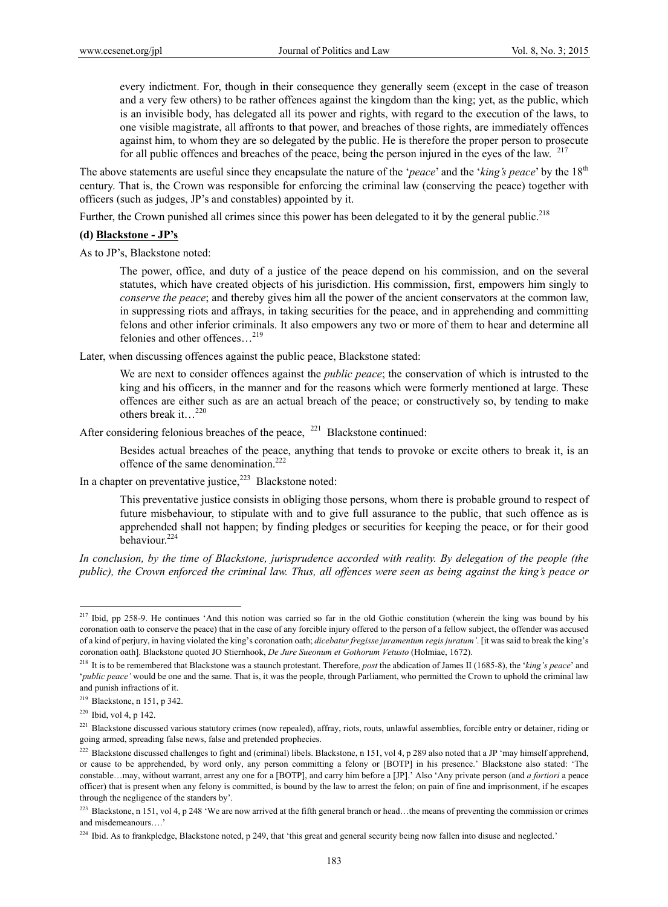every indictment. For, though in their consequence they generally seem (except in the case of treason and a very few others) to be rather offences against the kingdom than the king; yet, as the public, which is an invisible body, has delegated all its power and rights, with regard to the execution of the laws, to one visible magistrate, all affronts to that power, and breaches of those rights, are immediately offences against him, to whom they are so delegated by the public. He is therefore the proper person to prosecute for all public offences and breaches of the peace, being the person injured in the eyes of the law. [217]

The above statements are useful since they encapsulate the nature of the '*peace*' and the '*king's peace*' by the 18th century. That is, the Crown was responsible for enforcing the criminal law (conserving the peace) together with officers (such as judges, JP's and constables) appointed by it.

Further, the Crown punished all crimes since this power has been delegated to it by the general public.[218]

**(d) Blackstone - JP's**

As to JP's, Blackstone noted:

> The power, office, and duty of a justice of the peace depend on his commission, and on the several statutes, which have created objects of his jurisdiction. His commission, first, empowers him singly to *conserve the peace*; and thereby gives him all the power of the ancient conservators at the common law, in suppressing riots and affrays, in taking securities for the peace, and in apprehending and committing felons and other inferior criminals. It also empowers any two or more of them to hear and determine all felonies and other offences…[219]

Later, when discussing offences against the public peace, Blackstone stated:

> We are next to consider offences against the *public peace*; the conservation of which is intrusted to the king and his officers, in the manner and for the reasons which were formerly mentioned at large. These offences are either such as are an actual breach of the peace; or constructively so, by tending to make others break it…[220]

After considering felonious breaches of the peace, [221] Blackstone continued:

> Besides actual breaches of the peace, anything that tends to provoke or excite others to break it, is an offence of the same denomination.[222]

In a chapter on preventative justice,[223] Blackstone noted:

> This preventative justice consists in obliging those persons, whom there is probable ground to respect of future misbehaviour, to stipulate with and to give full assurance to the public, that such offence as is apprehended shall not happen; by finding pledges or securities for keeping the peace, or for their good behaviour.[224]

*In conclusion, by the time of Blackstone, jurisprudence accorded with reality. By delegation of the people (the public), the Crown enforced the criminal law. Thus, all offences were seen as being against the king's peace or*

---

[217] Ibid, pp 258-9. He continues 'And this notion was carried so far in the old Gothic constitution (wherein the king was bound by his coronation oath to conserve the peace) that in the case of any forcible injury offered to the person of a fellow subject, the offender was accused of a kind of perjury, in having violated the king's coronation oath; *dicebatur fregisse juramentum regis juratum'.* [it was said to break the king's coronation oath]. Blackstone quoted JO Stiernhook, *De Jure Sueonum et Gothorum Vetusto* (Holmiae, 1672).

[218] It is to be remembered that Blackstone was a staunch protestant. Therefore, *post* the abdication of James II (1685-8), the '*king's peace*' and '*public peace'* would be one and the same. That is, it was the people, through Parliament, who permitted the Crown to uphold the criminal law and punish infractions of it.

[219] Blackstone, n 151, p 342.

[220] Ibid, vol 4, p 142.

[221] Blackstone discussed various statutory crimes (now repealed), affray, riots, routs, unlawful assemblies, forcible entry or detainer, riding or going armed, spreading false news, false and pretended prophecies.

[222] Blackstone discussed challenges to fight and (criminal) libels. Blackstone, n 151, vol 4, p 289 also noted that a JP 'may himself apprehend, or cause to be apprehended, by word only, any person committing a felony or [BOTP] in his presence.' Blackstone also stated: 'The constable…may, without warrant, arrest any one for a [BOTP], and carry him before a [JP].' Also 'Any private person (and *a fortiori* a peace officer) that is present when any felony is committed, is bound by the law to arrest the felon; on pain of fine and imprisonment, if he escapes through the negligence of the standers by'.

[223] Blackstone, n 151, vol 4, p 248 'We are now arrived at the fifth general branch or head…the means of preventing the commission or crimes and misdemeanours….'

[224] Ibid. As to frankpledge, Blackstone noted, p 249, that 'this great and general security being now fallen into disuse and neglected.'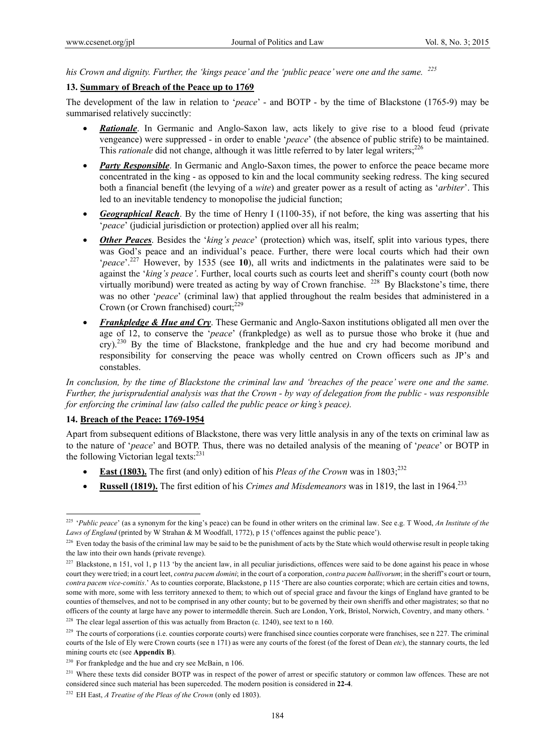*his Crown and dignity. Further, the 'kings peace' and the 'public peace' were one and the same.* [225]

## 13. Summary of Breach of the Peace up to 1769

The development of the law in relation to '*peace*' - and BOTP - by the time of Blackstone (1765-9) may be summarised relatively succinctly:

- ***Rationale***. In Germanic and Anglo-Saxon law, acts likely to give rise to a blood feud (private vengeance) were suppressed - in order to enable '*peace*' (the absence of public strife) to be maintained. This *rationale* did not change, although it was little referred to by later legal writers;[226]
- ***Party Responsible***. In Germanic and Anglo-Saxon times, the power to enforce the peace became more concentrated in the king - as opposed to kin and the local community seeking redress. The king secured both a financial benefit (the levying of a *wite*) and greater power as a result of acting as '*arbiter*'. This led to an inevitable tendency to monopolise the judicial function;
- ***Geographical Reach***. By the time of Henry I (1100-35), if not before, the king was asserting that his '*peace*' (judicial jurisdiction or protection) applied over all his realm;
- ***Other Peaces***. Besides the '*king's peace*' (protection) which was, itself, split into various types, there was God's peace and an individual's peace. Further, there were local courts which had their own '*peace*'.[227] However, by 1535 (see **10**), all writs and indictments in the palatinates were said to be against the '*king's peace'*. Further, local courts such as courts leet and sheriff's county court (both now virtually moribund) were treated as acting by way of Crown franchise. [228] By Blackstone's time, there was no other '*peace*' (criminal law) that applied throughout the realm besides that administered in a Crown (or Crown franchised) court;[229]
- ***Frankpledge & Hue and Cry***. These Germanic and Anglo-Saxon institutions obligated all men over the age of 12, to conserve the '*peace*' (frankpledge) as well as to pursue those who broke it (hue and cry).[230] By the time of Blackstone, frankpledge and the hue and cry had become moribund and responsibility for conserving the peace was wholly centred on Crown officers such as JP's and constables.

*In conclusion, by the time of Blackstone the criminal law and 'breaches of the peace' were one and the same. Further, the jurisprudential analysis was that the Crown - by way of delegation from the public - was responsible for enforcing the criminal law (also called the public peace or king's peace).*

## 14. Breach of the Peace: 1769-1954

Apart from subsequent editions of Blackstone, there was very little analysis in any of the texts on criminal law as to the nature of '*peace*' and BOTP. Thus, there was no detailed analysis of the meaning of '*peace*' or BOTP in the following Victorian legal texts:[231]

- **East (1803).** The first (and only) edition of his *Pleas of the Crown* was in 1803;[232]
- **Russell (1819).** The first edition of his *Crimes and Misdemeanors* was in 1819, the last in 1964.[233]

---

[225] '*Public peace*' (as a synonym for the king's peace) can be found in other writers on the criminal law. See e.g. T Wood, *An Institute of the Laws of England* (printed by W Strahan & M Woodfall, 1772), p 15 ('offences against the public peace').

[226] Even today the basis of the criminal law may be said to be the punishment of acts by the State which would otherwise result in people taking the law into their own hands (private revenge).

[227] Blackstone, n 151, vol 1, p 113 'by the ancient law, in all peculiar jurisdictions, offences were said to be done against his peace in whose court they were tried; in a court leet, *contra pacem domini*; in the court of a corporation, *contra pacem ballivorum*; in the sheriff's court or tourn, *contra pacem vice-comitis*.' As to counties corporate, Blackstone, p 115 'There are also counties corporate; which are certain cities and towns, some with more, some with less territory annexed to them; to which out of special grace and favour the kings of England have granted to be counties of themselves, and not to be comprised in any other county; but to be governed by their own sheriffs and other magistrates; so that no officers of the county at large have any power to intermeddle therein. Such are London, York, Bristol, Norwich, Coventry, and many others. '

[228] The clear legal assertion of this was actually from Bracton (c. 1240), see text to n 160.

[229] The courts of corporations (i.e. counties corporate courts) were franchised since counties corporate were franchises, see n 227. The criminal courts of the Isle of Ely were Crown courts (see n 171) as were any courts of the forest (of the forest of Dean *etc*), the stannary courts, the led mining courts etc (see **Appendix B**).

[230] For frankpledge and the hue and cry see McBain, n 106.

[231] Where these texts did consider BOTP was in respect of the power of arrest or specific statutory or common law offences. These are not considered since such material has been superceded. The modern position is considered in **22-4**.

[232] EH East, *A Treatise of the Pleas of the Crown* (only ed 1803).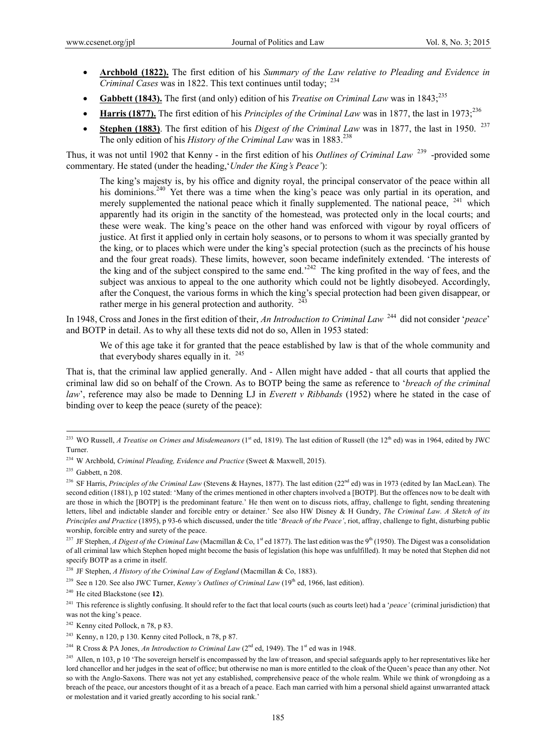- **Archbold (1822).** The first edition of his *Summary of the Law relative to Pleading and Evidence in Criminal Cases* was in 1822. This text continues until today; [234]
- **Gabbett (1843).** The first (and only) edition of his *Treatise on Criminal Law* was in 1843;[235]
- **Harris (1877).** The first edition of his *Principles of the Criminal Law* was in 1877, the last in 1973;[236]
- **Stephen (1883)**. The first edition of his *Digest of the Criminal Law* was in 1877, the last in 1950. [237] The only edition of his *History of the Criminal Law* was in 1883.[238]

Thus, it was not until 1902 that Kenny - in the first edition of his *Outlines of Criminal Law* [239] -provided some commentary. He stated (under the heading,'*Under the King's Peace'*):

> The king's majesty is, by his office and dignity royal, the principal conservator of the peace within all his dominions.[240] Yet there was a time when the king's peace was only partial in its operation, and merely supplemented the national peace which it finally supplemented. The national peace, [241] which apparently had its origin in the sanctity of the homestead, was protected only in the local courts; and these were weak. The king's peace on the other hand was enforced with vigour by royal officers of justice. At first it applied only in certain holy seasons, or to persons to whom it was specially granted by the king, or to places which were under the king's special protection (such as the precincts of his house and the four great roads). These limits, however, soon became indefinitely extended. 'The interests of the king and of the subject conspired to the same end.'[242] The king profited in the way of fees, and the subject was anxious to appeal to the one authority which could not be lightly disobeyed. Accordingly, after the Conquest, the various forms in which the king's special protection had been given disappear, or rather merge in his general protection and authority. [243]

In 1948, Cross and Jones in the first edition of their, *An Introduction to Criminal Law* [244] did not consider '*peace*' and BOTP in detail. As to why all these texts did not do so, Allen in 1953 stated:

> We of this age take it for granted that the peace established by law is that of the whole community and that everybody shares equally in it. [245]

That is, that the criminal law applied generally. And - Allen might have added - that all courts that applied the criminal law did so on behalf of the Crown. As to BOTP being the same as reference to '*breach of the criminal law*', reference may also be made to Denning LJ in *Everett v Ribbands* (1952) where he stated in the case of binding over to keep the peace (surety of the peace):

---

[233] WO Russell, *A Treatise on Crimes and Misdemeanors* (1st ed, 1819). The last edition of Russell (the 12th ed) was in 1964, edited by JWC Turner.

[234] W Archbold, *Criminal Pleading, Evidence and Practice* (Sweet & Maxwell, 2015).

[235] Gabbett, n 208.

[236] SF Harris, *Principles of the Criminal Law* (Stevens & Haynes, 1877). The last edition (22nd ed) was in 1973 (edited by Ian MacLean). The second edition (1881), p 102 stated: 'Many of the crimes mentioned in other chapters involved a [BOTP]. But the offences now to be dealt with are those in which the [BOTP] is the predominant feature.' He then went on to discuss riots, affray, challenge to fight, sending threatening letters, libel and indictable slander and forcible entry or detainer.' See also HW Disney & H Gundry, *The Criminal Law. A Sketch of its Principles and Practice* (1895), p 93-6 which discussed, under the title '*Breach of the Peace'*, riot, affray, challenge to fight, disturbing public worship, forcible entry and surety of the peace.

[237] JF Stephen, *A Digest of the Criminal Law* (Macmillan & Co, 1st ed 1877). The last edition was the 9th (1950). The Digest was a consolidation of all criminal law which Stephen hoped might become the basis of legislation (his hope was unfulfilled). It may be noted that Stephen did not specify BOTP as a crime in itself.

[238] JF Stephen, *A History of the Criminal Law of England* (Macmillan & Co, 1883).

[239] See n 120. See also JWC Turner, *Kenny's Outlines of Criminal Law* (19th ed, 1966, last edition).

[240] He cited Blackstone (see **12**).

[241] This reference is slightly confusing. It should refer to the fact that local courts (such as courts leet) had a '*peace'* (criminal jurisdiction) that was not the king's peace.

[242] Kenny cited Pollock, n 78, p 83.

[243] Kenny, n 120, p 130. Kenny cited Pollock, n 78, p 87.

[244] R Cross & PA Jones, *An Introduction to Criminal Law* (2nd ed, 1949). The 1st ed was in 1948.

[245] Allen, n 103, p 10 'The sovereign herself is encompassed by the law of treason, and special safeguards apply to her representatives like her lord chancellor and her judges in the seat of office; but otherwise no man is more entitled to the cloak of the Queen's peace than any other. Not so with the Anglo-Saxons. There was not yet any established, comprehensive peace of the whole realm. While we think of wrongdoing as a breach of the peace, our ancestors thought of it as a breach of a peace. Each man carried with him a personal shield against unwarranted attack or molestation and it varied greatly according to his social rank.'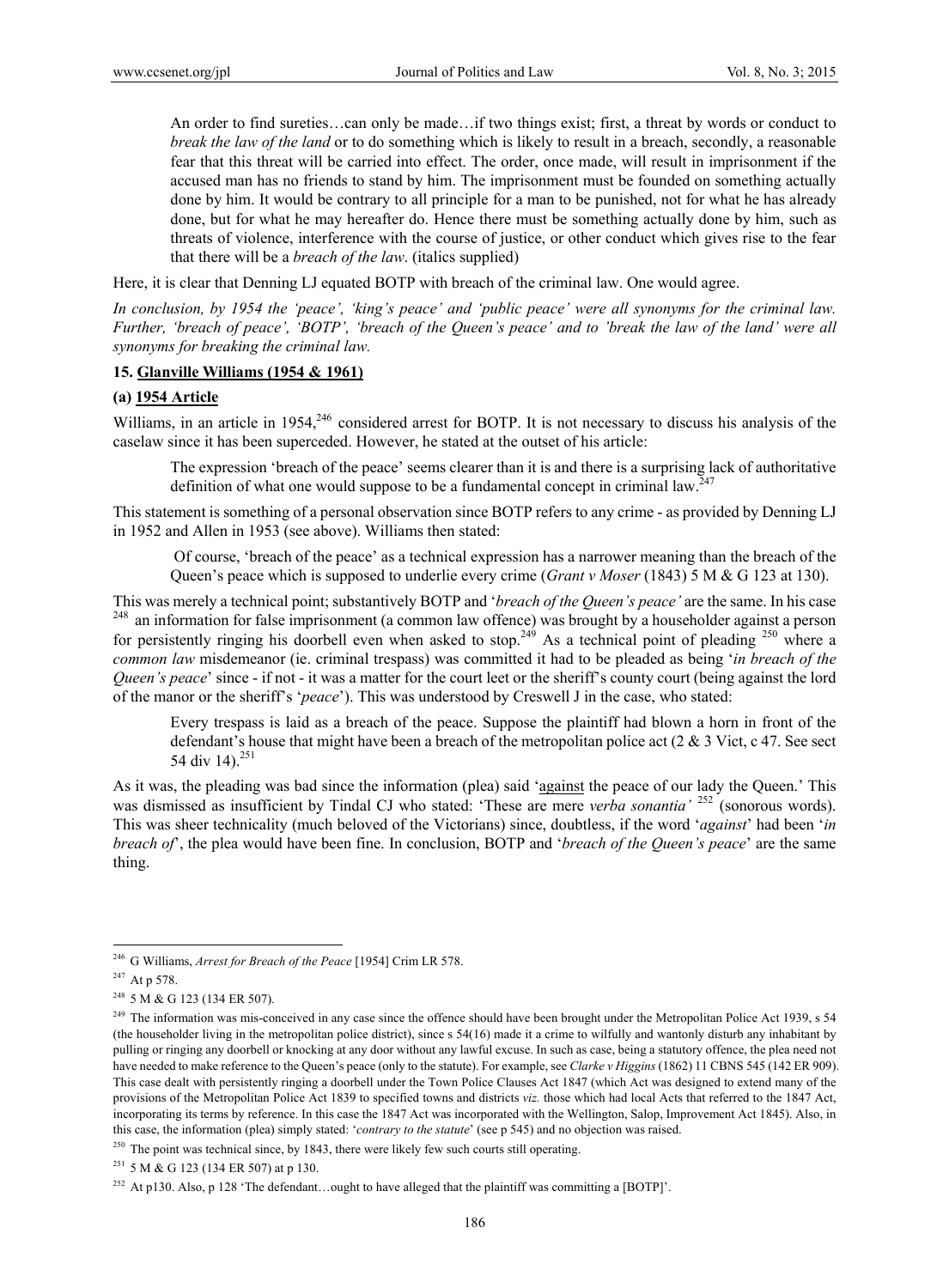> An order to find sureties…can only be made…if two things exist; first, a threat by words or conduct to *break the law of the land* or to do something which is likely to result in a breach, secondly, a reasonable fear that this threat will be carried into effect. The order, once made, will result in imprisonment if the accused man has no friends to stand by him. The imprisonment must be founded on something actually done by him. It would be contrary to all principle for a man to be punished, not for what he has already done, but for what he may hereafter do. Hence there must be something actually done by him, such as threats of violence, interference with the course of justice, or other conduct which gives rise to the fear that there will be a *breach of the law*. (italics supplied)

Here, it is clear that Denning LJ equated BOTP with breach of the criminal law. One would agree.

*In conclusion, by 1954 the 'peace', 'king's peace' and 'public peace' were all synonyms for the criminal law. Further, 'breach of peace', 'BOTP', 'breach of the Queen's peace' and to 'break the law of the land' were all synonyms for breaking the criminal law.*

### 15. Glanville Williams (1954 & 1961)

#### (a) 1954 Article

Williams, in an article in 1954,[246] considered arrest for BOTP. It is not necessary to discuss his analysis of the caselaw since it has been superceded. However, he stated at the outset of his article:

> The expression 'breach of the peace' seems clearer than it is and there is a surprising lack of authoritative definition of what one would suppose to be a fundamental concept in criminal law.[247]

This statement is something of a personal observation since BOTP refers to any crime - as provided by Denning LJ in 1952 and Allen in 1953 (see above). Williams then stated:

> Of course, 'breach of the peace' as a technical expression has a narrower meaning than the breach of the Queen's peace which is supposed to underlie every crime (*Grant v Moser* (1843) 5 M & G 123 at 130).

This was merely a technical point; substantively BOTP and '*breach of the Queen's peace'* are the same. In his case [248] an information for false imprisonment (a common law offence) was brought by a householder against a person for persistently ringing his doorbell even when asked to stop.[249] As a technical point of pleading [250] where a *common law* misdemeanor (ie. criminal trespass) was committed it had to be pleaded as being '*in breach of the Queen's peace*' since - if not - it was a matter for the court leet or the sheriff's county court (being against the lord of the manor or the sheriff's '*peace*'). This was understood by Creswell J in the case, who stated:

> Every trespass is laid as a breach of the peace. Suppose the plaintiff had blown a horn in front of the defendant's house that might have been a breach of the metropolitan police act (2 & 3 Vict, c 47. See sect 54 div 14).[251]

As it was, the pleading was bad since the information (plea) said 'against the peace of our lady the Queen.' This was dismissed as insufficient by Tindal CJ who stated: 'These are mere *verba sonantia'* [252] (sonorous words). This was sheer technicality (much beloved of the Victorians) since, doubtless, if the word '*against*' had been '*in breach of*', the plea would have been fine. In conclusion, BOTP and '*breach of the Queen's peace*' are the same thing.

---

[246] G Williams, *Arrest for Breach of the Peace* [1954] Crim LR 578.

[247] At p 578.

[248] 5 M & G 123 (134 ER 507).

[249] The information was mis-conceived in any case since the offence should have been brought under the Metropolitan Police Act 1939, s 54 (the householder living in the metropolitan police district), since s 54(16) made it a crime to wilfully and wantonly disturb any inhabitant by pulling or ringing any doorbell or knocking at any door without any lawful excuse. In such as case, being a statutory offence, the plea need not have needed to make reference to the Queen's peace (only to the statute). For example, see *Clarke v Higgins* (1862) 11 CBNS 545 (142 ER 909). This case dealt with persistently ringing a doorbell under the Town Police Clauses Act 1847 (which Act was designed to extend many of the provisions of the Metropolitan Police Act 1839 to specified towns and districts *viz.* those which had local Acts that referred to the 1847 Act, incorporating its terms by reference. In this case the 1847 Act was incorporated with the Wellington, Salop, Improvement Act 1845). Also, in this case, the information (plea) simply stated: '*contrary to the statute*' (see p 545) and no objection was raised.

[250] The point was technical since, by 1843, there were likely few such courts still operating.

[251] 5 M & G 123 (134 ER 507) at p 130.

[252] At p130. Also, p 128 'The defendant…ought to have alleged that the plaintiff was committing a [BOTP]'.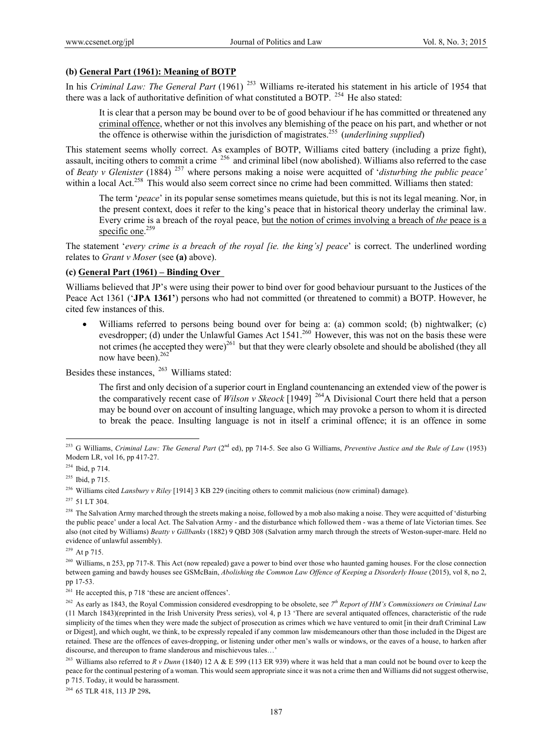**(b) General Part (1961): Meaning of BOTP**

In his *Criminal Law: The General Part* (1961) [253] Williams re-iterated his statement in his article of 1954 that there was a lack of authoritative definition of what constituted a BOTP. [254] He also stated:

> It is clear that a person may be bound over to be of good behaviour if he has committed or threatened any criminal offence, whether or not this involves any blemishing of the peace on his part, and whether or not the offence is otherwise within the jurisdiction of magistrates.[255] (*underlining supplied*)

This statement seems wholly correct. As examples of BOTP, Williams cited battery (including a prize fight), assault, inciting others to commit a crime [256] and criminal libel (now abolished). Williams also referred to the case of *Beaty v Glenister* (1884) [257] where persons making a noise were acquitted of '*disturbing the public peace'* within a local Act.[258] This would also seem correct since no crime had been committed. Williams then stated:

> The term '*peace*' in its popular sense sometimes means quietude, but this is not its legal meaning. Nor, in the present context, does it refer to the king's peace that in historical theory underlay the criminal law. Every crime is a breach of the royal peace, but the notion of crimes involving a breach of *the* peace is a specific one.[259]

The statement '*every crime is a breach of the royal [ie. the king's] peace*' is correct. The underlined wording relates to *Grant v Moser* (see **(a)** above).

**(c) General Part (1961) – Binding Over**

Williams believed that JP's were using their power to bind over for good behaviour pursuant to the Justices of the Peace Act 1361 ('**JPA 1361'**) persons who had not committed (or threatened to commit) a BOTP. However, he cited few instances of this.

- Williams referred to persons being bound over for being a: (a) common scold; (b) nightwalker; (c) evesdropper; (d) under the Unlawful Games Act 1541.[260] However, this was not on the basis these were not crimes (he accepted they were)[261] but that they were clearly obsolete and should be abolished (they all now have been).[262]

Besides these instances, [263] Williams stated:

> The first and only decision of a superior court in England countenancing an extended view of the power is the comparatively recent case of *Wilson v Skeock* [1949] [264]A Divisional Court there held that a person may be bound over on account of insulting language, which may provoke a person to whom it is directed to break the peace. Insulting language is not in itself a criminal offence; it is an offence in some

---

[253] G Williams, *Criminal Law: The General Part* (2nd ed), pp 714-5. See also G Williams, *Preventive Justice and the Rule of Law* (1953) Modern LR, vol 16, pp 417-27.

[254] Ibid, p 714.

[255] Ibid, p 715.

[256] Williams cited *Lansbury v Riley* [1914] 3 KB 229 (inciting others to commit malicious (now criminal) damage).

[257] 51 LT 304.

[258] The Salvation Army marched through the streets making a noise, followed by a mob also making a noise. They were acquitted of 'disturbing the public peace' under a local Act. The Salvation Army - and the disturbance which followed them - was a theme of late Victorian times. See also (not cited by Williams) *Beatty v Gillbanks* (1882) 9 QBD 308 (Salvation army march through the streets of Weston-super-mare. Held no evidence of unlawful assembly).

[259] At p 715.

[260] Williams, n 253, pp 717-8. This Act (now repealed) gave a power to bind over those who haunted gaming houses. For the close connection between gaming and bawdy houses see GSMcBain, *Abolishing the Common Law Offence of Keeping a Disorderly House* (2015), vol 8, no 2, pp 17-53.

[261] He accepted this, p 718 'these are ancient offences'.

[262] As early as 1843, the Royal Commission considered evesdropping to be obsolete, see *7th Report of HM's Commissioners on Criminal Law* (11 March 1843)(reprinted in the Irish University Press series), vol 4, p 13 'There are several antiquated offences, characteristic of the rude simplicity of the times when they were made the subject of prosecution as crimes which we have ventured to omit [in their draft Criminal Law or Digest], and which ought, we think, to be expressly repealed if any common law misdemeanours other than those included in the Digest are retained. These are the offences of eaves-dropping, or listening under other men's walls or windows, or the eaves of a house, to harken after discourse, and thereupon to frame slanderous and mischievous tales…'

[263] Williams also referred to *R v Dunn* (1840) 12 A & E 599 (113 ER 939) where it was held that a man could not be bound over to keep the peace for the continual pestering of a woman. This would seem appropriate since it was not a crime then and Williams did not suggest otherwise, p 715. Today, it would be harassment.

[264] 65 TLR 418, 113 JP 298**.**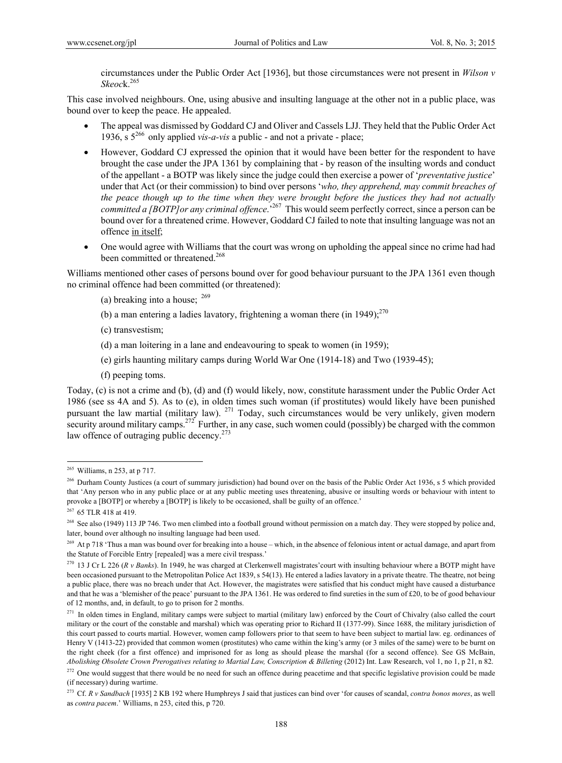circumstances under the Public Order Act [1936], but those circumstances were not present in *Wilson v Skeoc*k.[265]

This case involved neighbours. One, using abusive and insulting language at the other not in a public place, was bound over to keep the peace. He appealed.

- The appeal was dismissed by Goddard CJ and Oliver and Cassels LJJ. They held that the Public Order Act 1936, s 5[266] only applied *vis-a-vis* a public - and not a private - place;
- However, Goddard CJ expressed the opinion that it would have been better for the respondent to have brought the case under the JPA 1361 by complaining that - by reason of the insulting words and conduct of the appellant - a BOTP was likely since the judge could then exercise a power of '*preventative justice*' under that Act (or their commission) to bind over persons '*who, they apprehend, may commit breaches of the peace though up to the time when they were brought before the justices they had not actually committed a [BOTP]or any criminal offence*.'[267] This would seem perfectly correct, since a person can be bound over for a threatened crime. However, Goddard CJ failed to note that insulting language was not an offence <u>in itself</u>;
- One would agree with Williams that the court was wrong on upholding the appeal since no crime had had been committed or threatened.[268]

Williams mentioned other cases of persons bound over for good behaviour pursuant to the JPA 1361 even though no criminal offence had been committed (or threatened):

(a) breaking into a house; [269]

(b) a man entering a ladies lavatory, frightening a woman there (in 1949);[270]

(c) transvestism;

(d) a man loitering in a lane and endeavouring to speak to women (in 1959);

(e) girls haunting military camps during World War One (1914-18) and Two (1939-45);

(f) peeping toms.

Today, (c) is not a crime and (b), (d) and (f) would likely, now, constitute harassment under the Public Order Act 1986 (see ss 4A and 5). As to (e), in olden times such woman (if prostitutes) would likely have been punished pursuant the law martial (military law). [271] Today, such circumstances would be very unlikely, given modern security around military camps.[272] Further, in any case, such women could (possibly) be charged with the common law offence of outraging public decency.[273]

---

[265] Williams, n 253, at p 717.

[266] Durham County Justices (a court of summary jurisdiction) had bound over on the basis of the Public Order Act 1936, s 5 which provided that 'Any person who in any public place or at any public meeting uses threatening, abusive or insulting words or behaviour with intent to provoke a [BOTP] or whereby a [BOTP] is likely to be occasioned, shall be guilty of an offence.'

[267] 65 TLR 418 at 419.

[268] See also (1949) 113 JP 746. Two men climbed into a football ground without permission on a match day. They were stopped by police and, later, bound over although no insulting language had been used.

[269] At p 718 'Thus a man was bound over for breaking into a house – which, in the absence of felonious intent or actual damage, and apart from the Statute of Forcible Entry [repealed] was a mere civil trespass.'

[270] 13 J Cr L 226 (*R v Banks*). In 1949, he was charged at Clerkenwell magistrates'court with insulting behaviour where a BOTP might have been occasioned pursuant to the Metropolitan Police Act 1839, s 54(13). He entered a ladies lavatory in a private theatre. The theatre, not being a public place, there was no breach under that Act. However, the magistrates were satisfied that his conduct might have caused a disturbance and that he was a 'blemisher of the peace' pursuant to the JPA 1361. He was ordered to find sureties in the sum of £20, to be of good behaviour of 12 months, and, in default, to go to prison for 2 months.

[271] In olden times in England, military camps were subject to martial (military law) enforced by the Court of Chivalry (also called the court military or the court of the constable and marshal) which was operating prior to Richard II (1377-99). Since 1688, the military jurisdiction of this court passed to courts martial. However, women camp followers prior to that seem to have been subject to martial law. eg. ordinances of Henry V (1413-22) provided that common women (prostitutes) who came within the king's army (or 3 miles of the same) were to be burnt on the right cheek (for a first offence) and imprisoned for as long as should please the marshal (for a second offence). See GS McBain, *Abolishing Obsolete Crown Prerogatives relating to Martial Law, Conscription & Billeting* (2012) Int. Law Research, vol 1, no 1, p 21, n 82.

[272] One would suggest that there would be no need for such an offence during peacetime and that specific legislative provision could be made (if necessary) during wartime.

[273] Cf. *R v Sandbach* [1935] 2 KB 192 where Humphreys J said that justices can bind over 'for causes of scandal, *contra bonos mores*, as well as *contra pacem*.' Williams, n 253, cited this, p 720.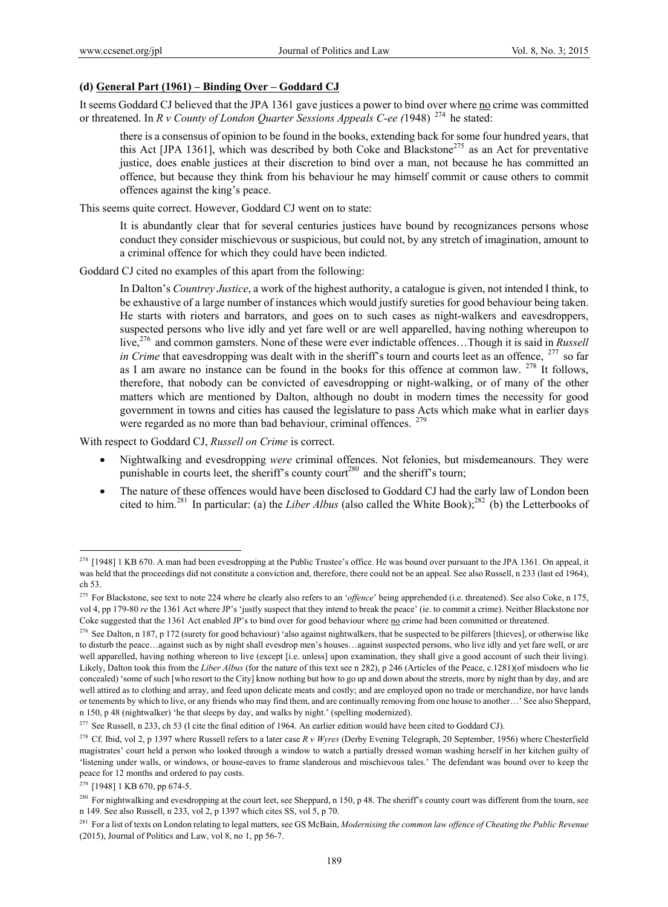### (d) **General Part (1961) – Binding Over – Goddard CJ**

It seems Goddard CJ believed that the JPA 1361 gave justices a power to bind over where no crime was committed or threatened. In *R v County of London Quarter Sessions Appeals C-ee (*1948) [274] he stated:

> there is a consensus of opinion to be found in the books, extending back for some four hundred years, that this Act [JPA 1361], which was described by both Coke and Blackstone[275] as an Act for preventative justice, does enable justices at their discretion to bind over a man, not because he has committed an offence, but because they think from his behaviour he may himself commit or cause others to commit offences against the king's peace.

This seems quite correct. However, Goddard CJ went on to state:

> It is abundantly clear that for several centuries justices have bound by recognizances persons whose conduct they consider mischievous or suspicious, but could not, by any stretch of imagination, amount to a criminal offence for which they could have been indicted.

Goddard CJ cited no examples of this apart from the following:

> In Dalton's *Countrey Justice*, a work of the highest authority, a catalogue is given, not intended I think, to be exhaustive of a large number of instances which would justify sureties for good behaviour being taken. He starts with rioters and barrators, and goes on to such cases as night-walkers and eavesdroppers, suspected persons who live idly and yet fare well or are well apparelled, having nothing whereupon to live,[276] and common gamsters. None of these were ever indictable offences…Though it is said in *Russell in Crime* that eavesdropping was dealt with in the sheriff's tourn and courts leet as an offence, [277] so far as I am aware no instance can be found in the books for this offence at common law. [278] It follows, therefore, that nobody can be convicted of eavesdropping or night-walking, or of many of the other matters which are mentioned by Dalton, although no doubt in modern times the necessity for good government in towns and cities has caused the legislature to pass Acts which make what in earlier days were regarded as no more than bad behaviour, criminal offences. [279]

With respect to Goddard CJ, *Russell on Crime* is correct.

- Nightwalking and evesdropping *were* criminal offences. Not felonies, but misdemeanours. They were punishable in courts leet, the sheriff's county court[280] and the sheriff's tourn;
- The nature of these offences would have been disclosed to Goddard CJ had the early law of London been cited to him.[281] In particular: (a) the *Liber Albus* (also called the White Book);[282] (b) the Letterbooks of

---

[274] [1948] 1 KB 670. A man had been evesdropping at the Public Trustee's office. He was bound over pursuant to the JPA 1361. On appeal, it was held that the proceedings did not constitute a conviction and, therefore, there could not be an appeal. See also Russell, n 233 (last ed 1964), ch 53.

[275] For Blackstone, see text to note 224 where he clearly also refers to an '*offence*' being apprehended (i.e. threatened). See also Coke, n 175, vol 4, pp 179-80 *re* the 1361 Act where JP's 'justly suspect that they intend to break the peace' (ie. to commit a crime). Neither Blackstone nor Coke suggested that the 1361 Act enabled JP's to bind over for good behaviour where no crime had been committed or threatened.

[276] See Dalton, n 187, p 172 (surety for good behaviour) 'also against nightwalkers, that be suspected to be pilferers [thieves], or otherwise like to disturb the peace…against such as by night shall evesdrop men's houses…against suspected persons, who live idly and yet fare well, or are well apparelled, having nothing whereon to live (except [i.e. unless] upon examination, they shall give a good account of such their living). Likely, Dalton took this from the *Liber Albus* (for the nature of this text see n 282), p 246 (Articles of the Peace, c.1281)(of misdoers who lie concealed) 'some of such [who resort to the City] know nothing but how to go up and down about the streets, more by night than by day, and are well attired as to clothing and array, and feed upon delicate meats and costly; and are employed upon no trade or merchandize, nor have lands or tenements by which to live, or any friends who may find them, and are continually removing from one house to another…' See also Sheppard, n 150, p 48 (nightwalker) 'he that sleeps by day, and walks by night.' (spelling modernized).

[277] See Russell, n 233, ch 53 (I cite the final edition of 1964. An earlier edition would have been cited to Goddard CJ).

[278] Cf. Ibid, vol 2, p 1397 where Russell refers to a later case *R v Wyres* (Derby Evening Telegraph, 20 September, 1956) where Chesterfield magistrates' court held a person who looked through a window to watch a partially dressed woman washing herself in her kitchen guilty of 'listening under walls, or windows, or house-eaves to frame slanderous and mischievous tales.' The defendant was bound over to keep the peace for 12 months and ordered to pay costs.

[279] [1948] 1 KB 670, pp 674-5.

[280] For nightwalking and evesdropping at the court leet, see Sheppard, n 150, p 48. The sheriff's county court was different from the tourn, see n 149. See also Russell, n 233, vol 2, p 1397 which cites SS, vol 5, p 70.

[281] For a list of texts on London relating to legal matters, see GS McBain, *Modernising the common law offence of Cheating the Public Revenue* (2015), Journal of Politics and Law, vol 8, no 1, pp 56-7.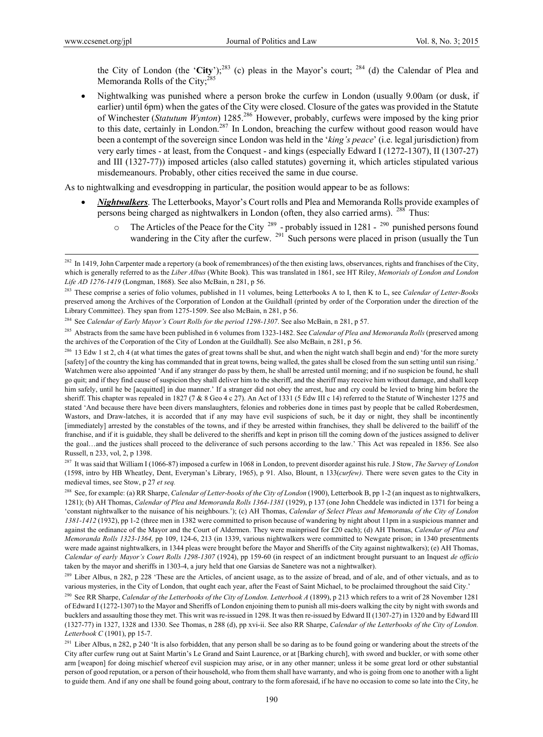the City of London (the '**City**');[283] (c) pleas in the Mayor's court; [284] (d) the Calendar of Plea and Memoranda Rolls of the City;[285]

- Nightwalking was punished where a person broke the curfew in London (usually 9.00am (or dusk, if earlier) until 6pm) when the gates of the City were closed. Closure of the gates was provided in the Statute of Winchester (*Statutum Wynton*) 1285.[286] However, probably, curfews were imposed by the king prior to this date, certainly in London.[287] In London, breaching the curfew without good reason would have been a contempt of the sovereign since London was held in the '*king's peace*' (i.e. legal jurisdiction) from very early times - at least, from the Conquest - and kings (especially Edward I (1272-1307), II (1307-27) and III (1327-77)) imposed articles (also called statutes) governing it, which articles stipulated various misdemeanours. Probably, other cities received the same in due course.

As to nightwalking and evesdropping in particular, the position would appear to be as follows:

- ***Nightwalkers***. The Letterbooks, Mayor's Court rolls and Plea and Memoranda Rolls provide examples of persons being charged as nightwalkers in London (often, they also carried arms). [288] Thus:
  - The Articles of the Peace for the City [289] - probably issued in 1281 - [290] punished persons found wandering in the City after the curfew. [291] Such persons were placed in prison (usually the Tun

---

[282] In 1419, John Carpenter made a repertory (a book of remembrances) of the then existing laws, observances, rights and franchises of the City, which is generally referred to as the *Liber Albus* (White Book). This was translated in 1861, see HT Riley, *Memorials of London and London Life AD 1276-1419* (Longman, 1868). See also McBain, n 281, p 56.

[283] These comprise a series of folio volumes, published in 11 volumes, being Letterbooks A to I, then K to L, see *Calendar of Letter-Books* preserved among the Archives of the Corporation of London at the Guildhall (printed by order of the Corporation under the direction of the Library Committee). They span from 1275-1509. See also McBain, n 281, p 56.

[284] See *Calendar of Early Mayor's Court Rolls for the period 1298-1307*. See also McBain, n 281, p 57.

[285] Abstracts from the same have been published in 6 volumes from 1323-1482. See *Calendar of Plea and Memoranda Rolls* (preserved among the archives of the Corporation of the City of London at the Guildhall). See also McBain, n 281, p 56.

[286] 13 Edw 1 st 2, ch 4 (at what times the gates of great towns shall be shut, and when the night watch shall begin and end) 'for the more surety [safety] of the country the king has commanded that in great towns, being walled, the gates shall be closed from the sun setting until sun rising.' Watchmen were also appointed 'And if any stranger do pass by them, he shall be arrested until morning; and if no suspicion be found, he shall go quit; and if they find cause of suspicion they shall deliver him to the sheriff, and the sheriff may receive him without damage, and shall keep him safely, until he be [acquitted] in due manner.' If a stranger did not obey the arrest, hue and cry could be levied to bring him before the sheriff. This chapter was repealed in 1827 (7 & 8 Geo 4 c 27). An Act of 1331 (5 Edw III c 14) referred to the Statute of Winchester 1275 and stated 'And because there have been divers manslaughters, felonies and robberies done in times past by people that be called Roberdesmen, Wastors, and Draw-latches, it is accorded that if any may have evil suspicions of such, be it day or night, they shall be incontinently [immediately] arrested by the constables of the towns, and if they be arrested within franchises, they shall be delivered to the bailiff of the franchise, and if it is guidable, they shall be delivered to the sheriffs and kept in prison till the coming down of the justices assigned to deliver the goal…and the justices shall proceed to the deliverance of such persons according to the law.' This Act was repealed in 1856. See also Russell, n 233, vol, 2, p 1398.

[287] It was said that William I (1066-87) imposed a curfew in 1068 in London, to prevent disorder against his rule. J Stow, *The Survey of London* (1598, intro by HB Wheatley, Dent, Everyman's Library, 1965), p 91. Also, Blount, n 133(*curfew*). There were seven gates to the City in medieval times, see Stow, p 27 *et seq.*

[288] See, for example: (a) RR Sharpe, *Calendar of Letter-books of the City of London* (1900), Letterbook B, pp 1-2 (an inquest as to nightwalkers, 1281); (b) AH Thomas, *Calendar of Plea and Memoranda Rolls 1364-1381* (1929), p 137 (one John Cheddele was indicted in 1371 for being a 'constant nightwalker to the nuisance of his neighbours.'); (c) AH Thomas, *Calendar of Select Pleas and Memoranda of the City of London 1381-1412* (1932), pp 1-2 (three men in 1382 were committed to prison because of wandering by night about 11pm in a suspicious manner and against the ordinance of the Mayor and the Court of Aldermen. They were mainprised for £20 each); (d) AH Thomas, *Calendar of Plea and Memoranda Rolls 1323-1364,* pp 109, 124-6, 213 (in 1339, various nightwalkers were committed to Newgate prison; in 1340 presentments were made against nightwalkers, in 1344 pleas were brought before the Mayor and Sheriffs of the City against nightwalkers); (e) AH Thomas, *Calendar of early Mayor's Court Rolls 1298-1307* (1924), pp 159-60 (in respect of an indictment brought pursuant to an Inquest *de officio* taken by the mayor and sheriffs in 1303-4, a jury held that one Garsias de Sanetere was not a nightwalker).

[289] Liber Albus, n 282, p 228 'These are the Articles, of ancient usage, as to the assize of bread, and of ale, and of other victuals, and as to various mysteries, in the City of London, that ought each year, after the Feast of Saint Michael, to be proclaimed throughout the said City.'

[290] See RR Sharpe, *Calendar of the Letterbooks of the City of London. Letterbook A* (1899), p 213 which refers to a writ of 28 November 1281 of Edward I (1272-1307) to the Mayor and Sheriffs of London enjoining them to punish all mis-doers walking the city by night with swords and bucklers and assaulting those they met. This writ was re-issued in 1298. It was then re-issued by Edward II (1307-27) in 1320 and by Edward III (1327-77) in 1327, 1328 and 1330. See Thomas, n 288 (d), pp xvi-ii. See also RR Sharpe, *Calendar of the Letterbooks of the City of London. Letterbook C* (1901), pp 15-7.

[291] Liber Albus, n 282, p 240 'It is also forbidden, that any person shall be so daring as to be found going or wandering about the streets of the City after curfew rung out at Saint Martin's Le Grand and Saint Laurence, or at [Barking church], with sword and buckler, or with some other arm [weapon] for doing mischief whereof evil suspicion may arise, or in any other manner; unless it be some great lord or other substantial person of good reputation, or a person of their household, who from them shall have warranty, and who is going from one to another with a light to guide them. And if any one shall be found going about, contrary to the form aforesaid, if he have no occasion to come so late into the City, he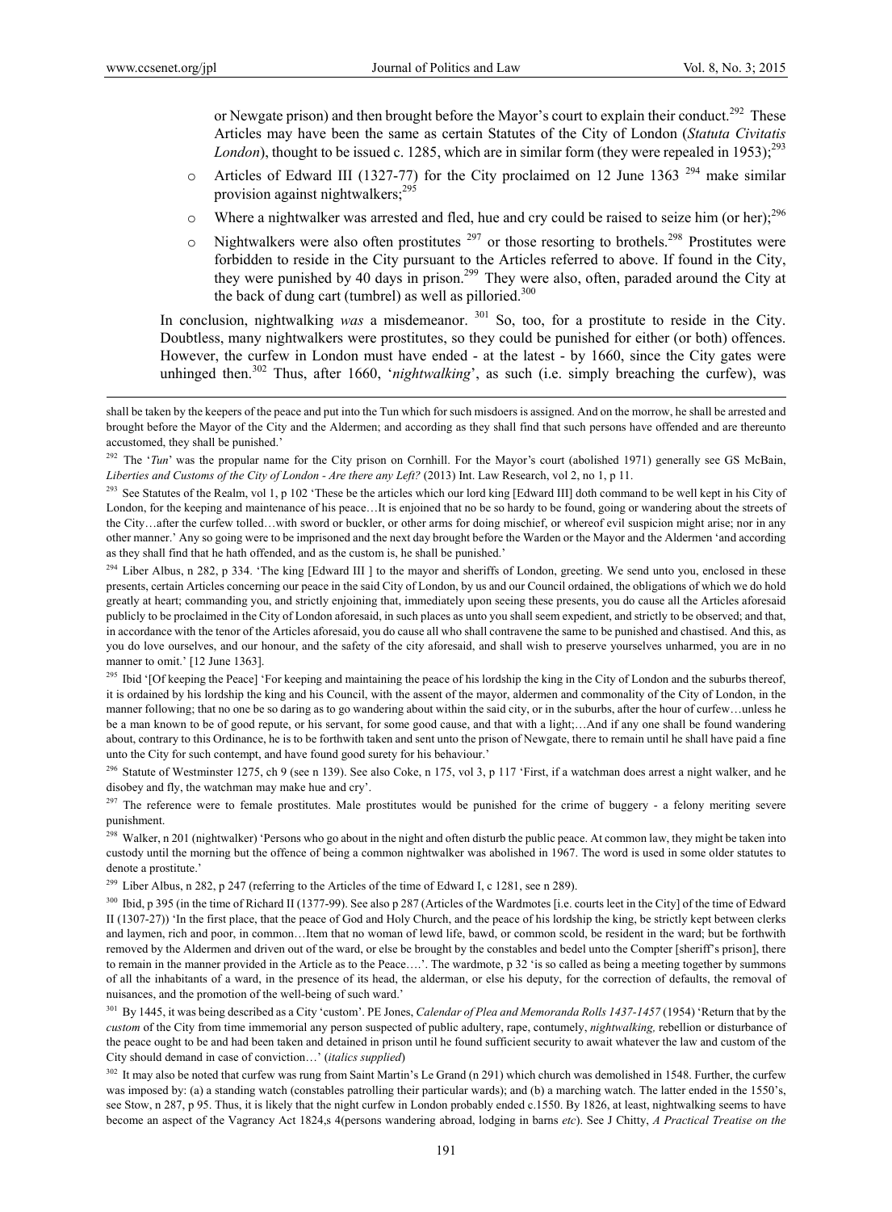or Newgate prison) and then brought before the Mayor's court to explain their conduct.[292] These Articles may have been the same as certain Statutes of the City of London (*Statuta Civitatis London*), thought to be issued c. 1285, which are in similar form (they were repealed in 1953);[293]

- Articles of Edward III (1327-77) for the City proclaimed on 12 June 1363 [294] make similar provision against nightwalkers;[295]
- Where a nightwalker was arrested and fled, hue and cry could be raised to seize him (or her);[296]
- Nightwalkers were also often prostitutes [297] or those resorting to brothels.[298] Prostitutes were forbidden to reside in the City pursuant to the Articles referred to above. If found in the City, they were punished by 40 days in prison.[299] They were also, often, paraded around the City at the back of dung cart (tumbrel) as well as pilloried.[300]

In conclusion, nightwalking *was* a misdemeanor. [301] So, too, for a prostitute to reside in the City. Doubtless, many nightwalkers were prostitutes, so they could be punished for either (or both) offences. However, the curfew in London must have ended - at the latest - by 1660, since the City gates were unhinged then.[302] Thus, after 1660, '*nightwalking*', as such (i.e. simply breaching the curfew), was

---

shall be taken by the keepers of the peace and put into the Tun which for such misdoers is assigned. And on the morrow, he shall be arrested and brought before the Mayor of the City and the Aldermen; and according as they shall find that such persons have offended and are thereunto accustomed, they shall be punished.'

[292] The '*Tun*' was the propular name for the City prison on Cornhill. For the Mayor's court (abolished 1971) generally see GS McBain, *Liberties and Customs of the City of London - Are there any Left?* (2013) Int. Law Research, vol 2, no 1, p 11.

[293] See Statutes of the Realm, vol 1, p 102 'These be the articles which our lord king [Edward III] doth command to be well kept in his City of London, for the keeping and maintenance of his peace…It is enjoined that no be so hardy to be found, going or wandering about the streets of the City…after the curfew tolled…with sword or buckler, or other arms for doing mischief, or whereof evil suspicion might arise; nor in any other manner.' Any so going were to be imprisoned and the next day brought before the Warden or the Mayor and the Aldermen 'and according as they shall find that he hath offended, and as the custom is, he shall be punished.'

[294] Liber Albus, n 282, p 334. 'The king [Edward III ] to the mayor and sheriffs of London, greeting. We send unto you, enclosed in these presents, certain Articles concerning our peace in the said City of London, by us and our Council ordained, the obligations of which we do hold greatly at heart; commanding you, and strictly enjoining that, immediately upon seeing these presents, you do cause all the Articles aforesaid publicly to be proclaimed in the City of London aforesaid, in such places as unto you shall seem expedient, and strictly to be observed; and that, in accordance with the tenor of the Articles aforesaid, you do cause all who shall contravene the same to be punished and chastised. And this, as you do love ourselves, and our honour, and the safety of the city aforesaid, and shall wish to preserve yourselves unharmed, you are in no manner to omit.' [12 June 1363].

[295] Ibid '[Of keeping the Peace] 'For keeping and maintaining the peace of his lordship the king in the City of London and the suburbs thereof, it is ordained by his lordship the king and his Council, with the assent of the mayor, aldermen and commonality of the City of London, in the manner following; that no one be so daring as to go wandering about within the said city, or in the suburbs, after the hour of curfew…unless he be a man known to be of good repute, or his servant, for some good cause, and that with a light;…And if any one shall be found wandering about, contrary to this Ordinance, he is to be forthwith taken and sent unto the prison of Newgate, there to remain until he shall have paid a fine unto the City for such contempt, and have found good surety for his behaviour.'

[296] Statute of Westminster 1275, ch 9 (see n 139). See also Coke, n 175, vol 3, p 117 'First, if a watchman does arrest a night walker, and he disobey and fly, the watchman may make hue and cry'.

[297] The reference were to female prostitutes. Male prostitutes would be punished for the crime of buggery - a felony meriting severe punishment.

[298] Walker, n 201 (nightwalker) 'Persons who go about in the night and often disturb the public peace. At common law, they might be taken into custody until the morning but the offence of being a common nightwalker was abolished in 1967. The word is used in some older statutes to denote a prostitute.'

[299] Liber Albus, n 282, p 247 (referring to the Articles of the time of Edward I, c 1281, see n 289).

[300] Ibid, p 395 (in the time of Richard II (1377-99). See also p 287 (Articles of the Wardmotes [i.e. courts leet in the City] of the time of Edward II (1307-27)) 'In the first place, that the peace of God and Holy Church, and the peace of his lordship the king, be strictly kept between clerks and laymen, rich and poor, in common…Item that no woman of lewd life, bawd, or common scold, be resident in the ward; but be forthwith removed by the Aldermen and driven out of the ward, or else be brought by the constables and bedel unto the Compter [sheriff's prison], there to remain in the manner provided in the Article as to the Peace….'. The wardmote, p 32 'is so called as being a meeting together by summons of all the inhabitants of a ward, in the presence of its head, the alderman, or else his deputy, for the correction of defaults, the removal of nuisances, and the promotion of the well-being of such ward.'

[301] By 1445, it was being described as a City 'custom'. PE Jones, *Calendar of Plea and Memoranda Rolls 1437-1457* (1954) 'Return that by the *custom* of the City from time immemorial any person suspected of public adultery, rape, contumely, *nightwalking,* rebellion or disturbance of the peace ought to be and had been taken and detained in prison until he found sufficient security to await whatever the law and custom of the City should demand in case of conviction…' (*italics supplied*)

[302] It may also be noted that curfew was rung from Saint Martin's Le Grand (n 291) which church was demolished in 1548. Further, the curfew was imposed by: (a) a standing watch (constables patrolling their particular wards); and (b) a marching watch. The latter ended in the 1550's, see Stow, n 287, p 95. Thus, it is likely that the night curfew in London probably ended c.1550. By 1826, at least, nightwalking seems to have become an aspect of the Vagrancy Act 1824,s 4(persons wandering abroad, lodging in barns *etc*). See J Chitty, *A Practical Treatise on the*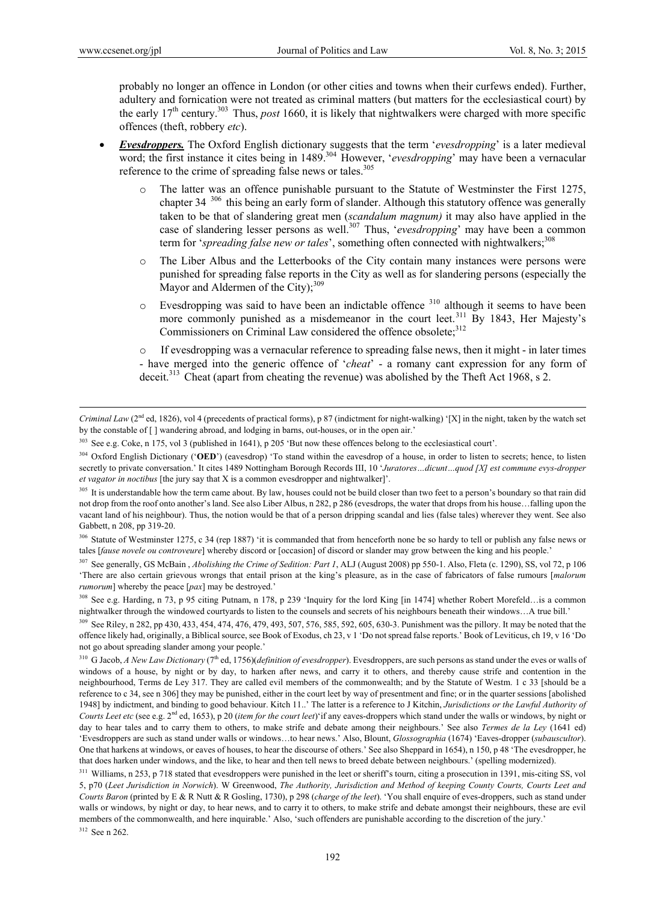probably no longer an offence in London (or other cities and towns when their curfews ended). Further, adultery and fornication were not treated as criminal matters (but matters for the ecclesiastical court) by the early 17th century.[303] Thus, *post* 1660, it is likely that nightwalkers were charged with more specific offences (theft, robbery *etc*).

- ***Evesdroppers.*** The Oxford English dictionary suggests that the term '*evesdropping*' is a later medieval word; the first instance it cites being in 1489.[304] However, '*evesdropping*' may have been a vernacular reference to the crime of spreading false news or tales.[305]
  - The latter was an offence punishable pursuant to the Statute of Westminster the First 1275, chapter 34 [306] this being an early form of slander. Although this statutory offence was generally taken to be that of slandering great men (*scandalum magnum)* it may also have applied in the case of slandering lesser persons as well.[307] Thus, '*evesdropping*' may have been a common term for '*spreading false new or tales*', something often connected with nightwalkers;[308]
  - The Liber Albus and the Letterbooks of the City contain many instances were persons were punished for spreading false reports in the City as well as for slandering persons (especially the Mayor and Aldermen of the City);[309]
  - Evesdropping was said to have been an indictable offence [310] although it seems to have been more commonly punished as a misdemeanor in the court leet.[311] By 1843, Her Majesty's Commissioners on Criminal Law considered the offence obsolete;[312]
  - If evesdropping was a vernacular reference to spreading false news, then it might - in later times - have merged into the generic offence of '*cheat*' - a romany cant expression for any form of deceit.[313] Cheat (apart from cheating the revenue) was abolished by the Theft Act 1968, s 2.

---

*Criminal Law* (2nd ed, 1826), vol 4 (precedents of practical forms), p 87 (indictment for night-walking) '[X] in the night, taken by the watch set by the constable of [ ] wandering abroad, and lodging in barns, out-houses, or in the open air.'

[303] See e.g. Coke, n 175, vol 3 (published in 1641), p 205 'But now these offences belong to the ecclesiastical court'.

[304] Oxford English Dictionary ('**OED**') (eavesdrop) 'To stand within the eavesdrop of a house, in order to listen to secrets; hence, to listen secretly to private conversation.' It cites 1489 Nottingham Borough Records III, 10 '*Juratores…dicunt…quod [X] est commune evys-dropper et vagator in noctibus* [the jury say that X is a common evesdropper and nightwalker]'.

[305] It is understandable how the term came about. By law, houses could not be build closer than two feet to a person's boundary so that rain did not drop from the roof onto another's land. See also Liber Albus, n 282, p 286 (evesdrops, the water that drops from his house…falling upon the vacant land of his neighbour). Thus, the notion would be that of a person dripping scandal and lies (false tales) wherever they went. See also Gabbett, n 208, pp 319-20.

[306] Statute of Westminster 1275, c 34 (rep 1887) 'it is commanded that from henceforth none be so hardy to tell or publish any false news or tales [*fause novele ou controveure*] whereby discord or [occasion] of discord or slander may grow between the king and his people.'

[307] See generally, GS McBain , *Abolishing the Crime of Sedition: Part 1*, ALJ (August 2008) pp 550-1. Also, Fleta (c. 1290), SS, vol 72, p 106 'There are also certain grievous wrongs that entail prison at the king's pleasure, as in the case of fabricators of false rumours [*malorum rumorum*] whereby the peace [*pax*] may be destroyed.'

[308] See e.g. Harding, n 73, p 95 citing Putnam, n 178, p 239 'Inquiry for the lord King [in 1474] whether Robert Morefeld…is a common nightwalker through the windowed courtyards to listen to the counsels and secrets of his neighbours beneath their windows…A true bill.'

[309] See Riley, n 282, pp 430, 433, 454, 474, 476, 479, 493, 507, 576, 585, 592, 605, 630-3. Punishment was the pillory. It may be noted that the offence likely had, originally, a Biblical source, see Book of Exodus, ch 23, v 1 'Do not spread false reports.' Book of Leviticus, ch 19, v 16 'Do not go about spreading slander among your people.'

[310] G Jacob, *A New Law Dictionary* (7th ed, 1756)(*definition of evesdropper*). Evesdroppers, are such persons as stand under the eves or walls of windows of a house, by night or by day, to harken after news, and carry it to others, and thereby cause strife and contention in the neighbourhood, Terms de Ley 317. They are called evil members of the commonwealth; and by the Statute of Westm. 1 c 33 [should be a reference to c 34, see n 306] they may be punished, either in the court leet by way of presentment and fine; or in the quarter sessions [abolished 1948] by indictment, and binding to good behaviour. Kitch 11..' The latter is a reference to J Kitchin, *Jurisdictions or the Lawful Authority of Courts Leet etc* (see e.g. 2nd ed, 1653), p 20 (*item for the court leet*)'if any eaves-droppers which stand under the walls or windows, by night or day to hear tales and to carry them to others, to make strife and debate among their neighbours.' See also *Termes de la Ley* (1641 ed) 'Evesdroppers are such as stand under walls or windows…to hear news.' Also, Blount, *Glossographia* (1674) 'Eaves-dropper (*subauscultor*). One that harkens at windows, or eaves of houses, to hear the discourse of others.' See also Sheppard in 1654), n 150, p 48 'The evesdropper, he that does harken under windows, and the like, to hear and then tell news to breed debate between neighbours.' (spelling modernized).

[311] Williams, n 253, p 718 stated that evesdroppers were punished in the leet or sheriff's tourn, citing a prosecution in 1391, mis-citing SS, vol 5, p70 (*Leet Jurisdiction in Norwich*). W Greenwood, *The Authority, Jurisdiction and Method of keeping County Courts, Courts Leet and Courts Baron* (printed by E & R Nutt & R Gosling, 1730), p 298 (*charge of the leet*). 'You shall enquire of eves-droppers, such as stand under walls or windows, by night or day, to hear news, and to carry it to others, to make strife and debate amongst their neighbours, these are evil members of the commonwealth, and here inquirable.' Also, 'such offenders are punishable according to the discretion of the jury.'

[312] See n 262.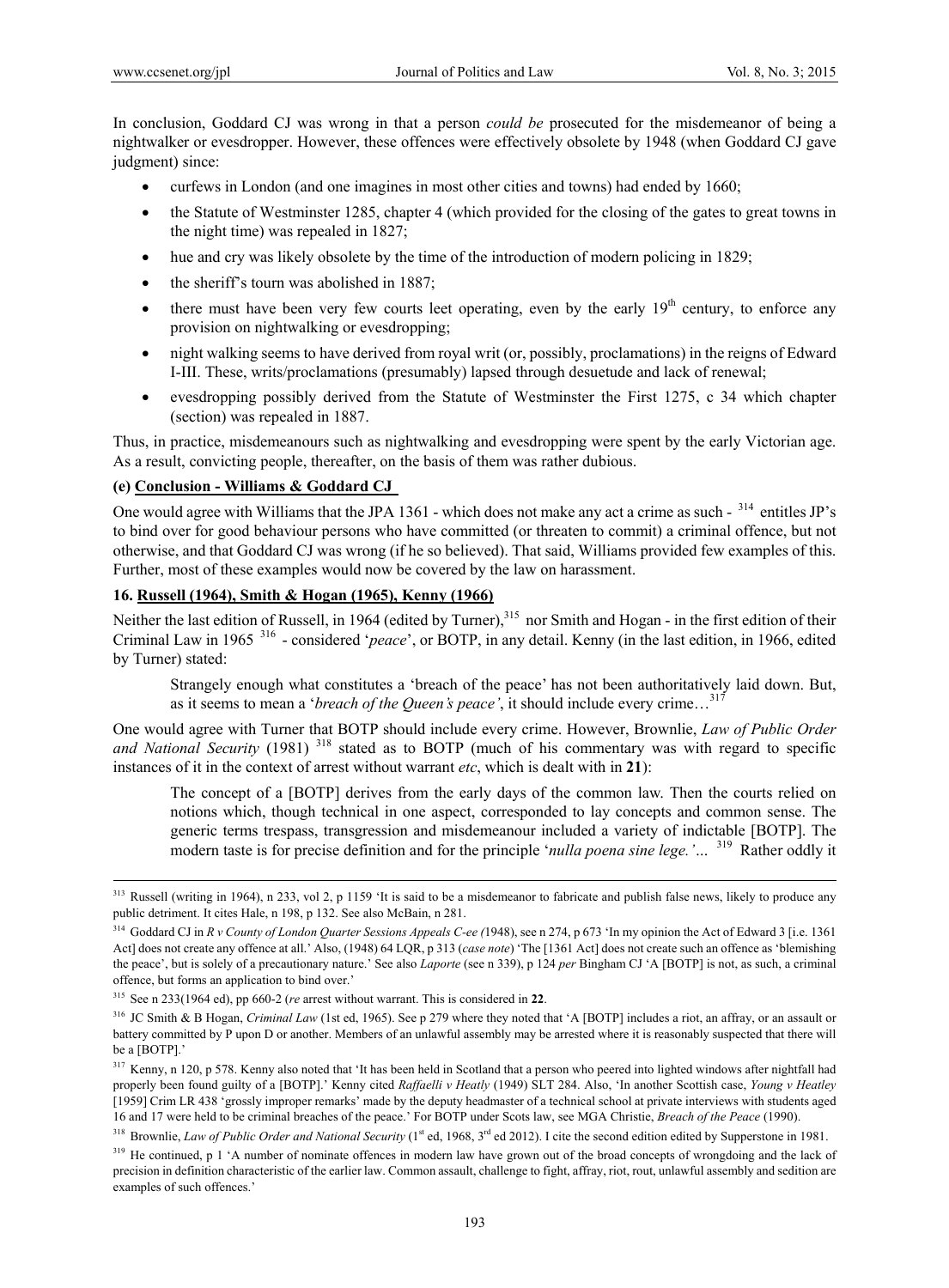In conclusion, Goddard CJ was wrong in that a person *could be* prosecuted for the misdemeanor of being a nightwalker or evesdropper. However, these offences were effectively obsolete by 1948 (when Goddard CJ gave judgment) since:

- curfews in London (and one imagines in most other cities and towns) had ended by 1660;
- the Statute of Westminster 1285, chapter 4 (which provided for the closing of the gates to great towns in the night time) was repealed in 1827;
- hue and cry was likely obsolete by the time of the introduction of modern policing in 1829;
- the sheriff's tourn was abolished in 1887;
- there must have been very few courts leet operating, even by the early 19th century, to enforce any provision on nightwalking or evesdropping;
- night walking seems to have derived from royal writ (or, possibly, proclamations) in the reigns of Edward I-III. These, writs/proclamations (presumably) lapsed through desuetude and lack of renewal;
- evesdropping possibly derived from the Statute of Westminster the First 1275, c 34 which chapter (section) was repealed in 1887.

Thus, in practice, misdemeanours such as nightwalking and evesdropping were spent by the early Victorian age. As a result, convicting people, thereafter, on the basis of them was rather dubious.

**(e) Conclusion - Williams & Goddard CJ**

One would agree with Williams that the JPA 1361 - which does not make any act a crime as such - [314] entitles JP's to bind over for good behaviour persons who have committed (or threaten to commit) a criminal offence, but not otherwise, and that Goddard CJ was wrong (if he so believed). That said, Williams provided few examples of this. Further, most of these examples would now be covered by the law on harassment.

**16. Russell (1964), Smith & Hogan (1965), Kenny (1966)**

Neither the last edition of Russell, in 1964 (edited by Turner),[315] nor Smith and Hogan - in the first edition of their Criminal Law in 1965 [316] - considered '*peace*', or BOTP, in any detail. Kenny (in the last edition, in 1966, edited by Turner) stated:

> Strangely enough what constitutes a 'breach of the peace' has not been authoritatively laid down. But, as it seems to mean a '*breach of the Queen's peace*', it should include every crime…[317]

One would agree with Turner that BOTP should include every crime. However, Brownlie, *Law of Public Order and National Security* (1981) [318] stated as to BOTP (much of his commentary was with regard to specific instances of it in the context of arrest without warrant *etc*, which is dealt with in **21**):

> The concept of a [BOTP] derives from the early days of the common law. Then the courts relied on notions which, though technical in one aspect, corresponded to lay concepts and common sense. The generic terms trespass, transgression and misdemeanour included a variety of indictable [BOTP]. The modern taste is for precise definition and for the principle '*nulla poena sine lege.'…* [319] Rather oddly it

---

[313] Russell (writing in 1964), n 233, vol 2, p 1159 'It is said to be a misdemeanor to fabricate and publish false news, likely to produce any public detriment. It cites Hale, n 198, p 132. See also McBain, n 281.

[314] Goddard CJ in *R v County of London Quarter Sessions Appeals C-ee (*1948), see n 274, p 673 'In my opinion the Act of Edward 3 [i.e. 1361 Act] does not create any offence at all.' Also, (1948) 64 LQR, p 313 (*case note*) 'The [1361 Act] does not create such an offence as 'blemishing the peace', but is solely of a precautionary nature.' See also *Laporte* (see n 339), p 124 *per* Bingham CJ 'A [BOTP] is not, as such, a criminal offence, but forms an application to bind over.'

[315] See n 233(1964 ed), pp 660-2 (*re* arrest without warrant. This is considered in **22**.

[316] JC Smith & B Hogan, *Criminal Law* (1st ed, 1965). See p 279 where they noted that 'A [BOTP] includes a riot, an affray, or an assault or battery committed by P upon D or another. Members of an unlawful assembly may be arrested where it is reasonably suspected that there will be a [BOTP].'

[317] Kenny, n 120, p 578. Kenny also noted that 'It has been held in Scotland that a person who peered into lighted windows after nightfall had properly been found guilty of a [BOTP].' Kenny cited *Raffaelli v Heatly* (1949) SLT 284. Also, 'In another Scottish case, *Young v Heatley* [1959] Crim LR 438 'grossly improper remarks' made by the deputy headmaster of a technical school at private interviews with students aged 16 and 17 were held to be criminal breaches of the peace.' For BOTP under Scots law, see MGA Christie, *Breach of the Peace* (1990).

[318] Brownlie, *Law of Public Order and National Security* (1st ed, 1968, 3rd ed 2012). I cite the second edition edited by Supperstone in 1981.

[319] He continued, p 1 'A number of nominate offences in modern law have grown out of the broad concepts of wrongdoing and the lack of precision in definition characteristic of the earlier law. Common assault, challenge to fight, affray, riot, rout, unlawful assembly and sedition are examples of such offences.'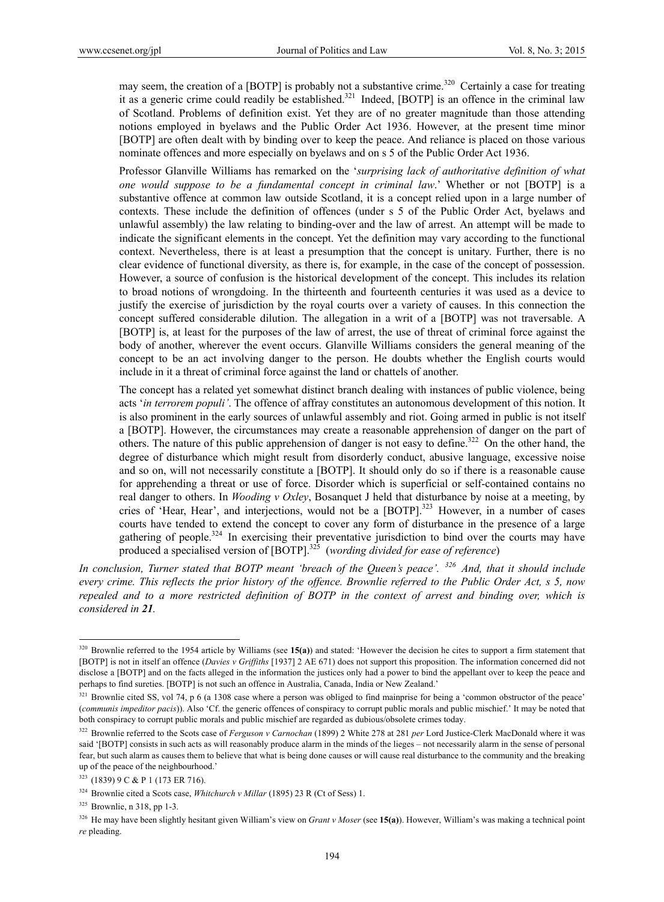may seem, the creation of a [BOTP] is probably not a substantive crime.[320] Certainly a case for treating it as a generic crime could readily be established.[321] Indeed, [BOTP] is an offence in the criminal law of Scotland. Problems of definition exist. Yet they are of no greater magnitude than those attending notions employed in byelaws and the Public Order Act 1936. However, at the present time minor [BOTP] are often dealt with by binding over to keep the peace. And reliance is placed on those various nominate offences and more especially on byelaws and on s 5 of the Public Order Act 1936.

Professor Glanville Williams has remarked on the '*surprising lack of authoritative definition of what one would suppose to be a fundamental concept in criminal law*.' Whether or not [BOTP] is a substantive offence at common law outside Scotland, it is a concept relied upon in a large number of contexts. These include the definition of offences (under s 5 of the Public Order Act, byelaws and unlawful assembly) the law relating to binding-over and the law of arrest. An attempt will be made to indicate the significant elements in the concept. Yet the definition may vary according to the functional context. Nevertheless, there is at least a presumption that the concept is unitary. Further, there is no clear evidence of functional diversity, as there is, for example, in the case of the concept of possession. However, a source of confusion is the historical development of the concept. This includes its relation to broad notions of wrongdoing. In the thirteenth and fourteenth centuries it was used as a device to justify the exercise of jurisdiction by the royal courts over a variety of causes. In this connection the concept suffered considerable dilution. The allegation in a writ of a [BOTP] was not traversable. A [BOTP] is, at least for the purposes of the law of arrest, the use of threat of criminal force against the body of another, wherever the event occurs. Glanville Williams considers the general meaning of the concept to be an act involving danger to the person. He doubts whether the English courts would include in it a threat of criminal force against the land or chattels of another.

The concept has a related yet somewhat distinct branch dealing with instances of public violence, being acts '*in terrorem populi'*. The offence of affray constitutes an autonomous development of this notion. It is also prominent in the early sources of unlawful assembly and riot. Going armed in public is not itself a [BOTP]. However, the circumstances may create a reasonable apprehension of danger on the part of others. The nature of this public apprehension of danger is not easy to define.[322] On the other hand, the degree of disturbance which might result from disorderly conduct, abusive language, excessive noise and so on, will not necessarily constitute a [BOTP]. It should only do so if there is a reasonable cause for apprehending a threat or use of force. Disorder which is superficial or self-contained contains no real danger to others. In *Wooding v Oxley*, Bosanquet J held that disturbance by noise at a meeting, by cries of 'Hear, Hear', and interjections, would not be a [BOTP].[323] However, in a number of cases courts have tended to extend the concept to cover any form of disturbance in the presence of a large gathering of people.[324] In exercising their preventative jurisdiction to bind over the courts may have produced a specialised version of [BOTP].[325] (*wording divided for ease of reference*)

*In conclusion, Turner stated that BOTP meant 'breach of the Queen's peace'.* [326] *And, that it should include every crime. This reflects the prior history of the offence. Brownlie referred to the Public Order Act, s 5, now repealed and to a more restricted definition of BOTP in the context of arrest and binding over, which is considered in* ***21****.*

---

[320] Brownlie referred to the 1954 article by Williams (see **15(a)**) and stated: 'However the decision he cites to support a firm statement that [BOTP] is not in itself an offence (*Davies v Griffiths* [1937] 2 AE 671) does not support this proposition. The information concerned did not disclose a [BOTP] and on the facts alleged in the information the justices only had a power to bind the appellant over to keep the peace and perhaps to find sureties. [BOTP] is not such an offence in Australia, Canada, India or New Zealand.'

[321] Brownlie cited SS, vol 74, p 6 (a 1308 case where a person was obliged to find mainprise for being a 'common obstructor of the peace' (*communis impeditor pacis*)). Also 'Cf. the generic offences of conspiracy to corrupt public morals and public mischief.' It may be noted that both conspiracy to corrupt public morals and public mischief are regarded as dubious/obsolete crimes today.

[322] Brownlie referred to the Scots case of *Ferguson v Carnochan* (1899) 2 White 278 at 281 *per* Lord Justice-Clerk MacDonald where it was said '[BOTP] consists in such acts as will reasonably produce alarm in the minds of the lieges – not necessarily alarm in the sense of personal fear, but such alarm as causes them to believe that what is being done causes or will cause real disturbance to the community and the breaking up of the peace of the neighbourhood.'

[323] (1839) 9 C & P 1 (173 ER 716).

[324] Brownlie cited a Scots case, *Whitchurch v Millar* (1895) 23 R (Ct of Sess) 1.

[325] Brownlie, n 318, pp 1-3.

[326] He may have been slightly hesitant given William's view on *Grant v Moser* (see **15(a)**). However, William's was making a technical point *re* pleading.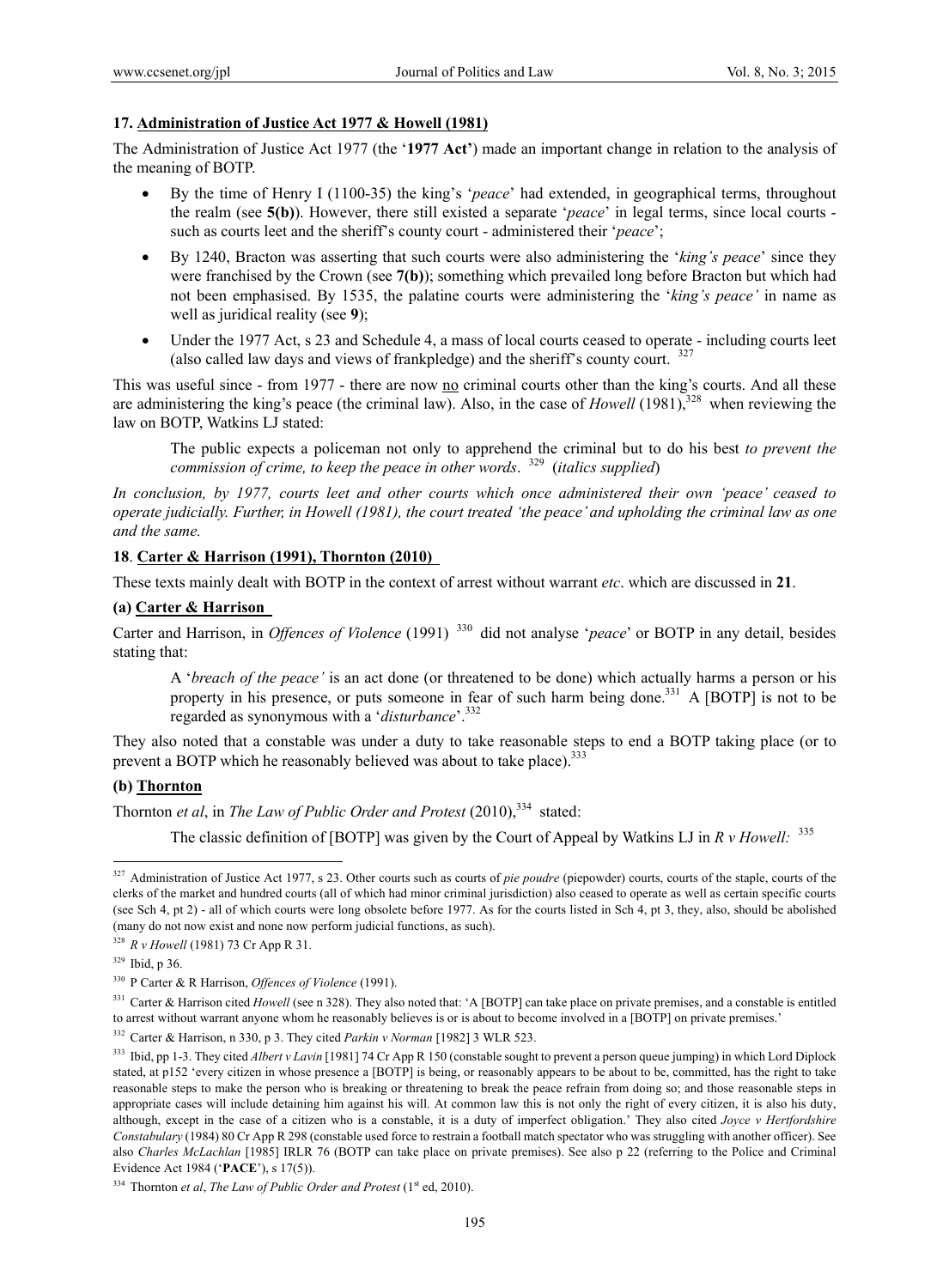### 17. Administration of Justice Act 1977 & Howell (1981)

The Administration of Justice Act 1977 (the '**1977 Act**') made an important change in relation to the analysis of the meaning of BOTP.

- By the time of Henry I (1100-35) the king's '*peace*' had extended, in geographical terms, throughout the realm (see **5(b)**). However, there still existed a separate '*peace*' in legal terms, since local courts - such as courts leet and the sheriff's county court - administered their '*peace*';
- By 1240, Bracton was asserting that such courts were also administering the '*king's peace*' since they were franchised by the Crown (see **7(b)**); something which prevailed long before Bracton but which had not been emphasised. By 1535, the palatine courts were administering the '*king's peace'* in name as well as juridical reality (see **9**);
- Under the 1977 Act, s 23 and Schedule 4, a mass of local courts ceased to operate - including courts leet (also called law days and views of frankpledge) and the sheriff's county court. [327]

This was useful since - from 1977 - there are now no criminal courts other than the king's courts. And all these are administering the king's peace (the criminal law). Also, in the case of *Howell* (1981),[328] when reviewing the law on BOTP, Watkins LJ stated:

> The public expects a policeman not only to apprehend the criminal but to do his best *to prevent the commission of crime, to keep the peace in other words*. [329] (*italics supplied*)

*In conclusion, by 1977, courts leet and other courts which once administered their own 'peace' ceased to operate judicially. Further, in Howell (1981), the court treated 'the peace' and upholding the criminal law as one and the same.*

### 18. Carter & Harrison (1991), Thornton (2010)

These texts mainly dealt with BOTP in the context of arrest without warrant *etc*. which are discussed in **21**.

#### (a) Carter & Harrison

Carter and Harrison, in *Offences of Violence* (1991) [330] did not analyse '*peace*' or BOTP in any detail, besides stating that:

> A '*breach of the peace'* is an act done (or threatened to be done) which actually harms a person or his property in his presence, or puts someone in fear of such harm being done.[331] A [BOTP] is not to be regarded as synonymous with a '*disturbance*'.[332]

They also noted that a constable was under a duty to take reasonable steps to end a BOTP taking place (or to prevent a BOTP which he reasonably believed was about to take place).[333]

#### (b) Thornton

Thornton *et al*, in *The Law of Public Order and Protest* (2010),[334] stated:

> The classic definition of [BOTP] was given by the Court of Appeal by Watkins LJ in *R v Howell:* [335]

---

[327] Administration of Justice Act 1977, s 23. Other courts such as courts of *pie poudre* (piepowder) courts, courts of the staple, courts of the clerks of the market and hundred courts (all of which had minor criminal jurisdiction) also ceased to operate as well as certain specific courts (see Sch 4, pt 2) - all of which courts were long obsolete before 1977. As for the courts listed in Sch 4, pt 3, they, also, should be abolished (many do not now exist and none now perform judicial functions, as such).

[328] *R v Howell* (1981) 73 Cr App R 31.

[329] Ibid, p 36.

[330] P Carter & R Harrison, *Offences of Violence* (1991).

[331] Carter & Harrison cited *Howell* (see n 328). They also noted that: 'A [BOTP] can take place on private premises, and a constable is entitled to arrest without warrant anyone whom he reasonably believes is or is about to become involved in a [BOTP] on private premises.'

[332] Carter & Harrison, n 330, p 3. They cited *Parkin v Norman* [1982] 3 WLR 523.

[333] Ibid, pp 1-3. They cited *Albert v Lavin* [1981] 74 Cr App R 150 (constable sought to prevent a person queue jumping) in which Lord Diplock stated, at p152 'every citizen in whose presence a [BOTP] is being, or reasonably appears to be about to be, committed, has the right to take reasonable steps to make the person who is breaking or threatening to break the peace refrain from doing so; and those reasonable steps in appropriate cases will include detaining him against his will. At common law this is not only the right of every citizen, it is also his duty, although, except in the case of a citizen who is a constable, it is a duty of imperfect obligation.' They also cited *Joyce v Hertfordshire Constabulary* (1984) 80 Cr App R 298 (constable used force to restrain a football match spectator who was struggling with another officer). See also *Charles McLachlan* [1985] IRLR 76 (BOTP can take place on private premises). See also p 22 (referring to the Police and Criminal Evidence Act 1984 ('**PACE**'), s 17(5)).

[334] Thornton *et al*, *The Law of Public Order and Protest* (1st ed, 2010).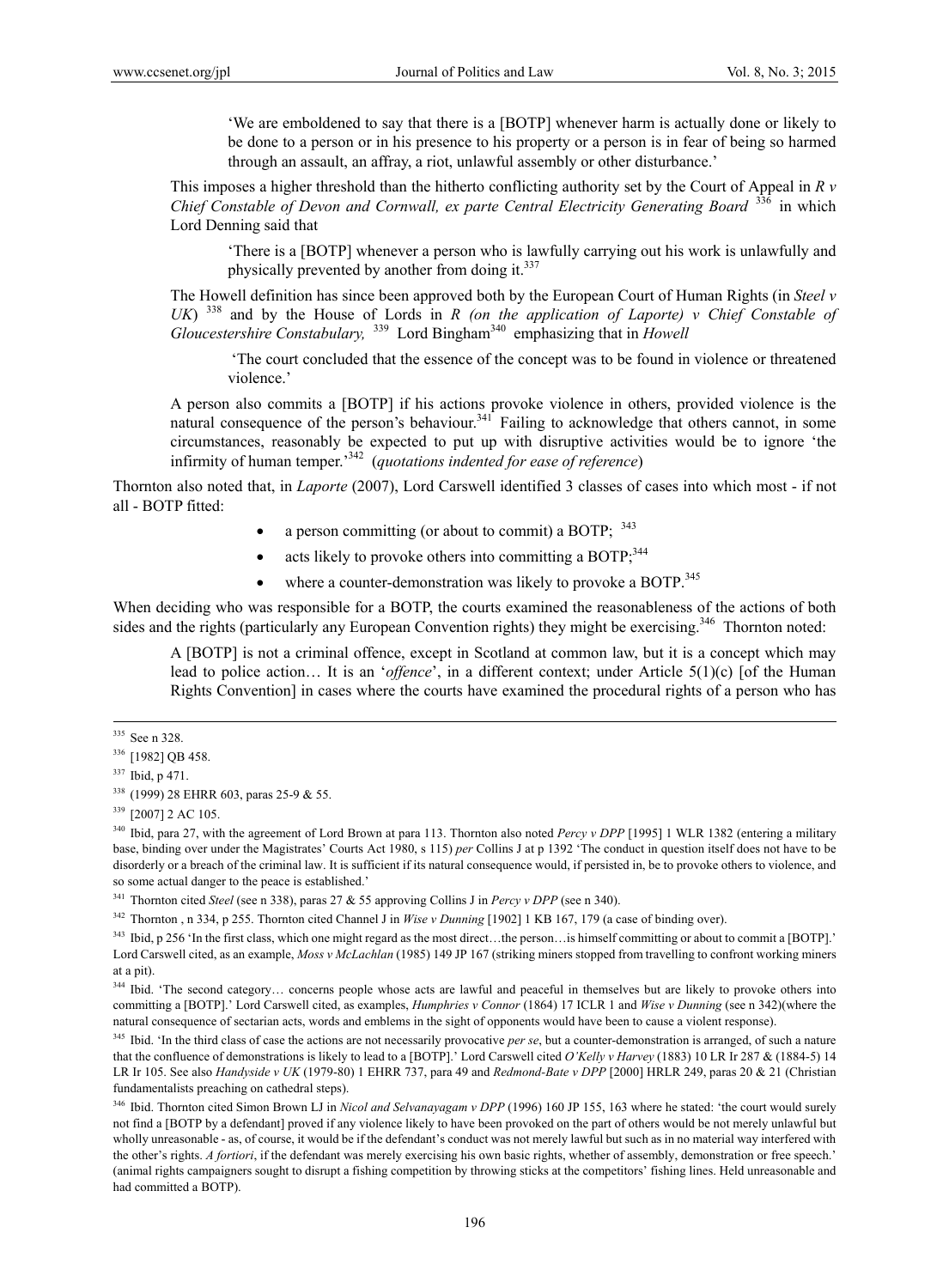> 'We are emboldened to say that there is a [BOTP] whenever harm is actually done or likely to be done to a person or in his presence to his property or a person is in fear of being so harmed through an assault, an affray, a riot, unlawful assembly or other disturbance.'

This imposes a higher threshold than the hitherto conflicting authority set by the Court of Appeal in *R v Chief Constable of Devon and Cornwall, ex parte Central Electricity Generating Board* [336] in which Lord Denning said that

> 'There is a [BOTP] whenever a person who is lawfully carrying out his work is unlawfully and physically prevented by another from doing it.[337]

The Howell definition has since been approved both by the European Court of Human Rights (in *Steel v UK*) [338] and by the House of Lords in *R (on the application of Laporte) v Chief Constable of Gloucestershire Constabulary,* [339] Lord Bingham[340] emphasizing that in *Howell*

> 'The court concluded that the essence of the concept was to be found in violence or threatened violence.'

A person also commits a [BOTP] if his actions provoke violence in others, provided violence is the natural consequence of the person's behaviour.[341] Failing to acknowledge that others cannot, in some circumstances, reasonably be expected to put up with disruptive activities would be to ignore 'the infirmity of human temper.'[342] (*quotations indented for ease of reference*)

Thornton also noted that, in *Laporte* (2007), Lord Carswell identified 3 classes of cases into which most - if not all - BOTP fitted:

- a person committing (or about to commit) a BOTP; [343]
- acts likely to provoke others into committing a BOTP;[344]
- where a counter-demonstration was likely to provoke a BOTP.[345]

When deciding who was responsible for a BOTP, the courts examined the reasonableness of the actions of both sides and the rights (particularly any European Convention rights) they might be exercising.[346] Thornton noted:

> A [BOTP] is not a criminal offence, except in Scotland at common law, but it is a concept which may lead to police action… It is an '*offence*', in a different context; under Article 5(1)(c) [of the Human Rights Convention] in cases where the courts have examined the procedural rights of a person who has

---

[335] See n 328.

[336] [1982] QB 458.

[337] Ibid, p 471.

[338] (1999) 28 EHRR 603, paras 25-9 & 55.

[339] [2007] 2 AC 105.

[340] Ibid, para 27, with the agreement of Lord Brown at para 113. Thornton also noted *Percy v DPP* [1995] 1 WLR 1382 (entering a military base, binding over under the Magistrates' Courts Act 1980, s 115) *per* Collins J at p 1392 'The conduct in question itself does not have to be disorderly or a breach of the criminal law. It is sufficient if its natural consequence would, if persisted in, be to provoke others to violence, and so some actual danger to the peace is established.'

[341] Thornton cited *Steel* (see n 338), paras 27 & 55 approving Collins J in *Percy v DPP* (see n 340).

[342] Thornton , n 334, p 255. Thornton cited Channel J in *Wise v Dunning* [1902] 1 KB 167, 179 (a case of binding over).

[343] Ibid, p 256 'In the first class, which one might regard as the most direct…the person…is himself committing or about to commit a [BOTP].' Lord Carswell cited, as an example, *Moss v McLachlan* (1985) 149 JP 167 (striking miners stopped from travelling to confront working miners at a pit).

[344] Ibid. 'The second category… concerns people whose acts are lawful and peaceful in themselves but are likely to provoke others into committing a [BOTP].' Lord Carswell cited, as examples, *Humphries v Connor* (1864) 17 ICLR 1 and *Wise v Dunning* (see n 342)(where the natural consequence of sectarian acts, words and emblems in the sight of opponents would have been to cause a violent response).

[345] Ibid. 'In the third class of case the actions are not necessarily provocative *per se*, but a counter-demonstration is arranged, of such a nature that the confluence of demonstrations is likely to lead to a [BOTP].' Lord Carswell cited *O'Kelly v Harvey* (1883) 10 LR Ir 287 & (1884-5) 14 LR Ir 105. See also *Handyside v UK* (1979-80) 1 EHRR 737, para 49 and *Redmond-Bate v DPP* [2000] HRLR 249, paras 20 & 21 (Christian fundamentalists preaching on cathedral steps).

[346] Ibid. Thornton cited Simon Brown LJ in *Nicol and Selvanayagam v DPP* (1996) 160 JP 155, 163 where he stated: 'the court would surely not find a [BOTP by a defendant] proved if any violence likely to have been provoked on the part of others would be not merely unlawful but wholly unreasonable - as, of course, it would be if the defendant's conduct was not merely lawful but such as in no material way interfered with the other's rights. *A fortiori*, if the defendant was merely exercising his own basic rights, whether of assembly, demonstration or free speech.' (animal rights campaigners sought to disrupt a fishing competition by throwing sticks at the competitors' fishing lines. Held unreasonable and had committed a BOTP).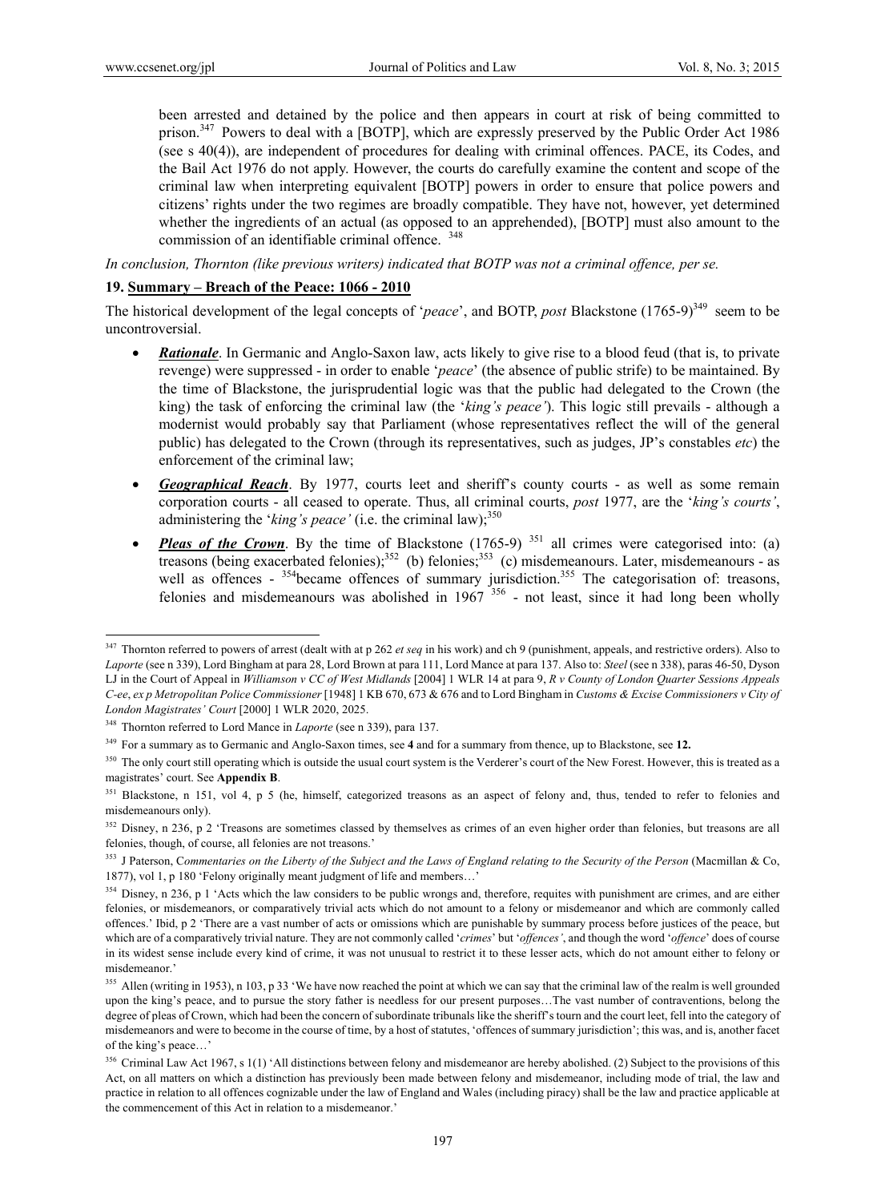been arrested and detained by the police and then appears in court at risk of being committed to prison.[347] Powers to deal with a [BOTP], which are expressly preserved by the Public Order Act 1986 (see s 40(4)), are independent of procedures for dealing with criminal offences. PACE, its Codes, and the Bail Act 1976 do not apply. However, the courts do carefully examine the content and scope of the criminal law when interpreting equivalent [BOTP] powers in order to ensure that police powers and citizens' rights under the two regimes are broadly compatible. They have not, however, yet determined whether the ingredients of an actual (as opposed to an apprehended), [BOTP] must also amount to the commission of an identifiable criminal offence. [348]

*In conclusion, Thornton (like previous writers) indicated that BOTP was not a criminal offence, per se.*

**19. Summary – Breach of the Peace: 1066 - 2010**

The historical development of the legal concepts of '*peace*', and BOTP, *post* Blackstone (1765-9)[349] seem to be uncontroversial.

- ***Rationale***. In Germanic and Anglo-Saxon law, acts likely to give rise to a blood feud (that is, to private revenge) were suppressed - in order to enable '*peace*' (the absence of public strife) to be maintained. By the time of Blackstone, the jurisprudential logic was that the public had delegated to the Crown (the king) the task of enforcing the criminal law (the '*king's peace'*). This logic still prevails - although a modernist would probably say that Parliament (whose representatives reflect the will of the general public) has delegated to the Crown (through its representatives, such as judges, JP's constables *etc*) the enforcement of the criminal law;
- ***Geographical Reach***. By 1977, courts leet and sheriff's county courts - as well as some remain corporation courts - all ceased to operate. Thus, all criminal courts, *post* 1977, are the '*king's courts'*, administering the '*king's peace'* (i.e. the criminal law);[350]
- ***Pleas of the Crown***. By the time of Blackstone (1765-9) [351] all crimes were categorised into: (a) treasons (being exacerbated felonies);[352] (b) felonies;[353] (c) misdemeanours. Later, misdemeanours - as well as offences - [354]became offences of summary jurisdiction.[355] The categorisation of: treasons, felonies and misdemeanours was abolished in 1967 [356] - not least, since it had long been wholly

---

[347] Thornton referred to powers of arrest (dealt with at p 262 *et seq* in his work) and ch 9 (punishment, appeals, and restrictive orders). Also to *Laporte* (see n 339), Lord Bingham at para 28, Lord Brown at para 111, Lord Mance at para 137. Also to: *Steel* (see n 338), paras 46-50, Dyson LJ in the Court of Appeal in *Williamson v CC of West Midlands* [2004] 1 WLR 14 at para 9, *R v County of London Quarter Sessions Appeals C-ee*, *ex p Metropolitan Police Commissioner* [1948] 1 KB 670, 673 & 676 and to Lord Bingham in *Customs & Excise Commissioners v City of London Magistrates' Court* [2000] 1 WLR 2020, 2025.

[348] Thornton referred to Lord Mance in *Laporte* (see n 339), para 137.

[349] For a summary as to Germanic and Anglo-Saxon times, see **4** and for a summary from thence, up to Blackstone, see **12.**

[350] The only court still operating which is outside the usual court system is the Verderer's court of the New Forest. However, this is treated as a magistrates' court. See **Appendix B**.

[351] Blackstone, n 151, vol 4, p 5 (he, himself, categorized treasons as an aspect of felony and, thus, tended to refer to felonies and misdemeanours only).

[352] Disney, n 236, p 2 'Treasons are sometimes classed by themselves as crimes of an even higher order than felonies, but treasons are all felonies, though, of course, all felonies are not treasons.'

[353] J Paterson, C*ommentaries on the Liberty of the Subject and the Laws of England relating to the Security of the Person* (Macmillan & Co, 1877), vol 1, p 180 'Felony originally meant judgment of life and members…'

[354] Disney, n 236, p 1 'Acts which the law considers to be public wrongs and, therefore, requites with punishment are crimes, and are either felonies, or misdemeanors, or comparatively trivial acts which do not amount to a felony or misdemeanor and which are commonly called offences.' Ibid, p 2 'There are a vast number of acts or omissions which are punishable by summary process before justices of the peace, but which are of a comparatively trivial nature. They are not commonly called '*crimes*' but '*offences'*, and though the word '*offence*' does of course in its widest sense include every kind of crime, it was not unusual to restrict it to these lesser acts, which do not amount either to felony or misdemeanor.'

[355] Allen (writing in 1953), n 103, p 33 'We have now reached the point at which we can say that the criminal law of the realm is well grounded upon the king's peace, and to pursue the story father is needless for our present purposes…The vast number of contraventions, belong the degree of pleas of Crown, which had been the concern of subordinate tribunals like the sheriff's tourn and the court leet, fell into the category of misdemeanors and were to become in the course of time, by a host of statutes, 'offences of summary jurisdiction'; this was, and is, another facet of the king's peace…'

[356] Criminal Law Act 1967, s 1(1) 'All distinctions between felony and misdemeanor are hereby abolished. (2) Subject to the provisions of this Act, on all matters on which a distinction has previously been made between felony and misdemeanor, including mode of trial, the law and practice in relation to all offences cognizable under the law of England and Wales (including piracy) shall be the law and practice applicable at the commencement of this Act in relation to a misdemeanor.'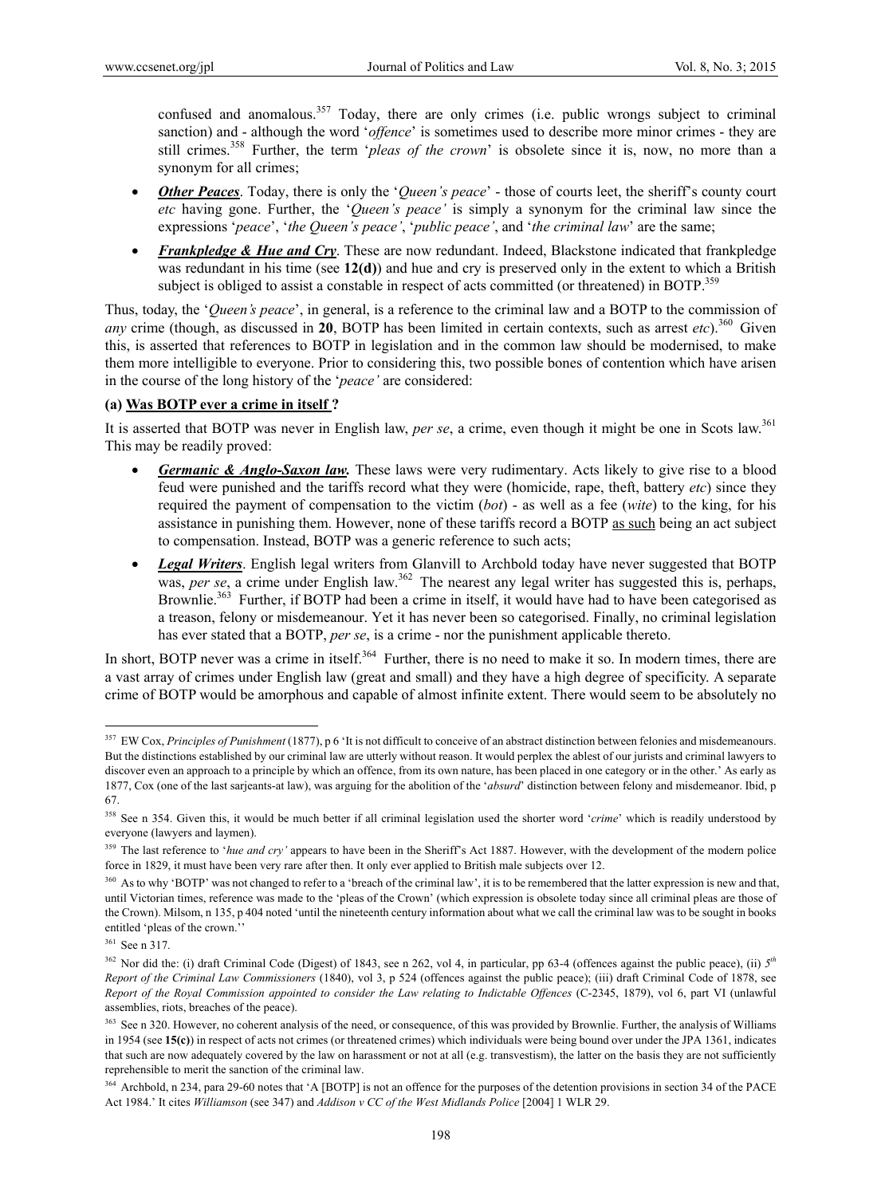confused and anomalous.[357] Today, there are only crimes (i.e. public wrongs subject to criminal sanction) and - although the word '*offence*' is sometimes used to describe more minor crimes - they are still crimes.[358] Further, the term '*pleas of the crown*' is obsolete since it is, now, no more than a synonym for all crimes;

- ***Other Peaces***. Today, there is only the '*Queen's peace*' - those of courts leet, the sheriff's county court *etc* having gone. Further, the '*Queen's peace'* is simply a synonym for the criminal law since the expressions '*peace*', '*the Queen's peace'*, '*public peace'*, and '*the criminal law*' are the same;
- ***Frankpledge & Hue and Cry***. These are now redundant. Indeed, Blackstone indicated that frankpledge was redundant in his time (see **12(d)**) and hue and cry is preserved only in the extent to which a British subject is obliged to assist a constable in respect of acts committed (or threatened) in BOTP.[359]

Thus, today, the '*Queen's peace*', in general, is a reference to the criminal law and a BOTP to the commission of *any* crime (though, as discussed in **20**, BOTP has been limited in certain contexts, such as arrest *etc*).[360] Given this, is asserted that references to BOTP in legislation and in the common law should be modernised, to make them more intelligible to everyone. Prior to considering this, two possible bones of contention which have arisen in the course of the long history of the '*peace'* are considered:

**(a) Was BOTP ever a crime in itself ?**

It is asserted that BOTP was never in English law, *per se*, a crime, even though it might be one in Scots law.[361] This may be readily proved:

- ***Germanic & Anglo-Saxon law.*** These laws were very rudimentary. Acts likely to give rise to a blood feud were punished and the tariffs record what they were (homicide, rape, theft, battery *etc*) since they required the payment of compensation to the victim (*bot*) - as well as a fee (*wite*) to the king, for his assistance in punishing them. However, none of these tariffs record a BOTP as such being an act subject to compensation. Instead, BOTP was a generic reference to such acts;
- ***Legal Writers***. English legal writers from Glanvill to Archbold today have never suggested that BOTP was, *per se*, a crime under English law.[362] The nearest any legal writer has suggested this is, perhaps, Brownlie.[363] Further, if BOTP had been a crime in itself, it would have had to have been categorised as a treason, felony or misdemeanour. Yet it has never been so categorised. Finally, no criminal legislation has ever stated that a BOTP, *per se*, is a crime - nor the punishment applicable thereto.

In short, BOTP never was a crime in itself.[364] Further, there is no need to make it so. In modern times, there are a vast array of crimes under English law (great and small) and they have a high degree of specificity. A separate crime of BOTP would be amorphous and capable of almost infinite extent. There would seem to be absolutely no

---

[357] EW Cox, *Principles of Punishment* (1877), p 6 'It is not difficult to conceive of an abstract distinction between felonies and misdemeanours. But the distinctions established by our criminal law are utterly without reason. It would perplex the ablest of our jurists and criminal lawyers to discover even an approach to a principle by which an offence, from its own nature, has been placed in one category or in the other.' As early as 1877, Cox (one of the last sarjeants-at law), was arguing for the abolition of the '*absurd*' distinction between felony and misdemeanor. Ibid, p 67.

[358] See n 354. Given this, it would be much better if all criminal legislation used the shorter word '*crime*' which is readily understood by everyone (lawyers and laymen).

[359] The last reference to '*hue and cry'* appears to have been in the Sheriff's Act 1887. However, with the development of the modern police force in 1829, it must have been very rare after then. It only ever applied to British male subjects over 12.

[360] As to why 'BOTP' was not changed to refer to a 'breach of the criminal law', it is to be remembered that the latter expression is new and that, until Victorian times, reference was made to the 'pleas of the Crown' (which expression is obsolete today since all criminal pleas are those of the Crown). Milsom, n 135, p 404 noted 'until the nineteenth century information about what we call the criminal law was to be sought in books entitled 'pleas of the crown.''

[361] See n 317.

[362] Nor did the: (i) draft Criminal Code (Digest) of 1843, see n 262, vol 4, in particular, pp 63-4 (offences against the public peace), (ii) *5th Report of the Criminal Law Commissioners* (1840), vol 3, p 524 (offences against the public peace); (iii) draft Criminal Code of 1878, see *Report of the Royal Commission appointed to consider the Law relating to Indictable Offences* (C-2345, 1879), vol 6, part VI (unlawful assemblies, riots, breaches of the peace).

[363] See n 320. However, no coherent analysis of the need, or consequence, of this was provided by Brownlie. Further, the analysis of Williams in 1954 (see **15(c)**) in respect of acts not crimes (or threatened crimes) which individuals were being bound over under the JPA 1361, indicates that such are now adequately covered by the law on harassment or not at all (e.g. transvestism), the latter on the basis they are not sufficiently reprehensible to merit the sanction of the criminal law.

[364] Archbold, n 234, para 29-60 notes that 'A [BOTP] is not an offence for the purposes of the detention provisions in section 34 of the PACE Act 1984.' It cites *Williamson* (see 347) and *Addison v CC of the West Midlands Police* [2004] 1 WLR 29.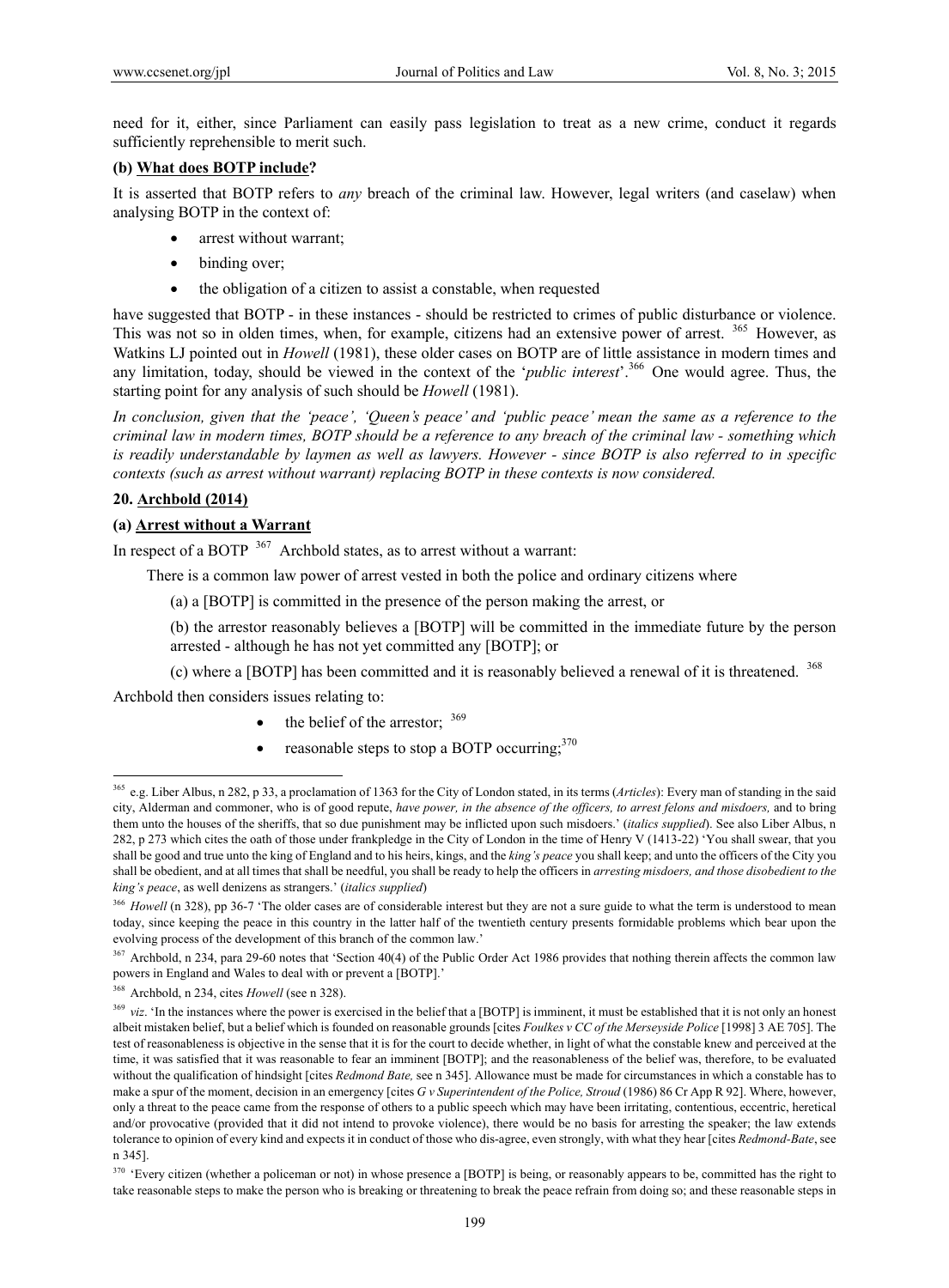need for it, either, since Parliament can easily pass legislation to treat as a new crime, conduct it regards sufficiently reprehensible to merit such.

**(b) What does BOTP include?**

It is asserted that BOTP refers to *any* breach of the criminal law. However, legal writers (and caselaw) when analysing BOTP in the context of:

- arrest without warrant;
- binding over;
- the obligation of a citizen to assist a constable, when requested

have suggested that BOTP - in these instances - should be restricted to crimes of public disturbance or violence. This was not so in olden times, when, for example, citizens had an extensive power of arrest. [365] However, as Watkins LJ pointed out in *Howell* (1981), these older cases on BOTP are of little assistance in modern times and any limitation, today, should be viewed in the context of the '*public interest*'.[366] One would agree. Thus, the starting point for any analysis of such should be *Howell* (1981).

*In conclusion, given that the 'peace', 'Queen's peace' and 'public peace' mean the same as a reference to the criminal law in modern times, BOTP should be a reference to any breach of the criminal law - something which is readily understandable by laymen as well as lawyers. However - since BOTP is also referred to in specific contexts (such as arrest without warrant) replacing BOTP in these contexts is now considered.*

**20. Archbold (2014)**

**(a) Arrest without a Warrant**

In respect of a BOTP [367] Archbold states, as to arrest without a warrant:

> There is a common law power of arrest vested in both the police and ordinary citizens where
>
> (a) a [BOTP] is committed in the presence of the person making the arrest, or
>
> (b) the arrestor reasonably believes a [BOTP] will be committed in the immediate future by the person arrested - although he has not yet committed any [BOTP]; or
>
> (c) where a [BOTP] has been committed and it is reasonably believed a renewal of it is threatened. [368]

Archbold then considers issues relating to:

- the belief of the arrestor; [369]
- reasonable steps to stop a BOTP occurring;[370]

---

[365] e.g. Liber Albus, n 282, p 33, a proclamation of 1363 for the City of London stated, in its terms (*Articles*): Every man of standing in the said city, Alderman and commoner, who is of good repute, *have power, in the absence of the officers, to arrest felons and misdoers,* and to bring them unto the houses of the sheriffs, that so due punishment may be inflicted upon such misdoers.' (*italics supplied*). See also Liber Albus, n 282, p 273 which cites the oath of those under frankpledge in the City of London in the time of Henry V (1413-22) 'You shall swear, that you shall be good and true unto the king of England and to his heirs, kings, and the *king's peace* you shall keep; and unto the officers of the City you shall be obedient, and at all times that shall be needful, you shall be ready to help the officers in *arresting misdoers, and those disobedient to the king's peace*, as well denizens as strangers.' (*italics supplied*)

[366] *Howell* (n 328), pp 36-7 'The older cases are of considerable interest but they are not a sure guide to what the term is understood to mean today, since keeping the peace in this country in the latter half of the twentieth century presents formidable problems which bear upon the evolving process of the development of this branch of the common law.'

[367] Archbold, n 234, para 29-60 notes that 'Section 40(4) of the Public Order Act 1986 provides that nothing therein affects the common law powers in England and Wales to deal with or prevent a [BOTP].'

[368] Archbold, n 234, cites *Howell* (see n 328).

[369] *viz*. 'In the instances where the power is exercised in the belief that a [BOTP] is imminent, it must be established that it is not only an honest albeit mistaken belief, but a belief which is founded on reasonable grounds [cites *Foulkes v CC of the Merseyside Police* [1998] 3 AE 705]. The test of reasonableness is objective in the sense that it is for the court to decide whether, in light of what the constable knew and perceived at the time, it was satisfied that it was reasonable to fear an imminent [BOTP]; and the reasonableness of the belief was, therefore, to be evaluated without the qualification of hindsight [cites *Redmond Bate,* see n 345]. Allowance must be made for circumstances in which a constable has to make a spur of the moment, decision in an emergency [cites *G v Superintendent of the Police, Stroud* (1986) 86 Cr App R 92]. Where, however, only a threat to the peace came from the response of others to a public speech which may have been irritating, contentious, eccentric, heretical and/or provocative (provided that it did not intend to provoke violence), there would be no basis for arresting the speaker; the law extends tolerance to opinion of every kind and expects it in conduct of those who dis-agree, even strongly, with what they hear [cites *Redmond-Bate*, see n 345].

[370] 'Every citizen (whether a policeman or not) in whose presence a [BOTP] is being, or reasonably appears to be, committed has the right to take reasonable steps to make the person who is breaking or threatening to break the peace refrain from doing so; and these reasonable steps in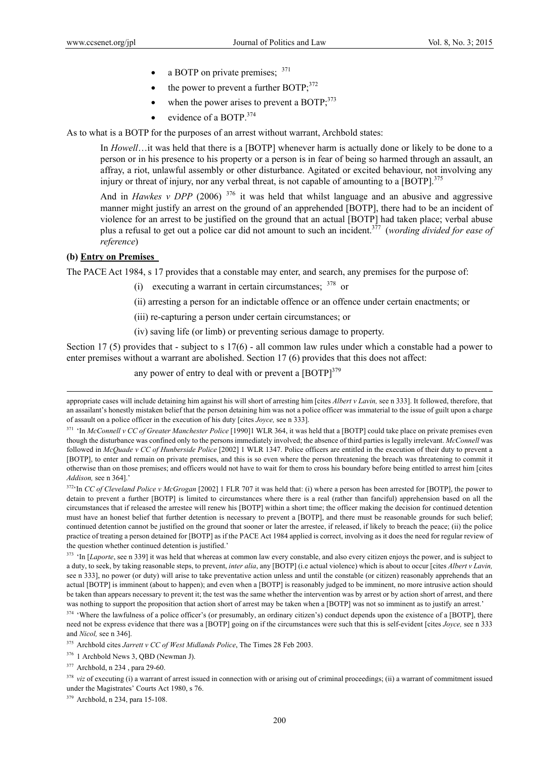- a BOTP on private premises; [371]
- the power to prevent a further BOTP;[372]
- when the power arises to prevent a BOTP;[373]
- evidence of a BOTP.[374]

As to what is a BOTP for the purposes of an arrest without warrant, Archbold states:

> In *Howell*…it was held that there is a [BOTP] whenever harm is actually done or likely to be done to a person or in his presence to his property or a person is in fear of being so harmed through an assault, an affray, a riot, unlawful assembly or other disturbance. Agitated or excited behaviour, not involving any injury or threat of injury, nor any verbal threat, is not capable of amounting to a [BOTP].[375]
>
> And in *Hawkes v DPP* (2006) [376] it was held that whilst language and an abusive and aggressive manner might justify an arrest on the ground of an apprehended [BOTP], there had to be an incident of violence for an arrest to be justified on the ground that an actual [BOTP] had taken place; verbal abuse plus a refusal to get out a police car did not amount to such an incident.[377] (*wording divided for ease of reference*)

**(b) Entry on Premises**

The PACE Act 1984, s 17 provides that a constable may enter, and search, any premises for the purpose of:

(i) executing a warrant in certain circumstances; [378] or

(ii) arresting a person for an indictable offence or an offence under certain enactments; or

(iii) re-capturing a person under certain circumstances; or

(iv) saving life (or limb) or preventing serious damage to property.

Section 17 (5) provides that - subject to s 17(6) - all common law rules under which a constable had a power to enter premises without a warrant are abolished. Section 17 (6) provides that this does not affect:

> any power of entry to deal with or prevent a [BOTP][379]

---

appropriate cases will include detaining him against his will short of arresting him [cites *Albert v Lavin,* see n 333]. It followed, therefore, that an assailant's honestly mistaken belief that the person detaining him was not a police officer was immaterial to the issue of guilt upon a charge of assault on a police officer in the execution of his duty [cites *Joyce,* see n 333].

[371] 'In *McConnell v CC of Greater Manchester Police* [1990]1 WLR 364, it was held that a [BOTP] could take place on private premises even though the disturbance was confined only to the persons immediately involved; the absence of third parties is legally irrelevant. *McConnell* was followed in *McQuade v CC of Hunberside Police* [2002] 1 WLR 1347. Police officers are entitled in the execution of their duty to prevent a [BOTP], to enter and remain on private premises, and this is so even where the person threatening the breach was threatening to commit it otherwise than on those premises; and officers would not have to wait for them to cross his boundary before being entitled to arrest him [cites *Addison,* see n 364].'

[372] 'In *CC of Cleveland Police v McGrogan* [2002] 1 FLR 707 it was held that: (i) where a person has been arrested for [BOTP], the power to detain to prevent a further [BOTP] is limited to circumstances where there is a real (rather than fanciful) apprehension based on all the circumstances that if released the arrestee will renew his [BOTP] within a short time; the officer making the decision for continued detention must have an honest belief that further detention is necessary to prevent a [BOTP], and there must be reasonable grounds for such belief; continued detention cannot be justified on the ground that sooner or later the arrestee, if released, if likely to breach the peace; (ii) the police practice of treating a person detained for [BOTP] as if the PACE Act 1984 applied is correct, involving as it does the need for regular review of the question whether continued detention is justified.'

[373] 'In [*Laporte*, see n 339] it was held that whereas at common law every constable, and also every citizen enjoys the power, and is subject to a duty, to seek, by taking reasonable steps, to prevent, *inter alia*, any [BOTP] (i.e actual violence) which is about to occur [cites *Albert v Lavin,* see n 333], no power (or duty) will arise to take preventative action unless and until the constable (or citizen) reasonably apprehends that an actual [BOTP] is imminent (about to happen); and even when a [BOTP] is reasonably judged to be imminent, no more intrusive action should be taken than appears necessary to prevent it; the test was the same whether the intervention was by arrest or by action short of arrest, and there was nothing to support the proposition that action short of arrest may be taken when a [BOTP] was not so imminent as to justify an arrest.'

[374] 'Where the lawfulness of a police officer's (or presumably, an ordinary citizen's) conduct depends upon the existence of a [BOTP], there need not be express evidence that there was a [BOTP] going on if the circumstances were such that this is self-evident [cites *Joyce,* see n 333 and *Nicol,* see n 346].

[375] Archbold cites *Jarrett v CC of West Midlands Police*, The Times 28 Feb 2003.

[376] 1 Archbold News 3, QBD (Newman J).

[377] Archbold, n 234 , para 29-60.

[378] *viz* of executing (i) a warrant of arrest issued in connection with or arising out of criminal proceedings; (ii) a warrant of commitment issued under the Magistrates' Courts Act 1980, s 76.

[379] Archbold, n 234, para 15-108.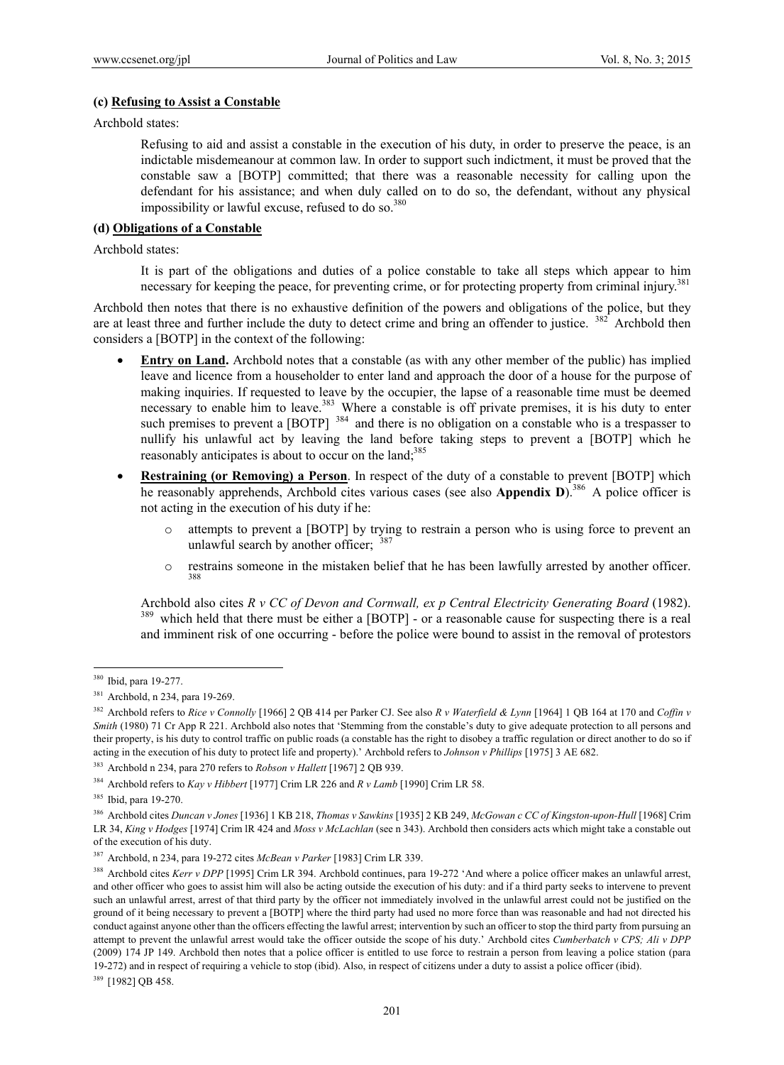**(c) Refusing to Assist a Constable**

Archbold states:

> Refusing to aid and assist a constable in the execution of his duty, in order to preserve the peace, is an indictable misdemeanour at common law. In order to support such indictment, it must be proved that the constable saw a [BOTP] committed; that there was a reasonable necessity for calling upon the defendant for his assistance; and when duly called on to do so, the defendant, without any physical impossibility or lawful excuse, refused to do so.[380]

**(d) Obligations of a Constable**

Archbold states:

> It is part of the obligations and duties of a police constable to take all steps which appear to him necessary for keeping the peace, for preventing crime, or for protecting property from criminal injury.[381]

Archbold then notes that there is no exhaustive definition of the powers and obligations of the police, but they are at least three and further include the duty to detect crime and bring an offender to justice. [382] Archbold then considers a [BOTP] in the context of the following:

- **Entry on Land.** Archbold notes that a constable (as with any other member of the public) has implied leave and licence from a householder to enter land and approach the door of a house for the purpose of making inquiries. If requested to leave by the occupier, the lapse of a reasonable time must be deemed necessary to enable him to leave.[383] Where a constable is off private premises, it is his duty to enter such premises to prevent a [BOTP] [384] and there is no obligation on a constable who is a trespasser to nullify his unlawful act by leaving the land before taking steps to prevent a [BOTP] which he reasonably anticipates is about to occur on the land;[385]
- **Restraining (or Removing) a Person**. In respect of the duty of a constable to prevent [BOTP] which he reasonably apprehends, Archbold cites various cases (see also **Appendix D**).[386] A police officer is not acting in the execution of his duty if he:
    - attempts to prevent a [BOTP] by trying to restrain a person who is using force to prevent an unlawful search by another officer; [387]
    - restrains someone in the mistaken belief that he has been lawfully arrested by another officer. [388]

  Archbold also cites *R v CC of Devon and Cornwall, ex p Central Electricity Generating Board* (1982). [389] which held that there must be either a [BOTP] - or a reasonable cause for suspecting there is a real and imminent risk of one occurring - before the police were bound to assist in the removal of protestors

---

[380] Ibid, para 19-277.

[381] Archbold, n 234, para 19-269.

[382] Archbold refers to *Rice v Connolly* [1966] 2 QB 414 per Parker CJ. See also *R v Waterfield & Lynn* [1964] 1 QB 164 at 170 and *Coffin v Smith* (1980) 71 Cr App R 221. Archbold also notes that 'Stemming from the constable's duty to give adequate protection to all persons and their property, is his duty to control traffic on public roads (a constable has the right to disobey a traffic regulation or direct another to do so if acting in the execution of his duty to protect life and property).' Archbold refers to *Johnson v Phillips* [1975] 3 AE 682.

[383] Archbold n 234, para 270 refers to *Robson v Hallett* [1967] 2 QB 939.

[384] Archbold refers to *Kay v Hibbert* [1977] Crim LR 226 and *R v Lamb* [1990] Crim LR 58.

[385] Ibid, para 19-270.

[386] Archbold cites *Duncan v Jones* [1936] 1 KB 218, *Thomas v Sawkins* [1935] 2 KB 249, *McGowan c CC of Kingston-upon-Hull* [1968] Crim LR 34, *King v Hodges* [1974] Crim lR 424 and *Moss v McLachlan* (see n 343). Archbold then considers acts which might take a constable out of the execution of his duty.

[387] Archbold, n 234, para 19-272 cites *McBean v Parker* [1983] Crim LR 339.

[388] Archbold cites *Kerr v DPP* [1995] Crim LR 394. Archbold continues, para 19-272 'And where a police officer makes an unlawful arrest, and other officer who goes to assist him will also be acting outside the execution of his duty: and if a third party seeks to intervene to prevent such an unlawful arrest, arrest of that third party by the officer not immediately involved in the unlawful arrest could not be justified on the ground of it being necessary to prevent a [BOTP] where the third party had used no more force than was reasonable and had not directed his conduct against anyone other than the officers effecting the lawful arrest; intervention by such an officer to stop the third party from pursuing an attempt to prevent the unlawful arrest would take the officer outside the scope of his duty.' Archbold cites *Cumberbatch v CPS; Ali v DPP* (2009) 174 JP 149. Archbold then notes that a police officer is entitled to use force to restrain a person from leaving a police station (para 19-272) and in respect of requiring a vehicle to stop (ibid). Also, in respect of citizens under a duty to assist a police officer (ibid).

[389] [1982] QB 458.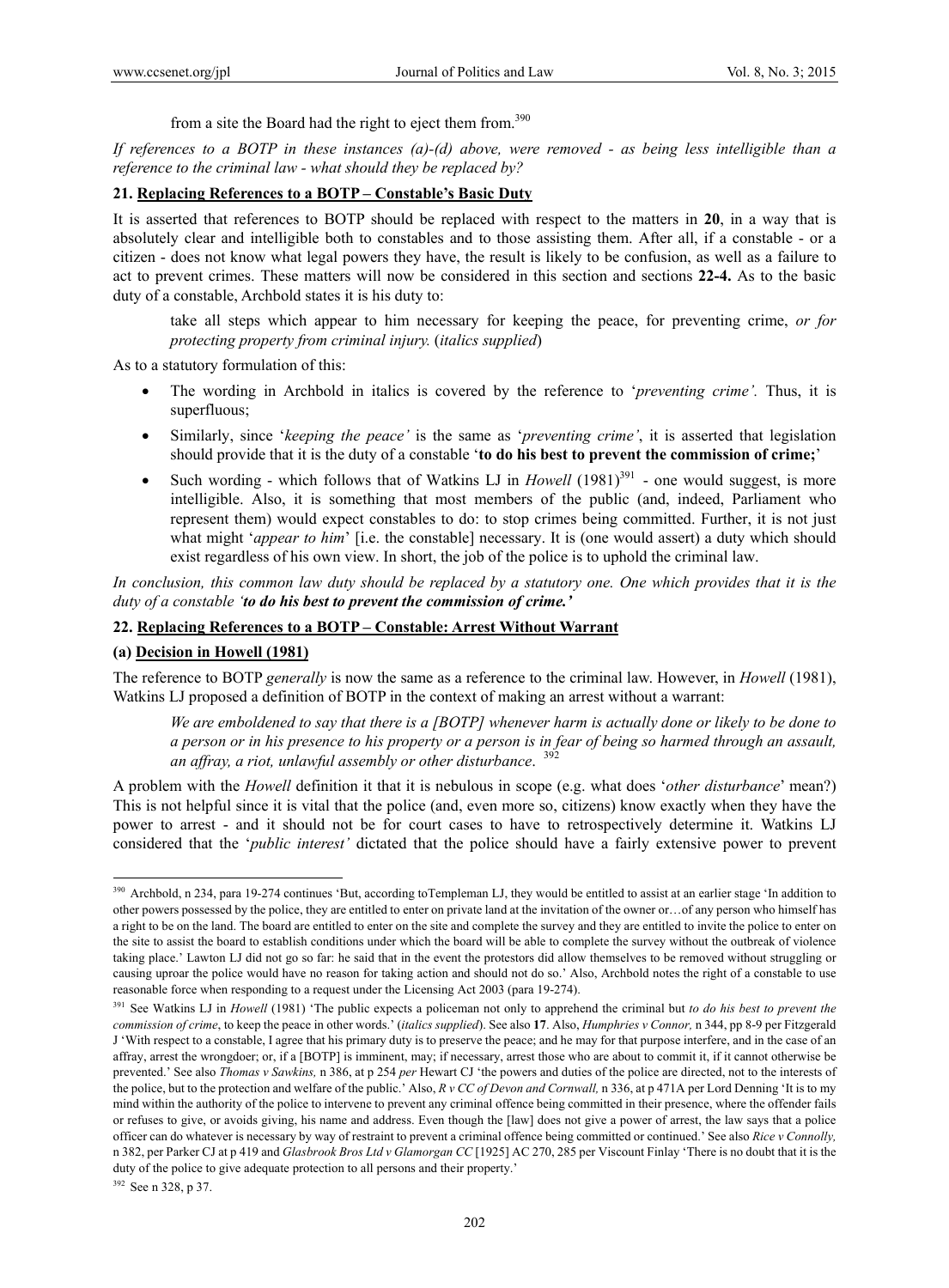from a site the Board had the right to eject them from.[390]

*If references to a BOTP in these instances (a)-(d) above, were removed - as being less intelligible than a reference to the criminal law - what should they be replaced by?*

**21. Replacing References to a BOTP – Constable's Basic Duty**

It is asserted that references to BOTP should be replaced with respect to the matters in **20**, in a way that is absolutely clear and intelligible both to constables and to those assisting them. After all, if a constable - or a citizen - does not know what legal powers they have, the result is likely to be confusion, as well as a failure to act to prevent crimes. These matters will now be considered in this section and sections **22-4.** As to the basic duty of a constable, Archbold states it is his duty to:

> take all steps which appear to him necessary for keeping the peace, for preventing crime, *or for protecting property from criminal injury.* (*italics supplied*)

As to a statutory formulation of this:

- The wording in Archbold in italics is covered by the reference to '*preventing crime'.* Thus, it is superfluous;
- Similarly, since '*keeping the peace'* is the same as '*preventing crime'*, it is asserted that legislation should provide that it is the duty of a constable '**to do his best to prevent the commission of crime;**'
- Such wording - which follows that of Watkins LJ in *Howell* (1981)[391] - one would suggest, is more intelligible. Also, it is something that most members of the public (and, indeed, Parliament who represent them) would expect constables to do: to stop crimes being committed. Further, it is not just what might '*appear to him*' [i.e. the constable] necessary. It is (one would assert) a duty which should exist regardless of his own view. In short, the job of the police is to uphold the criminal law.

*In conclusion, this common law duty should be replaced by a statutory one. One which provides that it is the duty of a constable '**to do his best to prevent the commission of crime.'***

**22. Replacing References to a BOTP – Constable: Arrest Without Warrant**

**(a) Decision in Howell (1981)**

The reference to BOTP *generally* is now the same as a reference to the criminal law. However, in *Howell* (1981), Watkins LJ proposed a definition of BOTP in the context of making an arrest without a warrant:

> *We are emboldened to say that there is a [BOTP] whenever harm is actually done or likely to be done to a person or in his presence to his property or a person is in fear of being so harmed through an assault, an affray, a riot, unlawful assembly or other disturbance*. [392]

A problem with the *Howell* definition it that it is nebulous in scope (e.g. what does '*other disturbance*' mean?) This is not helpful since it is vital that the police (and, even more so, citizens) know exactly when they have the power to arrest - and it should not be for court cases to have to retrospectively determine it. Watkins LJ considered that the '*public interest'* dictated that the police should have a fairly extensive power to prevent

---

[390] Archbold, n 234, para 19-274 continues 'But, according toTempleman LJ, they would be entitled to assist at an earlier stage 'In addition to other powers possessed by the police, they are entitled to enter on private land at the invitation of the owner or…of any person who himself has a right to be on the land. The board are entitled to enter on the site and complete the survey and they are entitled to invite the police to enter on the site to assist the board to establish conditions under which the board will be able to complete the survey without the outbreak of violence taking place.' Lawton LJ did not go so far: he said that in the event the protestors did allow themselves to be removed without struggling or causing uproar the police would have no reason for taking action and should not do so.' Also, Archbold notes the right of a constable to use reasonable force when responding to a request under the Licensing Act 2003 (para 19-274).

[391] See Watkins LJ in *Howell* (1981) 'The public expects a policeman not only to apprehend the criminal but *to do his best to prevent the commission of crime*, to keep the peace in other words.' (*italics supplied*). See also **17**. Also, *Humphries v Connor,* n 344, pp 8-9 per Fitzgerald J 'With respect to a constable, I agree that his primary duty is to preserve the peace; and he may for that purpose interfere, and in the case of an affray, arrest the wrongdoer; or, if a [BOTP] is imminent, may; if necessary, arrest those who are about to commit it, if it cannot otherwise be prevented.' See also *Thomas v Sawkins,* n 386, at p 254 *per* Hewart CJ 'the powers and duties of the police are directed, not to the interests of the police, but to the protection and welfare of the public.' Also, *R v CC of Devon and Cornwall,* n 336, at p 471A per Lord Denning 'It is to my mind within the authority of the police to intervene to prevent any criminal offence being committed in their presence, where the offender fails or refuses to give, or avoids giving, his name and address. Even though the [law] does not give a power of arrest, the law says that a police officer can do whatever is necessary by way of restraint to prevent a criminal offence being committed or continued.' See also *Rice v Connolly,* n 382, per Parker CJ at p 419 and *Glasbrook Bros Ltd v Glamorgan CC* [1925] AC 270, 285 per Viscount Finlay 'There is no doubt that it is the duty of the police to give adequate protection to all persons and their property.'

[392] See n 328, p 37.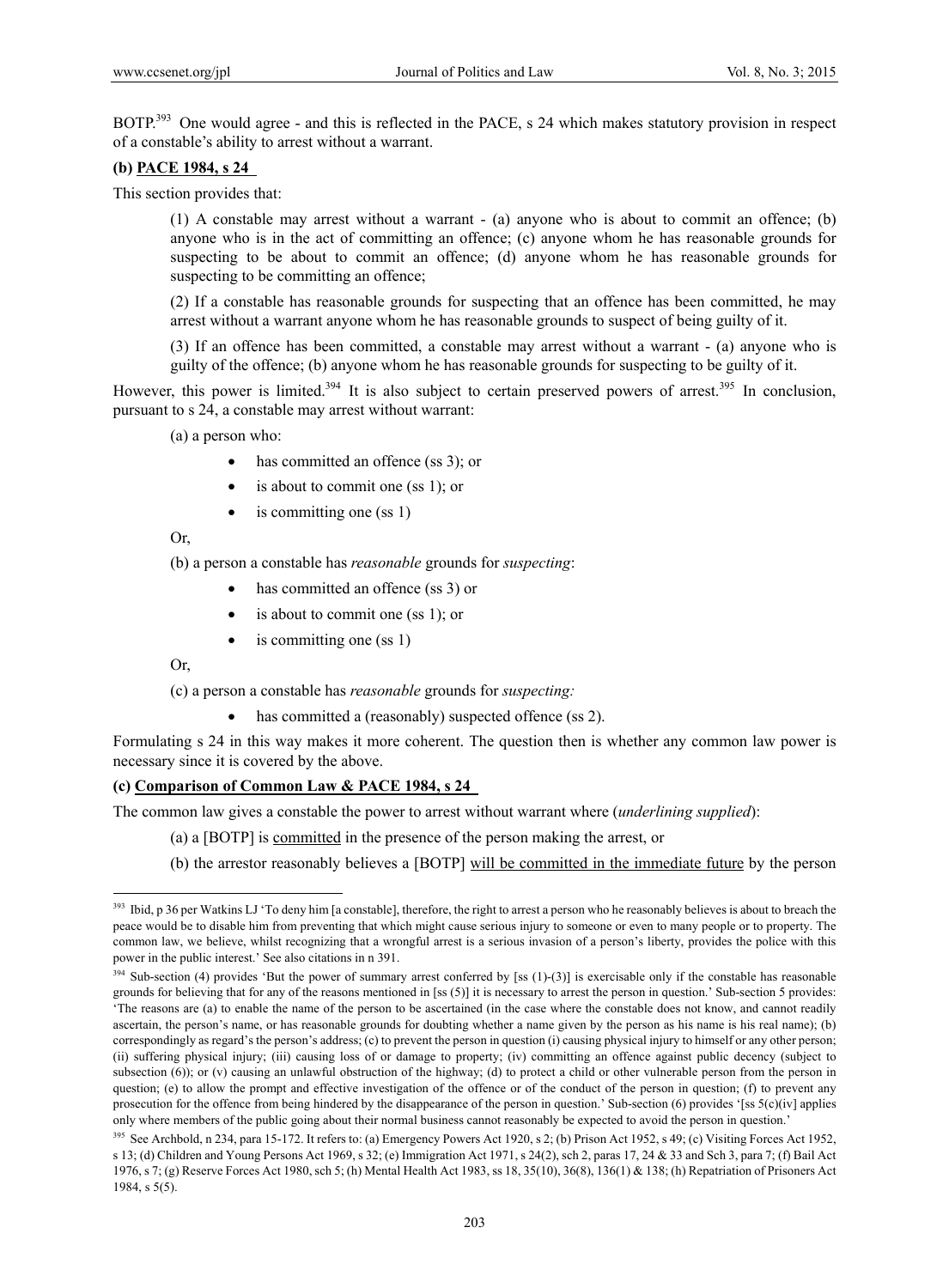BOTP.[393] One would agree - and this is reflected in the PACE, s 24 which makes statutory provision in respect of a constable's ability to arrest without a warrant.

**(b) PACE 1984, s 24**

This section provides that:

> (1) A constable may arrest without a warrant - (a) anyone who is about to commit an offence; (b) anyone who is in the act of committing an offence; (c) anyone whom he has reasonable grounds for suspecting to be about to commit an offence; (d) anyone whom he has reasonable grounds for suspecting to be committing an offence;
>
> (2) If a constable has reasonable grounds for suspecting that an offence has been committed, he may arrest without a warrant anyone whom he has reasonable grounds to suspect of being guilty of it.
>
> (3) If an offence has been committed, a constable may arrest without a warrant - (a) anyone who is guilty of the offence; (b) anyone whom he has reasonable grounds for suspecting to be guilty of it.

However, this power is limited.[394] It is also subject to certain preserved powers of arrest.[395] In conclusion, pursuant to s 24, a constable may arrest without warrant:

(a) a person who:

- has committed an offence (ss 3); or
- is about to commit one (ss 1); or
- is committing one (ss 1)

Or,

(b) a person a constable has *reasonable* grounds for *suspecting*:

- has committed an offence (ss 3) or
- is about to commit one (ss 1); or
- is committing one (ss 1)

Or,

(c) a person a constable has *reasonable* grounds for *suspecting:*

- has committed a (reasonably) suspected offence (ss 2).

Formulating s 24 in this way makes it more coherent. The question then is whether any common law power is necessary since it is covered by the above.

**(c) Comparison of Common Law & PACE 1984, s 24**

The common law gives a constable the power to arrest without warrant where (*underlining supplied*):

(a) a [BOTP] is <u>committed</u> in the presence of the person making the arrest, or

(b) the arrestor reasonably believes a [BOTP] <u>will be committed in the immediate future</u> by the person

---

[393] Ibid, p 36 per Watkins LJ 'To deny him [a constable], therefore, the right to arrest a person who he reasonably believes is about to breach the peace would be to disable him from preventing that which might cause serious injury to someone or even to many people or to property. The common law, we believe, whilst recognizing that a wrongful arrest is a serious invasion of a person's liberty, provides the police with this power in the public interest.' See also citations in n 391.

[394] Sub-section (4) provides 'But the power of summary arrest conferred by [ss (1)-(3)] is exercisable only if the constable has reasonable grounds for believing that for any of the reasons mentioned in [ss (5)] it is necessary to arrest the person in question.' Sub-section 5 provides: 'The reasons are (a) to enable the name of the person to be ascertained (in the case where the constable does not know, and cannot readily ascertain, the person's name, or has reasonable grounds for doubting whether a name given by the person as his name is his real name); (b) correspondingly as regard's the person's address; (c) to prevent the person in question (i) causing physical injury to himself or any other person; (ii) suffering physical injury; (iii) causing loss of or damage to property; (iv) committing an offence against public decency (subject to subsection (6)); or (v) causing an unlawful obstruction of the highway; (d) to protect a child or other vulnerable person from the person in question; (e) to allow the prompt and effective investigation of the offence or of the conduct of the person in question; (f) to prevent any prosecution for the offence from being hindered by the disappearance of the person in question.' Sub-section (6) provides '[ss 5(c)(iv] applies only where members of the public going about their normal business cannot reasonably be expected to avoid the person in question.'

[395] See Archbold, n 234, para 15-172. It refers to: (a) Emergency Powers Act 1920, s 2; (b) Prison Act 1952, s 49; (c) Visiting Forces Act 1952, s 13; (d) Children and Young Persons Act 1969, s 32; (e) Immigration Act 1971, s 24(2), sch 2, paras 17, 24 & 33 and Sch 3, para 7; (f) Bail Act 1976, s 7; (g) Reserve Forces Act 1980, sch 5; (h) Mental Health Act 1983, ss 18, 35(10), 36(8), 136(1) & 138; (h) Repatriation of Prisoners Act 1984, s 5(5).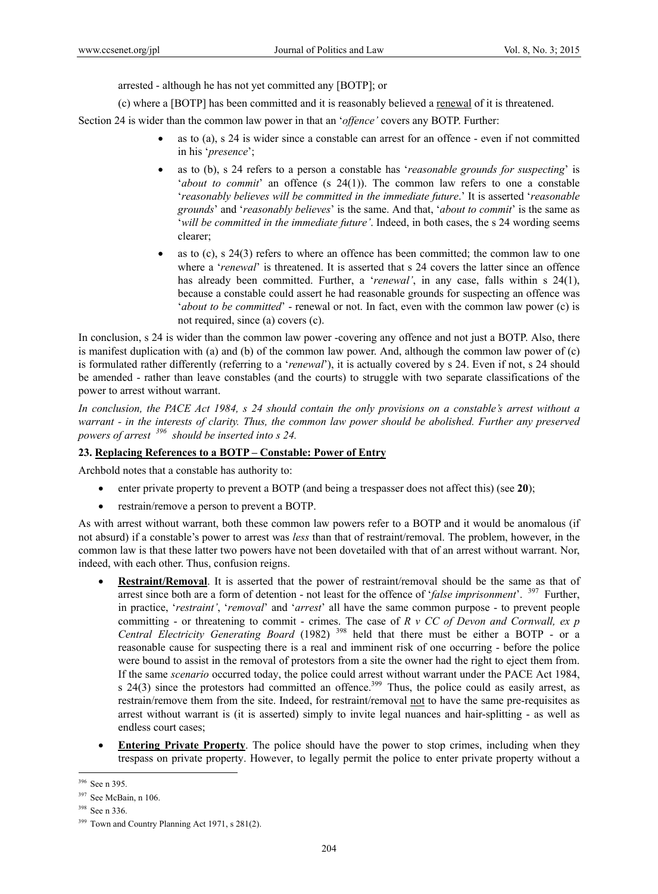arrested - although he has not yet committed any [BOTP]; or

(c) where a [BOTP] has been committed and it is reasonably believed a renewal of it is threatened.

Section 24 is wider than the common law power in that an '*offence'* covers any BOTP. Further:

- as to (a), s 24 is wider since a constable can arrest for an offence - even if not committed in his '*presence*';
- as to (b), s 24 refers to a person a constable has '*reasonable grounds for suspecting*' is '*about to commit*' an offence (s 24(1)). The common law refers to one a constable '*reasonably believes will be committed in the immediate future*.' It is asserted '*reasonable grounds*' and '*reasonably believes*' is the same. And that, '*about to commit*' is the same as '*will be committed in the immediate future'*. Indeed, in both cases, the s 24 wording seems clearer;
- as to (c), s 24(3) refers to where an offence has been committed; the common law to one where a '*renewal*' is threatened. It is asserted that s 24 covers the latter since an offence has already been committed. Further, a '*renewal'*, in any case, falls within s 24(1), because a constable could assert he had reasonable grounds for suspecting an offence was '*about to be committed*' - renewal or not. In fact, even with the common law power (c) is not required, since (a) covers (c).

In conclusion, s 24 is wider than the common law power -covering any offence and not just a BOTP. Also, there is manifest duplication with (a) and (b) of the common law power. And, although the common law power of (c) is formulated rather differently (referring to a '*renewal*'), it is actually covered by s 24. Even if not, s 24 should be amended - rather than leave constables (and the courts) to struggle with two separate classifications of the power to arrest without warrant.

*In conclusion, the PACE Act 1984, s 24 should contain the only provisions on a constable's arrest without a warrant - in the interests of clarity. Thus, the common law power should be abolished. Further any preserved powers of arrest [396] should be inserted into s 24.*

## 23. Replacing References to a BOTP – Constable: Power of Entry

Archbold notes that a constable has authority to:

- enter private property to prevent a BOTP (and being a trespasser does not affect this) (see **20**);
- restrain/remove a person to prevent a BOTP.

As with arrest without warrant, both these common law powers refer to a BOTP and it would be anomalous (if not absurd) if a constable's power to arrest was *less* than that of restraint/removal. The problem, however, in the common law is that these latter two powers have not been dovetailed with that of an arrest without warrant. Nor, indeed, with each other. Thus, confusion reigns.

- **Restraint/Removal**. It is asserted that the power of restraint/removal should be the same as that of arrest since both are a form of detention - not least for the offence of '*false imprisonment*'. [397] Further, in practice, '*restraint'*, '*removal*' and '*arrest*' all have the same common purpose - to prevent people committing - or threatening to commit - crimes. The case of *R v CC of Devon and Cornwall, ex p Central Electricity Generating Board* (1982) [398] held that there must be either a BOTP - or a reasonable cause for suspecting there is a real and imminent risk of one occurring - before the police were bound to assist in the removal of protestors from a site the owner had the right to eject them from. If the same *scenario* occurred today, the police could arrest without warrant under the PACE Act 1984, s 24(3) since the protestors had committed an offence.[399] Thus, the police could as easily arrest, as restrain/remove them from the site. Indeed, for restraint/removal not to have the same pre-requisites as arrest without warrant is (it is asserted) simply to invite legal nuances and hair-splitting - as well as endless court cases;
- **Entering Private Property**. The police should have the power to stop crimes, including when they trespass on private property. However, to legally permit the police to enter private property without a

---

[396] See n 395.

[397] See McBain, n 106.

[398] See n 336.

[399] Town and Country Planning Act 1971, s 281(2).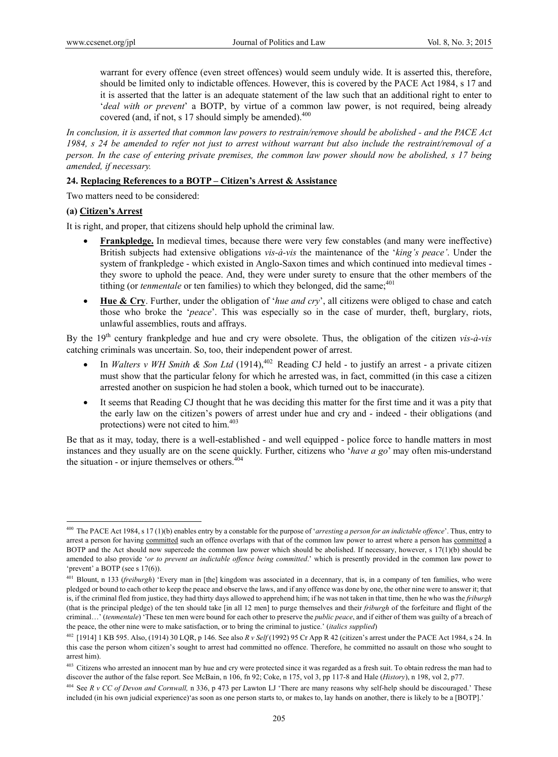warrant for every offence (even street offences) would seem unduly wide. It is asserted this, therefore, should be limited only to indictable offences. However, this is covered by the PACE Act 1984, s 17 and it is asserted that the latter is an adequate statement of the law such that an additional right to enter to '*deal with or prevent*' a BOTP, by virtue of a common law power, is not required, being already covered (and, if not, s 17 should simply be amended).[400]

*In conclusion, it is asserted that common law powers to restrain/remove should be abolished - and the PACE Act 1984, s 24 be amended to refer not just to arrest without warrant but also include the restraint/removal of a person. In the case of entering private premises, the common law power should now be abolished, s 17 being amended, if necessary.*

### 24. Replacing References to a BOTP – Citizen's Arrest & Assistance

Two matters need to be considered:

#### (a) Citizen's Arrest

It is right, and proper, that citizens should help uphold the criminal law.

- **Frankpledge.** In medieval times, because there were very few constables (and many were ineffective) British subjects had extensive obligations *vis-à-vis* the maintenance of the '*king's peace'*. Under the system of frankpledge - which existed in Anglo-Saxon times and which continued into medieval times - they swore to uphold the peace. And, they were under surety to ensure that the other members of the tithing (or *tenmentale* or ten families) to which they belonged, did the same;[401]
- **Hue & Cry**. Further, under the obligation of '*hue and cry*', all citizens were obliged to chase and catch those who broke the '*peace*'. This was especially so in the case of murder, theft, burglary, riots, unlawful assemblies, routs and affrays.

By the 19th century frankpledge and hue and cry were obsolete. Thus, the obligation of the citizen *vis-à-vis* catching criminals was uncertain. So, too, their independent power of arrest.

- In *Walters v WH Smith & Son Ltd* (1914),[402] Reading CJ held - to justify an arrest - a private citizen must show that the particular felony for which he arrested was, in fact, committed (in this case a citizen arrested another on suspicion he had stolen a book, which turned out to be inaccurate).
- It seems that Reading CJ thought that he was deciding this matter for the first time and it was a pity that the early law on the citizen's powers of arrest under hue and cry and - indeed - their obligations (and protections) were not cited to him.[403]

Be that as it may, today, there is a well-established - and well equipped - police force to handle matters in most instances and they usually are on the scene quickly. Further, citizens who '*have a go*' may often mis-understand the situation - or injure themselves or others.[404]

---

[400] The PACE Act 1984, s 17 (1)(b) enables entry by a constable for the purpose of '*arresting a person for an indictable offence*'. Thus, entry to arrest a person for having committed such an offence overlaps with that of the common law power to arrest where a person has committed a BOTP and the Act should now supercede the common law power which should be abolished. If necessary, however, s 17(1)(b) should be amended to also provide '*or to prevent an indictable offence being committed*.' which is presently provided in the common law power to 'prevent' a BOTP (see s 17(6)).

[401] Blount, n 133 (*freiburgh*) 'Every man in [the] kingdom was associated in a decennary, that is, in a company of ten families, who were pledged or bound to each other to keep the peace and observe the laws, and if any offence was done by one, the other nine were to answer it; that is, if the criminal fled from justice, they had thirty days allowed to apprehend him; if he was not taken in that time, then he who was the *friburgh* (that is the principal pledge) of the ten should take [in all 12 men] to purge themselves and their *friburgh* of the forfeiture and flight of the criminal…' (*tenmentale*) 'These ten men were bound for each other to preserve the *public peace*, and if either of them was guilty of a breach of the peace, the other nine were to make satisfaction, or to bring the criminal to justice.' (*italics supplied*)

[402] [1914] 1 KB 595. Also, (1914) 30 LQR, p 146. See also *R v Self* (1992) 95 Cr App R 42 (citizen's arrest under the PACE Act 1984, s 24. In this case the person whom citizen's sought to arrest had committed no offence. Therefore, he committed no assault on those who sought to arrest him).

[403] Citizens who arrested an innocent man by hue and cry were protected since it was regarded as a fresh suit. To obtain redress the man had to discover the author of the false report. See McBain, n 106, fn 92; Coke, n 175, vol 3, pp 117-8 and Hale (*History*), n 198, vol 2, p77.

[404] See *R v CC of Devon and Cornwall,* n 336, p 473 per Lawton LJ 'There are many reasons why self-help should be discouraged.' These included (in his own judicial experience)'as soon as one person starts to, or makes to, lay hands on another, there is likely to be a [BOTP].'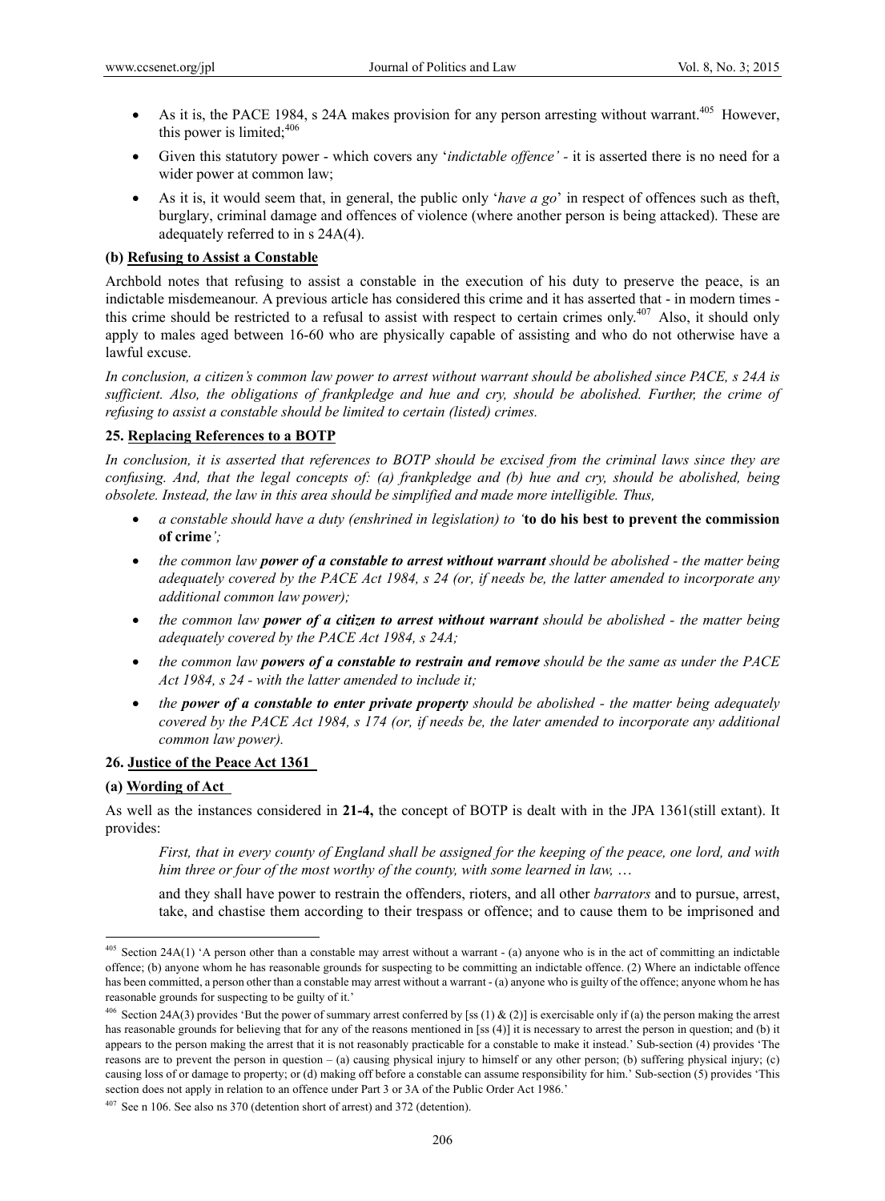- As it is, the PACE 1984, s 24A makes provision for any person arresting without warrant.[405] However, this power is limited;[406]
- Given this statutory power - which covers any '*indictable offence'* - it is asserted there is no need for a wider power at common law;
- As it is, it would seem that, in general, the public only '*have a go*' in respect of offences such as theft, burglary, criminal damage and offences of violence (where another person is being attacked). These are adequately referred to in s 24A(4).

**(b) Refusing to Assist a Constable**

Archbold notes that refusing to assist a constable in the execution of his duty to preserve the peace, is an indictable misdemeanour. A previous article has considered this crime and it has asserted that - in modern times - this crime should be restricted to a refusal to assist with respect to certain crimes only.[407] Also, it should only apply to males aged between 16-60 who are physically capable of assisting and who do not otherwise have a lawful excuse.

*In conclusion, a citizen's common law power to arrest without warrant should be abolished since PACE, s 24A is sufficient. Also, the obligations of frankpledge and hue and cry, should be abolished. Further, the crime of refusing to assist a constable should be limited to certain (listed) crimes.*

## 25. Replacing References to a BOTP

*In conclusion, it is asserted that references to BOTP should be excised from the criminal laws since they are confusing. And, that the legal concepts of: (a) frankpledge and (b) hue and cry, should be abolished, being obsolete. Instead, the law in this area should be simplified and made more intelligible. Thus,*

- *a constable should have a duty (enshrined in legislation) to '***to do his best to prevent the commission of crime***';*
- *the common law* ***power of a constable to arrest without warrant*** *should be abolished - the matter being adequately covered by the PACE Act 1984, s 24 (or, if needs be, the latter amended to incorporate any additional common law power);*
- *the common law* ***power of a citizen to arrest without warrant*** *should be abolished - the matter being adequately covered by the PACE Act 1984, s 24A;*
- *the common law* ***powers of a constable to restrain and remove*** *should be the same as under the PACE Act 1984, s 24 - with the latter amended to include it;*
- *the* ***power of a constable to enter private property*** *should be abolished - the matter being adequately covered by the PACE Act 1984, s 174 (or, if needs be, the later amended to incorporate any additional common law power).*

## 26. Justice of the Peace Act 1361

**(a) Wording of Act**

As well as the instances considered in **21-4,** the concept of BOTP is dealt with in the JPA 1361(still extant). It provides:

> *First, that in every county of England shall be assigned for the keeping of the peace, one lord, and with him three or four of the most worthy of the county, with some learned in law, …*
>
> and they shall have power to restrain the offenders, rioters, and all other *barrators* and to pursue, arrest, take, and chastise them according to their trespass or offence; and to cause them to be imprisoned and

---

[405] Section 24A(1) 'A person other than a constable may arrest without a warrant - (a) anyone who is in the act of committing an indictable offence; (b) anyone whom he has reasonable grounds for suspecting to be committing an indictable offence. (2) Where an indictable offence has been committed, a person other than a constable may arrest without a warrant - (a) anyone who is guilty of the offence; anyone whom he has reasonable grounds for suspecting to be guilty of it.'

[406] Section 24A(3) provides 'But the power of summary arrest conferred by [ss (1) & (2)] is exercisable only if (a) the person making the arrest has reasonable grounds for believing that for any of the reasons mentioned in [ss (4)] it is necessary to arrest the person in question; and (b) it appears to the person making the arrest that it is not reasonably practicable for a constable to make it instead.' Sub-section (4) provides 'The reasons are to prevent the person in question – (a) causing physical injury to himself or any other person; (b) suffering physical injury; (c) causing loss of or damage to property; or (d) making off before a constable can assume responsibility for him.' Sub-section (5) provides 'This section does not apply in relation to an offence under Part 3 or 3A of the Public Order Act 1986.'

[407] See n 106. See also ns 370 (detention short of arrest) and 372 (detention).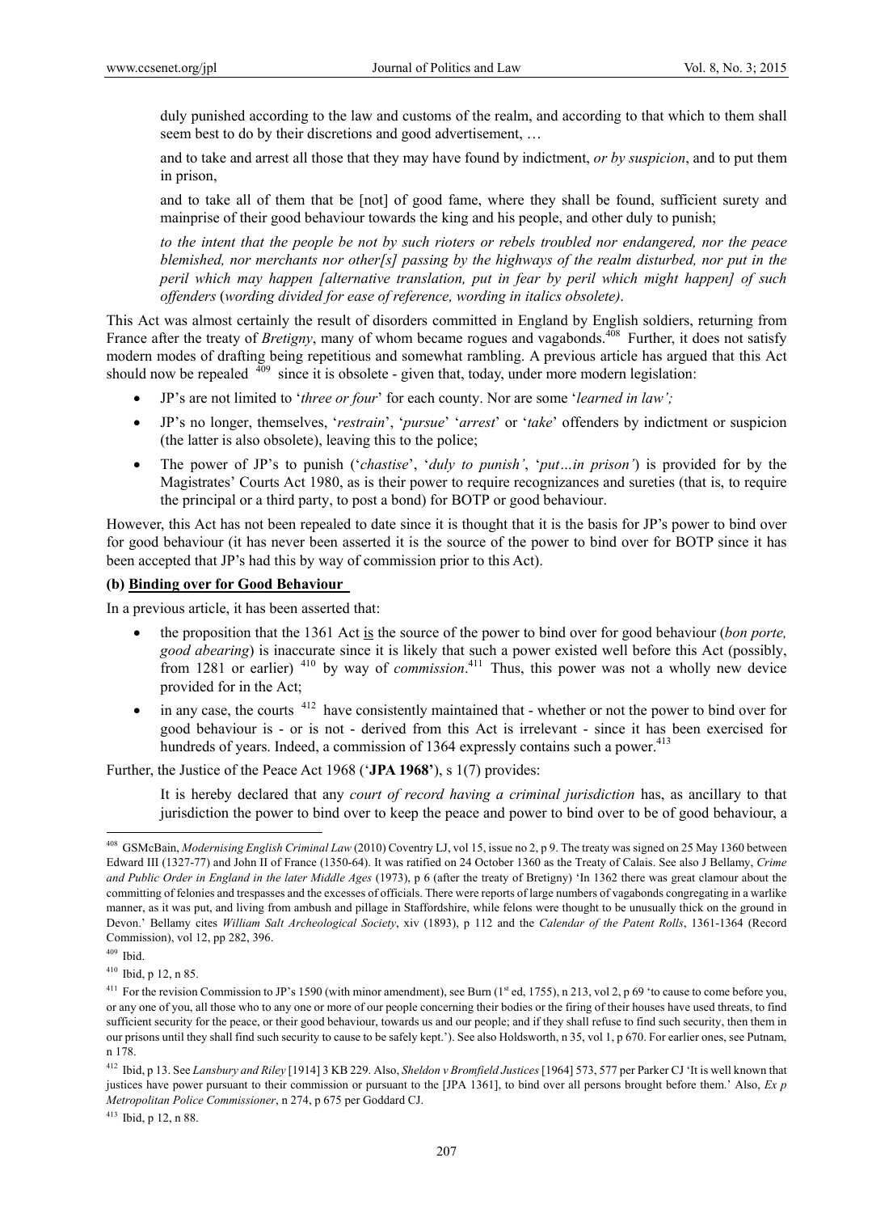duly punished according to the law and customs of the realm, and according to that which to them shall seem best to do by their discretions and good advertisement, …

and to take and arrest all those that they may have found by indictment, *or by suspicion*, and to put them in prison,

and to take all of them that be [not] of good fame, where they shall be found, sufficient surety and mainprise of their good behaviour towards the king and his people, and other duly to punish;

*to the intent that the people be not by such rioters or rebels troubled nor endangered, nor the peace blemished, nor merchants nor other[s] passing by the highways of the realm disturbed, nor put in the peril which may happen [alternative translation, put in fear by peril which might happen] of such offenders* (*wording divided for ease of reference, wording in italics obsolete)*.

This Act was almost certainly the result of disorders committed in England by English soldiers, returning from France after the treaty of *Bretigny*, many of whom became rogues and vagabonds.[408] Further, it does not satisfy modern modes of drafting being repetitious and somewhat rambling. A previous article has argued that this Act should now be repealed [409] since it is obsolete - given that, today, under more modern legislation:

- JP's are not limited to '*three or four*' for each county. Nor are some '*learned in law';*
- JP's no longer, themselves, '*restrain*', '*pursue*' '*arrest*' or '*take*' offenders by indictment or suspicion (the latter is also obsolete), leaving this to the police;
- The power of JP's to punish ('*chastise*', '*duly to punish'*, '*put…in prison'*) is provided for by the Magistrates' Courts Act 1980, as is their power to require recognizances and sureties (that is, to require the principal or a third party, to post a bond) for BOTP or good behaviour.

However, this Act has not been repealed to date since it is thought that it is the basis for JP's power to bind over for good behaviour (it has never been asserted it is the source of the power to bind over for BOTP since it has been accepted that JP's had this by way of commission prior to this Act).

**(b) Binding over for Good Behaviour**

In a previous article, it has been asserted that:

- the proposition that the 1361 Act is the source of the power to bind over for good behaviour (*bon porte, good abearing*) is inaccurate since it is likely that such a power existed well before this Act (possibly, from 1281 or earlier) [410] by way of *commission*.[411] Thus, this power was not a wholly new device provided for in the Act;
- in any case, the courts [412] have consistently maintained that - whether or not the power to bind over for good behaviour is - or is not - derived from this Act is irrelevant - since it has been exercised for hundreds of years. Indeed, a commission of 1364 expressly contains such a power.[413]

Further, the Justice of the Peace Act 1968 ('**JPA 1968'**), s 1(7) provides:

It is hereby declared that any *court of record having a criminal jurisdiction* has, as ancillary to that jurisdiction the power to bind over to keep the peace and power to bind over to be of good behaviour, a

---

[408] GSMcBain, *Modernising English Criminal Law* (2010) Coventry LJ, vol 15, issue no 2, p 9. The treaty was signed on 25 May 1360 between Edward III (1327-77) and John II of France (1350-64). It was ratified on 24 October 1360 as the Treaty of Calais. See also J Bellamy, *Crime and Public Order in England in the later Middle Ages* (1973), p 6 (after the treaty of Bretigny) 'In 1362 there was great clamour about the committing of felonies and trespasses and the excesses of officials. There were reports of large numbers of vagabonds congregating in a warlike manner, as it was put, and living from ambush and pillage in Staffordshire, while felons were thought to be unusually thick on the ground in Devon.' Bellamy cites *William Salt Archeological Society*, xiv (1893), p 112 and the *Calendar of the Patent Rolls*, 1361-1364 (Record Commission), vol 12, pp 282, 396.

[409] Ibid.

[410] Ibid, p 12, n 85.

[411] For the revision Commission to JP's 1590 (with minor amendment), see Burn (1st ed, 1755), n 213, vol 2, p 69 'to cause to come before you, or any one of you, all those who to any one or more of our people concerning their bodies or the firing of their houses have used threats, to find sufficient security for the peace, or their good behaviour, towards us and our people; and if they shall refuse to find such security, then them in our prisons until they shall find such security to cause to be safely kept.'). See also Holdsworth, n 35, vol 1, p 670. For earlier ones, see Putnam, n 178.

[412] Ibid, p 13. See *Lansbury and Riley* [1914] 3 KB 229. Also, *Sheldon v Bromfield Justices* [1964] 573, 577 per Parker CJ 'It is well known that justices have power pursuant to their commission or pursuant to the [JPA 1361], to bind over all persons brought before them.' Also, *Ex p Metropolitan Police Commissioner*, n 274, p 675 per Goddard CJ.

[413] Ibid, p 12, n 88.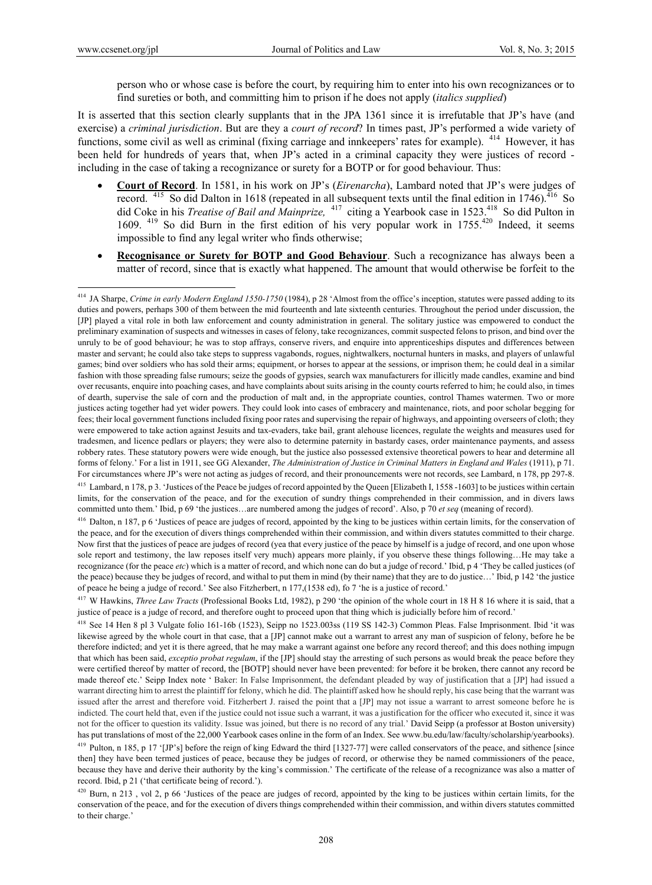person who or whose case is before the court, by requiring him to enter into his own recognizances or to find sureties or both, and committing him to prison if he does not apply (*italics supplied*)

It is asserted that this section clearly supplants that in the JPA 1361 since it is irrefutable that JP's have (and exercise) a *criminal jurisdiction*. But are they a *court of record*? In times past, JP's performed a wide variety of functions, some civil as well as criminal (fixing carriage and innkeepers' rates for example). [414] However, it has been held for hundreds of years that, when JP's acted in a criminal capacity they were justices of record - including in the case of taking a recognizance or surety for a BOTP or for good behaviour. Thus:

- **Court of Record**. In 1581, in his work on JP's (*Eirenarcha*), Lambard noted that JP's were judges of record. [415] So did Dalton in 1618 (repeated in all subsequent texts until the final edition in 1746).[416] So did Coke in his *Treatise of Bail and Mainprize,* [417] citing a Yearbook case in 1523.[418] So did Pulton in 1609. [419] So did Burn in the first edition of his very popular work in 1755.[420] Indeed, it seems impossible to find any legal writer who finds otherwise;

- **Recognisance or Surety for BOTP and Good Behaviour**. Such a recognizance has always been a matter of record, since that is exactly what happened. The amount that would otherwise be forfeit to the

---

[414] JA Sharpe, *Crime in early Modern England 1550-1750* (1984), p 28 'Almost from the office's inception, statutes were passed adding to its duties and powers, perhaps 300 of them between the mid fourteenth and late sixteenth centuries. Throughout the period under discussion, the [JP] played a vital role in both law enforcement and county administration in general. The solitary justice was empowered to conduct the preliminary examination of suspects and witnesses in cases of felony, take recognizances, commit suspected felons to prison, and bind over the unruly to be of good behaviour; he was to stop affrays, conserve rivers, and enquire into apprenticeships disputes and differences between master and servant; he could also take steps to suppress vagabonds, rogues, nightwalkers, nocturnal hunters in masks, and players of unlawful games; bind over soldiers who has sold their arms; equipment, or horses to appear at the sessions, or imprison them; he could deal in a similar fashion with those spreading false rumours; seize the goods of gypsies, search wax manufacturers for illicitly made candles, examine and bind over recusants, enquire into poaching cases, and have complaints about suits arising in the county courts referred to him; he could also, in times of dearth, supervise the sale of corn and the production of malt and, in the appropriate counties, control Thames watermen. Two or more justices acting together had yet wider powers. They could look into cases of embracery and maintenance, riots, and poor scholar begging for fees; their local government functions included fixing poor rates and supervising the repair of highways, and appointing overseers of cloth; they were empowered to take action against Jesuits and tax-evaders, take bail, grant alehouse licences, regulate the weights and measures used for tradesmen, and licence pedlars or players; they were also to determine paternity in bastardy cases, order maintenance payments, and assess robbery rates. These statutory powers were wide enough, but the justice also possessed extensive theoretical powers to hear and determine all forms of felony.' For a list in 1911, see GG Alexander, *The Administration of Justice in Criminal Matters in England and Wales* (1911), p 71. For circumstances where JP's were not acting as judges of record, and their pronouncements were not records, see Lambard, n 178, pp 297-8.

[415] Lambard, n 178, p 3. 'Justices of the Peace be judges of record appointed by the Queen [Elizabeth I, 1558 -1603] to be justices within certain limits, for the conservation of the peace, and for the execution of sundry things comprehended in their commission, and in divers laws committed unto them.' Ibid, p 69 'the justices…are numbered among the judges of record'. Also, p 70 *et seq* (meaning of record).

[416] Dalton, n 187, p 6 'Justices of peace are judges of record, appointed by the king to be justices within certain limits, for the conservation of the peace, and for the execution of divers things comprehended within their commission, and within divers statutes committed to their charge. Now first that the justices of peace are judges of record (yea that every justice of the peace by himself is a judge of record, and one upon whose sole report and testimony, the law reposes itself very much) appears more plainly, if you observe these things following…He may take a recognizance (for the peace *etc*) which is a matter of record, and which none can do but a judge of record.' Ibid, p 4 'They be called justices (of the peace) because they be judges of record, and withal to put them in mind (by their name) that they are to do justice…' Ibid, p 142 'the justice of peace he being a judge of record.' See also Fitzherbert, n 177,(1538 ed), fo 7 'he is a justice of record.'

[417] W Hawkins, *Three Law Tracts* (Professional Books Ltd, 1982), p 290 'the opinion of the whole court in 18 H 8 16 where it is said, that a justice of peace is a judge of record, and therefore ought to proceed upon that thing which is judicially before him of record.'

[418] See 14 Hen 8 pl 3 Vulgate folio 161-16b (1523), Seipp no 1523.003ss (119 SS 142-3) Common Pleas. False Imprisonment. Ibid 'it was likewise agreed by the whole court in that case, that a [JP] cannot make out a warrant to arrest any man of suspicion of felony, before he be therefore indicted; and yet it is there agreed, that he may make a warrant against one before any record thereof; and this does nothing impugn that which has been said, *exceptio probat regulam*, if the [JP] should stay the arresting of such persons as would break the peace before they were certified thereof by matter of record, the [BOTP] should never have been prevented: for before it be broken, there cannot any record be made thereof etc.' Seipp Index note ' Baker: In False Imprisonment, the defendant pleaded by way of justification that a [JP] had issued a warrant directing him to arrest the plaintiff for felony, which he did. The plaintiff asked how he should reply, his case being that the warrant was issued after the arrest and therefore void. Fitzherbert J. raised the point that a [JP] may not issue a warrant to arrest someone before he is indicted. The court held that, even if the justice could not issue such a warrant, it was a justification for the officer who executed it, since it was not for the officer to question its validity. Issue was joined, but there is no record of any trial.' David Seipp (a professor at Boston university) has put translations of most of the 22,000 Yearbook cases online in the form of an Index. See www.bu.edu/law/faculty/scholarship/yearbooks).

[419] Pulton, n 185, p 17 '[JP's] before the reign of king Edward the third [1327-77] were called conservators of the peace, and sithence [since then] they have been termed justices of peace, because they be judges of record, or otherwise they be named commissioners of the peace, because they have and derive their authority by the king's commission.' The certificate of the release of a recognizance was also a matter of record. Ibid, p 21 ('that certificate being of record.').

[420] Burn, n 213 , vol 2, p 66 'Justices of the peace are judges of record, appointed by the king to be justices within certain limits, for the conservation of the peace, and for the execution of divers things comprehended within their commission, and within divers statutes committed to their charge.'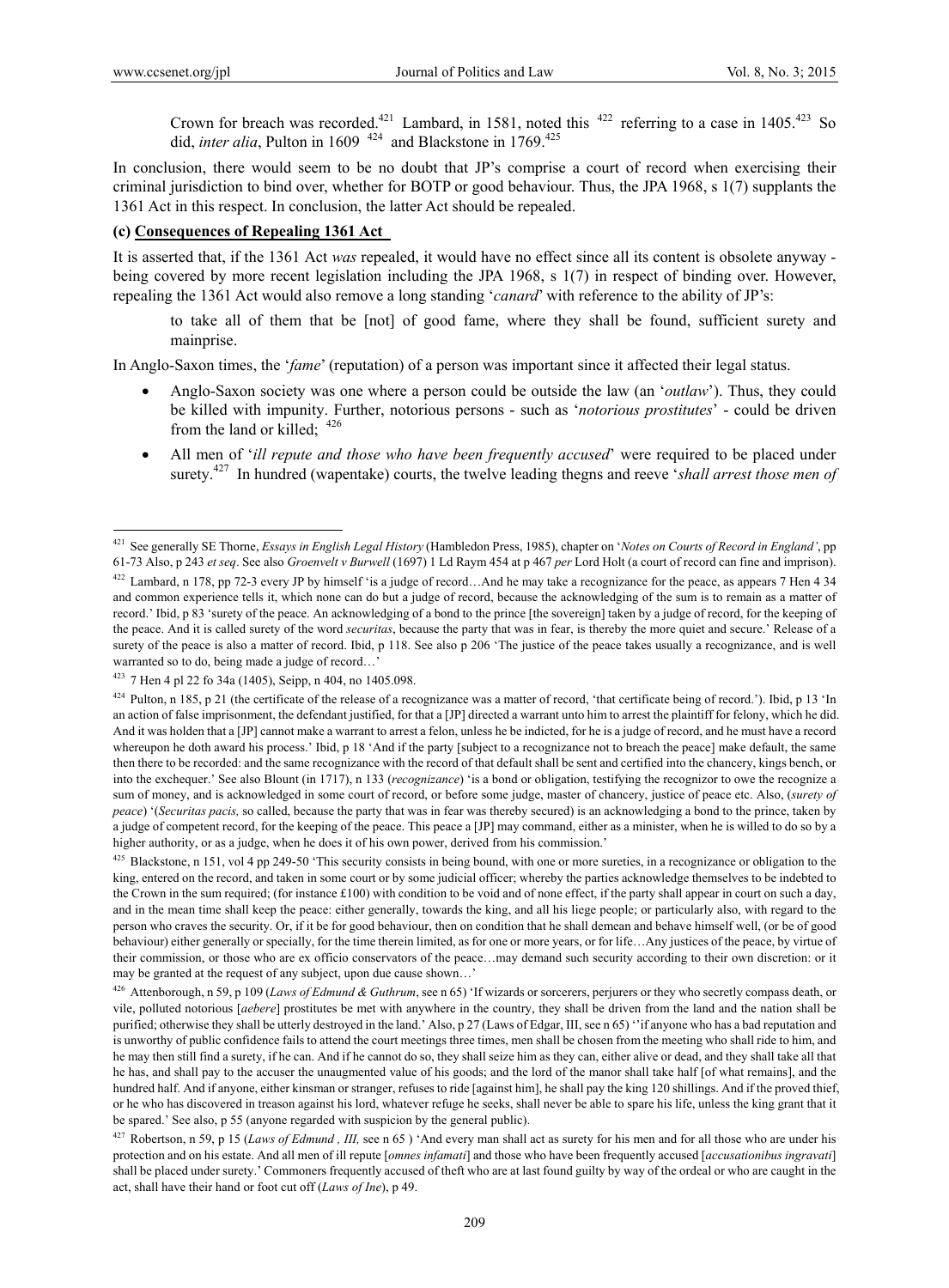Crown for breach was recorded.[421] Lambard, in 1581, noted this [422] referring to a case in 1405.[423] So did, *inter alia*, Pulton in 1609 [424] and Blackstone in 1769.[425]

In conclusion, there would seem to be no doubt that JP's comprise a court of record when exercising their criminal jurisdiction to bind over, whether for BOTP or good behaviour. Thus, the JPA 1968, s 1(7) supplants the 1361 Act in this respect. In conclusion, the latter Act should be repealed.

**(c) Consequences of Repealing 1361 Act**

It is asserted that, if the 1361 Act *was* repealed, it would have no effect since all its content is obsolete anyway - being covered by more recent legislation including the JPA 1968, s 1(7) in respect of binding over. However, repealing the 1361 Act would also remove a long standing '*canard*' with reference to the ability of JP's:

> to take all of them that be [not] of good fame, where they shall be found, sufficient surety and mainprise.

In Anglo-Saxon times, the '*fame*' (reputation) of a person was important since it affected their legal status.

- Anglo-Saxon society was one where a person could be outside the law (an '*outlaw*'). Thus, they could be killed with impunity. Further, notorious persons - such as '*notorious prostitutes*' - could be driven from the land or killed; [426]
- All men of '*ill repute and those who have been frequently accused*' were required to be placed under surety.[427] In hundred (wapentake) courts, the twelve leading thegns and reeve '*shall arrest those men of*

---

[421] See generally SE Thorne, *Essays in English Legal History* (Hambledon Press, 1985), chapter on '*Notes on Courts of Record in England'*, pp 61-73 Also, p 243 *et seq*. See also *Groenvelt v Burwell* (1697) 1 Ld Raym 454 at p 467 *per* Lord Holt (a court of record can fine and imprison).

[422] Lambard, n 178, pp 72-3 every JP by himself 'is a judge of record…And he may take a recognizance for the peace, as appears 7 Hen 4 34 and common experience tells it, which none can do but a judge of record, because the acknowledging of the sum is to remain as a matter of record.' Ibid, p 83 'surety of the peace. An acknowledging of a bond to the prince [the sovereign] taken by a judge of record, for the keeping of the peace. And it is called surety of the word *securitas*, because the party that was in fear, is thereby the more quiet and secure.' Release of a surety of the peace is also a matter of record. Ibid, p 118. See also p 206 'The justice of the peace takes usually a recognizance, and is well warranted so to do, being made a judge of record…'

[423] 7 Hen 4 pl 22 fo 34a (1405), Seipp, n 404, no 1405.098.

[424] Pulton, n 185, p 21 (the certificate of the release of a recognizance was a matter of record, 'that certificate being of record.'). Ibid, p 13 'In an action of false imprisonment, the defendant justified, for that a [JP] directed a warrant unto him to arrest the plaintiff for felony, which he did. And it was holden that a [JP] cannot make a warrant to arrest a felon, unless he be indicted, for he is a judge of record, and he must have a record whereupon he doth award his process.' Ibid, p 18 'And if the party [subject to a recognizance not to breach the peace] make default, the same then there to be recorded: and the same recognizance with the record of that default shall be sent and certified into the chancery, kings bench, or into the exchequer.' See also Blount (in 1717), n 133 (*recognizance*) 'is a bond or obligation, testifying the recognizor to owe the recognize a sum of money, and is acknowledged in some court of record, or before some judge, master of chancery, justice of peace etc. Also, (*surety of peace*) '(*Securitas pacis,* so called, because the party that was in fear was thereby secured) is an acknowledging a bond to the prince, taken by a judge of competent record, for the keeping of the peace. This peace a [JP] may command, either as a minister, when he is willed to do so by a higher authority, or as a judge, when he does it of his own power, derived from his commission.'

[425] Blackstone, n 151, vol 4 pp 249-50 'This security consists in being bound, with one or more sureties, in a recognizance or obligation to the king, entered on the record, and taken in some court or by some judicial officer; whereby the parties acknowledge themselves to be indebted to the Crown in the sum required; (for instance £100) with condition to be void and of none effect, if the party shall appear in court on such a day, and in the mean time shall keep the peace: either generally, towards the king, and all his liege people; or particularly also, with regard to the person who craves the security. Or, if it be for good behaviour, then on condition that he shall demean and behave himself well, (or be of good behaviour) either generally or specially, for the time therein limited, as for one or more years, or for life…Any justices of the peace, by virtue of their commission, or those who are ex officio conservators of the peace…may demand such security according to their own discretion: or it may be granted at the request of any subject, upon due cause shown…'

[426] Attenborough, n 59, p 109 (*Laws of Edmund & Guthrum*, see n 65) 'If wizards or sorcerers, perjurers or they who secretly compass death, or vile, polluted notorious [*aebere*] prostitutes be met with anywhere in the country, they shall be driven from the land and the nation shall be purified; otherwise they shall be utterly destroyed in the land.' Also, p 27 (Laws of Edgar, III, see n 65) ''if anyone who has a bad reputation and is unworthy of public confidence fails to attend the court meetings three times, men shall be chosen from the meeting who shall ride to him, and he may then still find a surety, if he can. And if he cannot do so, they shall seize him as they can, either alive or dead, and they shall take all that he has, and shall pay to the accuser the unaugmented value of his goods; and the lord of the manor shall take half [of what remains], and the hundred half. And if anyone, either kinsman or stranger, refuses to ride [against him], he shall pay the king 120 shillings. And if the proved thief, or he who has discovered in treason against his lord, whatever refuge he seeks, shall never be able to spare his life, unless the king grant that it be spared.' See also, p 55 (anyone regarded with suspicion by the general public).

[427] Robertson, n 59, p 15 (*Laws of Edmund , III,* see n 65 ) 'And every man shall act as surety for his men and for all those who are under his protection and on his estate. And all men of ill repute [*omnes infamati*] and those who have been frequently accused [*accusationibus ingravati*] shall be placed under surety.' Commoners frequently accused of theft who are at last found guilty by way of the ordeal or who are caught in the act, shall have their hand or foot cut off (*Laws of Ine*), p 49.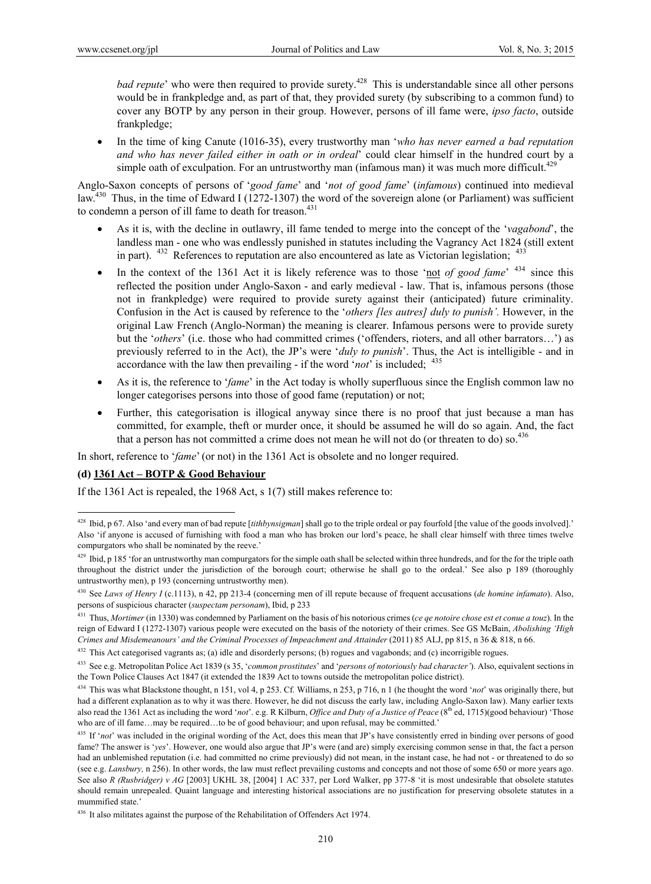*bad repute*' who were then required to provide surety.[428] This is understandable since all other persons would be in frankpledge and, as part of that, they provided surety (by subscribing to a common fund) to cover any BOTP by any person in their group. However, persons of ill fame were, *ipso facto*, outside frankpledge;

- In the time of king Canute (1016-35), every trustworthy man '*who has never earned a bad reputation and who has never failed either in oath or in ordeal*' could clear himself in the hundred court by a simple oath of exculpation. For an untrustworthy man (infamous man) it was much more difficult.[429]

Anglo-Saxon concepts of persons of '*good fame*' and '*not of good fame*' (*infamous*) continued into medieval law.[430] Thus, in the time of Edward I (1272-1307) the word of the sovereign alone (or Parliament) was sufficient to condemn a person of ill fame to death for treason.[431]

- As it is, with the decline in outlawry, ill fame tended to merge into the concept of the '*vagabond*', the landless man - one who was endlessly punished in statutes including the Vagrancy Act 1824 (still extent in part). [432] References to reputation are also encountered as late as Victorian legislation; [433]
- In the context of the 1361 Act it is likely reference was to those '<u>not</u> *of good fame*' [434] since this reflected the position under Anglo-Saxon - and early medieval - law. That is, infamous persons (those not in frankpledge) were required to provide surety against their (anticipated) future criminality. Confusion in the Act is caused by reference to the '*others [les autres] duly to punish'.* However, in the original Law French (Anglo-Norman) the meaning is clearer. Infamous persons were to provide surety but the '*others*' (i.e. those who had committed crimes ('offenders, rioters, and all other barrators…') as previously referred to in the Act), the JP's were '*duly to punish*'. Thus, the Act is intelligible - and in accordance with the law then prevailing - if the word '*not*' is included; [435]
- As it is, the reference to '*fame*' in the Act today is wholly superfluous since the English common law no longer categorises persons into those of good fame (reputation) or not;
- Further, this categorisation is illogical anyway since there is no proof that just because a man has committed, for example, theft or murder once, it should be assumed he will do so again. And, the fact that a person has not committed a crime does not mean he will not do (or threaten to do) so.[436]

In short, reference to '*fame*' (or not) in the 1361 Act is obsolete and no longer required.

**(d) <u>1361 Act – BOTP & Good Behaviour</u>**

If the 1361 Act is repealed, the 1968 Act, s 1(7) still makes reference to:

---

[428] Ibid, p 67. Also 'and every man of bad repute [*tithbynsigman*] shall go to the triple ordeal or pay fourfold [the value of the goods involved].' Also 'if anyone is accused of furnishing with food a man who has broken our lord's peace, he shall clear himself with three times twelve compurgators who shall be nominated by the reeve.'

[429] Ibid, p 185 'for an untrustworthy man compurgators for the simple oath shall be selected within three hundreds, and for the for the triple oath throughout the district under the jurisdiction of the borough court; otherwise he shall go to the ordeal.' See also p 189 (thoroughly untrustworthy men), p 193 (concerning untrustworthy men).

[430] See *Laws of Henry I* (c.1113), n 42, pp 213-4 (concerning men of ill repute because of frequent accusations (*de homine infamato*). Also, persons of suspicious character (*suspectam personam*), Ibid, p 233

[431] Thus, *Mortimer* (in 1330) was condemned by Parliament on the basis of his notorious crimes (*ce qe notoire chose est et conue a touz*). In the reign of Edward I (1272-1307) various people were executed on the basis of the notoriety of their crimes. See GS McBain, *Abolishing 'High Crimes and Misdemeanours' and the Criminal Processes of Impeachment and Attainder* (2011) 85 ALJ, pp 815, n 36 & 818, n 66.

[432] This Act categorised vagrants as; (a) idle and disorderly persons; (b) rogues and vagabonds; and (c) incorrigible rogues.

[433] See e.g. Metropolitan Police Act 1839 (s 35, '*common prostitutes*' and '*persons of notoriously bad character'*). Also, equivalent sections in the Town Police Clauses Act 1847 (it extended the 1839 Act to towns outside the metropolitan police district).

[434] This was what Blackstone thought, n 151, vol 4, p 253. Cf. Williams, n 253, p 716, n 1 (he thought the word '*not*' was originally there, but had a different explanation as to why it was there. However, he did not discuss the early law, including Anglo-Saxon law). Many earlier texts also read the 1361 Act as including the word '*not*'. e.g. R Kilburn, *Office and Duty of a Justice of Peace* (8th ed, 1715)(good behaviour) 'Those who are of ill fame…may be required…to be of good behaviour; and upon refusal, may be committed.'

[435] If '*not*' was included in the original wording of the Act, does this mean that JP's have consistently erred in binding over persons of good fame? The answer is '*yes*'. However, one would also argue that JP's were (and are) simply exercising common sense in that, the fact a person had an unblemished reputation (i.e. had committed no crime previously) did not mean, in the instant case, he had not - or threatened to do so (see e.g. *Lansbury,* n 256). In other words, the law must reflect prevailing customs and concepts and not those of some 650 or more years ago. See also *R (Rusbridger) v AG* [2003] UKHL 38, [2004] 1 AC 337, per Lord Walker, pp 377-8 'it is most undesirable that obsolete statutes should remain unrepealed. Quaint language and interesting historical associations are no justification for preserving obsolete statutes in a mummified state.'

[436] It also militates against the purpose of the Rehabilitation of Offenders Act 1974.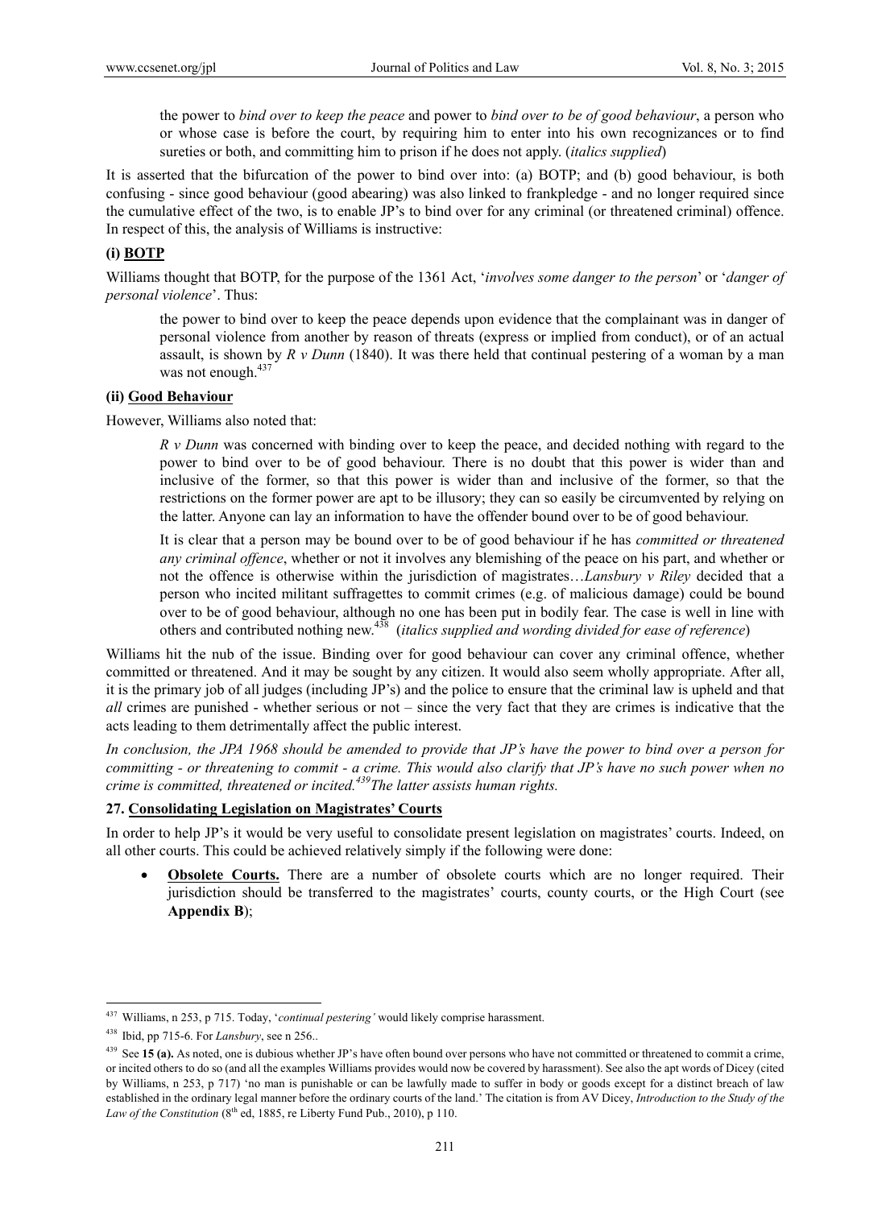> the power to *bind over to keep the peace* and power to *bind over to be of good behaviour*, a person who or whose case is before the court, by requiring him to enter into his own recognizances or to find sureties or both, and committing him to prison if he does not apply. (*italics supplied*)

It is asserted that the bifurcation of the power to bind over into: (a) BOTP; and (b) good behaviour, is both confusing - since good behaviour (good abearing) was also linked to frankpledge - and no longer required since the cumulative effect of the two, is to enable JP's to bind over for any criminal (or threatened criminal) offence. In respect of this, the analysis of Williams is instructive:

**(i) BOTP**

Williams thought that BOTP, for the purpose of the 1361 Act, '*involves some danger to the person*' or '*danger of personal violence*'. Thus:

> the power to bind over to keep the peace depends upon evidence that the complainant was in danger of personal violence from another by reason of threats (express or implied from conduct), or of an actual assault, is shown by *R v Dunn* (1840). It was there held that continual pestering of a woman by a man was not enough.[437]

**(ii) Good Behaviour**

However, Williams also noted that:

> *R v Dunn* was concerned with binding over to keep the peace, and decided nothing with regard to the power to bind over to be of good behaviour. There is no doubt that this power is wider than and inclusive of the former, so that this power is wider than and inclusive of the former, so that the restrictions on the former power are apt to be illusory; they can so easily be circumvented by relying on the latter. Anyone can lay an information to have the offender bound over to be of good behaviour.
>
> It is clear that a person may be bound over to be of good behaviour if he has *committed or threatened any criminal offence*, whether or not it involves any blemishing of the peace on his part, and whether or not the offence is otherwise within the jurisdiction of magistrates…*Lansbury v Riley* decided that a person who incited militant suffragettes to commit crimes (e.g. of malicious damage) could be bound over to be of good behaviour, although no one has been put in bodily fear. The case is well in line with others and contributed nothing new.[438] (*italics supplied and wording divided for ease of reference*)

Williams hit the nub of the issue. Binding over for good behaviour can cover any criminal offence, whether committed or threatened. And it may be sought by any citizen. It would also seem wholly appropriate. After all, it is the primary job of all judges (including JP's) and the police to ensure that the criminal law is upheld and that *all* crimes are punished - whether serious or not – since the very fact that they are crimes is indicative that the acts leading to them detrimentally affect the public interest.

*In conclusion, the JPA 1968 should be amended to provide that JP's have the power to bind over a person for committing - or threatening to commit - a crime. This would also clarify that JP's have no such power when no crime is committed, threatened or incited.[439] The latter assists human rights.*

**27. Consolidating Legislation on Magistrates' Courts**

In order to help JP's it would be very useful to consolidate present legislation on magistrates' courts. Indeed, on all other courts. This could be achieved relatively simply if the following were done:

- **Obsolete Courts.** There are a number of obsolete courts which are no longer required. Their jurisdiction should be transferred to the magistrates' courts, county courts, or the High Court (see **Appendix B**);

---

[437] Williams, n 253, p 715. Today, '*continual pestering'* would likely comprise harassment.

[438] Ibid, pp 715-6. For *Lansbury*, see n 256..

[439] See **15 (a).** As noted, one is dubious whether JP's have often bound over persons who have not committed or threatened to commit a crime, or incited others to do so (and all the examples Williams provides would now be covered by harassment). See also the apt words of Dicey (cited by Williams, n 253, p 717) 'no man is punishable or can be lawfully made to suffer in body or goods except for a distinct breach of law established in the ordinary legal manner before the ordinary courts of the land.' The citation is from AV Dicey, *Introduction to the Study of the Law of the Constitution* (8th ed, 1885, re Liberty Fund Pub., 2010), p 110.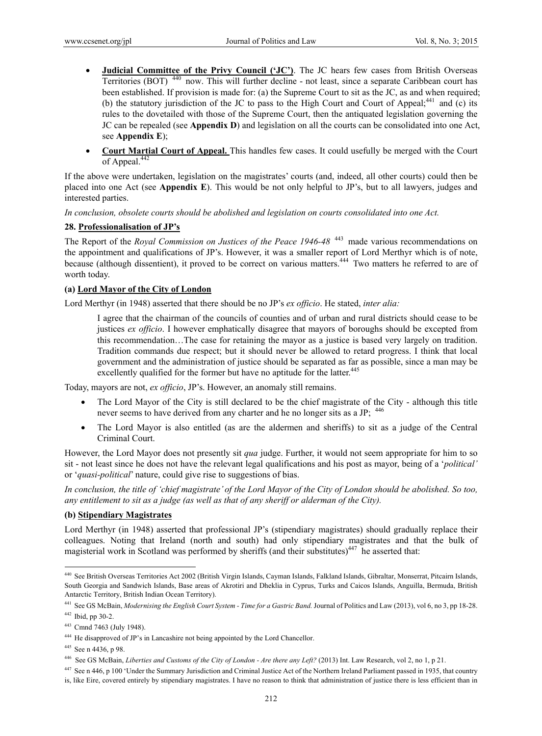- **Judicial Committee of the Privy Council ('JC')**. The JC hears few cases from British Overseas Territories (BOT) [440] now. This will further decline - not least, since a separate Caribbean court has been established. If provision is made for: (a) the Supreme Court to sit as the JC, as and when required; (b) the statutory jurisdiction of the JC to pass to the High Court and Court of Appeal;[441] and (c) its rules to the dovetailed with those of the Supreme Court, then the antiquated legislation governing the JC can be repealed (see **Appendix D**) and legislation on all the courts can be consolidated into one Act, see **Appendix E**);
- **Court Martial Court of Appeal.** This handles few cases. It could usefully be merged with the Court of Appeal.[442]

If the above were undertaken, legislation on the magistrates' courts (and, indeed, all other courts) could then be placed into one Act (see **Appendix E**). This would be not only helpful to JP's, but to all lawyers, judges and interested parties.

*In conclusion, obsolete courts should be abolished and legislation on courts consolidated into one Act.*

### 28. Professionalisation of JP's

The Report of the *Royal Commission on Justices of the Peace 1946-48* [443] made various recommendations on the appointment and qualifications of JP's. However, it was a smaller report of Lord Merthyr which is of note, because (although dissentient), it proved to be correct on various matters.[444] Two matters he referred to are of worth today.

#### (a) Lord Mayor of the City of London

Lord Merthyr (in 1948) asserted that there should be no JP's *ex officio*. He stated, *inter alia:*

> I agree that the chairman of the councils of counties and of urban and rural districts should cease to be justices *ex officio*. I however emphatically disagree that mayors of boroughs should be excepted from this recommendation…The case for retaining the mayor as a justice is based very largely on tradition. Tradition commands due respect; but it should never be allowed to retard progress. I think that local government and the administration of justice should be separated as far as possible, since a man may be excellently qualified for the former but have no aptitude for the latter.[445]

Today, mayors are not, *ex officio*, JP's. However, an anomaly still remains.

- The Lord Mayor of the City is still declared to be the chief magistrate of the City - although this title never seems to have derived from any charter and he no longer sits as a JP; [446]
- The Lord Mayor is also entitled (as are the aldermen and sheriffs) to sit as a judge of the Central Criminal Court.

However, the Lord Mayor does not presently sit *qua* judge. Further, it would not seem appropriate for him to so sit - not least since he does not have the relevant legal qualifications and his post as mayor, being of a '*political'* or '*quasi-political*' nature, could give rise to suggestions of bias.

*In conclusion, the title of 'chief magistrate' of the Lord Mayor of the City of London should be abolished. So too, any entitlement to sit as a judge (as well as that of any sheriff or alderman of the City).*

#### (b) Stipendiary Magistrates

Lord Merthyr (in 1948) asserted that professional JP's (stipendiary magistrates) should gradually replace their colleagues. Noting that Ireland (north and south) had only stipendiary magistrates and that the bulk of magisterial work in Scotland was performed by sheriffs (and their substitutes)[447] he asserted that:

---

[440] See British Overseas Territories Act 2002 (British Virgin Islands, Cayman Islands, Falkland Islands, Gibraltar, Monserrat, Pitcairn Islands, South Georgia and Sandwich Islands, Base areas of Akrotiri and Dheklia in Cyprus, Turks and Caicos Islands, Anguilla, Bermuda, British Antarctic Territory, British Indian Ocean Territory).

[441] See GS McBain, *Modernising the English Court System - Time for a Gastric Band.* Journal of Politics and Law (2013), vol 6, no 3, pp 18-28.

[442] Ibid, pp 30-2.

[443] Cmnd 7463 (July 1948).

[444] He disapproved of JP's in Lancashire not being appointed by the Lord Chancellor.

[445] See n 4436, p 98.

[446] See GS McBain, *Liberties and Customs of the City of London - Are there any Left?* (2013) Int. Law Research, vol 2, no 1, p 21.

[447] See n 446, p 100 'Under the Summary Jurisdiction and Criminal Justice Act of the Northern Ireland Parliament passed in 1935, that country is, like Eire, covered entirely by stipendiary magistrates. I have no reason to think that administration of justice there is less efficient than in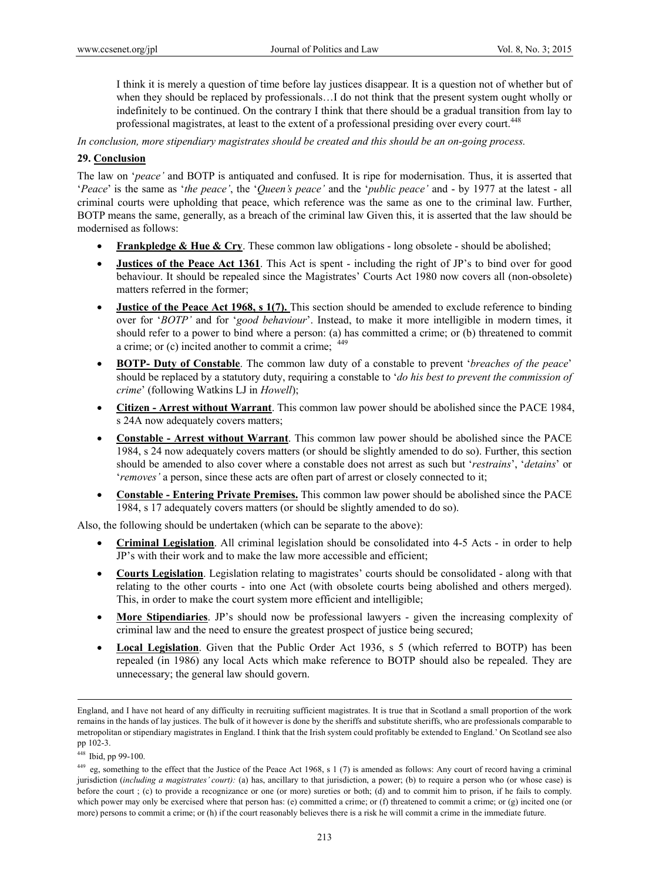> I think it is merely a question of time before lay justices disappear. It is a question not of whether but of when they should be replaced by professionals…I do not think that the present system ought wholly or indefinitely to be continued. On the contrary I think that there should be a gradual transition from lay to professional magistrates, at least to the extent of a professional presiding over every court.[448]

*In conclusion, more stipendiary magistrates should be created and this should be an on-going process.*

## 29. Conclusion

The law on '*peace'* and BOTP is antiquated and confused. It is ripe for modernisation. Thus, it is asserted that '*Peace*' is the same as '*the peace'*, the '*Queen's peace'* and the '*public peace'* and - by 1977 at the latest - all criminal courts were upholding that peace, which reference was the same as one to the criminal law. Further, BOTP means the same, generally, as a breach of the criminal law Given this, it is asserted that the law should be modernised as follows:

- **Frankpledge & Hue & Cry**. These common law obligations - long obsolete - should be abolished;
- **Justices of the Peace Act 1361**. This Act is spent - including the right of JP's to bind over for good behaviour. It should be repealed since the Magistrates' Courts Act 1980 now covers all (non-obsolete) matters referred in the former;
- **Justice of the Peace Act 1968, s 1(7).** This section should be amended to exclude reference to binding over for '*BOTP'* and for '*good behaviour*'. Instead, to make it more intelligible in modern times, it should refer to a power to bind where a person: (a) has committed a crime; or (b) threatened to commit a crime; or (c) incited another to commit a crime; [449]
- **BOTP- Duty of Constable**. The common law duty of a constable to prevent '*breaches of the peace*' should be replaced by a statutory duty, requiring a constable to '*do his best to prevent the commission of crime*' (following Watkins LJ in *Howell*);
- **Citizen - Arrest without Warrant**. This common law power should be abolished since the PACE 1984, s 24A now adequately covers matters;
- **Constable - Arrest without Warrant**. This common law power should be abolished since the PACE 1984, s 24 now adequately cover matters (or should be slightly amended to do so). Further, this section should be amended to also cover where a constable does not arrest as such but '*restrains*', '*detains*' or '*removes'* a person, since these acts are often part of arrest or closely connected to it;
- **Constable - Entering Private Premises.** This common law power should be abolished since the PACE 1984, s 17 adequately covers matters (or should be slightly amended to do so).

Also, the following should be undertaken (which can be separate to the above):

- **Criminal Legislation**. All criminal legislation should be consolidated into 4-5 Acts - in order to help JP's with their work and to make the law more accessible and efficient;
- **Courts Legislation**. Legislation relating to magistrates' courts should be consolidated - along with that relating to the other courts - into one Act (with obsolete courts being abolished and others merged). This, in order to make the court system more efficient and intelligible;
- **More Stipendiaries**. JP's should now be professional lawyers - given the increasing complexity of criminal law and the need to ensure the greatest prospect of justice being secured;
- **Local Legislation**. Given that the Public Order Act 1936, s 5 (which referred to BOTP) has been repealed (in 1986) any local Acts which make reference to BOTP should also be repealed. They are unnecessary; the general law should govern.

---

England, and I have not heard of any difficulty in recruiting sufficient magistrates. It is true that in Scotland a small proportion of the work remains in the hands of lay justices. The bulk of it however is done by the sheriffs and substitute sheriffs, who are professionals comparable to metropolitan or stipendiary magistrates in England. I think that the Irish system could profitably be extended to England.' On Scotland see also pp 102-3.

[448] Ibid, pp 99-100.

[449] eg, something to the effect that the Justice of the Peace Act 1968, s 1 (7) is amended as follows: Any court of record having a criminal jurisdiction (*including a magistrates' court):* (a) has, ancillary to that jurisdiction, a power; (b) to require a person who (or whose case) is before the court ; (c) to provide a recognizance or one (or more) sureties or both; (d) and to commit him to prison, if he fails to comply. which power may only be exercised where that person has: (e) committed a crime; or (f) threatened to commit a crime; or (g) incited one (or more) persons to commit a crime; or (h) if the court reasonably believes there is a risk he will commit a crime in the immediate future.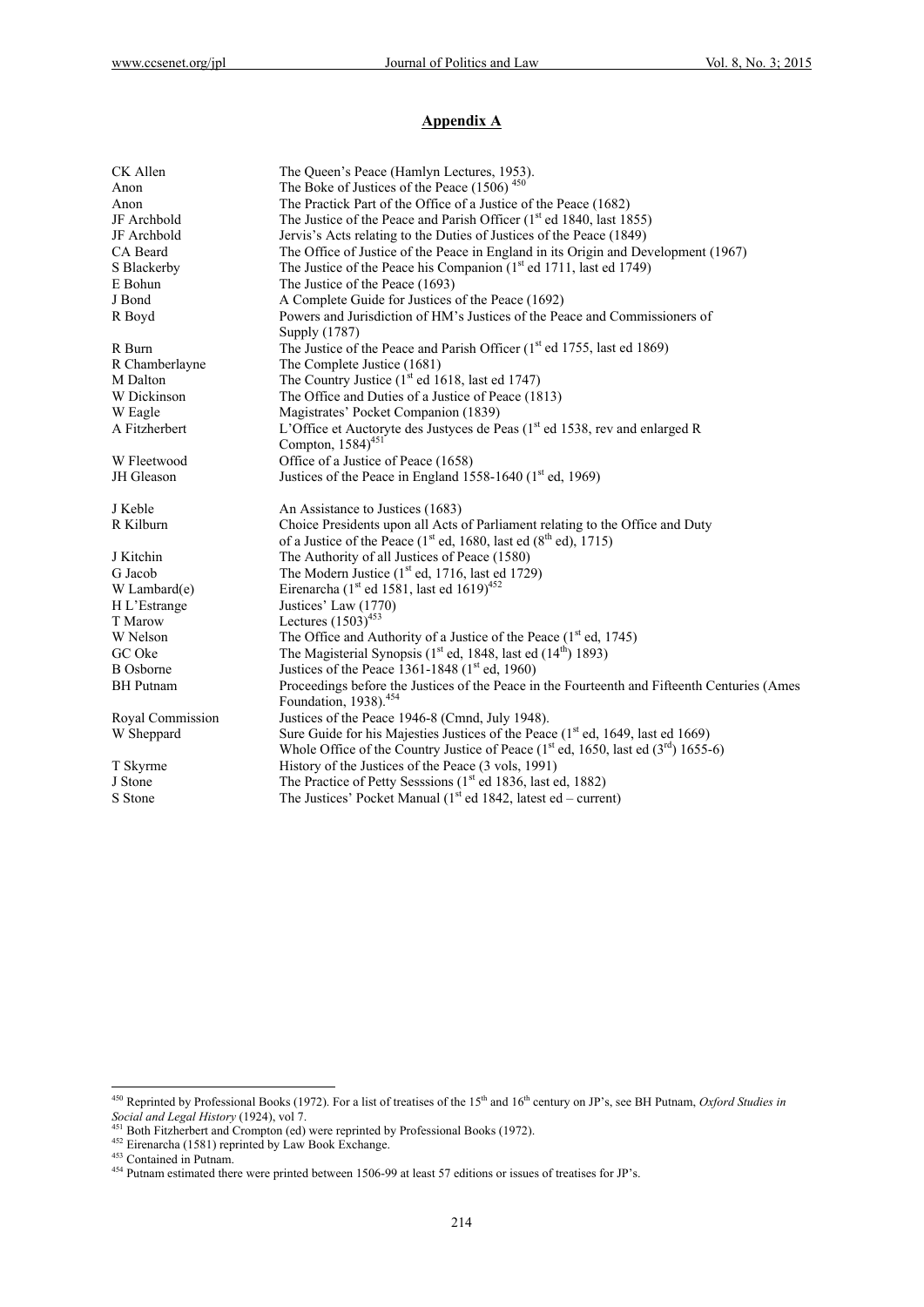## Appendix A

| | |
|---|---|
| CK Allen | The Queen's Peace (Hamlyn Lectures, 1953). |
| Anon | The Boke of Justices of the Peace (1506) [450] |
| Anon | The Practick Part of the Office of a Justice of the Peace (1682) |
| JF Archbold | The Justice of the Peace and Parish Officer (1st ed 1840, last 1855) |
| JF Archbold | Jervis's Acts relating to the Duties of Justices of the Peace (1849) |
| CA Beard | The Office of Justice of the Peace in England in its Origin and Development (1967) |
| S Blackerby | The Justice of the Peace his Companion (1st ed 1711, last ed 1749) |
| E Bohun | The Justice of the Peace (1693) |
| J Bond | A Complete Guide for Justices of the Peace (1692) |
| R Boyd | Powers and Jurisdiction of HM's Justices of the Peace and Commissioners of Supply (1787) |
| R Burn | The Justice of the Peace and Parish Officer (1st ed 1755, last ed 1869) |
| R Chamberlayne | The Complete Justice (1681) |
| M Dalton | The Country Justice (1st ed 1618, last ed 1747) |
| W Dickinson | The Office and Duties of a Justice of Peace (1813) |
| W Eagle | Magistrates' Pocket Companion (1839) |
| A Fitzherbert | L'Office et Auctoryte des Justyces de Peas (1st ed 1538, rev and enlarged R Compton, 1584)[451] |
| W Fleetwood | Office of a Justice of Peace (1658) |
| JH Gleason | Justices of the Peace in England 1558-1640 (1st ed, 1969) |
| J Keble | An Assistance to Justices (1683) |
| R Kilburn | Choice Presidents upon all Acts of Parliament relating to the Office and Duty of a Justice of the Peace (1st ed, 1680, last ed (8th ed), 1715) |
| J Kitchin | The Authority of all Justices of Peace (1580) |
| G Jacob | The Modern Justice (1st ed, 1716, last ed 1729) |
| W Lambard(e) | Eirenarcha (1st ed 1581, last ed 1619)[452] |
| H L'Estrange | Justices' Law (1770) |
| T Marow | Lectures (1503)[453] |
| W Nelson | The Office and Authority of a Justice of the Peace (1st ed, 1745) |
| GC Oke | The Magisterial Synopsis (1st ed, 1848, last ed (14th) 1893) |
| B Osborne | Justices of the Peace 1361-1848 (1st ed, 1960) |
| BH Putnam | Proceedings before the Justices of the Peace in the Fourteenth and Fifteenth Centuries (Ames Foundation, 1938).[454] |
| Royal Commission | Justices of the Peace 1946-8 (Cmnd, July 1948). |
| W Sheppard | Sure Guide for his Majesties Justices of the Peace (1st ed, 1649, last ed 1669)<br>Whole Office of the Country Justice of Peace (1st ed, 1650, last ed (3rd) 1655-6) |
| T Skyrme | History of the Justices of the Peace (3 vols, 1991) |
| J Stone | The Practice of Petty Sesssions (1st ed 1836, last ed, 1882) |
| S Stone | The Justices' Pocket Manual (1st ed 1842, latest ed – current) |

---

[450] Reprinted by Professional Books (1972). For a list of treatises of the 15th and 16th century on JP's, see BH Putnam, *Oxford Studies in Social and Legal History* (1924), vol 7.

[451] Both Fitzherbert and Crompton (ed) were reprinted by Professional Books (1972).

[452] Eirenarcha (1581) reprinted by Law Book Exchange.

[453] Contained in Putnam.

[454] Putnam estimated there were printed between 1506-99 at least 57 editions or issues of treatises for JP's.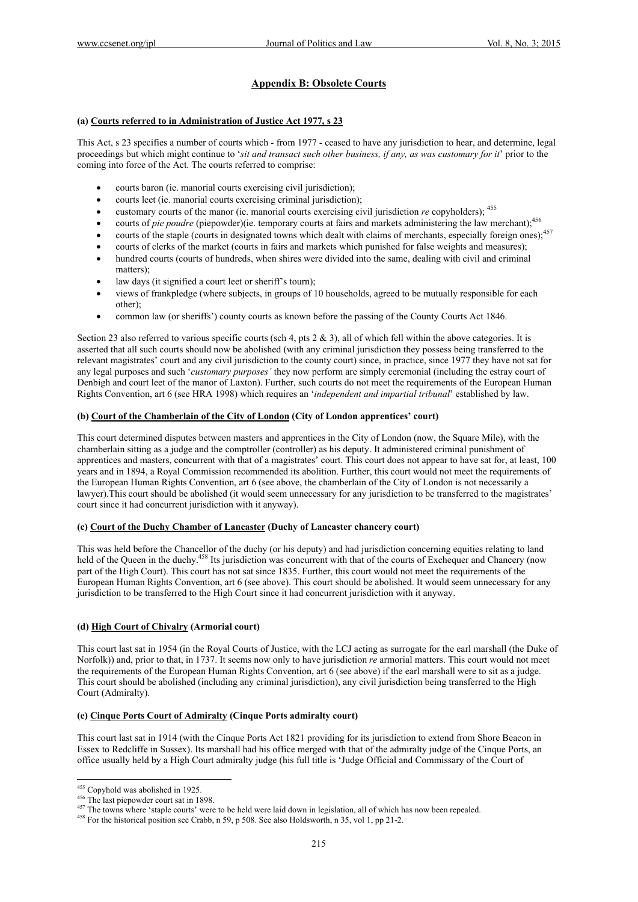## Appendix B: Obsolete Courts

### (a) Courts referred to in Administration of Justice Act 1977, s 23

This Act, s 23 specifies a number of courts which - from 1977 - ceased to have any jurisdiction to hear, and determine, legal proceedings but which might continue to '*sit and transact such other business, if any, as was customary for it*' prior to the coming into force of the Act. The courts referred to comprise:

- courts baron (ie. manorial courts exercising civil jurisdiction);
- courts leet (ie. manorial courts exercising criminal jurisdiction);
- customary courts of the manor (ie. manorial courts exercising civil jurisdiction *re* copyholders); [455]
- courts of *pie poudre* (piepowder)(ie. temporary courts at fairs and markets administering the law merchant);[456]
- courts of the staple (courts in designated towns which dealt with claims of merchants, especially foreign ones);[457]
- courts of clerks of the market (courts in fairs and markets which punished for false weights and measures);
- hundred courts (courts of hundreds, when shires were divided into the same, dealing with civil and criminal matters);
- law days (it signified a court leet or sheriff's tourn);
- views of frankpledge (where subjects, in groups of 10 households, agreed to be mutually responsible for each other);
- common law (or sheriffs') county courts as known before the passing of the County Courts Act 1846.

Section 23 also referred to various specific courts (sch 4, pts 2 & 3), all of which fell within the above categories. It is asserted that all such courts should now be abolished (with any criminal jurisdiction they possess being transferred to the relevant magistrates' court and any civil jurisdiction to the county court) since, in practice, since 1977 they have not sat for any legal purposes and such '*customary purposes'* they now perform are simply ceremonial (including the estray court of Denbigh and court leet of the manor of Laxton). Further, such courts do not meet the requirements of the European Human Rights Convention, art 6 (see HRA 1998) which requires an '*independent and impartial tribunal*' established by law.

### (b) Court of the Chamberlain of the City of London (City of London apprentices' court)

This court determined disputes between masters and apprentices in the City of London (now, the Square Mile), with the chamberlain sitting as a judge and the comptroller (controller) as his deputy. It administered criminal punishment of apprentices and masters, concurrent with that of a magistrates' court. This court does not appear to have sat for, at least, 100 years and in 1894, a Royal Commission recommended its abolition. Further, this court would not meet the requirements of the European Human Rights Convention, art 6 (see above, the chamberlain of the City of London is not necessarily a lawyer).This court should be abolished (it would seem unnecessary for any jurisdiction to be transferred to the magistrates' court since it had concurrent jurisdiction with it anyway).

### (c) Court of the Duchy Chamber of Lancaster (Duchy of Lancaster chancery court)

This was held before the Chancellor of the duchy (or his deputy) and had jurisdiction concerning equities relating to land held of the Queen in the duchy.[458] Its jurisdiction was concurrent with that of the courts of Exchequer and Chancery (now part of the High Court). This court has not sat since 1835. Further, this court would not meet the requirements of the European Human Rights Convention, art 6 (see above). This court should be abolished. It would seem unnecessary for any jurisdiction to be transferred to the High Court since it had concurrent jurisdiction with it anyway.

### (d) High Court of Chivalry (Armorial court)

This court last sat in 1954 (in the Royal Courts of Justice, with the LCJ acting as surrogate for the earl marshall (the Duke of Norfolk)) and, prior to that, in 1737. It seems now only to have jurisdiction *re* armorial matters. This court would not meet the requirements of the European Human Rights Convention, art 6 (see above) if the earl marshall were to sit as a judge. This court should be abolished (including any criminal jurisdiction), any civil jurisdiction being transferred to the High Court (Admiralty).

### (e) Cinque Ports Court of Admiralty (Cinque Ports admiralty court)

This court last sat in 1914 (with the Cinque Ports Act 1821 providing for its jurisdiction to extend from Shore Beacon in Essex to Redcliffe in Sussex). Its marshall had his office merged with that of the admiralty judge of the Cinque Ports, an office usually held by a High Court admiralty judge (his full title is 'Judge Official and Commissary of the Court of

---

[455] Copyhold was abolished in 1925.

[456] The last piepowder court sat in 1898.

[457] The towns where 'staple courts' were to be held were laid down in legislation, all of which has now been repealed.

[458] For the historical position see Crabb, n 59, p 508. See also Holdsworth, n 35, vol 1, pp 21-2.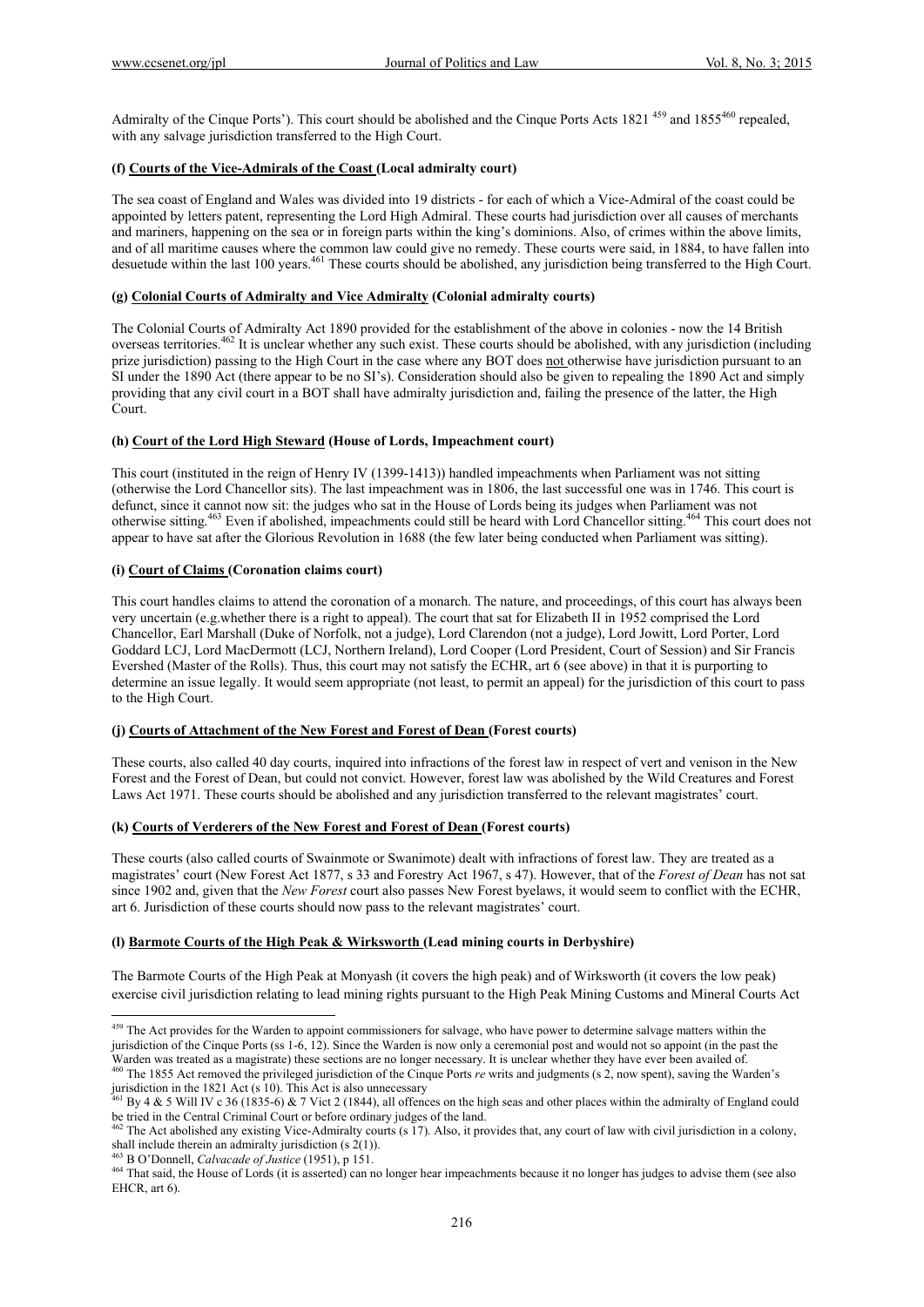Admiralty of the Cinque Ports'). This court should be abolished and the Cinque Ports Acts 1821 [459] and 1855[460] repealed, with any salvage jurisdiction transferred to the High Court.

#### (f) <u>Courts of the Vice-Admirals of the Coast</u> (Local admiralty court)

The sea coast of England and Wales was divided into 19 districts - for each of which a Vice-Admiral of the coast could be appointed by letters patent, representing the Lord High Admiral. These courts had jurisdiction over all causes of merchants and mariners, happening on the sea or in foreign parts within the king's dominions. Also, of crimes within the above limits, and of all maritime causes where the common law could give no remedy. These courts were said, in 1884, to have fallen into desuetude within the last 100 years.[461] These courts should be abolished, any jurisdiction being transferred to the High Court.

#### (g) <u>Colonial Courts of Admiralty and Vice Admiralty</u> (Colonial admiralty courts)

The Colonial Courts of Admiralty Act 1890 provided for the establishment of the above in colonies - now the 14 British overseas territories.[462] It is unclear whether any such exist. These courts should be abolished, with any jurisdiction (including prize jurisdiction) passing to the High Court in the case where any BOT does <u>not</u> otherwise have jurisdiction pursuant to an SI under the 1890 Act (there appear to be no SI's). Consideration should also be given to repealing the 1890 Act and simply providing that any civil court in a BOT shall have admiralty jurisdiction and, failing the presence of the latter, the High Court.

#### (h) <u>Court of the Lord High Steward</u> (House of Lords, Impeachment court)

This court (instituted in the reign of Henry IV (1399-1413)) handled impeachments when Parliament was not sitting (otherwise the Lord Chancellor sits). The last impeachment was in 1806, the last successful one was in 1746. This court is defunct, since it cannot now sit: the judges who sat in the House of Lords being its judges when Parliament was not otherwise sitting.[463] Even if abolished, impeachments could still be heard with Lord Chancellor sitting.[464] This court does not appear to have sat after the Glorious Revolution in 1688 (the few later being conducted when Parliament was sitting).

#### (i) <u>Court of Claims</u> (Coronation claims court)

This court handles claims to attend the coronation of a monarch. The nature, and proceedings, of this court has always been very uncertain (e.g.whether there is a right to appeal). The court that sat for Elizabeth II in 1952 comprised the Lord Chancellor, Earl Marshall (Duke of Norfolk, not a judge), Lord Clarendon (not a judge), Lord Jowitt, Lord Porter, Lord Goddard LCJ, Lord MacDermott (LCJ, Northern Ireland), Lord Cooper (Lord President, Court of Session) and Sir Francis Evershed (Master of the Rolls). Thus, this court may not satisfy the ECHR, art 6 (see above) in that it is purporting to determine an issue legally. It would seem appropriate (not least, to permit an appeal) for the jurisdiction of this court to pass to the High Court.

#### (j) <u>Courts of Attachment of the New Forest and Forest of Dean</u> (Forest courts)

These courts, also called 40 day courts, inquired into infractions of the forest law in respect of vert and venison in the New Forest and the Forest of Dean, but could not convict. However, forest law was abolished by the Wild Creatures and Forest Laws Act 1971. These courts should be abolished and any jurisdiction transferred to the relevant magistrates' court.

#### (k) <u>Courts of Verderers of the New Forest and Forest of Dean</u> (Forest courts)

These courts (also called courts of Swainmote or Swanimote) dealt with infractions of forest law. They are treated as a magistrates' court (New Forest Act 1877, s 33 and Forestry Act 1967, s 47). However, that of the *Forest of Dean* has not sat since 1902 and, given that the *New Forest* court also passes New Forest byelaws, it would seem to conflict with the ECHR, art 6. Jurisdiction of these courts should now pass to the relevant magistrates' court.

#### (l) <u>Barmote Courts of the High Peak & Wirksworth</u> (Lead mining courts in Derbyshire)

The Barmote Courts of the High Peak at Monyash (it covers the high peak) and of Wirksworth (it covers the low peak) exercise civil jurisdiction relating to lead mining rights pursuant to the High Peak Mining Customs and Mineral Courts Act

---

[459] The Act provides for the Warden to appoint commissioners for salvage, who have power to determine salvage matters within the jurisdiction of the Cinque Ports (ss 1-6, 12). Since the Warden is now only a ceremonial post and would not so appoint (in the past the Warden was treated as a magistrate) these sections are no longer necessary. It is unclear whether they have ever been availed of.

[460] The 1855 Act removed the privileged jurisdiction of the Cinque Ports *re* writs and judgments (s 2, now spent), saving the Warden's jurisdiction in the 1821 Act (s 10). This Act is also unnecessary

[461] By 4 & 5 Will IV c 36 (1835-6) & 7 Vict 2 (1844), all offences on the high seas and other places within the admiralty of England could be tried in the Central Criminal Court or before ordinary judges of the land.

[462] The Act abolished any existing Vice-Admiralty courts (s 17). Also, it provides that, any court of law with civil jurisdiction in a colony, shall include therein an admiralty jurisdiction (s 2(1)).

[463] B O'Donnell, *Calvacade of Justice* (1951), p 151.

[464] That said, the House of Lords (it is asserted) can no longer hear impeachments because it no longer has judges to advise them (see also EHCR, art 6).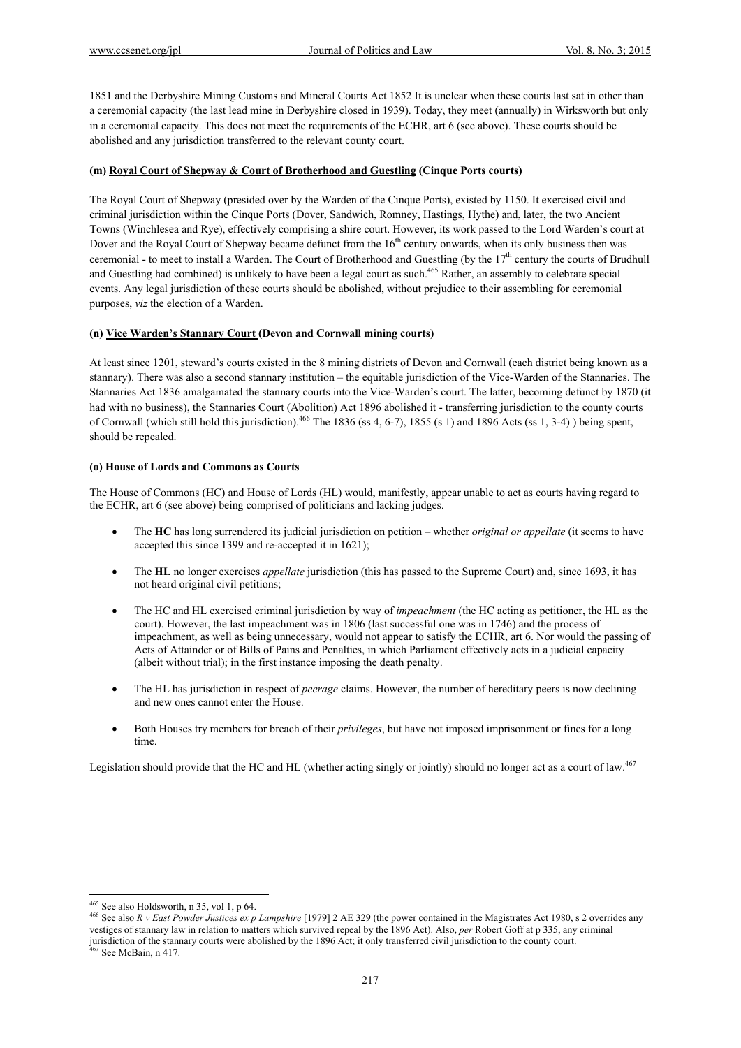1851 and the Derbyshire Mining Customs and Mineral Courts Act 1852 It is unclear when these courts last sat in other than a ceremonial capacity (the last lead mine in Derbyshire closed in 1939). Today, they meet (annually) in Wirksworth but only in a ceremonial capacity. This does not meet the requirements of the ECHR, art 6 (see above). These courts should be abolished and any jurisdiction transferred to the relevant county court.

#### (m) Royal Court of Shepway & Court of Brotherhood and Guestling (Cinque Ports courts)

The Royal Court of Shepway (presided over by the Warden of the Cinque Ports), existed by 1150. It exercised civil and criminal jurisdiction within the Cinque Ports (Dover, Sandwich, Romney, Hastings, Hythe) and, later, the two Ancient Towns (Winchlesea and Rye), effectively comprising a shire court. However, its work passed to the Lord Warden's court at Dover and the Royal Court of Shepway became defunct from the 16th century onwards, when its only business then was ceremonial - to meet to install a Warden. The Court of Brotherhood and Guestling (by the 17th century the courts of Brudhull and Guestling had combined) is unlikely to have been a legal court as such.[465] Rather, an assembly to celebrate special events. Any legal jurisdiction of these courts should be abolished, without prejudice to their assembling for ceremonial purposes, *viz* the election of a Warden.

#### (n) Vice Warden's Stannary Court (Devon and Cornwall mining courts)

At least since 1201, steward's courts existed in the 8 mining districts of Devon and Cornwall (each district being known as a stannary). There was also a second stannary institution – the equitable jurisdiction of the Vice-Warden of the Stannaries. The Stannaries Act 1836 amalgamated the stannary courts into the Vice-Warden's court. The latter, becoming defunct by 1870 (it had with no business), the Stannaries Court (Abolition) Act 1896 abolished it - transferring jurisdiction to the county courts of Cornwall (which still hold this jurisdiction).[466] The 1836 (ss 4, 6-7), 1855 (s 1) and 1896 Acts (ss 1, 3-4) ) being spent, should be repealed.

#### (o) House of Lords and Commons as Courts

The House of Commons (HC) and House of Lords (HL) would, manifestly, appear unable to act as courts having regard to the ECHR, art 6 (see above) being comprised of politicians and lacking judges.

- The **HC** has long surrendered its judicial jurisdiction on petition – whether *original or appellate* (it seems to have accepted this since 1399 and re-accepted it in 1621);
- The **HL** no longer exercises *appellate* jurisdiction (this has passed to the Supreme Court) and, since 1693, it has not heard original civil petitions;
- The HC and HL exercised criminal jurisdiction by way of *impeachment* (the HC acting as petitioner, the HL as the court). However, the last impeachment was in 1806 (last successful one was in 1746) and the process of impeachment, as well as being unnecessary, would not appear to satisfy the ECHR, art 6. Nor would the passing of Acts of Attainder or of Bills of Pains and Penalties, in which Parliament effectively acts in a judicial capacity (albeit without trial); in the first instance imposing the death penalty.
- The HL has jurisdiction in respect of *peerage* claims. However, the number of hereditary peers is now declining and new ones cannot enter the House.
- Both Houses try members for breach of their *privileges*, but have not imposed imprisonment or fines for a long time.

Legislation should provide that the HC and HL (whether acting singly or jointly) should no longer act as a court of law.[467]

---

[465] See also Holdsworth, n 35, vol 1, p 64.

[466] See also *R v East Powder Justices ex p Lampshire* [1979] 2 AE 329 (the power contained in the Magistrates Act 1980, s 2 overrides any vestiges of stannary law in relation to matters which survived repeal by the 1896 Act). Also, *per* Robert Goff at p 335, any criminal jurisdiction of the stannary courts were abolished by the 1896 Act; it only transferred civil jurisdiction to the county court.

[467] See McBain, n 417.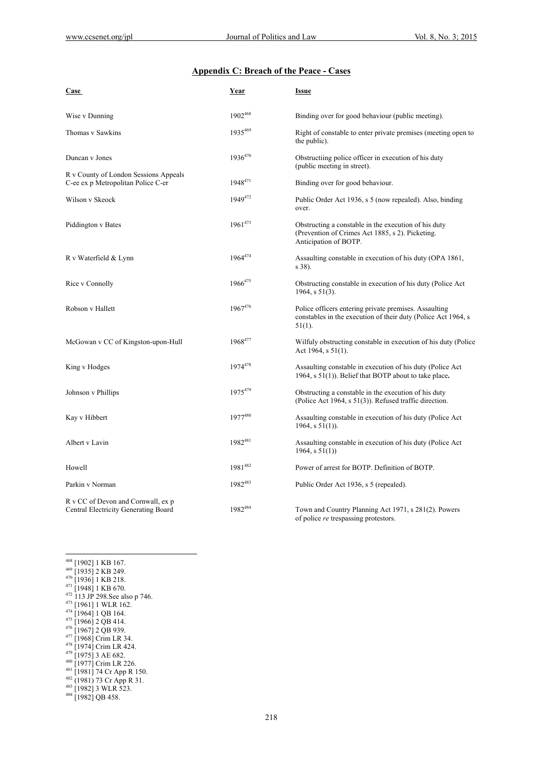## Appendix C: Breach of the Peace - Cases

| Case | Year | Issue |
|---|---|---|
| Wise v Dunning | 1902[468] | Binding over for good behaviour (public meeting). |
| Thomas v Sawkins | 1935[469] | Right of constable to enter private premises (meeting open to the public). |
| Duncan v Jones | 1936[470] | Obstructiing police officer in execution of his duty (public meeting in street). |
| R v County of London Sessions Appeals C-ee ex p Metropolitan Police C-er | 1948[471] | Binding over for good behaviour. |
| Wilson v Skeock | 1949[472] | Public Order Act 1936, s 5 (now repealed). Also, binding over. |
| Piddington v Bates | 1961[473] | Obstructing a constable in the execution of his duty (Prevention of Crimes Act 1885, s 2). Picketing. Anticipation of BOTP. |
| R v Waterfield & Lynn | 1964[474] | Assaulting constable in execution of his duty (OPA 1861, s 38). |
| Rice v Connolly | 1966[475] | Obstructing constable in execution of his duty (Police Act 1964, s 51(3). |
| Robson v Hallett | 1967[476] | Police officers entering private premises. Assaulting constables in the execution of their duty (Police Act 1964, s 51(1). |
| McGowan v CC of Kingston-upon-Hull | 1968[477] | Wilfuly obstructing constable in execution of his duty (Police Act 1964, s 51(1). |
| King v Hodges | 1974[478] | Assaulting constable in execution of his duty (Police Act 1964, s 51(1)). Belief that BOTP about to take place**.** |
| Johnson v Phillips | 1975[479] | Obstructing a constable in the execution of his duty (Police Act 1964, s 51(3)). Refused traffic direction. |
| Kay v Hibbert | 1977[480] | Assaulting constable in execution of his duty (Police Act 1964, s 51(1)). |
| Albert v Lavin | 1982[481] | Assaulting constable in execution of his duty (Police Act 1964, s 51(1)) |
| Howell | 1981[482] | Power of arrest for BOTP. Definition of BOTP. |
| Parkin v Norman | 1982[483] | Public Order Act 1936, s 5 (repealed). |
| R v CC of Devon and Cornwall, ex p Central Electricity Generating Board | 1982[484] | Town and Country Planning Act 1971, s 281(2). Powers of police *re* trespassing protestors. |

---

[468] [1902] 1 KB 167.
[469] [1935] 2 KB 249.
[470] [1936] 1 KB 218.
[471] [1948] 1 KB 670.
[472] 113 JP 298.See also p 746.
[473] [1961] 1 WLR 162.
[474] [1964] 1 QB 164.
[475] [1966] 2 QB 414.
[476] [1967] 2 QB 939.
[477] [1968] Crim LR 34.
[478] [1974] Crim LR 424.
[479] [1975] 3 AE 682.
[480] [1977] Crim LR 226.
[481] [1981] 74 Cr App R 150.
[482] (1981) 73 Cr App R 31.
[483] [1982] 3 WLR 523.
[484] [1982] QB 458.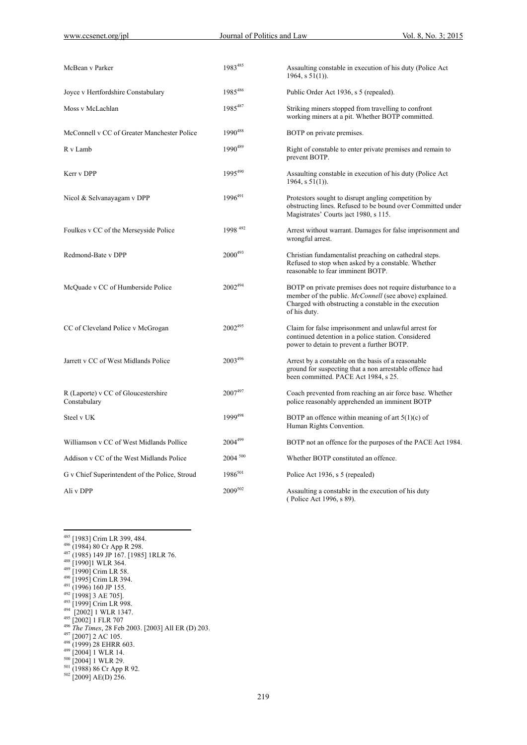| | | |
|---|---|---|
| McBean v Parker | 1983[485] | Assaulting constable in execution of his duty (Police Act 1964, s 51(1)). |
| Joyce v Hertfordshire Constabulary | 1985[486] | Public Order Act 1936, s 5 (repealed). |
| Moss v McLachlan | 1985[487] | Striking miners stopped from travelling to confront working miners at a pit. Whether BOTP committed. |
| McConnell v CC of Greater Manchester Police | 1990[488] | BOTP on private premises. |
| R v Lamb | 1990[489] | Right of constable to enter private premises and remain to prevent BOTP. |
| Kerr v DPP | 1995[490] | Assaulting constable in execution of his duty (Police Act 1964, s 51(1)). |
| Nicol & Selvanayagam v DPP | 1996[491] | Protestors sought to disrupt angling competition by obstructing lines. Refused to be bound over Committed under Magistrates' Courts \|act 1980, s 115. |
| Foulkes v CC of the Merseyside Police | 1998[492] | Arrest without warrant. Damages for false imprisonment and wrongful arrest. |
| Redmond-Bate v DPP | 2000[493] | Christian fundamentalist preaching on cathedral steps. Refused to stop when asked by a constable. Whether reasonable to fear imminent BOTP. |
| McQuade v CC of Humberside Police | 2002[494] | BOTP on private premises does not require disturbance to a member of the public. *McConnell* (see above) explained. Charged with obstructing a constable in the execution of his duty. |
| CC of Cleveland Police v McGrogan | 2002[495] | Claim for false imprisonment and unlawful arrest for continued detention in a police station. Considered power to detain to prevent a further BOTP. |
| Jarrett v CC of West Midlands Police | 2003[496] | Arrest by a constable on the basis of a reasonable ground for suspecting that a non arrestable offence had been committed. PACE Act 1984, s 25. |
| R (Laporte) v CC of Gloucestershire Constabulary | 2007[497] | Coach prevented from reaching an air force base. Whether police reasonably apprehended an imminent BOTP |
| Steel v UK | 1999[498] | BOTP an offence within meaning of art 5(1)(c) of Human Rights Convention. |
| Williamson v CC of West Midlands Pollice | 2004[499] | BOTP not an offence for the purposes of the PACE Act 1984. |
| Addison v CC of the West Midlands Police | 2004[500] | Whether BOTP constituted an offence. |
| G v Chief Superintendent of the Police, Stroud | 1986[501] | Police Act 1936, s 5 (repealed) |
| Ali v DPP | 2009[502] | Assaulting a constable in the execution of his duty ( Police Act 1996, s 89). |

---

[485] [1983] Crim LR 399, 484.

[486] (1984) 80 Cr App R 298.

[487] (1985) 149 JP 167. [1985] 1RLR 76.

[488] [1990]1 WLR 364.

[489] [1990] Crim LR 58.

[490] [1995] Crim LR 394.

[491] (1996) 160 JP 155.

[492] [1998] 3 AE 705].

[493] [1999] Crim LR 998.

[494] [2002] 1 WLR 1347.

[495] [2002] 1 FLR 707

[496] *The Times*, 28 Feb 2003. [2003] All ER (D) 203.

[497] [2007] 2 AC 105.

[498] (1999) 28 EHRR 603.

[499] [2004] 1 WLR 14.

[500] [2004] 1 WLR 29.

[501] (1988) 86 Cr App R 92.

[502] [2009] AE(D) 256.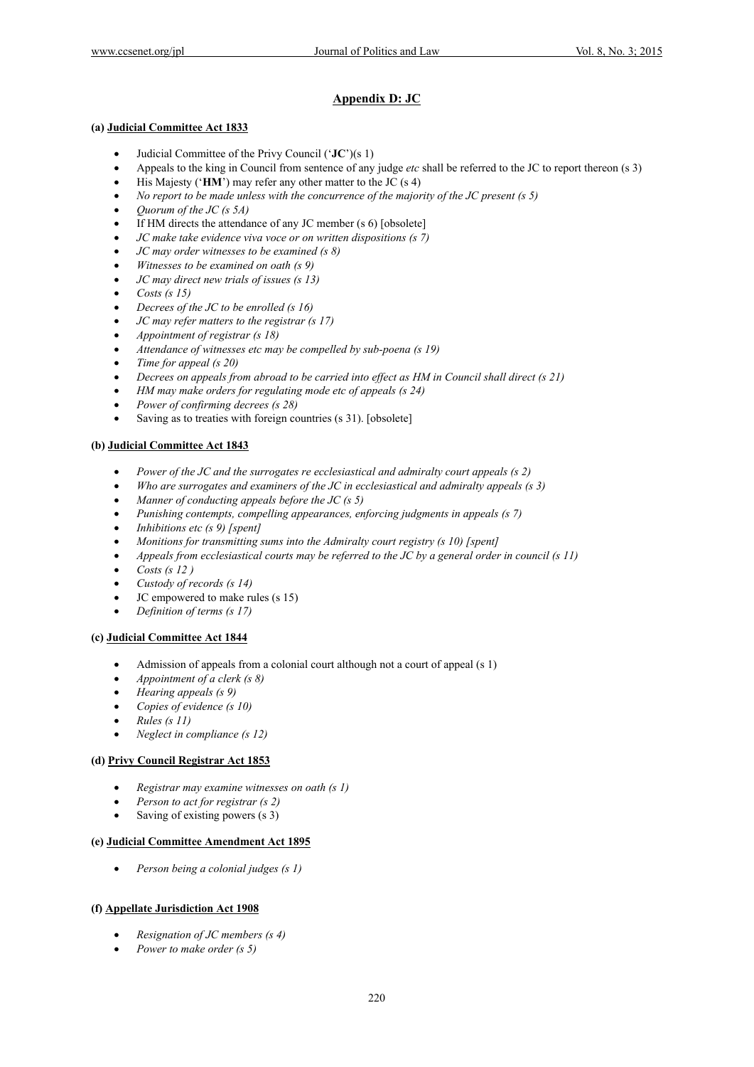## Appendix D: JC

### (a) Judicial Committee Act 1833

- Judicial Committee of the Privy Council ('**JC**')(s 1)
- Appeals to the king in Council from sentence of any judge *etc* shall be referred to the JC to report thereon (s 3)
- His Majesty ('**HM**') may refer any other matter to the JC (s 4)
- *No report to be made unless with the concurrence of the majority of the JC present (s 5)*
- *Quorum of the JC (s 5A)*
- If HM directs the attendance of any JC member (s 6) [obsolete]
- *JC make take evidence viva voce or on written dispositions (s 7)*
- *JC may order witnesses to be examined (s 8)*
- *Witnesses to be examined on oath (s 9)*
- *JC may direct new trials of issues (s 13)*
- *Costs (s 15)*
- *Decrees of the JC to be enrolled (s 16)*
- *JC may refer matters to the registrar (s 17)*
- *Appointment of registrar (s 18)*
- *Attendance of witnesses etc may be compelled by sub-poena (s 19)*
- *Time for appeal (s 20)*
- *Decrees on appeals from abroad to be carried into effect as HM in Council shall direct (s 21)*
- *HM may make orders for regulating mode etc of appeals (s 24)*
- *Power of confirming decrees (s 28)*
- Saving as to treaties with foreign countries (s 31). [obsolete]

### (b) Judicial Committee Act 1843

- *Power of the JC and the surrogates re ecclesiastical and admiralty court appeals (s 2)*
- *Who are surrogates and examiners of the JC in ecclesiastical and admiralty appeals (s 3)*
- *Manner of conducting appeals before the JC (s 5)*
- *Punishing contempts, compelling appearances, enforcing judgments in appeals (s 7)*
- *Inhibitions etc (s 9) [spent]*
- *Monitions for transmitting sums into the Admiralty court registry (s 10) [spent]*
- *Appeals from ecclesiastical courts may be referred to the JC by a general order in council (s 11)*
- *Costs (s 12 )*
- *Custody of records (s 14)*
- JC empowered to make rules (s 15)
- *Definition of terms (s 17)*

### (c) Judicial Committee Act 1844

- Admission of appeals from a colonial court although not a court of appeal (s 1)
- *Appointment of a clerk (s 8)*
- *Hearing appeals (s 9)*
- *Copies of evidence (s 10)*
- *Rules (s 11)*
- *Neglect in compliance (s 12)*

### (d) Privy Council Registrar Act 1853

- *Registrar may examine witnesses on oath (s 1)*
- *Person to act for registrar (s 2)*
- Saving of existing powers (s 3)

### (e) Judicial Committee Amendment Act 1895

- *Person being a colonial judges (s 1)*

### (f) Appellate Jurisdiction Act 1908

- *Resignation of JC members (s 4)*
- *Power to make order (s 5)*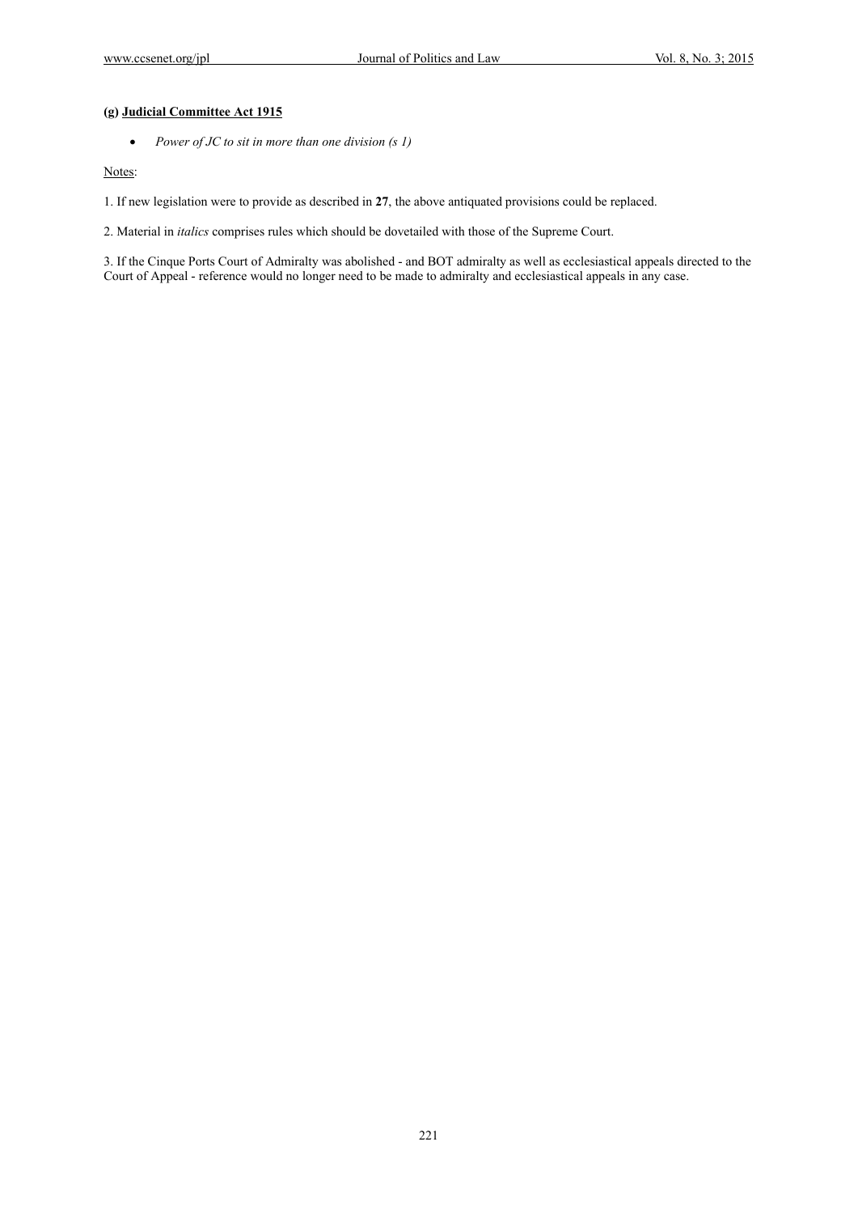**(g) <u>Judicial Committee Act 1915</u>**

- *Power of JC to sit in more than one division (s 1)*

<u>Notes</u>:

1. If new legislation were to provide as described in **27**, the above antiquated provisions could be replaced.

2. Material in *italics* comprises rules which should be dovetailed with those of the Supreme Court.

3. If the Cinque Ports Court of Admiralty was abolished - and BOT admiralty as well as ecclesiastical appeals directed to the Court of Appeal - reference would no longer need to be made to admiralty and ecclesiastical appeals in any case.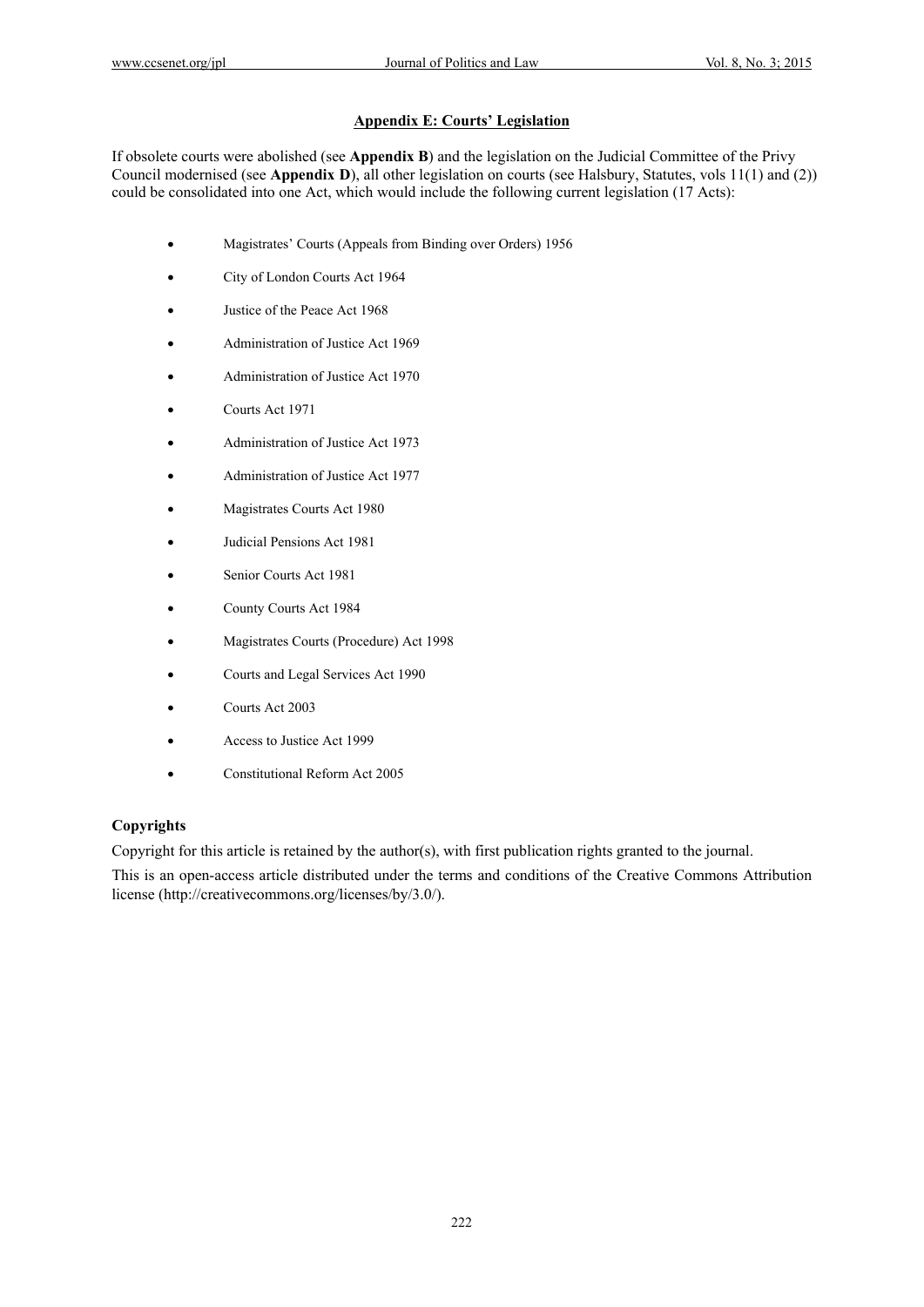## Appendix E: Courts' Legislation

If obsolete courts were abolished (see **Appendix B**) and the legislation on the Judicial Committee of the Privy Council modernised (see **Appendix D**), all other legislation on courts (see Halsbury, Statutes, vols 11(1) and (2)) could be consolidated into one Act, which would include the following current legislation (17 Acts):

- Magistrates' Courts (Appeals from Binding over Orders) 1956
- City of London Courts Act 1964
- Justice of the Peace Act 1968
- Administration of Justice Act 1969
- Administration of Justice Act 1970
- Courts Act 1971
- Administration of Justice Act 1973
- Administration of Justice Act 1977
- Magistrates Courts Act 1980
- Judicial Pensions Act 1981
- Senior Courts Act 1981
- County Courts Act 1984
- Magistrates Courts (Procedure) Act 1998
- Courts and Legal Services Act 1990
- Courts Act 2003
- Access to Justice Act 1999
- Constitutional Reform Act 2005

### Copyrights

Copyright for this article is retained by the author(s), with first publication rights granted to the journal.

This is an open-access article distributed under the terms and conditions of the Creative Commons Attribution license (http://creativecommons.org/licenses/by/3.0/).